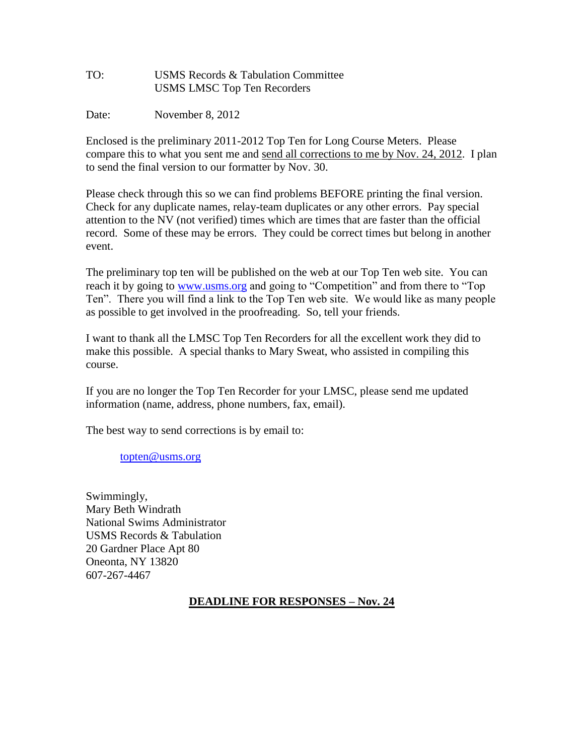TO: USMS Records & Tabulation Committee
USMS LMSC Top Ten Recorders

Date: November 8, 2012

Enclosed is the preliminary 2011-2012 Top Ten for Long Course Meters. Please compare this to what you sent me and send all corrections to me by Nov. 24, 2012. I plan to send the final version to our formatter by Nov. 30.

Please check through this so we can find problems BEFORE printing the final version. Check for any duplicate names, relay-team duplicates or any other errors. Pay special attention to the NV (not verified) times which are times that are faster than the official record. Some of these may be errors. They could be correct times but belong in another event.

The preliminary top ten will be published on the web at our Top Ten web site. You can reach it by going to www.usms.org and going to "Competition" and from there to "Top Ten". There you will find a link to the Top Ten web site. We would like as many people as possible to get involved in the proofreading. So, tell your friends.

I want to thank all the LMSC Top Ten Recorders for all the excellent work they did to make this possible. A special thanks to Mary Sweat, who assisted in compiling this course.

If you are no longer the Top Ten Recorder for your LMSC, please send me updated information (name, address, phone numbers, fax, email).

The best way to send corrections is by email to:

topten@usms.org

Swimmingly,
Mary Beth Windrath
National Swims Administrator
USMS Records & Tabulation
20 Gardner Place Apt 80
Oneonta, NY 13820
607-267-4467

**DEADLINE FOR RESPONSES – Nov. 24**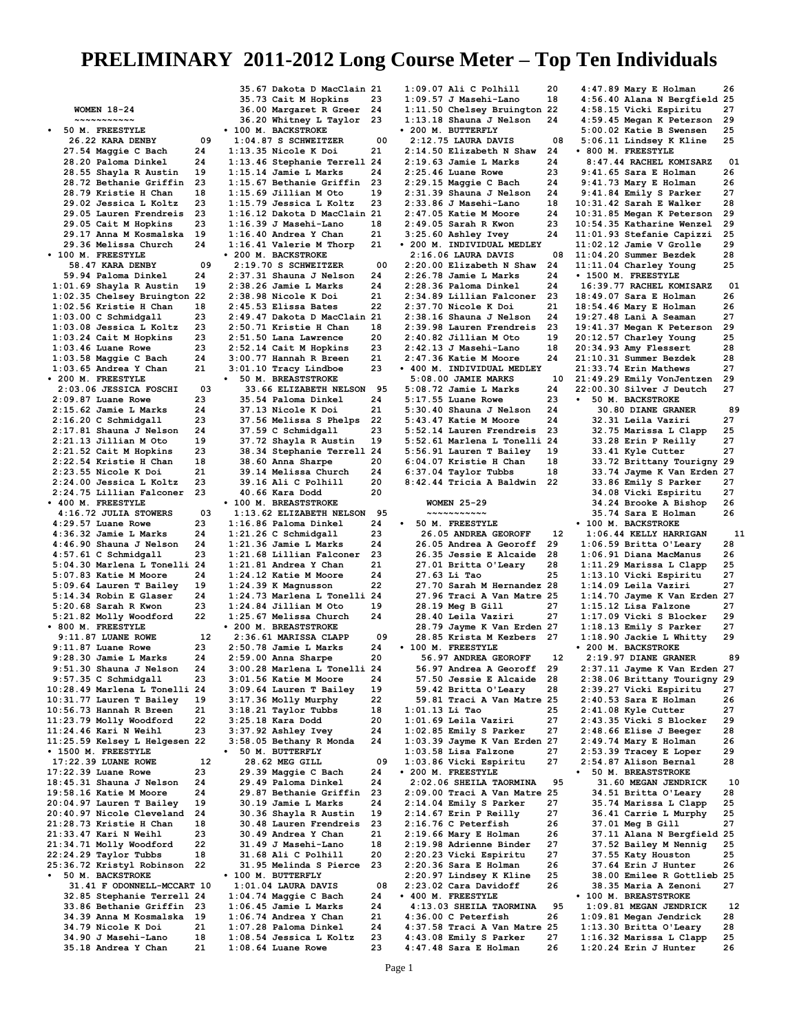# PRELIMINARY 2011-2012 Long Course Meter – Top Ten Individuals

## WOMEN 18-24

**50 M. FREESTYLE**

```
 26.22 KARA DENBY            09
 27.54 Maggie C Bach         24
 28.20 Paloma Dinkel         24
 28.55 Shayla R Austin       19
 28.72 Bethanie Griffin      23
 28.79 Kristie H Chan        18
 29.02 Jessica L Koltz       23
 29.05 Lauren Frendreis      23
 29.05 Cait M Hopkins        23
 29.17 Anna M Kosmalska      19
 29.36 Melissa Church        24
```

**100 M. FREESTYLE**

```
 58.47 KARA DENBY            09
 59.94 Paloma Dinkel         24
1:01.69 Shayla R Austin      19
1:02.35 Chelsey Bruington    22
1:02.56 Kristie H Chan       18
1:03.00 C Schmidgall         23
1:03.08 Jessica L Koltz      23
1:03.24 Cait M Hopkins       23
1:03.46 Luane Rowe           23
1:03.58 Maggie C Bach        24
1:03.65 Andrea Y Chan        21
```

**200 M. FREESTYLE**

```
2:03.06 JESSICA FOSCHI       03
2:09.87 Luane Rowe           23
2:15.62 Jamie L Marks        24
2:16.20 C Schmidgall         23
2:17.81 Shauna J Nelson      24
2:21.13 Jillian M Oto        19
2:21.52 Cait M Hopkins       23
2:22.54 Kristie H Chan       18
2:23.55 Nicole K Doi         21
2:24.00 Jessica L Koltz      23
2:24.75 Lillian Falconer     23
```

**400 M. FREESTYLE**

```
4:16.72 JULIA STOWERS        03
4:29.57 Luane Rowe           23
4:36.32 Jamie L Marks        24
4:46.90 Shauna J Nelson      24
4:57.61 C Schmidgall         23
5:04.30 Marlena L Tonelli    24
5:07.83 Katie M Moore        24
5:09.64 Lauren T Bailey      19
5:14.34 Robin E Glaser       24
5:20.68 Sarah R Kwon         23
5:21.82 Molly Woodford       22
```

**800 M. FREESTYLE**

```
 9:11.87 LUANE ROWE          12
 9:11.87 Luane Rowe          23
 9:28.30 Jamie L Marks       24
 9:51.30 Shauna J Nelson     24
 9:57.35 C Schmidgall        23
10:28.49 Marlena L Tonelli   24
10:31.77 Lauren T Bailey     19
10:56.73 Hannah R Breen      21
11:23.79 Molly Woodford      22
11:24.46 Kari N Weihl        23
11:25.59 Kelsey L Helgesen   22
```

**1500 M. FREESTYLE**

```
17:22.39 LUANE ROWE          12
17:22.39 Luane Rowe          23
18:45.31 Shauna J Nelson     24
19:58.16 Katie M Moore       24
20:04.97 Lauren T Bailey     19
20:40.97 Nicole Cleveland    24
21:28.73 Kristie H Chan      18
21:33.47 Kari N Weihl        23
21:34.71 Molly Woodford      22
22:24.29 Taylor Tubbs        18
25:36.72 Kristyl Robinson    22
```

**50 M. BACKSTROKE**

```
 31.41 F ODONNELL-MCCART     10
 32.85 Stephanie Terrell     24
 33.86 Bethanie Griffin      23
 34.39 Anna M Kosmalska      19
 34.79 Nicole K Doi          21
 34.90 J Masehi-Lano         18
 35.18 Andrea Y Chan         21
 35.67 Dakota D MacClain     21
 35.73 Cait M Hopkins        23
 36.00 Margaret R Greer      24
 36.20 Whitney L Taylor      23
```

**100 M. BACKSTROKE**

```
1:04.87 S SCHWEITZER         00
1:13.35 Nicole K Doi         21
1:13.46 Stephanie Terrell    24
1:15.14 Jamie L Marks        24
1:15.67 Bethanie Griffin     23
1:15.69 Jillian M Oto        19
1:15.79 Jessica L Koltz      23
1:16.12 Dakota D MacClain    21
1:16.39 J Masehi-Lano        18
1:16.40 Andrea Y Chan        21
1:16.41 Valerie M Thorp      21
```

**200 M. BACKSTROKE**

```
2:19.70 S SCHWEITZER         00
2:37.31 Shauna J Nelson      24
2:38.26 Jamie L Marks        24
2:38.98 Nicole K Doi         21
2:45.53 Elissa Bates         22
2:49.47 Dakota D MacClain    21
2:50.71 Kristie H Chan       18
2:51.50 Lana Lawrence        20
2:52.14 Cait M Hopkins       23
3:00.77 Hannah R Breen       21
3:01.10 Tracy Lindboe        23
```

**50 M. BREASTSTROKE**

```
 33.66 ELIZABETH NELSON      95
 35.54 Paloma Dinkel         24
 37.13 Nicole K Doi          21
 37.56 Melissa S Phelps      22
 37.59 C Schmidgall          23
 37.72 Shayla R Austin       19
 38.34 Stephanie Terrell     24
 38.60 Anna Sharpe           20
 39.14 Melissa Church        24
 39.16 Ali C Polhill         20
 40.66 Kara Dodd             20
```

**100 M. BREASTSTROKE**

```
1:13.62 ELIZABETH NELSON     95
1:16.86 Paloma Dinkel        24
1:21.26 C Schmidgall         23
1:21.36 Jamie L Marks        24
1:21.68 Lillian Falconer     23
1:21.81 Andrea Y Chan        21
1:24.12 Katie M Moore        24
1:24.39 K Magnusson          22
1:24.73 Marlena L Tonelli    24
1:24.84 Jillian M Oto        19
1:25.67 Melissa Church       24
```

**200 M. BREASTSTROKE**

```
2:36.61 MARISSA CLAPP        09
2:50.78 Jamie L Marks        24
2:59.00 Anna Sharpe          20
3:00.28 Marlena L Tonelli    24
3:01.56 Katie M Moore        24
3:09.64 Lauren T Bailey      19
3:17.36 Molly Murphy         22
3:18.21 Taylor Tubbs         18
3:25.18 Kara Dodd            20
3:37.92 Ashley Ivey          24
3:58.05 Bethany R Monda      24
```

**50 M. BUTTERFLY**

```
 28.62 MEG GILL              09
 29.39 Maggie C Bach         24
 29.49 Paloma Dinkel         24
 29.87 Bethanie Griffin      23
 30.19 Jamie L Marks         24
 30.36 Shayla R Austin       19
 30.48 Lauren Frendreis      23
 30.49 Andrea Y Chan         21
 31.49 J Masehi-Lano         18
 31.68 Ali C Polhill         20
 31.95 Melinda S Pierce      23
```

**100 M. BUTTERFLY**

```
1:01.04 LAURA DAVIS          08
1:04.74 Maggie C Bach        24
1:06.45 Jamie L Marks        24
1:06.74 Andrea Y Chan        21
1:07.28 Paloma Dinkel        24
1:08.54 Jessica L Koltz      23
1:08.64 Luane Rowe           23
1:09.07 Ali C Polhill        20
1:09.57 J Masehi-Lano        18
1:11.50 Chelsey Bruington    22
1:13.18 Shauna J Nelson      24
```

**200 M. BUTTERFLY**

```
2:12.75 LAURA DAVIS          08
2:14.50 Elizabeth N Shaw     24
2:19.63 Jamie L Marks        24
2:25.46 Luane Rowe           23
2:29.15 Maggie C Bach        24
2:31.39 Shauna J Nelson      24
2:33.86 J Masehi-Lano        18
2:47.05 Katie M Moore        24
2:49.05 Sarah R Kwon         23
3:25.60 Ashley Ivey          24
```

**200 M. INDIVIDUAL MEDLEY**

```
2:16.06 LAURA DAVIS          08
2:20.00 Elizabeth N Shaw     24
2:26.78 Jamie L Marks        24
2:28.36 Paloma Dinkel        24
2:34.89 Lillian Falconer     23
2:37.70 Nicole K Doi         21
2:38.16 Shauna J Nelson      24
2:39.98 Lauren Frendreis     23
2:40.82 Jillian M Oto        19
2:42.13 J Masehi-Lano        18
2:47.36 Katie M Moore        24
```

**400 M. INDIVIDUAL MEDLEY**

```
5:08.00 JAMIE MARKS          10
5:08.72 Jamie L Marks        24
5:17.55 Luane Rowe           23
5:30.40 Shauna J Nelson      24
5:43.47 Katie M Moore        24
5:52.14 Lauren Frendreis     23
5:52.61 Marlena L Tonelli    24
5:56.91 Lauren T Bailey      19
6:04.07 Kristie H Chan       18
6:37.04 Taylor Tubbs         18
8:42.44 Tricia A Baldwin     22
```

## WOMEN 25-29

**50 M. FREESTYLE**

```
 26.05 ANDREA GEOROFF        12
 26.05 Andrea A Georoff      29
 26.35 Jessie E Alcaide      28
 27.01 Britta O'Leary        28
 27.63 Li Tao                25
 27.70 Sarah M Hernandez     28
 27.96 Traci A Van Matre     25
 28.19 Meg B Gill            27
 28.40 Leila Vaziri          27
 28.79 Jayme K Van Erden     27
 28.85 Krista M Kezbers      27
```

**100 M. FREESTYLE**

```
 56.97 ANDREA GEOROFF        12
 56.97 Andrea A Georoff      29
 57.50 Jessie E Alcaide      28
 59.42 Britta O'Leary        28
 59.81 Traci A Van Matre     25
1:01.13 Li Tao               25
1:01.69 Leila Vaziri         27
1:02.85 Emily S Parker       27
1:03.39 Jayme K Van Erden    27
1:03.58 Lisa Falzone         27
1:03.86 Vicki Espiritu       27
```

**200 M. FREESTYLE**

```
2:02.06 SHEILA TAORMINA      95
2:09.00 Traci A Van Matre    25
2:14.00 Emily S Parker       27
2:14.67 Erin P Reilly        27
2:16.76 C Peterfish          26
2:19.66 Mary E Holman        26
2:19.98 Adrienne Binder      27
2:20.23 Vicki Espiritu       27
2:20.36 Sara E Holman        26
2:20.97 Lindsey K Kline      25
2:23.02 Cara Davidoff        26
```

**400 M. FREESTYLE**

```
4:13.03 SHEILA TAORMINA      95
4:36.00 C Peterfish          26
4:37.58 Traci A Van Matre    25
4:43.08 Emily S Parker       27
4:47.48 Sara E Holman        26
4:47.89 Mary E Holman        26
4:56.40 Alana N Bergfield    25
4:58.15 Vicki Espiritu       27
4:59.45 Megan K Peterson     29
5:00.02 Katie B Swensen      25
5:06.11 Lindsey K Kline      25
```

**800 M. FREESTYLE**

```
 8:47.44 RACHEL KOMISARZ     01
 9:41.65 Sara E Holman       26
 9:41.73 Mary E Holman       26
 9:41.84 Emily S Parker      27
10:31.42 Sarah E Walker      28
10:31.85 Megan K Peterson    29
10:54.35 Katharine Wenzel    29
11:01.93 Stefanie Capizzi    25
11:02.12 Jamie V Grolle      29
11:04.20 Summer Bezdek       28
11:11.04 Charley Young       25
```

**1500 M. FREESTYLE**

```
16:39.77 RACHEL KOMISARZ     01
18:49.07 Sara E Holman       26
18:54.46 Mary E Holman       26
19:27.48 Lani A Seaman       27
19:41.37 Megan K Peterson    29
20:12.57 Charley Young       25
20:34.93 Amy Flessert        28
21:10.31 Summer Bezdek       28
21:33.74 Erin Mathews        27
21:49.29 Emily VonJentzen    29
22:00.30 Silver J Deutch     27
```

**50 M. BACKSTROKE**

```
 30.80 DIANE GRANER          89
 32.31 Leila Vaziri          27
 32.75 Marissa L Clapp       25
 33.28 Erin P Reilly         27
 33.41 Kyle Cutter           27
 33.72 Brittany Tourigny     29
 33.74 Jayme K Van Erden     27
 33.86 Emily S Parker        27
 34.08 Vicki Espiritu        27
 34.24 Brooke A Bishop       26
 35.74 Sara E Holman         26
```

**100 M. BACKSTROKE**

```
1:06.44 KELLY HARRIGAN       11
1:06.59 Britta O'Leary       28
1:06.91 Diana MacManus       26
1:11.29 Marissa L Clapp      25
1:13.10 Vicki Espiritu       27
1:14.09 Leila Vaziri         27
1:14.70 Jayme K Van Erden    27
1:15.12 Lisa Falzone         27
1:17.09 Vicki S Blocker      29
1:18.13 Emily S Parker       27
1:18.90 Jackie L Whitty      29
```

**200 M. BACKSTROKE**

```
2:19.97 DIANE GRANER         89
2:37.11 Jayme K Van Erden    27
2:38.06 Brittany Tourigny    29
2:39.27 Vicki Espiritu       27
2:40.53 Sara E Holman        26
2:41.08 Kyle Cutter          27
2:43.35 Vicki S Blocker      29
2:48.66 Elise J Beeger       28
2:49.74 Mary E Holman        26
2:53.39 Tracey E Loper       29
2:54.87 Alison Bernal        28
```

**50 M. BREASTSTROKE**

```
 31.60 MEGAN JENDRICK        10
 34.51 Britta O'Leary        28
 35.74 Marissa L Clapp       25
 36.41 Carrie L Murphy       25
 37.01 Meg B Gill            27
 37.11 Alana N Bergfield     25
 37.52 Bailey M Nennig       25
 37.55 Katy Houston          25
 37.64 Erin J Hunter         26
 38.00 Emilee R Gottlieb     25
 38.35 Maria A Zenoni        27
```

**100 M. BREASTSTROKE**

```
1:09.81 MEGAN JENDRICK       12
1:09.81 Megan Jendrick       28
1:13.30 Britta O'Leary       28
1:16.32 Marissa L Clapp      25
1:20.24 Erin J Hunter        26
```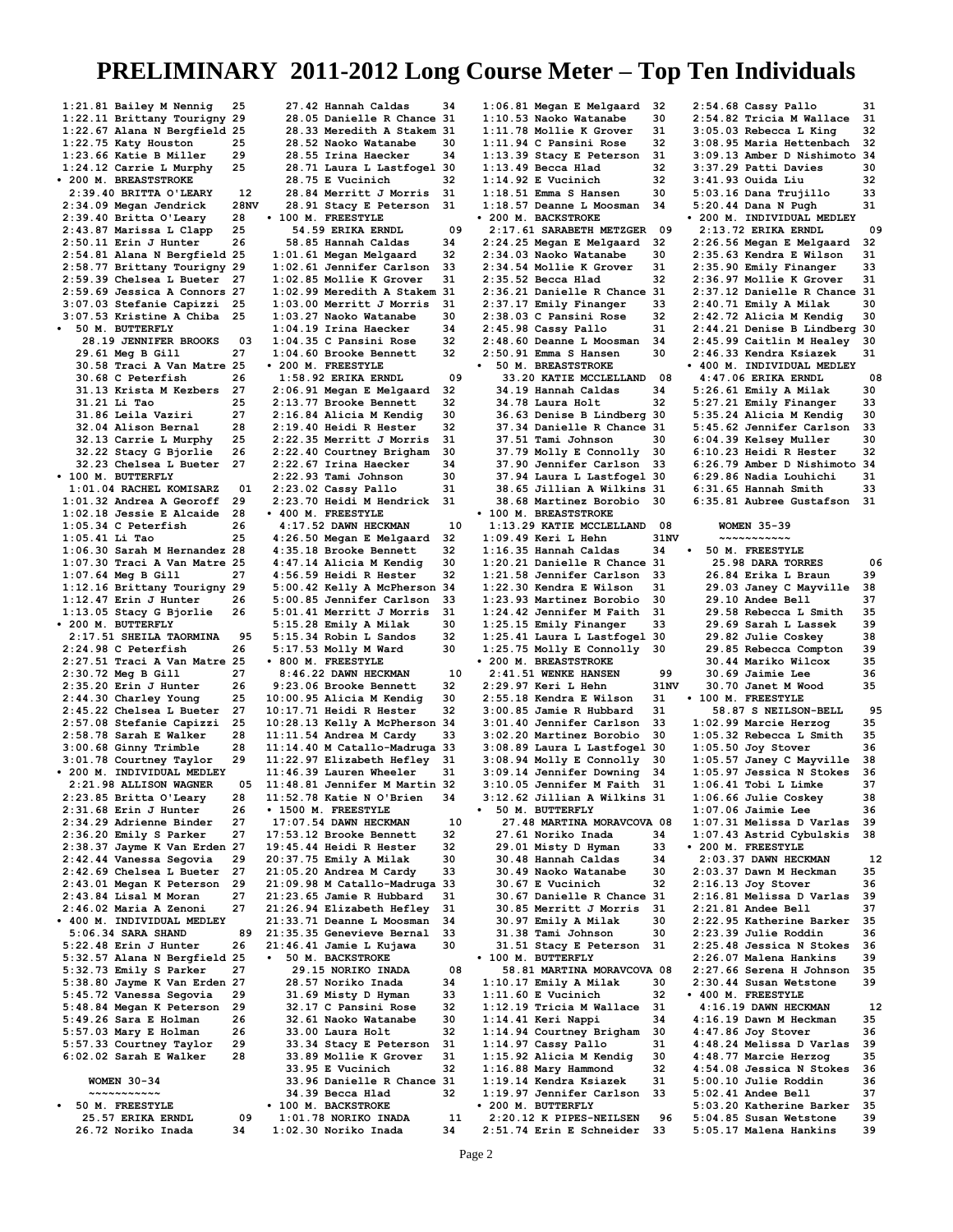# PRELIMINARY 2011-2012 Long Course Meter – Top Ten Individuals

```
 1:21.81 Bailey M Nennig   25
 1:22.11 Brittany Tourigny 29
 1:22.67 Alana N Bergfield 25
 1:22.75 Katy Houston      25
 1:23.66 Katie B Miller    29
 1:24.12 Carrie L Murphy   25
• 200 M. BREASTSTROKE
  2:39.40 BRITTA O'LEARY    12
 2:34.09 Megan Jendrick    28NV
 2:39.40 Britta O'Leary    28
 2:43.87 Marissa L Clapp   25
 2:50.11 Erin J Hunter     26
 2:54.81 Alana N Bergfield 25
 2:58.77 Brittany Tourigny 29
 2:59.39 Chelsea L Bueter  27
 2:59.69 Jessica A Connors 27
 3:07.03 Stefanie Capizzi  25
 3:07.53 Kristine A Chiba  25
• 50 M. BUTTERFLY
   28.19 JENNIFER BROOKS    03
   29.61 Meg B Gill        27
   30.58 Traci A Van Matre 25
   30.68 C Peterfish       26
   31.13 Krista M Kezbers  27
   31.21 Li Tao            25
   31.86 Leila Vaziri      27
   32.04 Alison Bernal     28
   32.13 Carrie L Murphy   25
   32.22 Stacy G Bjorlie   26
   32.23 Chelsea L Bueter  27
• 100 M. BUTTERFLY
  1:01.04 RACHEL KOMISARZ   01
 1:01.32 Andrea A Georoff  29
 1:02.18 Jessie E Alcaide  28
 1:05.34 C Peterfish       26
 1:05.41 Li Tao            25
 1:06.30 Sarah M Hernandez 28
 1:07.30 Traci A Van Matre 25
 1:07.64 Meg B Gill        27
 1:12.16 Brittany Tourigny 29
 1:12.47 Erin J Hunter     26
 1:13.05 Stacy G Bjorlie   26
• 200 M. BUTTERFLY
  2:17.51 SHEILA TAORMINA   95
 2:24.98 C Peterfish       26
 2:27.51 Traci A Van Matre 25
 2:30.72 Meg B Gill        27
 2:35.20 Erin J Hunter     26
 2:44.30 Charley Young     25
 2:45.22 Chelsea L Bueter  27
 2:57.08 Stefanie Capizzi  25
 2:58.78 Sarah E Walker    28
 3:00.68 Ginny Trimble     28
 3:01.78 Courtney Taylor   29
• 200 M. INDIVIDUAL MEDLEY
  2:21.98 ALLISON WAGNER    05
 2:23.85 Britta O'Leary    28
 2:31.68 Erin J Hunter     26
 2:34.29 Adrienne Binder   27
 2:36.20 Emily S Parker    27
 2:38.37 Jayme K Van Erden 27
 2:42.44 Vanessa Segovia   29
 2:42.69 Chelsea L Bueter  27
 2:43.01 Megan K Peterson  29
 2:43.84 Lisal M Moran     27
 2:46.02 Maria A Zenoni    27
• 400 M. INDIVIDUAL MEDLEY
  5:06.34 SARA SHAND        89
 5:22.48 Erin J Hunter     26
 5:32.57 Alana N Bergfield 25
 5:32.73 Emily S Parker    27
 5:38.80 Jayme K Van Erden 27
 5:45.72 Vanessa Segovia   29
 5:48.84 Megan K Peterson  29
 5:49.26 Sara E Holman     26
 5:57.03 Mary E Holman     26
 5:57.33 Courtney Taylor   29
 6:02.02 Sarah E Walker    28

WOMEN 30-34
~~~~~~~~~~~
• 50 M. FREESTYLE
   25.57 ERIKA ERNDL        09
   26.72 Noriko Inada      34
   27.42 Hannah Caldas     34
   28.05 Danielle R Chance 31
   28.33 Meredith A Stakem 31
   28.52 Naoko Watanabe    30
   28.55 Irina Haecker     34
   28.71 Laura L Lastfogel 30
   28.75 E Vucinich        32
   28.84 Merritt J Morris  31
   28.91 Stacy E Peterson  31
• 100 M. FREESTYLE
   54.59 ERIKA ERNDL        09
   58.85 Hannah Caldas     34
 1:01.61 Megan Melgaard    32
 1:02.61 Jennifer Carlson  33
 1:02.85 Mollie K Grover   31
 1:02.99 Meredith A Stakem 31
 1:03.00 Merritt J Morris  31
 1:03.27 Naoko Watanabe    30
 1:04.19 Irina Haecker     34
 1:04.35 C Pansini Rose    32
 1:04.60 Brooke Bennett    32
• 200 M. FREESTYLE
  1:58.92 ERIKA ERNDL       09
 2:06.91 Megan E Melgaard  32
 2:13.77 Brooke Bennett    32
 2:16.84 Alicia M Kendig   30
 2:19.40 Heidi R Hester    32
 2:22.35 Merritt J Morris  31
 2:22.40 Courtney Brigham  30
 2:22.67 Irina Haecker     34
 2:22.93 Tami Johnson      30
 2:23.02 Cassy Pallo       31
 2:23.70 Heidi M Hendrick  31
• 400 M. FREESTYLE
  4:17.52 DAWN HECKMAN      10
 4:26.50 Megan E Melgaard  32
 4:35.18 Brooke Bennett    32
 4:47.14 Alicia M Kendig   30
 4:56.59 Heidi R Hester    32
 5:00.42 Kelly A McPherson 34
 5:00.85 Jennifer Carlson  33
 5:01.41 Merritt J Morris  31
 5:15.28 Emily A Milak     30
 5:15.34 Robin L Sandos    32
 5:17.53 Molly M Ward      30
• 800 M. FREESTYLE
  8:46.22 DAWN HECKMAN      10
 9:23.06 Brooke Bennett    32
10:00.95 Alicia M Kendig   30
10:17.71 Heidi R Hester    32
10:28.13 Kelly A McPherson 34
11:11.54 Andrea M Cardy    33
11:14.40 M Catallo-Madruga 33
11:22.97 Elizabeth Hefley  31
11:46.39 Lauren Wheeler    31
11:48.81 Jennifer M Martin 32
11:52.78 Katie N O'Brien   34
• 1500 M. FREESTYLE
 17:07.54 DAWN HECKMAN      10
17:53.12 Brooke Bennett    32
19:45.44 Heidi R Hester    32
20:37.75 Emily A Milak     30
21:05.20 Andrea M Cardy    33
21:09.98 M Catallo-Madruga 33
21:23.65 Jamie R Hubbard   31
21:26.94 Elizabeth Hefley  31
21:33.71 Deanne L Moosman  34
21:35.35 Genevieve Bernal  33
21:46.41 Jamie L Kujawa    30
• 50 M. BACKSTROKE
   29.15 NORIKO INADA       08
   28.57 Noriko Inada      34
   31.69 Misty D Hyman     33
   32.17 C Pansini Rose    32
   32.61 Naoko Watanabe    30
   33.00 Laura Holt        32
   33.34 Stacy E Peterson  31
   33.89 Mollie K Grover   31
   33.95 E Vucinich        32
   33.96 Danielle R Chance 31
   34.39 Becca Hlad        32
• 100 M. BACKSTROKE
  1:01.78 NORIKO INADA      11
 1:02.30 Noriko Inada      34
 1:06.81 Megan E Melgaard  32
 1:10.53 Naoko Watanabe    30
 1:11.78 Mollie K Grover   31
 1:11.94 C Pansini Rose    32
 1:13.39 Stacy E Peterson  31
 1:13.49 Becca Hlad        32
 1:14.92 E Vucinich        32
 1:18.51 Emma S Hansen     30
 1:18.57 Deanne L Moosman  34
• 200 M. BACKSTROKE
  2:17.61 SARABETH METZGER  09
 2:24.25 Megan E Melgaard  32
 2:34.03 Naoko Watanabe    30
 2:34.54 Mollie K Grover   31
 2:35.52 Becca Hlad        32
 2:36.21 Danielle R Chance 31
 2:37.17 Emily Finanger    33
 2:38.03 C Pansini Rose    32
 2:45.98 Cassy Pallo       31
 2:48.60 Deanne L Moosman  34
 2:50.91 Emma S Hansen     30
• 50 M. BREASTSTROKE
   33.20 KATIE MCCLELLAND   08
   34.19 Hannah Caldas     34
   34.78 Laura Holt        32
   36.63 Denise B Lindberg 30
   37.34 Danielle R Chance 31
   37.51 Tami Johnson      30
   37.79 Molly E Connolly  30
   37.90 Jennifer Carlson  33
   37.94 Laura L Lastfogel 30
   38.65 Jillian A Wilkins 31
   38.68 Martinez Borobio  30
• 100 M. BREASTSTROKE
  1:13.29 KATIE MCCLELLAND  08
 1:09.49 Keri L Hehn       31NV
 1:16.35 Hannah Caldas     34
 1:20.21 Danielle R Chance 31
 1:21.58 Jennifer Carlson  33
 1:22.30 Kendra E Wilson   31
 1:23.93 Martinez Borobio  30
 1:24.42 Jennifer M Faith  31
 1:25.15 Emily Finanger    33
 1:25.41 Laura L Lastfogel 30
 1:25.75 Molly E Connolly  30
• 200 M. BREASTSTROKE
  2:41.51 WENKE HANSEN      99
 2:29.97 Keri L Hehn       31NV
 2:55.18 Kendra E Wilson   31
 3:00.85 Jamie R Hubbard   31
 3:01.40 Jennifer Carlson  33
 3:02.20 Martinez Borobio  30
 3:08.89 Laura L Lastfogel 30
 3:08.94 Molly E Connolly  30
 3:09.14 Jennifer Downing  34
 3:10.05 Jennifer M Faith  31
 3:12.62 Jillian A Wilkins 31
• 50 M. BUTTERFLY
   27.48 MARTINA MORAVCOVA 08
   27.61 Noriko Inada      34
   29.01 Misty D Hyman     33
   30.48 Hannah Caldas     34
   30.49 Naoko Watanabe    30
   30.67 E Vucinich        32
   30.67 Danielle R Chance 31
   30.85 Merritt J Morris  31
   30.97 Emily A Milak     30
   31.38 Tami Johnson      30
   31.51 Stacy E Peterson  31
• 100 M. BUTTERFLY
   58.81 MARTINA MORAVCOVA 08
 1:10.17 Emily A Milak     30
 1:11.60 E Vucinich        32
 1:12.19 Tricia M Wallace  31
 1:14.41 Keri Nappi        34
 1:14.94 Courtney Brigham  30
 1:14.97 Cassy Pallo       31
 1:15.92 Alicia M Kendig   30
 1:16.88 Mary Hammond      32
 1:19.14 Kendra Ksiazek    31
 1:19.97 Jennifer Carlson  33
• 200 M. BUTTERFLY
  2:20.12 K PIPES-NEILSEN   96
 2:51.74 Erin E Schneider  33
 2:54.68 Cassy Pallo       31
 2:54.82 Tricia M Wallace  31
 3:05.03 Rebecca L King    32
 3:08.95 Maria Hettenbach  32
 3:09.13 Amber D Nishimoto 34
 3:37.29 Patti Davies      30
 3:41.93 Ouida Liu         32
 5:03.16 Dana Trujillo     33
 5:20.44 Dana N Pugh       31
• 200 M. INDIVIDUAL MEDLEY
  2:13.72 ERIKA ERNDL       09
 2:26.56 Megan E Melgaard  32
 2:35.63 Kendra E Wilson   31
 2:35.90 Emily Finanger    33
 2:36.97 Mollie K Grover   31
 2:37.12 Danielle R Chance 31
 2:40.71 Emily A Milak     30
 2:42.72 Alicia M Kendig   30
 2:44.21 Denise B Lindberg 30
 2:45.99 Caitlin M Healey  30
 2:46.33 Kendra Ksiazek    31
• 400 M. INDIVIDUAL MEDLEY
  4:47.06 ERIKA ERNDL       08
 5:26.61 Emily A Milak     30
 5:27.21 Emily Finanger    33
 5:35.24 Alicia M Kendig   30
 5:45.62 Jennifer Carlson  33
 6:04.39 Kelsey Muller     30
 6:10.23 Heidi R Hester    32
 6:26.79 Amber D Nishimoto 34
 6:29.86 Nadia Louhichi    31
 6:31.65 Hannah Smith      33
 6:35.81 Aubree Gustafson  31

WOMEN 35-39
~~~~~~~~~~~
• 50 M. FREESTYLE
   25.98 DARA TORRES        06
   26.84 Erika L Braun     39
   29.03 Janey C Mayville  38
   29.10 Andee Bell        37
   29.58 Rebecca L Smith   35
   29.69 Sarah L Lassek    39
   29.82 Julie Coskey      38
   29.85 Rebecca Compton   39
   30.44 Mariko Wilcox     35
   30.69 Jaimie Lee        36
   30.70 Janet M Wood      35
• 100 M. FREESTYLE
   58.87 S NEILSON-BELL     95
 1:02.99 Marcie Herzog     35
 1:05.32 Rebecca L Smith   35
 1:05.50 Joy Stover        36
 1:05.57 Janey C Mayville  38
 1:05.97 Jessica N Stokes  36
 1:06.41 Tobi L Limke      37
 1:06.66 Julie Coskey      38
 1:07.06 Jaimie Lee        36
 1:07.31 Melissa D Varlas  39
 1:07.43 Astrid Cybulskis  38
• 200 M. FREESTYLE
  2:03.37 DAWN HECKMAN      12
 2:03.37 Dawn M Heckman    35
 2:16.13 Joy Stover        36
 2:16.81 Melissa D Varlas  39
 2:21.81 Andee Bell        37
 2:22.95 Katherine Barker  35
 2:23.39 Julie Roddin      36
 2:25.48 Jessica N Stokes  36
 2:26.07 Malena Hankins    39
 2:27.66 Serena H Johnson  35
 2:30.44 Susan Wetstone    39
• 400 M. FREESTYLE
  4:16.19 DAWN HECKMAN      12
 4:16.19 Dawn M Heckman    35
 4:47.86 Joy Stover        36
 4:48.24 Melissa D Varlas  39
 4:48.77 Marcie Herzog     35
 4:54.08 Jessica N Stokes  36
 5:00.10 Julie Roddin      36
 5:02.41 Andee Bell        37
 5:03.20 Katherine Barker  35
 5:04.85 Susan Wetstone    39
 5:05.17 Malena Hankins    39
```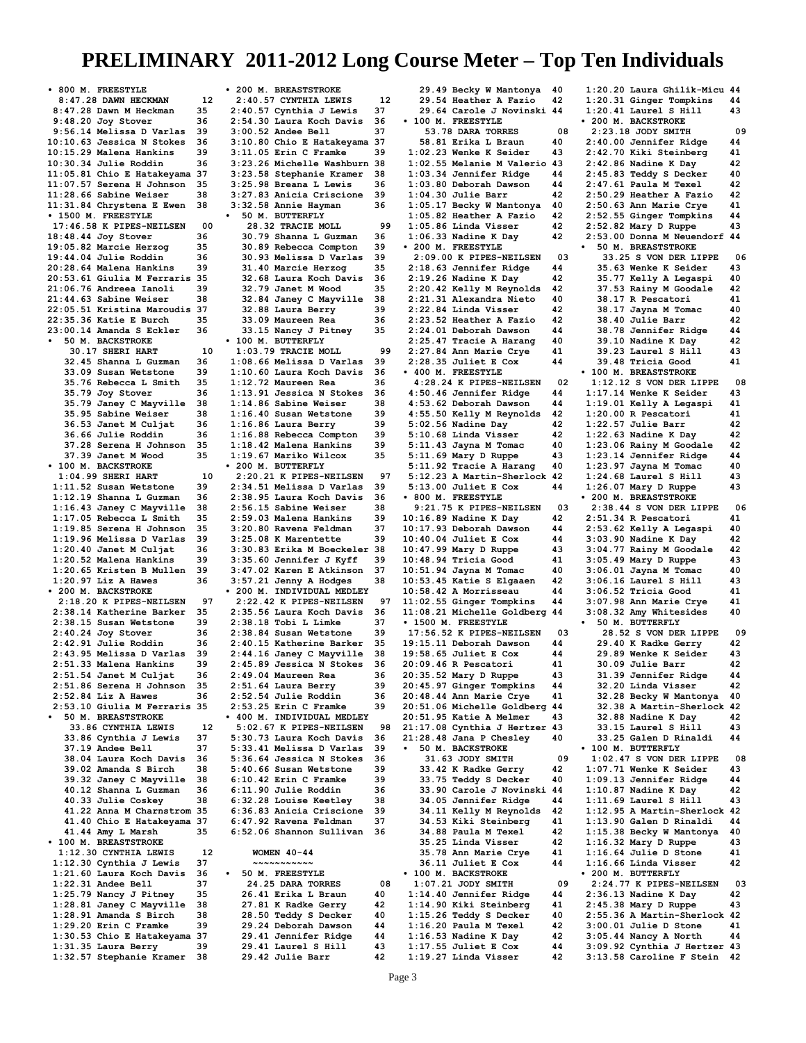# PRELIMINARY 2011-2012 Long Course Meter – Top Ten Individuals

**• 800 M. FREESTYLE**

| Time | Name | Age |
|---|---|---|
| 8:47.28 | DAWN HECKMAN | 12 |
| 8:47.28 | Dawn M Heckman | 35 |
| 9:48.20 | Joy Stover | 36 |
| 9:56.14 | Melissa D Varlas | 39 |
| 10:10.63 | Jessica N Stokes | 36 |
| 10:15.29 | Malena Hankins | 39 |
| 10:30.34 | Julie Roddin | 36 |
| 11:05.81 | Chio E Hatakeyama | 37 |
| 11:07.57 | Serena H Johnson | 35 |
| 11:28.66 | Sabine Weiser | 38 |
| 11:31.84 | Chrystena E Ewen | 38 |

**• 1500 M. FREESTYLE**

| Time | Name | Age |
|---|---|---|
| 17:46.58 | K PIPES-NEILSEN | 00 |
| 18:48.44 | Joy Stover | 36 |
| 19:05.82 | Marcie Herzog | 35 |
| 19:44.04 | Julie Roddin | 36 |
| 20:28.64 | Malena Hankins | 39 |
| 20:53.61 | Giulia M Ferraris | 35 |
| 21:06.76 | Andreea Ianoli | 39 |
| 21:44.63 | Sabine Weiser | 38 |
| 22:05.51 | Kristina Maroudis | 37 |
| 22:35.36 | Katie E Burch | 35 |
| 23:00.14 | Amanda S Eckler | 36 |

**• 50 M. BACKSTROKE**

| Time | Name | Age |
|---|---|---|
| 30.17 | SHERI HART | 10 |
| 32.45 | Shanna L Guzman | 36 |
| 33.09 | Susan Wetstone | 39 |
| 35.76 | Rebecca L Smith | 35 |
| 35.79 | Joy Stover | 36 |
| 35.79 | Janey C Mayville | 38 |
| 35.95 | Sabine Weiser | 38 |
| 36.53 | Janet M Culjat | 36 |
| 36.66 | Julie Roddin | 36 |
| 37.28 | Serena H Johnson | 35 |
| 37.39 | Janet M Wood | 35 |

**• 100 M. BACKSTROKE**

| Time | Name | Age |
|---|---|---|
| 1:04.99 | SHERI HART | 10 |
| 1:11.52 | Susan Wetstone | 39 |
| 1:12.19 | Shanna L Guzman | 36 |
| 1:16.43 | Janey C Mayville | 38 |
| 1:17.05 | Rebecca L Smith | 35 |
| 1:19.85 | Serena H Johnson | 35 |
| 1:19.96 | Melissa D Varlas | 39 |
| 1:20.40 | Janet M Culjat | 36 |
| 1:20.52 | Malena Hankins | 39 |
| 1:20.65 | Kristen B Mullen | 39 |
| 1:20.97 | Liz A Hawes | 36 |

**• 200 M. BACKSTROKE**

| Time | Name | Age |
|---|---|---|
| 2:18.20 | K PIPES-NEILSEN | 97 |
| 2:38.14 | Katherine Barker | 35 |
| 2:38.15 | Susan Wetstone | 39 |
| 2:40.24 | Joy Stover | 36 |
| 2:42.91 | Julie Roddin | 36 |
| 2:43.95 | Melissa D Varlas | 39 |
| 2:51.33 | Malena Hankins | 39 |
| 2:51.54 | Janet M Culjat | 36 |
| 2:51.86 | Serena H Johnson | 35 |
| 2:52.84 | Liz A Hawes | 36 |
| 2:53.10 | Giulia M Ferraris | 35 |

**• 50 M. BREASTSTROKE**

| Time | Name | Age |
|---|---|---|
| 33.86 | CYNTHIA LEWIS | 12 |
| 33.86 | Cynthia J Lewis | 37 |
| 37.19 | Andee Bell | 37 |
| 38.04 | Laura Koch Davis | 36 |
| 39.02 | Amanda S Birch | 38 |
| 39.32 | Janey C Mayville | 38 |
| 40.12 | Shanna L Guzman | 36 |
| 40.33 | Julie Coskey | 38 |
| 41.22 | Anna M Charnstrom | 35 |
| 41.40 | Chio E Hatakeyama | 37 |
| 41.44 | Amy L Marsh | 35 |

**• 100 M. BREASTSTROKE**

| Time | Name | Age |
|---|---|---|
| 1:12.30 | CYNTHIA LEWIS | 12 |
| 1:12.30 | Cynthia J Lewis | 37 |
| 1:21.60 | Laura Koch Davis | 36 |
| 1:22.31 | Andee Bell | 37 |
| 1:25.79 | Nancy J Pitney | 35 |
| 1:28.81 | Janey C Mayville | 38 |
| 1:28.91 | Amanda S Birch | 38 |
| 1:29.20 | Erin C Framke | 39 |
| 1:30.53 | Chio E Hatakeyama | 37 |
| 1:31.35 | Laura Berry | 39 |
| 1:32.57 | Stephanie Kramer | 38 |

**• 200 M. BREASTSTROKE**

| Time | Name | Age |
|---|---|---|
| 2:40.57 | CYNTHIA LEWIS | 12 |
| 2:40.57 | Cynthia J Lewis | 37 |
| 2:54.30 | Laura Koch Davis | 36 |
| 3:00.52 | Andee Bell | 37 |
| 3:10.80 | Chio E Hatakeyama | 37 |
| 3:11.05 | Erin C Framke | 39 |
| 3:23.26 | Michelle Washburn | 38 |
| 3:23.58 | Stephanie Kramer | 38 |
| 3:25.98 | Breana L Lewis | 36 |
| 3:27.83 | Anicia Criscione | 39 |
| 3:32.58 | Annie Hayman | 36 |

**• 50 M. BUTTERFLY**

| Time | Name | Age |
|---|---|---|
| 28.32 | TRACIE MOLL | 99 |
| 30.79 | Shanna L Guzman | 36 |
| 30.89 | Rebecca Compton | 39 |
| 30.93 | Melissa D Varlas | 39 |
| 31.40 | Marcie Herzog | 35 |
| 32.68 | Laura Koch Davis | 36 |
| 32.79 | Janet M Wood | 35 |
| 32.84 | Janey C Mayville | 38 |
| 32.88 | Laura Berry | 39 |
| 33.09 | Maureen Rea | 36 |
| 33.15 | Nancy J Pitney | 35 |

**• 100 M. BUTTERFLY**

| Time | Name | Age |
|---|---|---|
| 1:03.79 | TRACIE MOLL | 99 |
| 1:08.66 | Melissa D Varlas | 39 |
| 1:10.60 | Laura Koch Davis | 36 |
| 1:12.72 | Maureen Rea | 36 |
| 1:13.91 | Jessica N Stokes | 36 |
| 1:14.86 | Sabine Weiser | 38 |
| 1:16.40 | Susan Wetstone | 39 |
| 1:16.86 | Laura Berry | 39 |
| 1:16.88 | Rebecca Compton | 39 |
| 1:18.42 | Malena Hankins | 39 |
| 1:19.67 | Mariko Wilcox | 35 |

**• 200 M. BUTTERFLY**

| Time | Name | Age |
|---|---|---|
| 2:20.21 | K PIPES-NEILSEN | 97 |
| 2:34.51 | Melissa D Varlas | 39 |
| 2:38.95 | Laura Koch Davis | 36 |
| 2:56.15 | Sabine Weiser | 38 |
| 2:59.03 | Malena Hankins | 39 |
| 3:20.80 | Ravena Feldman | 37 |
| 3:25.08 | K Marentette | 39 |
| 3:30.83 | Erika M Boeckeler | 38 |
| 3:35.60 | Jennifer J Kyff | 39 |
| 3:47.02 | Karen E Atkinson | 37 |
| 3:57.21 | Jenny A Hodges | 38 |

**• 200 M. INDIVIDUAL MEDLEY**

| Time | Name | Age |
|---|---|---|
| 2:22.42 | K PIPES-NEILSEN | 97 |
| 2:35.56 | Laura Koch Davis | 36 |
| 2:38.18 | Tobi L Limke | 37 |
| 2:38.84 | Susan Wetstone | 39 |
| 2:40.15 | Katherine Barker | 35 |
| 2:44.16 | Janey C Mayville | 38 |
| 2:45.89 | Jessica N Stokes | 36 |
| 2:49.04 | Maureen Rea | 36 |
| 2:51.64 | Laura Berry | 39 |
| 2:52.54 | Julie Roddin | 36 |
| 2:53.25 | Erin C Framke | 39 |

**• 400 M. INDIVIDUAL MEDLEY**

| Time | Name | Age |
|---|---|---|
| 5:02.67 | K PIPES-NEILSEN | 98 |
| 5:30.73 | Laura Koch Davis | 36 |
| 5:33.41 | Melissa D Varlas | 39 |
| 5:36.64 | Jessica N Stokes | 36 |
| 5:40.66 | Susan Wetstone | 39 |
| 6:10.42 | Erin C Framke | 39 |
| 6:11.90 | Julie Roddin | 36 |
| 6:32.28 | Louise Keetley | 38 |
| 6:36.83 | Anicia Criscione | 39 |
| 6:47.92 | Ravena Feldman | 37 |
| 6:52.06 | Shannon Sullivan | 36 |

## WOMEN 40-44

**• 50 M. FREESTYLE**

| Time | Name | Age |
|---|---|---|
| 24.25 | DARA TORRES | 08 |
| 26.41 | Erika L Braun | 40 |
| 27.81 | K Radke Gerry | 42 |
| 28.50 | Teddy S Decker | 40 |
| 29.24 | Deborah Dawson | 44 |
| 29.41 | Jennifer Ridge | 44 |
| 29.41 | Laurel S Hill | 43 |
| 29.42 | Julie Barr | 42 |
| 29.49 | Becky W Mantonya | 40 |
| 29.54 | Heather A Fazio | 42 |
| 29.64 | Carole J Novinski | 44 |

**• 100 M. FREESTYLE**

| Time | Name | Age |
|---|---|---|
| 53.78 | DARA TORRES | 08 |
| 58.81 | Erika L Braun | 40 |
| 1:02.23 | Wenke K Seider | 43 |
| 1:02.55 | Melanie M Valerio | 43 |
| 1:03.34 | Jennifer Ridge | 44 |
| 1:03.80 | Deborah Dawson | 44 |
| 1:04.30 | Julie Barr | 42 |
| 1:05.17 | Becky W Mantonya | 40 |
| 1:05.82 | Heather A Fazio | 42 |
| 1:05.86 | Linda Visser | 42 |
| 1:06.33 | Nadine K Day | 42 |

**• 200 M. FREESTYLE**

| Time | Name | Age |
|---|---|---|
| 2:09.00 | K PIPES-NEILSEN | 03 |
| 2:18.63 | Jennifer Ridge | 44 |
| 2:19.26 | Nadine K Day | 42 |
| 2:20.42 | Kelly M Reynolds | 42 |
| 2:21.31 | Alexandra Nieto | 40 |
| 2:22.84 | Linda Visser | 42 |
| 2:23.52 | Heather A Fazio | 42 |
| 2:24.01 | Deborah Dawson | 44 |
| 2:25.47 | Tracie A Harang | 40 |
| 2:27.84 | Ann Marie Crye | 41 |
| 2:28.35 | Juliet E Cox | 44 |

**• 400 M. FREESTYLE**

| Time | Name | Age |
|---|---|---|
| 4:28.24 | K PIPES-NEILSEN | 02 |
| 4:50.46 | Jennifer Ridge | 44 |
| 4:53.62 | Deborah Dawson | 44 |
| 4:55.50 | Kelly M Reynolds | 42 |
| 5:02.56 | Nadine Day | 42 |
| 5:10.68 | Linda Visser | 42 |
| 5:11.43 | Jayna M Tomac | 40 |
| 5:11.69 | Mary D Ruppe | 43 |
| 5:11.92 | Tracie A Harang | 40 |
| 5:12.23 | A Martin-Sherlock | 42 |
| 5:13.00 | Juliet E Cox | 44 |

**• 800 M. FREESTYLE**

| Time | Name | Age |
|---|---|---|
| 9:21.75 | K PIPES-NEILSEN | 03 |
| 10:16.89 | Nadine K Day | 42 |
| 10:17.93 | Deborah Dawson | 44 |
| 10:40.04 | Juliet E Cox | 44 |
| 10:47.99 | Mary D Ruppe | 43 |
| 10:48.94 | Tricia Good | 41 |
| 10:51.94 | Jayna M Tomac | 40 |
| 10:53.45 | Katie S Elgaaen | 42 |
| 10:58.42 | A Morrisseau | 44 |
| 11:02.55 | Ginger Tompkins | 44 |
| 11:08.21 | Michelle Goldberg | 44 |

**• 1500 M. FREESTYLE**

| Time | Name | Age |
|---|---|---|
| 17:56.52 | K PIPES-NEILSEN | 03 |
| 19:15.11 | Deborah Dawson | 44 |
| 19:58.65 | Juliet E Cox | 44 |
| 20:09.46 | R Pescatori | 41 |
| 20:35.52 | Mary D Ruppe | 43 |
| 20:45.97 | Ginger Tompkins | 44 |
| 20:48.44 | Ann Marie Crye | 41 |
| 20:51.06 | Michelle Goldberg | 44 |
| 20:51.95 | Katie A Melmer | 43 |
| 21:17.08 | Cynthia J Hertzer | 43 |
| 21:28.48 | Jana P Chesley | 40 |

**• 50 M. BACKSTROKE**

| Time | Name | Age |
|---|---|---|
| 31.63 | JODY SMITH | 09 |
| 33.42 | K Radke Gerry | 42 |
| 33.75 | Teddy S Decker | 40 |
| 33.90 | Carole J Novinski | 44 |
| 34.05 | Jennifer Ridge | 44 |
| 34.11 | Kelly M Reynolds | 42 |
| 34.53 | Kiki Steinberg | 41 |
| 34.88 | Paula M Texel | 42 |
| 35.25 | Linda Visser | 42 |
| 35.78 | Ann Marie Crye | 41 |
| 36.11 | Juliet E Cox | 44 |

**• 100 M. BACKSTROKE**

| Time | Name | Age |
|---|---|---|
| 1:07.21 | JODY SMITH | 09 |
| 1:14.40 | Jennifer Ridge | 44 |
| 1:14.90 | Kiki Steinberg | 41 |
| 1:15.26 | Teddy S Decker | 40 |
| 1:16.20 | Paula M Texel | 42 |
| 1:16.53 | Nadine K Day | 42 |
| 1:17.55 | Juliet E Cox | 44 |
| 1:19.27 | Linda Visser | 42 |
| 1:20.20 | Laura Ghilik-Micu | 44 |
| 1:20.31 | Ginger Tompkins | 44 |
| 1:20.41 | Laurel S Hill | 43 |

**• 200 M. BACKSTROKE**

| Time | Name | Age |
|---|---|---|
| 2:23.18 | JODY SMITH | 09 |
| 2:40.00 | Jennifer Ridge | 44 |
| 2:42.70 | Kiki Steinberg | 41 |
| 2:42.86 | Nadine K Day | 42 |
| 2:45.83 | Teddy S Decker | 40 |
| 2:47.61 | Paula M Texel | 42 |
| 2:50.29 | Heather A Fazio | 42 |
| 2:50.63 | Ann Marie Crye | 41 |
| 2:52.55 | Ginger Tompkins | 44 |
| 2:52.82 | Mary D Ruppe | 43 |
| 2:53.00 | Donna M Neuendorf | 44 |

**• 50 M. BREASTSTROKE**

| Time | Name | Age |
|---|---|---|
| 33.25 | S VON DER LIPPE | 06 |
| 35.63 | Wenke K Seider | 43 |
| 35.77 | Kelly A Legaspi | 40 |
| 37.53 | Rainy M Goodale | 42 |
| 38.17 | R Pescatori | 41 |
| 38.17 | Jayna M Tomac | 40 |
| 38.40 | Julie Barr | 42 |
| 38.78 | Jennifer Ridge | 44 |
| 39.10 | Nadine K Day | 42 |
| 39.23 | Laurel S Hill | 43 |
| 39.48 | Tricia Good | 41 |

**• 100 M. BREASTSTROKE**

| Time | Name | Age |
|---|---|---|
| 1:12.12 | S VON DER LIPPE | 08 |
| 1:17.14 | Wenke K Seider | 43 |
| 1:19.01 | Kelly A Legaspi | 41 |
| 1:20.00 | R Pescatori | 41 |
| 1:22.57 | Julie Barr | 42 |
| 1:22.63 | Nadine K Day | 42 |
| 1:23.06 | Rainy M Goodale | 42 |
| 1:23.14 | Jennifer Ridge | 44 |
| 1:23.97 | Jayna M Tomac | 40 |
| 1:24.68 | Laurel S Hill | 43 |
| 1:26.07 | Mary D Ruppe | 43 |

**• 200 M. BREASTSTROKE**

| Time | Name | Age |
|---|---|---|
| 2:38.44 | S VON DER LIPPE | 06 |
| 2:51.34 | R Pescatori | 41 |
| 2:53.62 | Kelly A Legaspi | 40 |
| 3:03.90 | Nadine K Day | 42 |
| 3:04.77 | Rainy M Goodale | 42 |
| 3:05.49 | Mary D Ruppe | 43 |
| 3:06.01 | Jayna M Tomac | 40 |
| 3:06.16 | Laurel S Hill | 43 |
| 3:06.52 | Tricia Good | 41 |
| 3:07.98 | Ann Marie Crye | 41 |
| 3:08.32 | Amy Whitesides | 40 |

**• 50 M. BUTTERFLY**

| Time | Name | Age |
|---|---|---|
| 28.52 | S VON DER LIPPE | 09 |
| 29.40 | K Radke Gerry | 42 |
| 29.89 | Wenke K Seider | 43 |
| 30.09 | Julie Barr | 42 |
| 31.39 | Jennifer Ridge | 44 |
| 32.20 | Linda Visser | 42 |
| 32.28 | Becky W Mantonya | 40 |
| 32.38 | A Martin-Sherlock | 42 |
| 32.88 | Nadine K Day | 42 |
| 33.15 | Laurel S Hill | 43 |
| 33.25 | Galen D Rinaldi | 44 |

**• 100 M. BUTTERFLY**

| Time | Name | Age |
|---|---|---|
| 1:02.47 | S VON DER LIPPE | 08 |
| 1:07.71 | Wenke K Seider | 43 |
| 1:09.13 | Jennifer Ridge | 44 |
| 1:10.87 | Nadine K Day | 42 |
| 1:11.69 | Laurel S Hill | 43 |
| 1:12.95 | A Martin-Sherlock | 42 |
| 1:13.90 | Galen D Rinaldi | 44 |
| 1:15.38 | Becky W Mantonya | 40 |
| 1:16.32 | Mary D Ruppe | 43 |
| 1:16.64 | Julie D Stone | 41 |
| 1:16.66 | Linda Visser | 42 |

**• 200 M. BUTTERFLY**

| Time | Name | Age |
|---|---|---|
| 2:24.77 | K PIPES-NEILSEN | 03 |
| 2:36.13 | Nadine K Day | 42 |
| 2:45.38 | Mary D Ruppe | 43 |
| 2:55.36 | A Martin-Sherlock | 42 |
| 3:00.01 | Julie D Stone | 41 |
| 3:05.44 | Nancy A North | 44 |
| 3:09.92 | Cynthia J Hertzer | 43 |
| 3:13.58 | Caroline F Stein | 42 |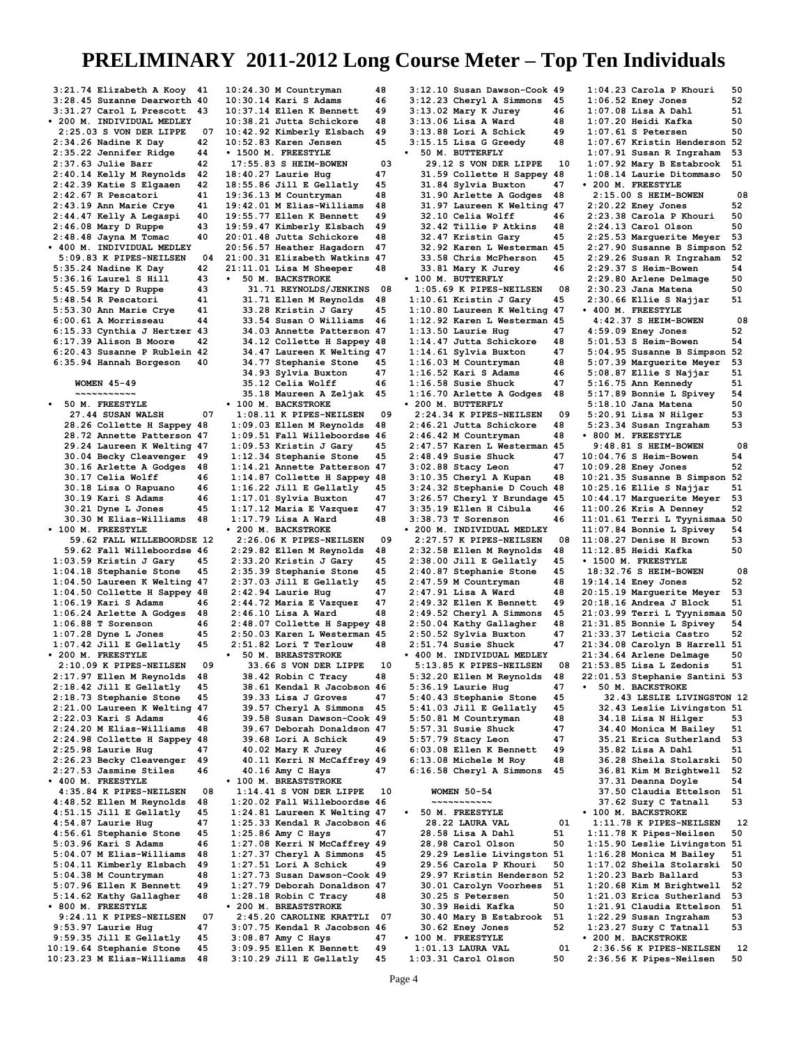# PRELIMINARY 2011-2012 Long Course Meter – Top Ten Individuals

3:21.74 Elizabeth A Kooy 41
3:28.45 Suzanne Dearworth 40
3:31.27 Carol L Prescott 43

• 200 M. INDIVIDUAL MEDLEY
2:25.03 S VON DER LIPPE 07
2:34.26 Nadine K Day 42
2:35.22 Jennifer Ridge 44
2:37.63 Julie Barr 42
2:40.14 Kelly M Reynolds 42
2:42.39 Katie S Elgaaen 42
2:42.67 R Pescatori 41
2:43.19 Ann Marie Crye 41
2:44.47 Kelly A Legaspi 40
2:46.08 Mary D Ruppe 43
2:48.48 Jayna M Tomac 40

• 400 M. INDIVIDUAL MEDLEY
5:09.83 K PIPES-NEILSEN 04
5:35.24 Nadine K Day 42
5:36.16 Laurel S Hill 43
5:45.59 Mary D Ruppe 43
5:48.54 R Pescatori 41
5:53.30 Ann Marie Crye 41
6:00.61 A Morrisseau 44
6:15.33 Cynthia J Hertzer 43
6:17.39 Alison B Moore 42
6:20.43 Susanne P Rublein 42
6:35.94 Hannah Borgeson 40

## WOMEN 45-49

• 50 M. FREESTYLE
27.44 SUSAN WALSH 07
28.26 Collette H Sappey 48
28.72 Annette Patterson 47
29.24 Laureen K Welting 47
30.04 Becky Cleavenger 49
30.16 Arlette A Godges 48
30.17 Celia Wolff 46
30.18 Lisa O Rapuano 46
30.19 Kari S Adams 46
30.21 Dyne L Jones 45
30.30 M Elias-Williams 48

• 100 M. FREESTYLE
59.62 FALL WILLEBOORDSE 12
59.62 Fall Willeboordse 46
1:03.59 Kristin J Gary 45
1:04.18 Stephanie Stone 45
1:04.50 Laureen K Welting 47
1:04.50 Collette H Sappey 48
1:06.19 Kari S Adams 46
1:06.24 Arlette A Godges 48
1:06.88 T Sorenson 46
1:07.28 Dyne L Jones 45
1:07.42 Jill E Gellatly 45

• 200 M. FREESTYLE
2:10.09 K PIPES-NEILSEN 09
2:17.97 Ellen M Reynolds 48
2:18.42 Jill E Gellatly 45
2:18.73 Stephanie Stone 45
2:21.00 Laureen K Welting 47
2:22.03 Kari S Adams 46
2:24.20 M Elias-Williams 48
2:24.98 Collette H Sappey 48
2:25.98 Laurie Hug 47
2:26.23 Becky Cleavenger 49
2:27.53 Jasmine Stiles 46

• 400 M. FREESTYLE
4:35.84 K PIPES-NEILSEN 08
4:48.52 Ellen M Reynolds 48
4:51.15 Jill E Gellatly 45
4:54.87 Laurie Hug 47
4:56.61 Stephanie Stone 45
5:03.96 Kari S Adams 46
5:04.07 M Elias-Williams 48
5:04.11 Kimberly Elsbach 49
5:04.38 M Countryman 48
5:07.96 Ellen K Bennett 49
5:14.62 Kathy Gallagher 48

• 800 M. FREESTYLE
9:24.11 K PIPES-NEILSEN 07
9:53.97 Laurie Hug 47
9:59.35 Jill E Gellatly 45
10:19.64 Stephanie Stone 45
10:23.23 M Elias-Williams 48
10:24.30 M Countryman 48
10:30.14 Kari S Adams 46
10:37.14 Ellen K Bennett 49
10:38.21 Jutta Schickore 48
10:42.92 Kimberly Elsbach 49
10:52.83 Karen Jensen 45

• 1500 M. FREESTYLE
17:55.83 S HEIM-BOWEN 03
18:40.27 Laurie Hug 47
18:55.86 Jill E Gellatly 45
19:36.13 M Countryman 48
19:42.01 M Elias-Williams 48
19:55.77 Ellen K Bennett 49
19:59.47 Kimberly Elsbach 49
20:01.48 Jutta Schickore 48
20:56.57 Heather Hagadorn 47
21:00.31 Elizabeth Watkins 47
21:11.01 Lisa M Sheeper 48

• 50 M. BACKSTROKE
31.71 REYNOLDS/JENKINS 08
31.71 Ellen M Reynolds 48
33.28 Kristin J Gary 45
33.54 Susan O Williams 46
34.03 Annette Patterson 47
34.12 Collette H Sappey 48
34.47 Laureen K Welting 47
34.77 Stephanie Stone 45
34.93 Sylvia Buxton 47
35.12 Celia Wolff 46
35.18 Maureen A Zeljak 45

• 100 M. BACKSTROKE
1:08.11 K PIPES-NEILSEN 09
1:09.03 Ellen M Reynolds 48
1:09.51 Fall Willeboordse 46
1:09.53 Kristin J Gary 45
1:12.34 Stephanie Stone 45
1:14.21 Annette Patterson 47
1:14.87 Collette H Sappey 48
1:16.22 Jill E Gellatly 45
1:17.01 Sylvia Buxton 47
1:17.12 Maria E Vazquez 47
1:17.79 Lisa A Ward 48

• 200 M. BACKSTROKE
2:26.06 K PIPES-NEILSEN 09
2:29.82 Ellen M Reynolds 48
2:33.20 Kristin J Gary 45
2:35.39 Stephanie Stone 45
2:37.03 Jill E Gellatly 45
2:42.94 Laurie Hug 47
2:44.72 Maria E Vazquez 47
2:46.10 Lisa A Ward 48
2:48.07 Collette H Sappey 48
2:50.03 Karen L Westerman 45
2:51.82 Lori T Terlouw 48

• 50 M. BREASTSTROKE
33.66 S VON DER LIPPE 10
38.42 Robin C Tracy 48
38.61 Kendal R Jacobson 46
39.33 Lisa J Groves 47
39.57 Cheryl A Simmons 45
39.58 Susan Dawson-Cook 49
39.67 Deborah Donaldson 47
39.68 Lori A Schick 49
40.02 Mary K Jurey 46
40.11 Kerri N McCaffrey 49
40.16 Amy C Hays 47

• 100 M. BREASTSTROKE
1:14.41 S VON DER LIPPE 10
1:20.02 Fall Willeboordse 46
1:24.81 Laureen K Welting 47
1:25.33 Kendal R Jacobson 46
1:25.86 Amy C Hays 47
1:27.08 Kerri N McCaffrey 49
1:27.37 Cheryl A Simmons 45
1:27.51 Lori A Schick 49
1:27.73 Susan Dawson-Cook 49
1:27.79 Deborah Donaldson 47
1:28.18 Robin C Tracy 48

• 200 M. BREASTSTROKE
2:45.20 CAROLINE KRATTLI 07
3:07.75 Kendal R Jacobson 46
3:08.87 Amy C Hays 47
3:09.95 Ellen K Bennett 49
3:10.29 Jill E Gellatly 45
3:12.10 Susan Dawson-Cook 49
3:12.23 Cheryl A Simmons 45
3:13.02 Mary K Jurey 46
3:13.06 Lisa A Ward 48
3:13.88 Lori A Schick 49
3:15.15 Lisa G Greedy 48

• 50 M. BUTTERFLY
29.12 S VON DER LIPPE 10
31.59 Collette H Sappey 48
31.84 Sylvia Buxton 47
31.90 Arlette A Godges 48
31.97 Laureen K Welting 47
32.10 Celia Wolff 46
32.42 Tillie P Atkins 48
32.47 Kristin Gary 45
32.92 Karen L Westerman 45
33.58 Chris McPherson 45
33.81 Mary K Jurey 46

• 100 M. BUTTERFLY
1:05.69 K PIPES-NEILSEN 08
1:10.61 Kristin J Gary 45
1:10.80 Laureen K Welting 47
1:12.92 Karen L Westerman 45
1:13.50 Laurie Hug 47
1:14.47 Jutta Schickore 48
1:14.61 Sylvia Buxton 47
1:16.03 M Countryman 48
1:16.52 Kari S Adams 46
1:16.58 Susie Shuck 47
1:16.70 Arlette A Godges 48

• 200 M. BUTTERFLY
2:24.34 K PIPES-NEILSEN 09
2:46.21 Jutta Schickore 48
2:46.42 M Countryman 48
2:47.57 Karen L Westerman 45
2:48.49 Susie Shuck 47
3:02.88 Stacy Leon 47
3:10.35 Cheryl A Kupan 48
3:24.32 Stephanie D Couch 48
3:26.57 Cheryl Y Brundage 45
3:35.19 Ellen H Cibula 46
3:38.73 T Sorenson 46

• 200 M. INDIVIDUAL MEDLEY
2:27.57 K PIPES-NEILSEN 08
2:32.58 Ellen M Reynolds 48
2:38.00 Jill E Gellatly 45
2:40.87 Stephanie Stone 45
2:47.59 M Countryman 48
2:47.91 Lisa A Ward 48
2:49.32 Ellen K Bennett 49
2:49.52 Cheryl A Simmons 45
2:50.04 Kathy Gallagher 48
2:50.52 Sylvia Buxton 47
2:51.74 Susie Shuck 47

• 400 M. INDIVIDUAL MEDLEY
5:13.85 K PIPES-NEILSEN 08
5:32.20 Ellen M Reynolds 48
5:36.19 Laurie Hug 47
5:40.43 Stephanie Stone 45
5:41.03 Jill E Gellatly 45
5:50.81 M Countryman 48
5:57.31 Susie Shuck 47
5:57.79 Stacy Leon 47
6:03.08 Ellen K Bennett 49
6:13.08 Michele M Roy 48
6:16.58 Cheryl A Simmons 45

## WOMEN 50-54

• 50 M. FREESTYLE
28.22 LAURA VAL 01
28.58 Lisa A Dahl 51
28.98 Carol Olson 50
29.29 Leslie Livingston 51
29.56 Carola P Khouri 50
29.97 Kristin Henderson 52
30.01 Carolyn Voorhees 51
30.25 S Petersen 50
30.39 Heidi Kafka 50
30.40 Mary B Estabrook 51
30.62 Eney Jones 52

• 100 M. FREESTYLE
1:01.13 LAURA VAL 01
1:03.31 Carol Olson 50
1:04.23 Carola P Khouri 50
1:06.52 Eney Jones 52
1:07.08 Lisa A Dahl 51
1:07.20 Heidi Kafka 50
1:07.61 S Petersen 50
1:07.67 Kristin Henderson 52
1:07.91 Susan R Ingraham 53
1:07.92 Mary B Estabrook 51
1:08.14 Laurie Ditommaso 50

• 200 M. FREESTYLE
2:15.00 S HEIM-BOWEN 08
2:20.22 Eney Jones 52
2:23.38 Carola P Khouri 50
2:24.13 Carol Olson 50
2:25.53 Marguerite Meyer 53
2:27.90 Susanne B Simpson 52
2:29.26 Susan R Ingraham 52
2:29.37 S Heim-Bowen 54
2:29.80 Arlene Delmage 50
2:30.23 Jana Matena 50
2:30.66 Ellie S Najjar 51

• 400 M. FREESTYLE
4:42.37 S HEIM-BOWEN 08
4:59.09 Eney Jones 52
5:01.53 S Heim-Bowen 54
5:04.95 Susanne B Simpson 52
5:07.39 Marguerite Meyer 53
5:08.87 Ellie S Najjar 51
5:16.75 Ann Kennedy 51
5:17.89 Bonnie L Spivey 54
5:18.10 Jana Matena 50
5:20.91 Lisa N Hilger 53
5:23.34 Susan Ingraham 53

• 800 M. FREESTYLE
9:48.81 S HEIM-BOWEN 08
10:04.76 S Heim-Bowen 54
10:09.28 Eney Jones 52
10:21.35 Susanne B Simpson 52
10:25.16 Ellie S Najjar 51
10:44.17 Marguerite Meyer 53
11:00.26 Kris A Denney 52
11:01.61 Terri L Tyynismaa 50
11:07.84 Bonnie L Spivey 54
11:08.27 Denise H Brown 53
11:12.85 Heidi Kafka 50

• 1500 M. FREESTYLE
18:32.76 S HEIM-BOWEN 08
19:14.14 Eney Jones 52
20:15.19 Marguerite Meyer 53
20:18.16 Andrea J Block 51
21:03.99 Terri L Tyynismaa 50
21:31.85 Bonnie L Spivey 54
21:33.37 Leticia Castro 52
21:34.08 Carolyn B Harrell 51
21:34.64 Arlene Delmage 50
21:53.85 Lisa L Zedonis 51
22:01.53 Stephanie Santini 53

• 50 M. BACKSTROKE
32.43 LESLIE LIVINGSTON 12
32.43 Leslie Livingston 51
34.18 Lisa N Hilger 53
34.40 Monica M Bailey 51
35.21 Erica Sutherland 53
35.82 Lisa A Dahl 51
36.28 Sheila Stolarski 50
36.81 Kim M Brightwell 52
37.31 Deanna Doyle 54
37.50 Claudia Ettelson 51
37.62 Suzy C Tatnall 53

• 100 M. BACKSTROKE
1:11.78 K PIPES-NEILSEN 12
1:11.78 K Pipes-Neilsen 50
1:15.90 Leslie Livingston 51
1:16.28 Monica M Bailey 51
1:17.02 Sheila Stolarski 50
1:20.23 Barb Ballard 53
1:20.68 Kim M Brightwell 52
1:21.03 Erica Sutherland 53
1:21.91 Claudia Ettelson 51
1:22.29 Susan Ingraham 53
1:23.27 Suzy C Tatnall 53

• 200 M. BACKSTROKE
2:36.56 K PIPES-NEILSEN 12
2:36.56 K Pipes-Neilsen 50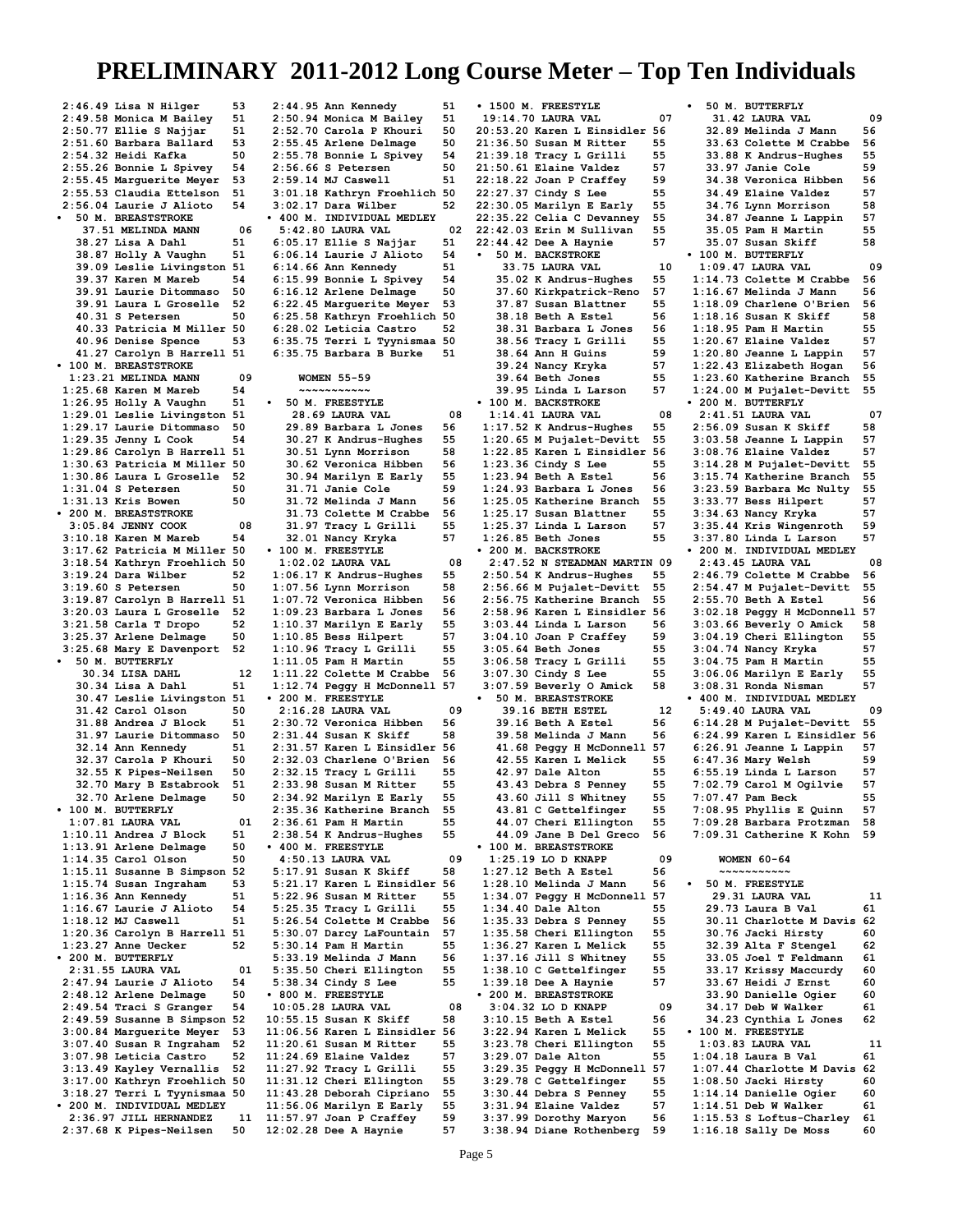# PRELIMINARY 2011-2012 Long Course Meter – Top Ten Individuals

```
 2:46.49 Lisa N Hilger       53
 2:49.58 Monica M Bailey     51
 2:50.77 Ellie S Najjar      51
 2:51.60 Barbara Ballard     53
 2:54.32 Heidi Kafka         50
 2:55.26 Bonnie L Spivey     54
 2:55.45 Marguerite Meyer    53
 2:55.53 Claudia Ettelson    51
 2:56.04 Laurie J Alioto     54
• 50 M. BREASTSTROKE
   37.51 MELINDA MANN        06
   38.27 Lisa A Dahl         51
   38.87 Holly A Vaughn      51
   39.09 Leslie Livingston   51
   39.37 Karen M Mareb       54
   39.91 Laurie Ditommaso    50
   39.91 Laura L Groselle    52
   40.31 S Petersen          50
   40.33 Patricia M Miller   50
   40.96 Denise Spence       53
   41.27 Carolyn B Harrell   51
• 100 M. BREASTSTROKE
 1:23.21 MELINDA MANN        09
 1:25.68 Karen M Mareb       54
 1:26.95 Holly A Vaughn      51
 1:29.01 Leslie Livingston   51
 1:29.17 Laurie Ditommaso    50
 1:29.35 Jenny L Cook        54
 1:29.86 Carolyn B Harrell   51
 1:30.63 Patricia M Miller   50
 1:30.86 Laura L Groselle    52
 1:31.04 S Petersen          50
 1:31.13 Kris Bowen          50
• 200 M. BREASTSTROKE
 3:05.84 JENNY COOK          08
 3:10.18 Karen M Mareb       54
 3:17.62 Patricia M Miller   50
 3:18.54 Kathryn Froehlich   50
 3:19.24 Dara Wilber         52
 3:19.60 S Petersen          50
 3:19.87 Carolyn B Harrell   51
 3:20.03 Laura L Groselle    52
 3:21.58 Carla T Dropo       52
 3:25.37 Arlene Delmage      50
 3:25.68 Mary E Davenport    52
• 50 M. BUTTERFLY
   30.34 LISA DAHL           12
   30.34 Lisa A Dahl         51
   30.47 Leslie Livingston   51
   31.42 Carol Olson         50
   31.88 Andrea J Block      51
   31.97 Laurie Ditommaso    50
   32.14 Ann Kennedy         51
   32.37 Carola P Khouri     50
   32.55 K Pipes-Neilsen     50
   32.70 Mary B Estabrook    51
   32.70 Arlene Delmage      50
• 100 M. BUTTERFLY
 1:07.81 LAURA VAL           01
 1:10.11 Andrea J Block      51
 1:13.91 Arlene Delmage      50
 1:14.35 Carol Olson         50
 1:15.11 Susanne B Simpson   52
 1:15.74 Susan Ingraham      53
 1:16.36 Ann Kennedy         51
 1:16.67 Laurie J Alioto     54
 1:18.12 MJ Caswell          51
 1:20.36 Carolyn B Harrell   51
 1:23.27 Anne Uecker         52
• 200 M. BUTTERFLY
 2:31.55 LAURA VAL           01
 2:47.94 Laurie J Alioto     54
 2:48.12 Arlene Delmage      50
 2:49.54 Traci S Granger     54
 2:49.59 Susanne B Simpson   52
 3:00.84 Marguerite Meyer    53
 3:07.40 Susan R Ingraham    52
 3:07.98 Leticia Castro      52
 3:13.49 Kayley Vernallis    52
 3:17.00 Kathryn Froehlich   50
 3:18.27 Terri L Tyynismaa   50
• 200 M. INDIVIDUAL MEDLEY
 2:36.97 JILL HERNANDEZ      11
 2:37.68 K Pipes-Neilsen     50
 2:44.95 Ann Kennedy         51
 2:50.94 Monica M Bailey     51
 2:52.70 Carola P Khouri     50
 2:55.45 Arlene Delmage      50
 2:55.78 Bonnie L Spivey     54
 2:56.66 S Petersen          50
 2:59.14 MJ Caswell          51
 3:01.18 Kathryn Froehlich   50
 3:02.17 Dara Wilber         52
• 400 M. INDIVIDUAL MEDLEY
 5:42.80 LAURA VAL           02
 6:05.17 Ellie S Najjar      51
 6:06.14 Laurie J Alioto     54
 6:14.66 Ann Kennedy         51
 6:15.99 Bonnie L Spivey     54
 6:16.12 Arlene Delmage      50
 6:22.45 Marguerite Meyer    53
 6:25.58 Kathryn Froehlich   50
 6:28.02 Leticia Castro      52
 6:35.75 Terri L Tyynismaa   50
 6:35.75 Barbara B Burke     51

WOMEN 55-59
~~~~~~~~~~~
• 50 M. FREESTYLE
   28.69 LAURA VAL           08
   29.89 Barbara L Jones     56
   30.27 K Andrus-Hughes     55
   30.51 Lynn Morrison       58
   30.62 Veronica Hibben     56
   30.94 Marilyn E Early     55
   31.71 Janie Cole          59
   31.72 Melinda J Mann      56
   31.73 Colette M Crabbe    56
   31.97 Tracy L Grilli      55
   32.01 Nancy Kryka         57
• 100 M. FREESTYLE
 1:02.02 LAURA VAL           08
 1:06.17 K Andrus-Hughes     55
 1:07.56 Lynn Morrison       58
 1:07.72 Veronica Hibben     56
 1:09.23 Barbara L Jones     56
 1:10.37 Marilyn E Early     55
 1:10.85 Bess Hilpert        57
 1:10.96 Tracy L Grilli      55
 1:11.05 Pam H Martin        55
 1:11.22 Colette M Crabbe    56
 1:12.74 Peggy H McDonnell   57
• 200 M. FREESTYLE
 2:16.28 LAURA VAL           09
 2:30.72 Veronica Hibben     56
 2:31.44 Susan K Skiff       58
 2:31.57 Karen L Einsidler   56
 2:32.03 Charlene O'Brien    56
 2:32.15 Tracy L Grilli      55
 2:33.98 Susan M Ritter      55
 2:34.92 Marilyn E Early     55
 2:35.36 Katherine Branch    55
 2:36.61 Pam H Martin        55
 2:38.54 K Andrus-Hughes     55
• 400 M. FREESTYLE
 4:50.13 LAURA VAL           09
 5:17.91 Susan K Skiff       58
 5:21.17 Karen L Einsidler   56
 5:22.96 Susan M Ritter      55
 5:25.35 Tracy L Grilli      55
 5:26.54 Colette M Crabbe    56
 5:30.07 Darcy LaFountain    57
 5:30.14 Pam H Martin        55
 5:33.19 Melinda J Mann      56
 5:35.50 Cheri Ellington     55
 5:38.34 Cindy S Lee         55
• 800 M. FREESTYLE
10:05.28 LAURA VAL           08
10:55.15 Susan K Skiff       58
11:06.56 Karen L Einsidler   56
11:20.61 Susan M Ritter      55
11:24.69 Elaine Valdez       57
11:27.92 Tracy L Grilli      55
11:31.12 Cheri Ellington     55
11:43.28 Deborah Cipriano    55
11:56.06 Marilyn E Early     55
11:57.97 Joan P Craffey      59
12:02.28 Dee A Haynie        57
• 1500 M. FREESTYLE
19:14.70 LAURA VAL           07
20:53.20 Karen L Einsidler   56
21:36.50 Susan M Ritter      55
21:39.18 Tracy L Grilli      55
21:50.61 Elaine Valdez       57
22:18.22 Joan P Craffey      59
22:27.37 Cindy S Lee         55
22:30.05 Marilyn E Early     55
22:35.22 Celia C Devanney    55
22:42.03 Erin M Sullivan     55
22:44.42 Dee A Haynie        57
• 50 M. BACKSTROKE
   33.75 LAURA VAL           10
   35.02 K Andrus-Hughes     55
   37.60 Kirkpatrick-Reno    57
   37.87 Susan Blattner      55
   38.18 Beth A Estel        56
   38.31 Barbara L Jones     56
   38.56 Tracy L Grilli      55
   38.64 Ann H Guins         59
   39.24 Nancy Kryka         57
   39.64 Beth Jones          55
   39.95 Linda L Larson      57
• 100 M. BACKSTROKE
 1:14.41 LAURA VAL           08
 1:17.52 K Andrus-Hughes     55
 1:20.65 M Pujalet-Devitt    55
 1:22.85 Karen L Einsidler   56
 1:23.36 Cindy S Lee         55
 1:23.94 Beth A Estel        56
 1:24.93 Barbara L Jones     56
 1:25.05 Katherine Branch    55
 1:25.17 Susan Blattner      55
 1:25.37 Linda L Larson      57
 1:26.85 Beth Jones          55
• 200 M. BACKSTROKE
 2:47.52 N STEADMAN MARTIN   09
 2:50.54 K Andrus-Hughes     55
 2:56.66 M Pujalet-Devitt    55
 2:56.75 Katherine Branch    55
 2:58.96 Karen L Einsidler   56
 3:03.44 Linda L Larson      56
 3:04.10 Joan P Craffey      59
 3:05.64 Beth Jones          55
 3:06.58 Tracy L Grilli      55
 3:07.30 Cindy S Lee         55
 3:07.59 Beverly O Amick     58
• 50 M. BREASTSTROKE
   39.16 BETH ESTEL          12
   39.16 Beth A Estel        56
   39.58 Melinda J Mann      56
   41.58 Peggy H McDonnell   57
   42.55 Karen L Melick      55
   42.97 Dale Alton          55
   43.43 Debra S Penney      55
   43.60 Jill S Whitney      55
   43.81 C Gettelfinger      55
   44.07 Cheri Ellington     55
   44.09 Jane B Del Greco    56
• 100 M. BREASTSTROKE
 1:25.19 LO D KNAPP          09
 1:27.12 Beth A Estel        56
 1:28.10 Melinda J Mann      56
 1:34.07 Peggy H McDonnell   57
 1:34.40 Dale Alton          55
 1:35.33 Debra S Penney      55
 1:35.58 Cheri Ellington     55
 1:36.27 Karen L Melick      55
 1:37.16 Jill S Whitney      55
 1:38.10 C Gettelfinger      55
 1:39.18 Dee A Haynie        57
• 200 M. BREASTSTROKE
 3:04.32 LO D KNAPP          09
 3:10.15 Beth A Estel        56
 3:22.94 Karen L Melick      55
 3:23.78 Cheri Ellington     55
 3:29.07 Dale Alton          55
 3:29.35 Peggy H McDonnell   57
 3:29.78 C Gettelfinger      55
 3:30.44 Debra S Penney      55
 3:31.94 Elaine Valdez       57
 3:37.99 Dorothy Maryon      56
 3:38.94 Diane Rothenberg    59
• 50 M. BUTTERFLY
   31.42 LAURA VAL           09
   32.89 Melinda J Mann      56
   33.63 Colette M Crabbe    56
   33.88 K Andrus-Hughes     55
   33.97 Janie Cole          59
   34.38 Veronica Hibben     56
   34.49 Elaine Valdez       57
   34.76 Lynn Morrison       58
   34.87 Jeanne L Lappin     57
   35.05 Pam H Martin        55
   35.07 Susan Skiff         58
• 100 M. BUTTERFLY
 1:09.47 LAURA VAL           09
 1:14.73 Colette M Crabbe    56
 1:16.67 Melinda J Mann      56
 1:18.09 Charlene O'Brien    56
 1:18.16 Susan K Skiff       58
 1:18.95 Pam H Martin        55
 1:20.67 Elaine Valdez       57
 1:20.80 Jeanne L Lappin     57
 1:22.43 Elizabeth Hogan     56
 1:23.60 Katherine Branch    55
 1:24.00 M Pujalet-Devitt    55
• 200 M. BUTTERFLY
 2:41.51 LAURA VAL           07
 2:56.09 Susan K Skiff       58
 3:03.58 Jeanne L Lappin     57
 3:08.76 Elaine Valdez       57
 3:14.28 M Pujalet-Devitt    55
 3:15.74 Katherine Branch    55
 3:23.59 Barbara Mc Nulty    55
 3:33.77 Bess Hilpert        57
 3:34.63 Nancy Kryka         57
 3:35.44 Kris Wingenroth     59
 3:37.80 Linda L Larson      57
• 200 M. INDIVIDUAL MEDLEY
 2:43.45 LAURA VAL           08
 2:46.79 Colette M Crabbe    56
 2:54.47 M Pujalet-Devitt    55
 2:55.70 Beth A Estel        56
 3:02.18 Peggy H McDonnell   57
 3:03.66 Beverly O Amick     58
 3:04.19 Cheri Ellington     55
 3:04.74 Nancy Kryka         57
 3:04.75 Pam H Martin        55
 3:06.06 Marilyn E Early     55
 3:08.31 Ronda Nisman        57
• 400 M. INDIVIDUAL MEDLEY
 5:49.40 LAURA VAL           09
 6:14.28 M Pujalet-Devitt    55
 6:24.99 Karen L Einsidler   56
 6:26.91 Jeanne L Lappin     57
 6:47.36 Mary Welsh          59
 6:55.19 Linda L Larson      57
 7:02.79 Carol M Ogilvie     57
 7:07.47 Pam Beck            55
 7:08.95 Phyllis E Quinn     57
 7:09.28 Barbara Protzman    58
 7:09.31 Catherine K Kohn    59

WOMEN 60-64
~~~~~~~~~~~
• 50 M. FREESTYLE
   29.31 LAURA VAL           11
   29.73 Laura B Val         61
   30.11 Charlotte M Davis   62
   30.76 Jacki Hirsty        60
   32.39 Alta F Stengel      62
   33.05 Joel T Feldmann     61
   33.17 Krissy Maccurdy     60
   33.67 Heidi J Ernst       60
   33.90 Danielle Ogier      60
   34.17 Deb W Walker        61
   34.23 Cynthia L Jones     62
• 100 M. FREESTYLE
 1:03.83 LAURA VAL           11
 1:04.18 Laura B Val         61
 1:07.44 Charlotte M Davis   62
 1:08.50 Jacki Hirsty        60
 1:14.14 Danielle Ogier      60
 1:14.51 Deb W Walker        61
 1:15.53 S Loftus-Charley    61
 1:16.18 Sally De Moss       60
```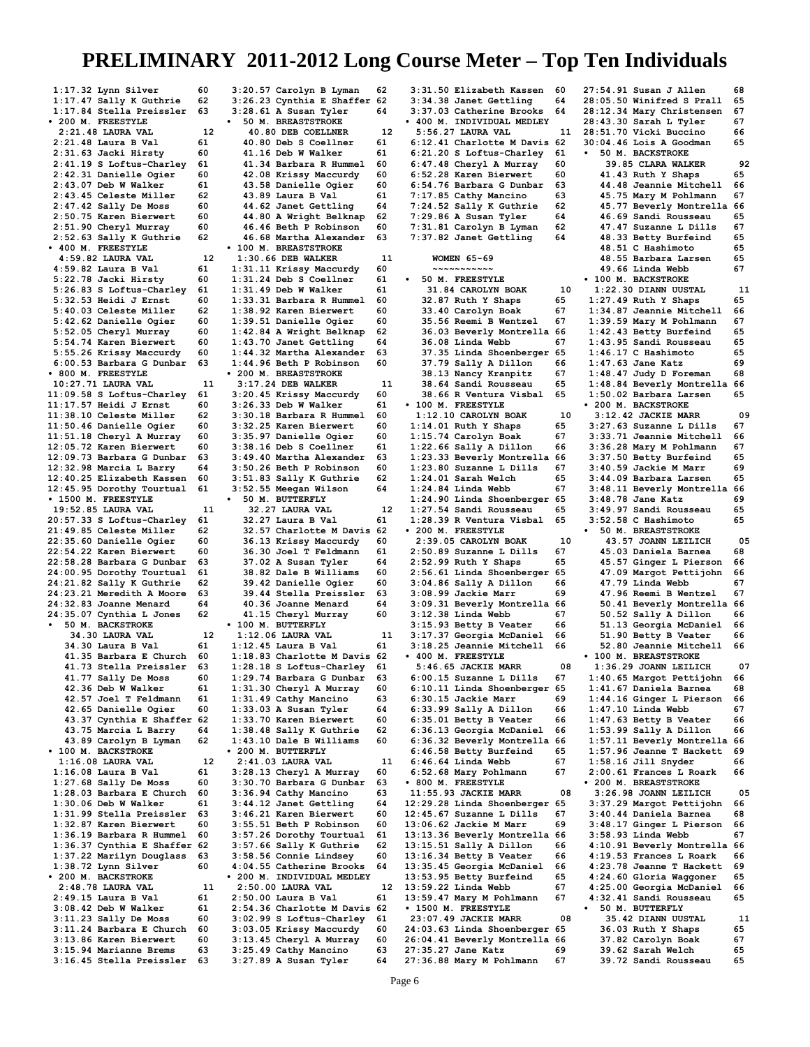# PRELIMINARY 2011-2012 Long Course Meter – Top Ten Individuals

```
 1:17.32 Lynn Silver          60
 1:17.47 Sally K Guthrie      62
 1:17.84 Stella Preissler     63
• 200 M. FREESTYLE
  2:21.48 LAURA VAL             12
 2:21.48 Laura B Val          61
 2:31.63 Jacki Hirsty         60
 2:41.19 S Loftus-Charley     61
 2:42.31 Danielle Ogier       60
 2:43.07 Deb W Walker         61
 2:43.45 Celeste Miller       62
 2:47.42 Sally De Moss        60
 2:50.75 Karen Bierwert       60
 2:51.90 Cheryl Murray        60
 2:52.63 Sally K Guthrie      62
• 400 M. FREESTYLE
  4:59.82 LAURA VAL             12
 4:59.82 Laura B Val          61
 5:22.78 Jacki Hirsty         60
 5:26.83 S Loftus-Charley     61
 5:32.53 Heidi J Ernst        60
 5:40.03 Celeste Miller       62
 5:42.62 Danielle Ogier       60
 5:52.05 Cheryl Murray        60
 5:54.74 Karen Bierwert       60
 5:55.26 Krissy Maccurdy      60
 6:00.53 Barbara G Dunbar     63
• 800 M. FREESTYLE
 10:27.71 LAURA VAL             11
11:09.58 S Loftus-Charley     61
11:17.57 Heidi J Ernst        60
11:38.10 Celeste Miller       62
11:50.46 Danielle Ogier       60
11:51.18 Cheryl A Murray      60
12:05.72 Karen Bierwert       60
12:09.73 Barbara G Dunbar     63
12:32.98 Marcia L Barry       64
12:40.25 Elizabeth Kassen     60
12:45.95 Dorothy Tourtual     61
• 1500 M. FREESTYLE
 19:52.85 LAURA VAL             11
20:57.33 S Loftus-Charley     61
21:49.85 Celeste Miller       62
22:35.60 Danielle Ogier       60
22:54.22 Karen Bierwert       60
22:58.28 Barbara G Dunbar     63
24:00.95 Dorothy Tourtual     61
24:21.82 Sally K Guthrie      62
24:23.21 Meredith A Moore     63
24:32.83 Joanne Menard        64
24:35.07 Cynthia L Jones      62
•  50 M. BACKSTROKE
    34.30 LAURA VAL             12
   34.30 Laura B Val          61
   41.35 Barbara E Church     60
   41.73 Stella Preissler     63
   41.77 Sally De Moss        60
   42.36 Deb W Walker         61
   42.57 Joel T Feldmann      61
   42.65 Danielle Ogier       60
   43.37 Cynthia E Shaffer    62
   43.75 Marcia L Barry       64
   43.89 Carolyn B Lyman      62
• 100 M. BACKSTROKE
  1:16.08 LAURA VAL             12
 1:16.08 Laura B Val          61
 1:27.68 Sally De Moss        60
 1:28.03 Barbara E Church     60
 1:30.06 Deb W Walker         61
 1:31.99 Stella Preissler     63
 1:32.87 Karen Bierwert       60
 1:36.19 Barbara R Hummel     60
 1:36.37 Cynthia E Shaffer    62
 1:37.22 Marilyn Douglass     63
 1:38.72 Lynn Silver          60
• 200 M. BACKSTROKE
  2:48.78 LAURA VAL             11
 2:49.15 Laura B Val          61
 3:08.42 Deb W Walker         61
 3:11.23 Sally De Moss        60
 3:11.24 Barbara E Church     60
 3:13.86 Karen Bierwert       60
 3:15.94 Marianne Brems       63
 3:16.45 Stella Preissler     63
 3:20.57 Carolyn B Lyman      62
 3:26.23 Cynthia E Shaffer    62
 3:28.61 A Susan Tyler        64
•  50 M. BREASTSTROKE
    40.80 DEB COELLNER          12
   40.80 Deb S Coellner       61
   41.16 Deb W Walker         61
   41.34 Barbara R Hummel     60
   42.08 Krissy Maccurdy      60
   43.58 Danielle Ogier       60
   43.89 Laura B Val          61
   44.62 Janet Gettling       64
   44.80 A Wright Belknap     62
   46.46 Beth P Robinson      60
   46.68 Martha Alexander     63
• 100 M. BREASTSTROKE
  1:30.66 DEB WALKER            11
 1:31.11 Krissy Maccurdy      60
 1:31.24 Deb S Coellner       61
 1:31.49 Deb W Walker         61
 1:33.31 Barbara R Hummel     60
 1:38.92 Karen Bierwert       60
 1:39.51 Danielle Ogier       60
 1:42.84 A Wright Belknap     62
 1:43.70 Janet Gettling       64
 1:44.32 Martha Alexander     63
 1:44.96 Beth P Robinson      60
• 200 M. BREASTSTROKE
  3:17.24 DEB WALKER            11
 3:20.45 Krissy Maccurdy      60
 3:26.33 Deb W Walker         61
 3:30.18 Barbara R Hummel     60
 3:32.25 Karen Bierwert       60
 3:35.97 Danielle Ogier       60
 3:38.16 Deb S Coellner       61
 3:49.40 Martha Alexander     63
 3:50.26 Beth P Robinson      60
 3:51.83 Sally K Guthrie      62
 3:52.55 Meegan Wilson        64
•  50 M. BUTTERFLY
    32.27 LAURA VAL             12
   32.27 Laura B Val          61
   32.57 Charlotte M Davis    62
   36.13 Krissy Maccurdy      60
   36.30 Joel T Feldmann      61
   37.02 A Susan Tyler        64
   38.82 Dale B Williams      60
   39.42 Danielle Ogier       60
   39.44 Stella Preissler     63
   40.36 Joanne Menard        64
   41.15 Cheryl Murray        60
• 100 M. BUTTERFLY
  1:12.06 LAURA VAL             11
 1:12.45 Laura B Val          61
 1:18.83 Charlotte M Davis    62
 1:28.18 S Loftus-Charley     61
 1:29.74 Barbara G Dunbar     63
 1:31.30 Cheryl A Murray      60
 1:31.49 Cathy Mancino        63
 1:33.03 A Susan Tyler        64
 1:33.70 Karen Bierwert       60
 1:38.48 Sally K Guthrie      62
 1:43.10 Dale B Williams      60
• 200 M. BUTTERFLY
  2:41.03 LAURA VAL             11
 3:28.13 Cheryl A Murray      60
 3:30.70 Barbara G Dunbar     63
 3:36.94 Cathy Mancino        63
 3:44.12 Janet Gettling       64
 3:46.21 Karen Bierwert       60
 3:55.51 Beth P Robinson      60
 3:57.26 Dorothy Tourtual     61
 3:57.66 Sally K Guthrie      62
 3:58.56 Connie Lindsey       60
 4:04.55 Catherine Brooks     64
• 200 M. INDIVIDUAL MEDLEY
  2:50.00 LAURA VAL             12
 2:50.00 Laura B Val          61
 2:54.36 Charlotte M Davis    62
 3:02.99 S Loftus-Charley     61
 3:03.05 Krissy Maccurdy      60
 3:13.45 Cheryl A Murray      60
 3:25.49 Cathy Mancino        63
 3:27.89 A Susan Tyler        64
 3:31.50 Elizabeth Kassen     60
 3:34.38 Janet Gettling       64
 3:37.03 Catherine Brooks     64
• 400 M. INDIVIDUAL MEDLEY
  5:56.27 LAURA VAL             11
 6:12.41 Charlotte M Davis    62
 6:21.20 S Loftus-Charley     61
 6:47.48 Cheryl A Murray      60
 6:52.28 Karen Bierwert       60
 6:54.76 Barbara G Dunbar     63
 7:17.85 Cathy Mancino        63
 7:24.52 Sally K Guthrie      62
 7:29.86 A Susan Tyler        64
 7:31.81 Carolyn B Lyman      62
 7:37.82 Janet Gettling       64

     WOMEN 65-69
     ~~~~~~~~~~~
•  50 M. FREESTYLE
    31.84 CAROLYN BOAK          10
   32.87 Ruth Y Shaps         65
   33.40 Carolyn Boak         67
   35.56 Reemi B Wentzel      67
   36.03 Beverly Montrella    66
   36.08 Linda Webb           67
   37.35 Linda Shoenberger    65
   37.79 Sally A Dillon       66
   38.13 Nancy Kranpitz       67
   38.64 Sandi Rousseau       65
   38.66 R Ventura Visbal     65
• 100 M. FREESTYLE
  1:12.10 CAROLYN BOAK          10
 1:14.01 Ruth Y Shaps         65
 1:15.74 Carolyn Boak         67
 1:22.66 Sally A Dillon       66
 1:23.33 Beverly Montrella    66
 1:23.80 Suzanne L Dills      67
 1:24.01 Sarah Welch          65
 1:24.84 Linda Webb           67
 1:24.90 Linda Shoenberger    65
 1:27.54 Sandi Rousseau       65
 1:28.39 R Ventura Visbal     65
• 200 M. FREESTYLE
  2:39.05 CAROLYN BOAK          10
 2:50.89 Suzanne L Dills      67
 2:52.99 Ruth Y Shaps         65
 2:56.61 Linda Shoenberger    65
 3:04.86 Sally A Dillon       66
 3:08.99 Jackie Marr          69
 3:09.31 Beverly Montrella    66
 3:12.38 Linda Webb           67
 3:15.93 Betty B Veater       66
 3:17.37 Georgia McDaniel     66
 3:18.25 Jeannie Mitchell     66
• 400 M. FREESTYLE
  5:46.65 JACKIE MARR           08
 6:00.15 Suzanne L Dills      67
 6:10.11 Linda Shoenberger    65
 6:30.15 Jackie Marr          69
 6:33.99 Sally A Dillon       66
 6:35.01 Betty B Veater       66
 6:36.13 Georgia McDaniel     66
 6:36.32 Beverly Montrella    66
 6:46.58 Betty Burfeind       65
 6:46.64 Linda Webb           67
 6:52.68 Mary Pohlmann        67
• 800 M. FREESTYLE
 11:55.93 JACKIE MARR           08
12:29.28 Linda Shoenberger    65
12:45.67 Suzanne L Dills      67
13:06.62 Jackie M Marr        69
13:13.36 Beverly Montrella    66
13:15.51 Sally A Dillon       66
13:16.34 Betty B Veater       66
13:35.45 Georgia McDaniel     66
13:53.95 Betty Burfeind       65
13:59.22 Linda Webb           67
13:59.47 Mary M Pohlmann      67
• 1500 M. FREESTYLE
 23:07.49 JACKIE MARR           08
24:03.63 Linda Shoenberger    65
26:04.41 Beverly Montrella    66
27:35.27 Jane Katz            69
27:36.88 Mary M Pohlmann      67
27:54.91 Susan J Allen        68
28:05.50 Winifred S Prall     65
28:12.34 Mary Christensen     67
28:43.30 Sarah L Tyler        67
28:51.70 Vicki Buccino        66
30:04.46 Lois A Goodman       65
•  50 M. BACKSTROKE
    39.85 CLARA WALKER          92
   41.43 Ruth Y Shaps         65
   44.48 Jeannie Mitchell     66
   45.75 Mary M Pohlmann      67
   45.77 Beverly Montrella    66
   46.69 Sandi Rousseau       65
   47.47 Suzanne L Dills      67
   48.33 Betty Burfeind       65
   48.51 C Hashimoto          65
   48.55 Barbara Larsen       65
   49.66 Linda Webb           67
• 100 M. BACKSTROKE
  1:22.30 DIANN UUSTAL          11
 1:27.49 Ruth Y Shaps         65
 1:34.87 Jeannie Mitchell     66
 1:39.59 Mary M Pohlmann      67
 1:42.43 Betty Burfeind       65
 1:43.95 Sandi Rousseau       65
 1:46.17 C Hashimoto          65
 1:47.63 Jane Katz            69
 1:48.47 Judy D Foreman       68
 1:48.84 Beverly Montrella    66
 1:50.02 Barbara Larsen       65
• 200 M. BACKSTROKE
  3:12.42 JACKIE MARR           09
 3:27.63 Suzanne L Dills      67
 3:33.71 Jeannie Mitchell     66
 3:36.28 Mary M Pohlmann      67
 3:37.50 Betty Burfeind       65
 3:40.59 Jackie M Marr        69
 3:44.09 Barbara Larsen       65
 3:48.11 Beverly Montrella    66
 3:48.78 Jane Katz            69
 3:49.97 Sandi Rousseau       65
 3:52.58 C Hashimoto          65
•  50 M. BREASTSTROKE
    43.57 JOANN LEILICH         05
   45.03 Daniela Barnea       68
   45.57 Ginger L Pierson     66
   47.09 Margot Pettijohn     66
   47.79 Linda Webb           67
   47.96 Reemi B Wentzel      67
   50.41 Beverly Montrella    66
   50.52 Sally A Dillon       66
   51.13 Georgia McDaniel     66
   51.90 Betty B Veater       66
   52.80 Jeannie Mitchell     66
• 100 M. BREASTSTROKE
  1:36.29 JOANN LEILICH         07
 1:40.65 Margot Pettijohn     66
 1:41.67 Daniela Barnea       68
 1:44.16 Ginger L Pierson     66
 1:47.10 Linda Webb           67
 1:47.63 Betty B Veater       66
 1:53.99 Sally A Dillon       66
 1:57.11 Beverly Montrella    66
 1:57.96 Jeanne T Hackett     69
 1:58.16 Jill Snyder          66
 2:00.61 Frances L Roark      66
• 200 M. BREASTSTROKE
  3:26.98 JOANN LEILICH         05
 3:37.29 Margot Pettijohn     66
 3:40.44 Daniela Barnea       68
 3:48.17 Ginger L Pierson     66
 3:58.93 Linda Webb           67
 4:10.91 Beverly Montrella    66
 4:19.53 Frances L Roark      66
 4:23.78 Jeanne T Hackett     69
 4:24.60 Gloria Waggoner      65
 4:25.00 Georgia McDaniel     66
 4:32.41 Sandi Rousseau       65
•  50 M. BUTTERFLY
    35.42 DIANN UUSTAL          11
   36.03 Ruth Y Shaps         65
   37.82 Carolyn Boak         67
   39.62 Sarah Welch          65
   39.72 Sandi Rousseau       65
```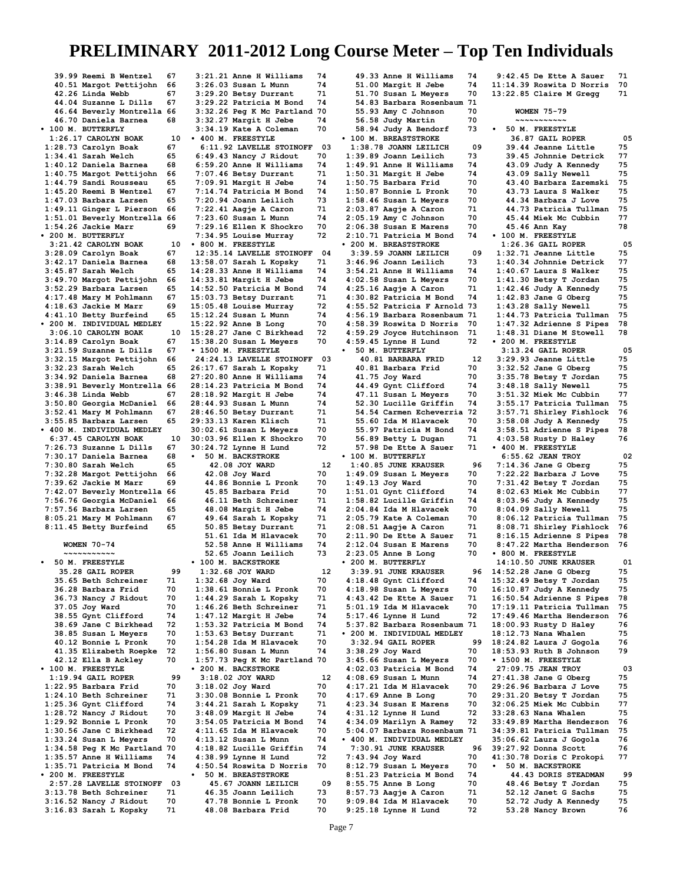# PRELIMINARY 2011-2012 Long Course Meter – Top Ten Individuals

39.99 Reemi B Wentzel 67
40.51 Margot Pettijohn 66
42.26 Linda Webb 67
44.04 Suzanne L Dills 67
46.64 Beverly Montrella 66
46.70 Daniela Barnea 68

• 100 M. BUTTERFLY
1:26.17 CAROLYN BOAK 10
1:28.73 Carolyn Boak 67
1:34.41 Sarah Welch 65
1:40.12 Daniela Barnea 68
1:40.75 Margot Pettijohn 66
1:44.79 Sandi Rousseau 65
1:45.20 Reemi B Wentzel 67
1:47.03 Barbara Larsen 65
1:49.11 Ginger L Pierson 66
1:51.01 Beverly Montrella 66
1:54.26 Jackie Marr 69

• 200 M. BUTTERFLY
3:21.42 CAROLYN BOAK 10
3:28.09 Carolyn Boak 67
3:42.17 Daniela Barnea 68
3:45.87 Sarah Welch 65
3:49.70 Margot Pettijohn 66
3:52.29 Barbara Larsen 65
4:17.48 Mary M Pohlmann 67
4:18.63 Jackie M Marr 69
4:41.10 Betty Burfeind 65

• 200 M. INDIVIDUAL MEDLEY
3:06.10 CAROLYN BOAK 10
3:14.89 Carolyn Boak 67
3:21.59 Suzanne L Dills 67
3:32.15 Margot Pettijohn 66
3:32.23 Sarah Welch 65
3:34.92 Daniela Barnea 68
3:38.91 Beverly Montrella 66
3:46.38 Linda Webb 67
3:50.80 Georgia McDaniel 66
3:52.41 Mary M Pohlmann 67
3:55.85 Barbara Larsen 65

• 400 M. INDIVIDUAL MEDLEY
6:37.45 CAROLYN BOAK 10
7:26.73 Suzanne L Dills 67
7:30.17 Daniela Barnea 68
7:30.80 Sarah Welch 65
7:32.28 Margot Pettijohn 66
7:39.62 Jackie M Marr 69
7:42.07 Beverly Montrella 66
7:56.76 Georgia McDaniel 66
7:57.56 Barbara Larsen 65
8:05.21 Mary M Pohlmann 67
8:11.45 Betty Burfeind 65

## WOMEN 70-74

• 50 M. FREESTYLE
35.28 GAIL ROPER 99
35.65 Beth Schreiner 71
36.28 Barbara Frid 70
36.73 Nancy J Ridout 70
37.05 Joy Ward 70
38.55 Gynt Clifford 74
38.69 Jane C Birkhead 72
38.85 Susan L Meyers 70
40.12 Bonnie L Pronk 70
41.35 Elizabeth Roepke 72
42.12 Ella B Ackley 70

• 100 M. FREESTYLE
1:19.94 GAIL ROPER 99
1:22.95 Barbara Frid 70
1:24.10 Beth Schreiner 71
1:25.36 Gynt Clifford 74
1:28.72 Nancy J Ridout 70
1:29.92 Bonnie L Pronk 70
1:30.56 Jane C Birkhead 72
1:33.24 Susan L Meyers 70
1:34.58 Peg K Mc Partland 70
1:35.57 Anne H Williams 74
1:35.71 Patricia M Bond 74

• 200 M. FREESTYLE
2:57.28 LAVELLE STOINOFF 03
3:13.78 Beth Schreiner 71
3:16.52 Nancy J Ridout 70
3:16.83 Sarah L Kopsky 71
3:21.21 Anne H Williams 74
3:26.03 Susan L Munn 74
3:29.20 Betsy Durrant 71
3:29.22 Patricia M Bond 74
3:32.26 Peg K Mc Partland 70
3:32.27 Margit H Jebe 74
3:34.19 Kate A Coleman 70

• 400 M. FREESTYLE
6:11.92 LAVELLE STOINOFF 03
6:49.43 Nancy J Ridout 70
6:59.20 Anne H Williams 74
7:07.46 Betsy Durrant 71
7:09.91 Margit H Jebe 74
7:14.74 Patricia M Bond 74
7:20.94 Joann Leilich 73
7:22.41 Aagje A Caron 71
7:23.60 Susan L Munn 74
7:29.16 Ellen K Shockro 70
7:34.95 Louise Murray 72

• 800 M. FREESTYLE
12:35.14 LAVELLE STOINOFF 04
13:58.07 Sarah L Kopsky 71
14:28.33 Anne H Williams 74
14:33.81 Margit H Jebe 74
14:52.50 Patricia M Bond 74
15:03.73 Betsy Durrant 71
15:05.48 Louise Murray 72
15:12.24 Susan L Munn 74
15:22.92 Anne B Long 70
15:28.27 Jane C Birkhead 72
15:38.20 Susan L Meyers 70

• 1500 M. FREESTYLE
24:24.13 LAVELLE STOINOFF 03
26:17.67 Sarah L Kopsky 71
27:20.80 Anne H Williams 74
28:14.23 Patricia M Bond 74
28:18.92 Margit H Jebe 74
28:44.93 Susan L Munn 74
28:46.50 Betsy Durrant 71
29:33.13 Karen Klisch 71
30:02.61 Susan L Meyers 70
30:03.96 Ellen K Shockro 70
30:24.72 Lynne H Lund 72

• 50 M. BACKSTROKE
42.08 JOY WARD 12
42.08 Joy Ward 70
44.86 Bonnie L Pronk 70
45.85 Barbara Frid 70
46.11 Beth Schreiner 71
48.08 Margit H Jebe 74
49.64 Sarah L Kopsky 71
50.85 Betsy Durrant 71
51.61 Ida M Hlavacek 70
52.58 Anne H Williams 74
52.65 Joann Leilich 73

• 100 M. BACKSTROKE
1:32.68 JOY WARD 12
1:32.68 Joy Ward 70
1:38.61 Bonnie L Pronk 70
1:44.29 Sarah L Kopsky 71
1:46.26 Beth Schreiner 71
1:47.12 Margit H Jebe 74
1:53.32 Patricia M Bond 74
1:53.63 Betsy Durrant 71
1:54.28 Ida M Hlavacek 70
1:56.80 Susan L Munn 74
1:57.73 Peg K Mc Partland 70

• 200 M. BACKSTROKE
3:18.02 JOY WARD 12
3:18.02 Joy Ward 70
3:30.08 Bonnie L Pronk 70
3:44.21 Sarah L Kopsky 71
3:48.09 Margit H Jebe 74
3:54.05 Patricia M Bond 74
4:11.65 Ida M Hlavacek 70
4:13.12 Susan L Munn 74
4:18.82 Lucille Griffin 74
4:38.99 Lynne H Lund 72
4:50.54 Roswita D Norris 70

• 50 M. BREASTSTROKE
45.67 JOANN LEILICH 09
46.35 Joann Leilich 73
47.78 Bonnie L Pronk 70
48.08 Barbara Frid 70
49.33 Anne H Williams 74
51.00 Margit H Jebe 74
51.70 Susan L Meyers 70
54.83 Barbara Rosenbaum 71
55.93 Amy C Johnson 70
56.58 Judy Martin 70
58.94 Judy A Bendorf 73

• 100 M. BREASTSTROKE
1:38.78 JOANN LEILICH 09
1:39.89 Joann Leilich 73
1:49.91 Anne H Williams 74
1:50.31 Margit H Jebe 74
1:50.75 Barbara Frid 70
1:50.87 Bonnie L Pronk 70
1:58.46 Susan L Meyers 70
2:03.87 Aagje A Caron 71
2:05.19 Amy C Johnson 70
2:06.38 Susan E Marens 70
2:10.71 Patricia M Bond 74

• 200 M. BREASTSTROKE
3:39.59 JOANN LEILICH 09
3:46.96 Joann Leilich 73
3:54.21 Anne H Williams 74
4:02.58 Susan L Meyers 70
4:25.16 Aagje A Caron 71
4:30.82 Patricia M Bond 74
4:55.52 Patricia F Arnold 73
4:56.19 Barbara Rosenbaum 71
4:58.39 Roswita D Norris 70
4:59.29 Joyce Hutchinson 71
4:59.45 Lynne H Lund 72

• 50 M. BUTTERFLY
40.81 BARBARA FRID 12
40.81 Barbara Frid 70
41.75 Joy Ward 70
44.49 Gynt Clifford 74
47.11 Susan L Meyers 70
52.30 Lucille Griffin 74
54.54 Carmen Echeverria 72
55.60 Ida M Hlavacek 70
55.97 Patricia M Bond 74
56.89 Betty L Dugan 71
57.98 De Ette A Sauer 71

• 100 M. BUTTERFLY
1:40.85 JUNE KRAUSER 96
1:49.09 Susan L Meyers 70
1:49.13 Joy Ward 70
1:51.01 Gynt Clifford 74
1:58.82 Lucille Griffin 74
2:04.84 Ida M Hlavacek 70
2:05.79 Kate A Coleman 70
2:08.51 Aagje A Caron 71
2:11.90 De Ette A Sauer 71
2:12.04 Susan E Marens 70
2:23.05 Anne B Long 70

• 200 M. BUTTERFLY
3:39.91 JUNE KRAUSER 96
4:18.48 Gynt Clifford 74
4:18.98 Susan L Meyers 70
4:43.42 De Ette A Sauer 71
5:01.19 Ida M Hlavacek 70
5:17.46 Lynne H Lund 72
5:37.82 Barbara Rosenbaum 71

• 200 M. INDIVIDUAL MEDLEY
3:32.94 GAIL ROPER 99
3:38.29 Joy Ward 70
3:45.66 Susan L Meyers 70
4:02.03 Patricia M Bond 74
4:08.69 Susan L Munn 74
4:17.21 Ida M Hlavacek 70
4:17.69 Anne B Long 70
4:23.34 Susan E Marens 70
4:31.12 Lynne H Lund 72
4:34.09 Marilyn A Ramey 72
5:04.07 Barbara Rosenbaum 71

• 400 M. INDIVIDUAL MEDLEY
7:30.91 JUNE KRAUSER 96
7:43.94 Joy Ward 70
8:12.79 Susan L Meyers 70
8:51.23 Patricia M Bond 74
8:55.75 Anne B Long 70
8:57.73 Aagje A Caron 71
9:09.84 Ida M Hlavacek 70
9:25.18 Lynne H Lund 72
9:42.45 De Ette A Sauer 71
11:14.39 Roswita D Norris 70
13:22.85 Claire M Gregg 71

## WOMEN 75-79

• 50 M. FREESTYLE
36.87 GAIL ROPER 05
39.44 Jeanne Little 75
39.45 Johnnie Detrick 77
43.09 Judy A Kennedy 75
43.09 Sally Newell 75
43.40 Barbara Zaremski 75
43.73 Laura S Walker 75
44.34 Barbara J Love 75
44.73 Patricia Tullman 75
45.44 Miek Mc Cubbin 77
45.46 Ann Kay 78

• 100 M. FREESTYLE
1:26.36 GAIL ROPER 05
1:32.71 Jeanne Little 75
1:40.34 Johnnie Detrick 77
1:40.67 Laura S Walker 75
1:41.30 Betsy T Jordan 75
1:42.46 Judy A Kennedy 75
1:42.83 Jane G Oberg 75
1:43.28 Sally Newell 75
1:44.73 Patricia Tullman 75
1:47.32 Adrienne S Pipes 78
1:48.31 Diane M Stowell 78

• 200 M. FREESTYLE
3:13.24 GAIL ROPER 05
3:29.93 Jeanne Little 75
3:32.52 Jane G Oberg 75
3:35.78 Betsy T Jordan 75
3:48.18 Sally Newell 75
3:51.32 Miek Mc Cubbin 77
3:55.17 Patricia Tullman 75
3:57.71 Shirley Fishlock 76
3:58.08 Judy A Kennedy 75
3:58.51 Adrienne S Pipes 78
4:03.58 Rusty D Haley 76

• 400 M. FREESTYLE
6:55.62 JEAN TROY 02
7:14.36 Jane G Oberg 75
7:22.22 Barbara J Love 75
7:31.42 Betsy T Jordan 75
8:02.63 Miek Mc Cubbin 77
8:03.96 Judy A Kennedy 75
8:04.09 Sally Newell 75
8:06.12 Patricia Tullman 75
8:08.71 Shirley Fishlock 76
8:16.15 Adrienne S Pipes 78
8:47.22 Martha Henderson 76

• 800 M. FREESTYLE
14:10.50 JUNE KRAUSER 01
14:52.28 Jane G Oberg 75
15:32.49 Betsy T Jordan 75
16:10.87 Judy A Kennedy 75
16:50.54 Adrienne S Pipes 78
17:19.11 Patricia Tullman 75
17:49.46 Martha Henderson 76
18:00.93 Rusty D Haley 76
18:12.73 Nana Whalen 75
18:24.82 Laura J Gogola 76
18:53.93 Ruth B Johnson 79

• 1500 M. FREESTYLE
27:09.75 JEAN TROY 03
27:41.38 Jane G Oberg 75
29:26.96 Barbara J Love 75
29:31.20 Betsy T Jordan 75
32:06.25 Miek Mc Cubbin 77
33:28.63 Nana Whalen 75
33:49.89 Martha Henderson 76
34:39.81 Patricia Tullman 75
35:06.62 Laura J Gogola 76
39:27.92 Donna Scott 76
41:30.78 Doris C Prokopi 77

• 50 M. BACKSTROKE
44.43 DORIS STEADMAN 99
48.46 Betsy T Jordan 75
52.12 Janet G Sachs 75
52.72 Judy A Kennedy 75
53.28 Nancy Brown 76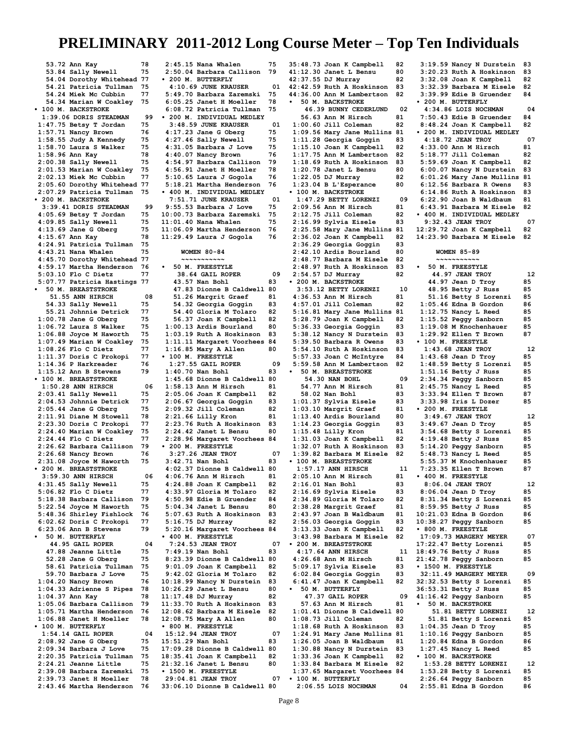# PRELIMINARY 2011-2012 Long Course Meter – Top Ten Individuals

```
  53.72 Ann Kay                78
  53.84 Sally Newell           75
  54.04 Dorothy Whitehead      77
  54.21 Patricia Tullman       75
  54.24 Miek Mc Cubbin         77
  54.34 Marian W Coakley       75
• 100 M. BACKSTROKE
 1:39.06 DORIS STEADMAN        99
 1:47.75 Betsy T Jordan        75
 1:57.71 Nancy Brown           76
 1:58.55 Judy A Kennedy        75
 1:58.70 Laura S Walker        75
 1:58.96 Ann Kay               78
 2:00.38 Sally Newell          75
 2:01.53 Marian W Coakley      75
 2:02.13 Miek Mc Cubbin        77
 2:05.60 Dorothy Whitehead     77
 2:07.29 Patricia Tullman      75
• 200 M. BACKSTROKE
 3:39.41 DORIS STEADMAN        99
 4:05.69 Betsy T Jordan        75
 4:09.85 Sally Newell          75
 4:13.69 Jane G Oberg          75
 4:15.67 Ann Kay               78
 4:24.91 Patricia Tullman      75
 4:43.21 Nana Whalen           75
 4:45.70 Dorothy Whitehead     77
 4:59.17 Martha Henderson      76
 5:03.10 Flo C Dietz           77
 5:07.77 Patricia Hastings     77
• 50 M. BREASTSTROKE
  51.55 ANN HIRSCH             08
  54.33 Sally Newell           75
  55.21 Johnnie Detrick        77
 1:00.78 Jane G Oberg          75
 1:06.72 Laura S Walker        75
 1:06.88 Joyce M Haworth       75
 1:07.49 Marian W Coakley      75
 1:08.26 Flo C Dietz           77
 1:11.37 Doris C Prokopi       77
 1:14.36 P Harkreader          76
 1:15.12 Ann B Stevens         79
• 100 M. BREASTSTROKE
 1:50.28 ANN HIRSCH            06
 2:03.41 Sally Newell          75
 2:04.53 Johnnie Detrick       77
 2:05.44 Jane G Oberg          75
 2:11.91 Diane M Stowell       78
 2:23.30 Doris C Prokopi       77
 2:24.40 Marian W Coakley      75
 2:24.44 Flo C Dietz           77
 2:26.62 Barbara Callison      79
 2:26.68 Nancy Brown           76
 2:31.08 Joyce M Haworth       75
• 200 M. BREASTSTROKE
 3:59.30 ANN HIRSCH            06
 4:31.45 Sally Newell          75
 5:06.82 Flo C Dietz           77
 5:18.38 Barbara Callison      79
 5:22.54 Joyce M Haworth       75
 5:48.36 Shirley Fishlock      76
 6:02.62 Doris C Prokopi       77
 6:23.06 Ann B Stevens         79
• 50 M. BUTTERFLY
  44.95 GAIL ROPER             04
  47.88 Jeanne Little          75
  52.28 Jane G Oberg           75
  58.61 Patricia Tullman       75
  59.70 Barbara J Love         75
 1:04.20 Nancy Brown           76
 1:04.33 Adrienne S Pipes      78
 1:04.37 Ann Kay               78
 1:05.06 Barbara Callison      79
 1:05.71 Martha Henderson      76
 1:06.88 Janet H Moeller       78
• 100 M. BUTTERFLY
 1:54.14 GAIL ROPER            04
 2:08.92 Jane G Oberg          75
 2:09.34 Barbara J Love        75
 2:20.35 Patricia Tullman      75
 2:24.21 Jeanne Little         75
 2:39.08 Barbara Zaremski      75
 2:39.73 Janet H Moeller       78
 2:43.46 Martha Henderson      76
 2:45.15 Nana Whalen           75
 2:50.04 Barbara Callison      79
• 200 M. BUTTERFLY
 4:10.69 JUNE KRAUSER          01
 5:49.70 Barbara Zaremski      75
 6:05.25 Janet H Moeller       78
 6:08.72 Patricia Tullman      75
• 200 M. INDIVIDUAL MEDLEY
 3:48.59 JUNE KRAUSER          01
 4:17.23 Jane G Oberg          75
 4:27.46 Sally Newell          75
 4:31.05 Barbara J Love        75
 4:40.07 Nancy Brown           76
 4:54.97 Barbara Callison      79
 4:56.91 Janet H Moeller       78
 5:10.65 Laura J Gogola        76
 5:18.21 Martha Henderson      76
• 400 M. INDIVIDUAL MEDLEY
 7:51.71 JUNE KRAUSER          01
 9:55.53 Barbara J Love        75
10:00.73 Barbara Zaremski      75
11:01.40 Nana Whalen           75
11:06.09 Martha Henderson      76
11:29.49 Laura J Gogola        76
```

## WOMEN 80-84

```
• 50 M. FREESTYLE
  38.64 GAIL ROPER             09
  43.57 Nan Bohl               83
  47.83 Dionne B Caldwell      80
  51.26 Margrit Graef          81
  54.32 Georgia Goggin         83
  54.40 Gloria M Tolaro        82
  56.37 Joan K Campbell        82
 1:00.13 Ardis Bourland        80
 1:03.19 Ruth A Hoskinson      83
 1:11.11 Margaret Voorhees     84
 1:16.85 Mary A Allen          80
• 100 M. FREESTYLE
 1:27.55 GAIL ROPER            09
 1:40.70 Nan Bohl              83
 1:45.68 Dionne B Caldwell     80
 1:58.13 Ann M Hirsch          81
 2:05.06 Joan K Campbell       82
 2:06.67 Georgia Goggin        83
 2:09.32 Jill Coleman          82
 2:21.66 Lilly Kron            81
 2:23.76 Ruth A Hoskinson      83
 2:24.42 Janet L Bensu         80
 2:28.96 Margaret Voorhees     84
• 200 M. FREESTYLE
 3:27.26 JEAN TROY             07
 3:42.71 Nan Bohl              83
 4:02.37 Dionne B Caldwell     80
 4:06.76 Ann M Hirsch          81
 4:24.88 Joan K Campbell       82
 4:33.97 Gloria M Tolaro       82
 4:50.98 Edie B Gruender       84
 5:04.34 Janet L Bensu         80
 5:07.63 Ruth A Hoskinson      83
 5:16.75 DJ Murray             82
 5:20.16 Margaret Voorhees     84
• 400 M. FREESTYLE
 7:24.53 JEAN TROY             07
 7:49.19 Nan Bohl              83
 8:23.39 Dionne B Caldwell     80
 9:01.09 Joan K Campbell       82
 9:42.02 Gloria M Tolaro       82
10:18.99 Nancy N Durstein      83
10:26.29 Janet L Bensu         80
11:17.48 DJ Murray             82
11:33.70 Ruth A Hoskinson      83
12:08.62 Barbara M Eisele      82
12:08.75 Mary A Allen          80
• 800 M. FREESTYLE
15:12.94 JEAN TROY             07
15:51.29 Nan Bohl              83
17:09.28 Dionne B Caldwell     80
18:35.41 Joan K Campbell       82
21:32.16 Janet L Bensu         80
• 1500 M. FREESTYLE
29:04.81 JEAN TROY             07
33:06.10 Dionne B Caldwell     80
35:48.73 Joan K Campbell       82
41:12.30 Janet L Bensu         80
42:37.55 DJ Murray             82
42:42.59 Ruth A Hoskinson      83
44:36.00 Ann M Lambertson      82
• 50 M. BACKSTROKE
  46.39 BUNNY CEDERLUND        02
  56.63 Ann M Hirsch           81
 1:00.60 Jill Coleman          82
 1:09.56 Mary Jane Mullins     81
 1:11.28 Georgia Goggin        83
 1:15.10 Joan K Campbell       82
 1:17.75 Ann M Lambertson      82
 1:18.69 Ruth A Hoskinson      83
 1:20.78 Janet L Bensu         80
 1:22.05 DJ Murray             82
 1:23.04 B L'Esperance         80
• 100 M. BACKSTROKE
 1:47.29 BETTY LORENZI         09
 2:09.56 Ann M Hirsch          81
 2:12.75 Jill Coleman          82
 2:16.99 Sylvia Eisele         83
 2:25.58 Mary Jane Mullins     81
 2:36.02 Joan K Campbell       82
 2:36.29 Georgia Goggin        83
 2:42.10 Ardis Bourland        80
 2:48.77 Barbara M Eisele      82
 2:48.97 Ruth A Hoskinson      83
 2:54.57 DJ Murray             82
• 200 M. BACKSTROKE
 3:53.12 BETTY LORENZI         10
 4:36.53 Ann M Hirsch          81
 4:57.01 Jill Coleman          82
 5:16.81 Mary Jane Mullins     81
 5:28.79 Joan K Campbell       82
 5:36.33 Georgia Goggin        83
 5:38.12 Nancy N Durstein      83
 5:39.50 Barbara R Owens       83
 5:54.10 Ruth A Hoskinson      83
 5:57.33 Joan C McIntyre       84
 5:59.58 Ann M Lambertson      82
• 50 M. BREASTSTROKE
  54.30 NAN BOHL               09
  54.77 Ann M Hirsch           81
  58.02 Nan Bohl               83
 1:01.37 Sylvia Eisele         83
 1:03.10 Margrit Graef         81
 1:13.40 Ardis Bourland        80
 1:14.23 Georgia Goggin        83
 1:15.48 Lilly Kron            81
 1:31.03 Joan K Campbell       82
 1:32.07 Ruth A Hoskinson      83
 1:39.82 Barbara M Eisele      82
• 100 M. BREASTSTROKE
 1:57.17 ANN HIRSCH            11
 2:05.10 Ann M Hirsch          81
 2:16.01 Nan Bohl              83
 2:16.69 Sylvia Eisele         83
 2:34.89 Gloria M Tolaro       82
 2:38.28 Margrit Graef         81
 2:43.97 Joan B Waldbaum       81
 2:56.03 Georgia Goggin        83
 3:13.33 Joan K Campbell       82
 3:43.98 Barbara M Eisele      82
• 200 M. BREASTSTROKE
 4:17.64 ANN HIRSCH            11
 4:26.68 Ann M Hirsch          81
 5:09.17 Sylvia Eisele         83
 6:02.84 Georgia Goggin        83
 6:41.47 Joan K Campbell       82
• 50 M. BUTTERFLY
  47.37 GAIL ROPER             09
  57.63 Ann M Hirsch           81
 1:01.41 Dionne B Caldwell     80
 1:08.73 Jill Coleman          82
 1:18.68 Ruth A Hoskinson      83
 1:24.91 Mary Jane Mullins     81
 1:26.05 Joan B Waldbaum       81
 1:30.88 Nancy N Durstein      83
 1:33.36 Joan K Campbell       82
 1:33.84 Barbara M Eisele      82
 1:37.65 Margaret Voorhees     84
• 100 M. BUTTERFLY
 2:06.55 LOIS NOCHMAN          04
 3:19.59 Nancy N Durstein      83
 3:20.23 Ruth A Hoskinson      83
 3:32.08 Joan K Campbell       82
 3:32.39 Barbara M Eisele      82
 3:39.99 Edie B Gruender       84
• 200 M. BUTTERFLY
 4:34.86 LOIS NOCHMAN          04
 7:50.43 Edie B Gruender       84
 8:48.24 Joan K Campbell       82
• 200 M. INDIVIDUAL MEDLEY
 4:18.72 JEAN TROY             07
 4:33.00 Ann M Hirsch          81
 5:18.77 Jill Coleman          82
 5:59.69 Joan K Campbell       82
 6:00.07 Nancy N Durstein      83
 6:01.26 Mary Jane Mullins     81
 6:12.56 Barbara R Owens       83
 6:14.86 Ruth A Hoskinson      83
 6:22.90 Joan B Waldbaum       81
 6:43.91 Barbara M Eisele      82
• 400 M. INDIVIDUAL MEDLEY
 9:32.43 JEAN TROY             07
12:29.72 Joan K Campbell       82
14:23.90 Barbara M Eisele      82
```

## WOMEN 85-89

```
• 50 M. FREESTYLE
  44.97 JEAN TROY              12
  44.97 Jean D Troy            85
  48.95 Betty J Russ           85
  51.16 Betty S Lorenzi        85
 1:05.46 Edna B Gordon         86
 1:12.75 Nancy L Reed          85
 1:15.52 Peggy Sanborn         85
 1:19.08 M Knochenhauer        85
 1:29.92 Ellen T Brown         87
• 100 M. FREESTYLE
 1:43.68 JEAN TROY             12
 1:43.68 Jean D Troy           85
 1:48.59 Betty S Lorenzi       85
 1:51.16 Betty J Russ          85
 2:34.34 Peggy Sanborn         85
 2:45.75 Nancy L Reed          85
 3:33.94 Ellen T Brown         87
 3:33.98 Iris L Dozer          85
• 200 M. FREESTYLE
 3:49.67 JEAN TROY             12
 3:49.67 Jean D Troy           85
 3:54.68 Betty S Lorenzi       85
 4:19.48 Betty J Russ          85
 5:14.20 Peggy Sanborn         85
 5:48.73 Nancy L Reed          85
 5:55.37 M Knochenhauer        85
 7:23.35 Ellen T Brown         87
• 400 M. FREESTYLE
 8:06.04 JEAN TROY             12
 8:06.04 Jean D Troy           85
 8:31.34 Betty S Lorenzi       85
 8:59.95 Betty J Russ          85
10:21.03 Edna B Gordon         86
10:38.27 Peggy Sanborn         85
• 800 M. FREESTYLE
17:09.73 MARGERY MEYER         07
17:22.47 Betty Lorenzi         85
18:49.76 Betty J Russ          85
21:42.78 Peggy Sanborn         85
• 1500 M. FREESTYLE
32:11.49 MARGERY MEYER         09
32:32.53 Betty S Lorenzi       85
36:53.31 Betty J Russ          85
41:16.42 Peggy Sanborn         85
• 50 M. BACKSTROKE
  51.81 BETTY LORENZI          12
  51.81 Betty S Lorenzi        85
 1:04.35 Jean D Troy           85
 1:10.16 Peggy Sanborn         85
 1:20.84 Edna B Gordon         86
 1:27.45 Nancy L Reed          85
• 100 M. BACKSTROKE
 1:53.28 BETTY LORENZI         12
 1:53.28 Betty S Lorenzi       85
 2:26.64 Peggy Sanborn         85
 2:55.81 Edna B Gordon         86
```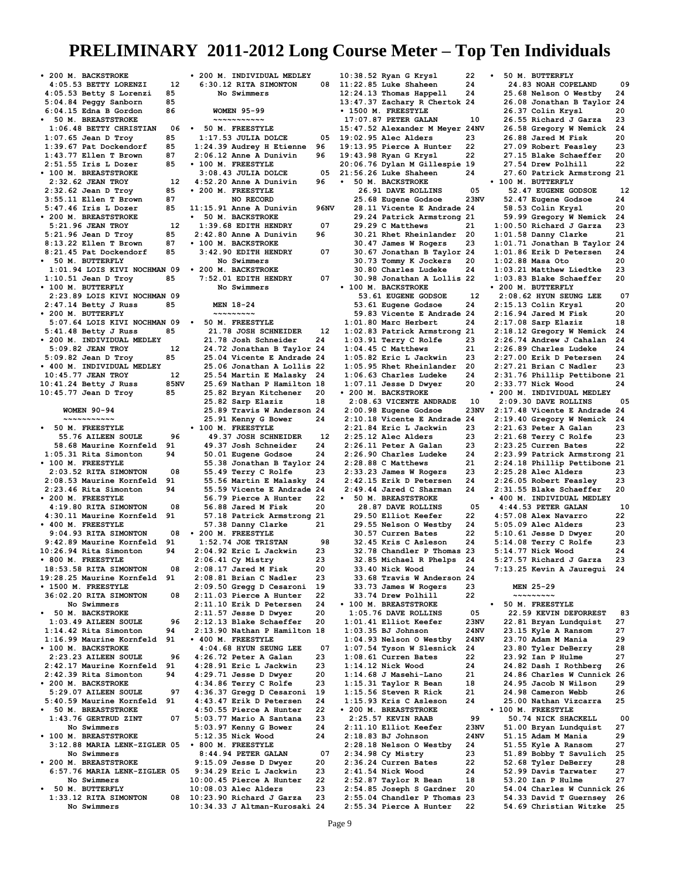# PRELIMINARY 2011-2012 Long Course Meter – Top Ten Individuals

- **200 M. BACKSTROKE**
  - 4:05.53 BETTY LORENZI 12
  - 4:05.53 Betty S Lorenzi 85
  - 5:04.84 Peggy Sanborn 85
  - 6:04.15 Edna B Gordon 86
- **50 M. BREASTSTROKE**
  - 1:06.48 BETTY CHRISTIAN 06
  - 1:07.65 Jean D Troy 85
  - 1:39.67 Pat Dockendorf 85
  - 1:43.77 Ellen T Brown 87
  - 2:51.55 Iris L Dozer 85
- **100 M. BREASTSTROKE**
  - 2:32.62 JEAN TROY 12
  - 2:32.62 Jean D Troy 85
  - 3:55.11 Ellen T Brown 87
  - 5:47.46 Iris L Dozer 85
- **200 M. BREASTSTROKE**
  - 5:21.96 JEAN TROY 12
  - 5:21.96 Jean D Troy 85
  - 8:13.22 Ellen T Brown 87
  - 8:21.45 Pat Dockendorf 85
- **50 M. BUTTERFLY**
  - 1:01.94 LOIS KIVI NOCHMAN 09
  - 1:10.51 Jean D Troy 85
- **100 M. BUTTERFLY**
  - 2:23.89 LOIS KIVI NOCHMAN 09
  - 2:47.14 Betty J Russ 85
- **200 M. BUTTERFLY**
  - 5:07.64 LOIS KIVI NOCHMAN 09
  - 5:41.48 Betty J Russ 85
- **200 M. INDIVIDUAL MEDLEY**
  - 5:09.82 JEAN TROY 12
  - 5:09.82 Jean D Troy 85
- **400 M. INDIVIDUAL MEDLEY**
  - 10:45.77 JEAN TROY 12
  - 10:41.24 Betty J Russ 85NV
  - 10:45.77 Jean D Troy 85

## WOMEN 90-94

- **50 M. FREESTYLE**
  - 55.76 AILEEN SOULE 96
  - 58.68 Maurine Kornfeld 91
  - 1:05.31 Rita Simonton 94
- **100 M. FREESTYLE**
  - 2:03.52 RITA SIMONTON 08
  - 2:08.53 Maurine Kornfeld 91
  - 2:23.46 Rita Simonton 94
- **200 M. FREESTYLE**
  - 4:19.80 RITA SIMONTON 08
  - 4:30.11 Maurine Kornfeld 91
- **400 M. FREESTYLE**
  - 9:04.93 RITA SIMONTON 08
  - 9:42.89 Maurine Kornfeld 91
  - 10:26.94 Rita Simonton 94
- **800 M. FREESTYLE**
  - 18:53.58 RITA SIMONTON 08
  - 19:28.25 Maurine Kornfeld 91
- **1500 M. FREESTYLE**
  - 36:02.20 RITA SIMONTON 08
  - No Swimmers
- **50 M. BACKSTROKE**
  - 1:03.49 AILEEN SOULE 96
  - 1:14.42 Rita Simonton 94
  - 1:16.99 Maurine Kornfeld 91
- **100 M. BACKSTROKE**
  - 2:23.23 AILEEN SOULE 96
  - 2:42.17 Maurine Kornfeld 91
  - 2:42.39 Rita Simonton 94
- **200 M. BACKSTROKE**
  - 5:29.07 AILEEN SOULE 97
  - 5:40.59 Maurine Kornfeld 91
- **50 M. BREASTSTROKE**
  - 1:43.76 GERTRUD ZINT 07
  - No Swimmers
- **100 M. BREASTSTROKE**
  - 3:12.88 MARIA LENK-ZIGLER 05
  - No Swimmers
- **200 M. BREASTSTROKE**
  - 6:57.76 MARIA LENK-ZIGLER 05
  - No Swimmers
- **50 M. BUTTERFLY**
  - 1:33.12 RITA SIMONTON 08
  - No Swimmers
- **200 M. INDIVIDUAL MEDLEY**
  - 6:30.12 RITA SIMONTON 08
  - No Swimmers

## WOMEN 95-99

- **50 M. FREESTYLE**
  - 1:17.53 JULIA DOLCE 05
  - 1:24.39 Audrey H Etienne 96
  - 2:06.12 Anne A Dunivin 96
- **100 M. FREESTYLE**
  - 3:08.43 JULIA DOLCE 05
  - 4:52.20 Anne A Dunivin 96
- **200 M. FREESTYLE**
  - NO RECORD
  - 11:15.91 Anne A Dunivin 96NV
- **50 M. BACKSTROKE**
  - 1:39.68 EDITH HENDRY 07
  - 2:42.80 Anne A Dunivin 96
- **100 M. BACKSTROKE**
  - 3:42.90 EDITH HENDRY 07
  - No Swimmers
- **200 M. BACKSTROKE**
  - 7:52.01 EDITH HENDRY 07
  - No Swimmers

## MEN 18-24

- **50 M. FREESTYLE**
  - 21.78 JOSH SCHNEIDER 12
  - 21.78 Josh Schneider 24
  - 24.72 Jonathan B Taylor 24
  - 25.04 Vicente E Andrade 24
  - 25.06 Jonathan A Lollis 22
  - 25.54 Martin E Malasky 24
  - 25.69 Nathan P Hamilton 18
  - 25.82 Bryan Kitchener 20
  - 25.82 Sarp Elaziz 18
  - 25.89 Travis W Anderson 24
  - 25.91 Kenny G Bower 24
- **100 M. FREESTYLE**
  - 49.37 JOSH SCHNEIDER 12
  - 49.37 Josh Schneider 24
  - 50.01 Eugene Godsoe 24
  - 55.38 Jonathan B Taylor 24
  - 55.49 Terry C Rolfe 23
  - 55.56 Martin E Malasky 24
  - 55.59 Vicente E Andrade 24
  - 56.79 Pierce A Hunter 22
  - 56.88 Jared M Fisk 20
  - 57.18 Patrick Armstrong 21
  - 57.38 Danny Clarke 21
- **200 M. FREESTYLE**
  - 1:52.74 JOE TRISTAN 98
  - 2:04.92 Eric L Jackwin 23
  - 2:06.41 Cy Mistry 23
  - 2:08.17 Jared M Fisk 20
  - 2:08.81 Brian C Nadler 23
  - 2:09.50 Gregg D Cesaroni 19
  - 2:11.03 Pierce A Hunter 22
  - 2:11.10 Erik D Petersen 24
  - 2:11.57 Jesse D Dwyer 20
  - 2:12.13 Blake Schaeffer 20
  - 2:13.90 Nathan P Hamilton 18
- **400 M. FREESTYLE**
  - 4:04.68 HYUN SEUNG LEE 07
  - 4:26.72 Peter A Galan 23
  - 4:28.91 Eric L Jackwin 23
  - 4:29.71 Jesse D Dwyer 20
  - 4:34.86 Terry C Rolfe 23
  - 4:36.37 Gregg D Cesaroni 19
  - 4:43.47 Erik D Petersen 24
  - 4:50.55 Pierce A Hunter 22
  - 5:03.77 Mario A Santana 23
  - 5:03.97 Kenny G Bower 24
  - 5:12.35 Nick Wood 24
- **800 M. FREESTYLE**
  - 8:44.94 PETER GALAN 07
  - 9:15.09 Jesse D Dwyer 20
  - 9:34.29 Eric L Jackwin 23
  - 10:00.45 Pierce A Hunter 22
  - 10:08.03 Alec Alders 23
  - 10:23.90 Richard J Garza 23
  - 10:34.33 J Altman-Kurosaki 24
  - 10:38.52 Ryan G Krysl 22
  - 11:22.85 Luke Shaheen 24
  - 12:24.13 Thomas Happell 24
  - 13:47.37 Zachary R Chertok 24
- **1500 M. FREESTYLE**
  - 17:07.87 PETER GALAN 10
  - 15:47.52 Alexander M Meyer 24NV
  - 19:02.95 Alec Alders 23
  - 19:13.95 Pierce A Hunter 22
  - 19:43.98 Ryan G Krysl 22
  - 20:06.76 Dylan M Gillespie 19
  - 21:56.26 Luke Shaheen 24
- **50 M. BACKSTROKE**
  - 26.91 DAVE ROLLINS 05
  - 25.68 Eugene Godsoe 23NV
  - 28.11 Vicente E Andrade 24
  - 29.24 Patrick Armstrong 21
  - 29.29 C Matthews 21
  - 30.21 Rhet Rheinlander 20
  - 30.47 James W Rogers 23
  - 30.67 Jonathan B Taylor 24
  - 30.73 Tommy K Jockers 20
  - 30.80 Charles Ludeke 24
  - 30.98 Jonathan A Lollis 22
- **100 M. BACKSTROKE**
  - 53.61 EUGENE GODSOE 12
  - 53.61 Eugene Godsoe 24
  - 59.83 Vicente E Andrade 24
  - 1:01.80 Marc Herbert 24
  - 1:02.83 Patrick Armstrong 21
  - 1:03.91 Terry C Rolfe 23
  - 1:04.45 C Matthews 21
  - 1:05.82 Eric L Jackwin 23
  - 1:05.95 Rhet Rheinlander 20
  - 1:06.63 Charles Ludeke 24
  - 1:07.11 Jesse D Dwyer 20
- **200 M. BACKSTROKE**
  - 2:08.63 VICENTE ANDRADE 10
  - 2:00.98 Eugene Godsoe 23NV
  - 2:10.18 Vicente E Andrade 24
  - 2:21.84 Eric L Jackwin 23
  - 2:25.12 Alec Alders 23
  - 2:26.11 Peter A Galan 23
  - 2:26.90 Charles Ludeke 24
  - 2:28.88 C Matthews 21
  - 2:33.23 James W Rogers 23
  - 2:42.15 Erik D Petersen 24
  - 2:49.44 Jared C Sharman 24
- **50 M. BREASTSTROKE**
  - 28.87 DAVE ROLLINS 05
  - 29.50 Elliot Keefer 22
  - 29.55 Nelson O Westby 24
  - 30.57 Curren Bates 22
  - 32.45 Kris C Asleson 24
  - 32.78 Chandler P Thomas 23
  - 32.85 Michael R Phelps 24
  - 33.40 Nick Wood 24
  - 33.68 Travis W Anderson 24
  - 33.73 James W Rogers 23
  - 33.74 Drew Polhill 22
- **100 M. BREASTSTROKE**
  - 1:05.76 DAVE ROLLINS 05
  - 1:01.41 Elliot Keefer 23NV
  - 1:03.35 BJ Johnson 24NV
  - 1:04.93 Nelson O Westby 24NV
  - 1:07.54 Tyson W Slesnick 24
  - 1:08.61 Curren Bates 22
  - 1:14.12 Nick Wood 24
  - 1:14.68 J Masehi-Lano 21
  - 1:15.31 Taylor R Bean 18
  - 1:15.56 Steven R Rick 21
  - 1:15.93 Kris C Asleson 24
- **200 M. BREASTSTROKE**
  - 2:25.57 KEVIN RAAB 99
  - 2:11.10 Elliot Keefer 23NV
  - 2:18.83 BJ Johnson 24NV
  - 2:28.18 Nelson O Westby 24
  - 2:34.98 Cy Mistry 23
  - 2:36.24 Curren Bates 22
  - 2:41.54 Nick Wood 24
  - 2:52.87 Taylor R Bean 18
  - 2:54.85 Joseph S Gardner 20
  - 2:55.04 Chandler P Thomas 23
  - 2:55.34 Pierce A Hunter 22
- **50 M. BUTTERFLY**
  - 24.83 NOAH COPELAND 09
  - 25.68 Nelson O Westby 24
  - 26.08 Jonathan B Taylor 24
  - 26.37 Colin Krysl 20
  - 26.55 Richard J Garza 23
  - 26.58 Gregory W Nemick 24
  - 26.88 Jared M Fisk 20
  - 27.09 Robert Feasley 23
  - 27.15 Blake Schaeffer 20
  - 27.54 Drew Polhill 22
  - 27.60 Patrick Armstrong 21
- **100 M. BUTTERFLY**
  - 52.47 EUGENE GODSOE 12
  - 52.47 Eugene Godsoe 24
  - 58.53 Colin Krysl 20
  - 59.99 Gregory W Nemick 24
  - 1:00.50 Richard J Garza 23
  - 1:01.58 Danny Clarke 21
  - 1:01.71 Jonathan B Taylor 24
  - 1:01.86 Erik D Petersen 24
  - 1:02.88 Masa Oto 20
  - 1:03.21 Matthew Liedtke 23
  - 1:03.83 Blake Schaeffer 20
- **200 M. BUTTERFLY**
  - 2:08.62 HYUN SEUNG LEE 07
  - 2:15.13 Colin Krysl 20
  - 2:16.94 Jared M Fisk 20
  - 2:17.08 Sarp Elaziz 18
  - 2:18.12 Gregory W Nemick 24
  - 2:26.74 Andrew J Cahalan 24
  - 2:26.89 Charles Ludeke 24
  - 2:27.00 Erik D Petersen 24
  - 2:27.21 Brian C Nadler 23
  - 2:31.76 Phillip Pettibone 21
  - 2:33.77 Nick Wood 24
- **200 M. INDIVIDUAL MEDLEY**
  - 2:09.30 DAVE ROLLINS 05
  - 2:17.48 Vicente E Andrade 24
  - 2:19.40 Gregory W Nemick 24
  - 2:21.63 Peter A Galan 23
  - 2:21.68 Terry C Rolfe 23
  - 2:23.25 Curren Bates 22
  - 2:23.99 Patrick Armstrong 21
  - 2:24.18 Phillip Pettibone 21
  - 2:25.28 Alec Alders 23
  - 2:26.05 Robert Feasley 23
  - 2:31.55 Blake Schaeffer 20
- **400 M. INDIVIDUAL MEDLEY**
  - 4:44.53 PETER GALAN 10
  - 4:57.08 Alex Navarro 22
  - 5:05.09 Alec Alders 23
  - 5:10.61 Jesse D Dwyer 20
  - 5:14.08 Terry C Rolfe 23
  - 5:14.77 Nick Wood 24
  - 5:27.57 Richard J Garza 23
  - 7:13.25 Kevin A Jauregui 24

## MEN 25-29

- **50 M. FREESTYLE**
  - 22.59 KEVIN DEFORREST 83
  - 22.81 Bryan Lundquist 27
  - 23.15 Kyle A Ransom 27
  - 23.70 Adam M Mania 29
  - 23.80 Tyler DeBerry 28
  - 23.92 Ian P Hulme 27
  - 24.82 Dash I Rothberg 26
  - 24.86 Charles W Cunnick 26
  - 24.95 Jacob N Wilson 29
  - 24.98 Cameron Webb 26
  - 25.00 Nathan Vizcarra 25
- **100 M. FREESTYLE**
  - 50.74 NICK SHACKELL 00
  - 51.00 Bryan Lundquist 27
  - 51.15 Adam M Mania 29
  - 51.55 Kyle A Ransom 27
  - 51.89 Bobby T Savulich 25
  - 52.68 Tyler DeBerry 28
  - 52.99 Davis Tarwater 27
  - 53.20 Ian P Hulme 27
  - 54.04 Charles W Cunnick 26
  - 54.33 David T Guernsey 26
  - 54.69 Christian Witzke 25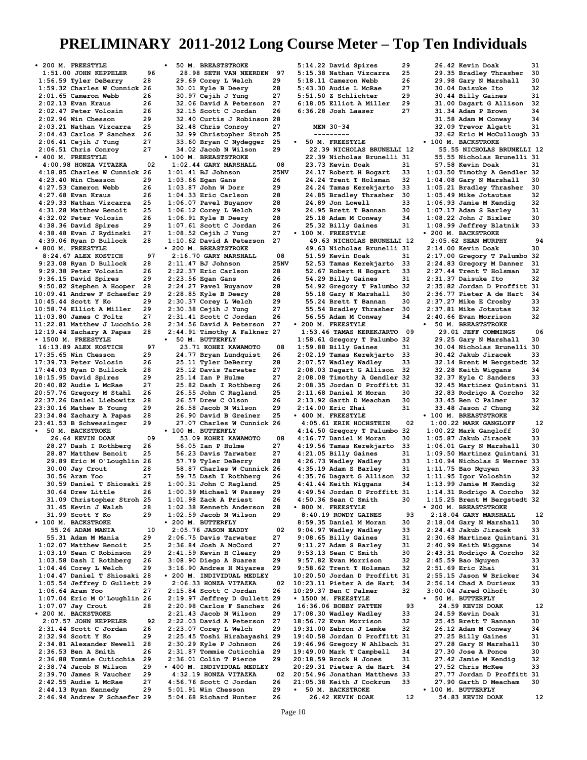# PRELIMINARY 2011-2012 Long Course Meter – Top Ten Individuals

• 200 M. FREESTYLE
1:51.00 JOHN KEPPELER 96
1:56.59 Tyler DeBerry 28
1:59.32 Charles W Cunnick 26
2:01.65 Cameron Webb 26
2:02.13 Evan Kraus 26
2:02.47 Peter Volosin 26
2:02.96 Win Chesson 29
2:03.21 Nathan Vizcarra 25
2:04.43 Carlos F Sanchez 26
2:06.41 Cejih J Yung 27
2:06.51 Chris Conroy 27

• 400 M. FREESTYLE
4:00.98 HONZA VITAZKA 02
4:18.85 Charles W Cunnick 26
4:23.40 Win Chesson 29
4:27.53 Cameron Webb 26
4:27.68 Evan Kraus 26
4:29.33 Nathan Vizcarra 25
4:31.28 Matthew Benoit 25
4:32.02 Peter Volosin 26
4:38.36 David Spires 29
4:38.48 Evan J Rydinski 27
4:39.06 Ryan D Bullock 28

• 800 M. FREESTYLE
8:24.67 ALEX KOSTICH 97
9:23.08 Ryan D Bullock 28
9:29.38 Peter Volosin 26
9:36.15 David Spires 29
9:50.82 Stephen A Hooper 28
10:09.41 Andrew F Schaefer 29
10:45.44 Scott Y Ko 29
10:58.74 Elliot A Miller 29
11:03.80 James C Foltz 27
11:22.81 Matthew J Lucchio 28
12:19.44 Zachary A Papas 28

• 1500 M. FREESTYLE
16:13.89 ALEX KOSTICH 97
17:35.65 Win Chesson 29
17:39.73 Peter Volosin 26
17:44.03 Ryan D Bullock 28
18:15.95 David Spires 29
20:40.82 Audie L McRae 27
20:57.76 Gregory M Stahl 26
22:37.26 Daniel Liebowitz 28
23:30.16 Mathew B Young 29
23:34.84 Zachary A Papas 28
23:41.53 B Schwessinger 29

• 50 M. BACKSTROKE
26.64 KEVIN DOAK 09
28.27 Dash I Rothberg 26
28.87 Matthew Benoit 25
29.89 Eric M O'Loughlin 26
30.00 Jay Crout 28
30.56 Aram Yoo 27
30.59 Daniel T Shiosaki 28
30.64 Drew Little 26
31.09 Christopher Stroh 25
31.45 Kevin J Walsh 28
31.99 Scott Y Ko 29

• 100 M. BACKSTROKE
55.26 ADAM MANIA 10
55.31 Adam M Mania 29
1:02.07 Matthew Benoit 25
1:03.19 Sean C Robinson 29
1:03.58 Dash I Rothberg 26
1:04.46 Corey L Welch 29
1:04.47 Daniel T Shiosaki 28
1:05.54 Jeffrey D Gullett 29
1:06.64 Aram Yoo 27
1:07.04 Eric M O'Loughlin 26
1:07.07 Jay Crout 28

• 200 M. BACKSTROKE
2:07.57 JOHN KEPPELER 92
2:31.44 Scott C Jordan 26
2:32.94 Scott Y Ko 29
2:34.81 Alexander Newell 28
2:36.53 Ben A Smith 26
2:36.88 Tommie Cuticchia 29
2:38.74 Jacob N Wilson 29
2:39.70 James R Vaucher 29
2:42.55 Audie L McRae 27
2:44.13 Ryan Kennedy 29
2:46.94 Andrew F Schaefer 29

• 50 M. BREASTSTROKE
28.98 SETH VAN NEERDEN 97
29.69 Corey L Welch 29
30.01 Kyle B Deery 28
30.97 Cejih J Yung 27
32.06 David A Peterson 27
32.15 Scott C Jordan 26
32.40 Curtis J Robinson 28
32.48 Chris Conroy 27
32.99 Christopher Stroh 25
33.60 Bryan C Nydegger 25
34.02 Jacob N Wilson 29

• 100 M. BREASTSTROKE
1:02.44 GARY MARSHALL 08
1:01.41 BJ Johnson 25NV
1:03.66 Egan Gans 26
1:03.87 John W Dorr 29
1:04.33 Eric Carlson 28
1:06.07 Pavel Buyanov 28
1:06.12 Corey L Welch 29
1:06.91 Kyle B Deery 28
1:07.61 Scott C Jordan 26
1:08.52 Cejih J Yung 27
1:10.62 David A Peterson 27

• 200 M. BREASTSTROKE
2:16.70 GARY MARSHALL 08
2:11.47 BJ Johnson 25NV
2:22.37 Eric Carlson 28
2:23.56 Egan Gans 26
2:24.27 Pavel Buyanov 28
2:28.85 Kyle B Deery 28
2:30.37 Corey L Welch 29
2:30.38 Cejih J Yung 27
2:31.41 Scott C Jordan 26
2:34.56 David A Peterson 27
2:44.91 Timothy A Falkner 27

• 50 M. BUTTERFLY
23.71 KOHEI KAWAMOTO 08
24.77 Bryan Lundquist 26
25.11 Tyler DeBerry 28
25.12 Davis Tarwater 27
25.14 Ian P Hulme 27
25.82 Dash I Rothberg 26
26.55 John C Ragland 25
26.57 Drew C Olson 26
26.58 Jacob N Wilson 29
26.90 David B Greiner 25
27.07 Charles W Cunnick 26

• 100 M. BUTTERFLY
53.09 KOHEI KAWAMOTO 08
56.05 Ian P Hulme 27
56.23 Davis Tarwater 27
57.79 Tyler DeBerry 28
58.87 Charles W Cunnick 26
59.75 Dash I Rothberg 26
1:00.31 John C Ragland 25
1:00.39 Michael W Passey 29
1:01.98 Zack A Priest 26
1:02.38 Kenneth Anderson 28
1:02.59 Jacob N Wilson 29

• 200 M. BUTTERFLY
2:05.65 JASON EADDY 02
2:06.75 Davis Tarwater 27
2:36.84 Josh A McCord 27
2:41.59 Kevin H Cleary 29
3:08.90 Diego A Suarez 29
3:16.90 Andres H Miyares 29

• 200 M. INDIVIDUAL MEDLEY
2:06.33 HONZA VITAZKA 02
2:15.84 Scott C Jordan 26
2:19.97 Jeffrey D Gullett 29
2:20.98 Carlos F Sanchez 26
2:21.43 Jacob N Wilson 29
2:22.03 David A Peterson 27
2:23.07 Corey L Welch 29
2:25.45 Toshi Hirabayashi 29
2:30.29 Kyle P Johnson 26
2:31.87 Tommie Cuticchia 29
2:36.01 Colin T Pierce 29

• 400 M. INDIVIDUAL MEDLEY
4:32.19 HONZA VITAZKA 02
4:56.76 Scott C Jordan 26
5:01.91 Win Chesson 29
5:04.68 Richard Hunter 26
5:14.22 David Spires 29
5:15.38 Nathan Vizcarra 25
5:18.11 Cameron Webb 26
5:43.30 Audie L McRae 27
5:51.50 Z Schlichter 29
6:18.05 Elliot A Miller 29
6:36.28 Josh Laaser 27

## MEN 30-34

• 50 M. FREESTYLE
22.39 NICHOLAS BRUNELLI 12
22.39 Nicholas Brunelli 31
23.73 Kevin Doak 31
24.17 Robert H Bogart 33
24.24 Trent T Holsman 32
24.24 Tamas Kerekjarto 33
24.85 Bradley Thrasher 30
24.89 Jon Lowell 33
24.95 Brett T Bannan 30
25.18 Adam M Conway 34
25.32 Billy Gaines 31

• 100 M. FREESTYLE
49.63 NICHOLAS BRUNELLI 12
49.63 Nicholas Brunelli 31
51.59 Kevin Doak 31
52.53 Tamas Kerekjarto 33
52.67 Robert H Bogart 33
54.29 Billy Gaines 31
54.92 Gregory T Palumbo 32
55.18 Gary N Marshall 30
55.24 Brett T Bannan 30
55.54 Bradley Thrasher 30
56.55 Adam M Conway 34

• 200 M. FREESTYLE
1:53.46 TAMAS KEREKJARTO 09
1:58.61 Gregory T Palumbo 32
1:59.88 Billy Gaines 31
2:02.19 Tamas Kerekjarto 33
2:07.57 Wadley Wadley 33
2:08.03 Dagart G Allison 32
2:08.08 Timothy A Gendler 32
2:08.35 Jordan D Proffitt 31
2:11.68 Daniel M Moran 30
2:13.92 Garth D Meacham 30
2:14.00 Eric Zhai 31

• 400 M. FREESTYLE
4:05.61 ERIK HOCHSTEIN 02
4:14.50 Gregory T Palumbo 32
4:16.77 Daniel M Moran 30
4:19.56 Tamas Kerekjarto 33
4:21.05 Billy Gaines 31
4:26.73 Wadley Wadley 33
4:35.19 Adam S Barley 31
4:35.76 Dagart G Allison 32
4:41.44 Keith Wiggans 34
4:49.54 Jordan D Proffitt 31
4:50.36 Sean C Smith 30

• 800 M. FREESTYLE
8:40.19 ROWDY GAINES 93
8:59.35 Daniel M Moran 30
9:04.97 Wadley Wadley 33
9:08.65 Billy Gaines 31
9:11.27 Adam S Barley 31
9:53.13 Sean C Smith 30
9:57.82 Evan Morrison 32
9:58.62 Trent T Holsman 32
10:20.50 Jordan D Proffitt 31
10:23.11 Pieter A de Hart 34
10:29.37 Ben C Palmer 32

• 1500 M. FREESTYLE
16:36.06 BOBBY PATTEN 93
17:08.30 Wadley Wadley 33
18:56.72 Evan Morrison 32
19:31.00 Zebron J Lemke 32
19:40.58 Jordan D Proffitt 31
19:46.96 Gregory W Ahlbach 31
19:49.00 Mark T Campbell 34
20:18.59 Brock H Jones 31
20:29.31 Pieter A de Hart 34
20:54.96 Jonathan Matthews 33
21:05.38 Keith J Cockrum 33

• 50 M. BACKSTROKE
26.42 KEVIN DOAK 12
26.42 Kevin Doak 31
29.35 Bradley Thrasher 30
29.98 Gary N Marshall 30
30.04 Daisuke Ito 32
30.44 Billy Gaines 31
31.00 Dagart G Allison 32
31.34 Adam P Brown 34
31.58 Adam M Conway 34
32.09 Trevor Algatt 31
32.62 Eric M McCullough 33

• 100 M. BACKSTROKE
55.55 NICHOLAS BRUNELLI 12
55.55 Nicholas Brunelli 31
57.58 Kevin Doak 31
1:03.50 Timothy A Gendler 32
1:04.08 Gary N Marshall 30
1:05.21 Bradley Thrasher 30
1:05.49 Mike Jotautas 32
1:06.93 Jamie M Kendig 32
1:07.17 Adam S Barley 31
1:08.22 John J Bixler 30
1:08.99 Jeffrey Blatnik 33

• 200 M. BACKSTROKE
2:05.62 SEAN MURPHY 94
2:14.00 Kevin Doak 30
2:17.00 Gregory T Palumbo 32
2:24.83 Gregory M Danner 31
2:27.44 Trent T Holsman 32
2:31.37 Daisuke Ito 32
2:35.82 Jordan D Proffitt 31
2:36.77 Pieter A de Hart 34
2:37.27 Mike E Crosby 33
2:37.81 Mike Jotautas 32
2:40.66 Evan Morrison 32

• 50 M. BREASTSTROKE
29.01 JEFF COMMINGS 06
29.25 Gary N Marshall 30
30.04 Nicholas Brunelli 30
30.42 Jakub Jiracek 33
32.14 Brent M Bergstedt 32
32.28 Keith Wiggans 34
32.37 Kyle C Sanders 33
32.45 Martinez Quintani 31
32.83 Rodrigo A Corcho 32
33.45 Ben C Palmer 32
33.48 Jason J Chung 32

• 100 M. BREASTSTROKE
1:00.22 MARK GANGLOFF 12
1:00.22 Mark Gangloff 30
1:05.87 Jakub Jiracek 33
1:06.01 Gary N Marshall 30
1:09.50 Martinez Quintani 31
1:10.94 Nicholas S Werner 33
1:11.75 Bao Nguyen 33
1:11.95 Igor Voloshin 32
1:13.99 Jamie M Kendig 32
1:14.31 Rodrigo A Corcho 32
1:15.25 Brent M Bergstedt 32

• 200 M. BREASTSTROKE
2:18.04 GARY MARSHALL 12
2:18.04 Gary N Marshall 30
2:24.43 Jakub Jiracek 33
2:30.68 Martinez Quintani 31
2:40.99 Keith Wiggans 34
2:43.31 Rodrigo A Corcho 32
2:45.59 Bao Nguyen 33
2:51.69 Eric Zhai 31
2:55.15 Jason W Bricker 34
2:56.14 Chad A Durieux 33
3:00.04 Jared Olhoft 30

• 50 M. BUTTERFLY
24.59 KEVIN DOAK 12
24.59 Kevin Doak 31
25.45 Brett T Bannan 30
26.12 Adam M Conway 34
27.25 Billy Gaines 31
27.28 Gary N Marshall 30
27.30 Jose A Ponce 30
27.42 Jamie M Kendig 32
27.52 Chris McKee 33
27.77 Jordan D Proffitt 31
27.90 Garth D Meacham 30

• 100 M. BUTTERFLY
54.83 KEVIN DOAK 12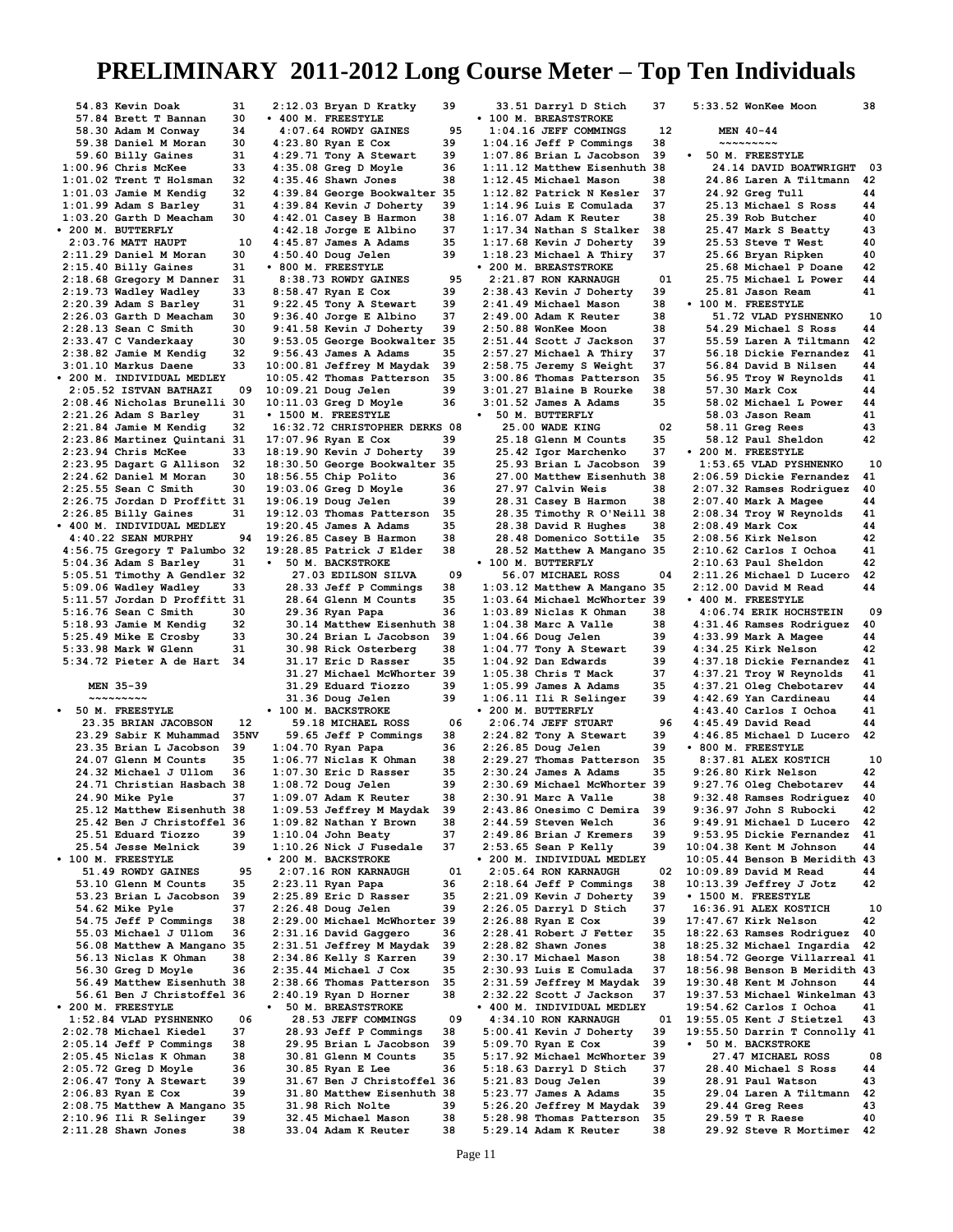# PRELIMINARY 2011-2012 Long Course Meter – Top Ten Individuals

```
   54.83 Kevin Doak          31
   57.84 Brett T Bannan      30
   58.30 Adam M Conway       34
   59.38 Daniel M Moran      30
   59.60 Billy Gaines        31
 1:00.96 Chris McKee         33
 1:01.02 Trent T Holsman     32
 1:01.03 Jamie M Kendig      32
 1:01.99 Adam S Barley       31
 1:03.20 Garth D Meacham     30
• 200 M. BUTTERFLY
 2:03.76 MATT HAUPT          10
 2:11.29 Daniel M Moran      30
 2:15.40 Billy Gaines        31
 2:18.68 Gregory M Danner    31
 2:19.73 Wadley Wadley       33
 2:20.39 Adam S Barley       31
 2:26.03 Garth D Meacham     30
 2:28.13 Sean C Smith        30
 2:33.47 C Vanderkaay        30
 2:38.82 Jamie M Kendig      32
 3:01.10 Markus Daene        33
• 200 M. INDIVIDUAL MEDLEY
 2:05.52 ISTVAN BATHAZI      09
 2:08.46 Nicholas Brunelli   30
 2:21.26 Adam S Barley       31
 2:21.84 Jamie M Kendig      32
 2:23.86 Martinez Quintani   31
 2:23.94 Chris McKee         33
 2:23.95 Dagart G Allison    32
 2:24.62 Daniel M Moran      30
 2:25.55 Sean C Smith        30
 2:26.75 Jordan D Proffitt   31
 2:26.85 Billy Gaines        31
• 400 M. INDIVIDUAL MEDLEY
 4:40.22 SEAN MURPHY         94
 4:56.75 Gregory T Palumbo   32
 5:04.36 Adam S Barley       31
 5:05.51 Timothy A Gendler   32
 5:09.06 Wadley Wadley       33
 5:11.57 Jordan D Proffitt   31
 5:16.76 Sean C Smith        30
 5:18.93 Jamie M Kendig      32
 5:25.49 Mike E Crosby       33
 5:33.98 Mark W Glenn        31
 5:34.72 Pieter A de Hart    34
```

## MEN 35-39

```
• 50 M. FREESTYLE
   23.35 BRIAN JACOBSON      12
   23.29 Sabir K Muhammad    35NV
   23.35 Brian L Jacobson    39
   24.07 Glenn M Counts      35
   24.32 Michael J Ullom     36
   24.71 Christian Hasbach   38
   24.90 Mike Pyle           37
   25.12 Matthew Eisenhuth   38
   25.42 Ben J Christoffel   36
   25.51 Eduard Tiozzo       39
   25.54 Jesse Melnick       39
• 100 M. FREESTYLE
   51.49 ROWDY GAINES        95
   53.10 Glenn M Counts      35
   53.23 Brian L Jacobson    39
   54.62 Mike Pyle           37
   54.75 Jeff P Commings     38
   55.03 Michael J Ullom     36
   56.08 Matthew A Mangano   35
   56.13 Niclas K Ohman      38
   56.30 Greg D Moyle        36
   56.49 Matthew Eisenhuth   38
   56.61 Ben J Christoffel   36
• 200 M. FREESTYLE
 1:52.84 VLAD PYSHNENKO      06
 2:02.78 Michael Kiedel      37
 2:05.14 Jeff P Commings     38
 2:05.45 Niclas K Ohman      38
 2:05.72 Greg D Moyle        36
 2:06.47 Tony A Stewart      39
 2:06.83 Ryan E Cox          39
 2:08.75 Matthew A Mangano   35
 2:10.96 Ili R Selinger      39
 2:11.28 Shawn Jones         38
 2:12.03 Bryan D Kratky      39
• 400 M. FREESTYLE
 4:07.64 ROWDY GAINES        95
 4:23.80 Ryan E Cox          39
 4:29.71 Tony A Stewart      39
 4:35.08 Greg D Moyle        36
 4:35.46 Shawn Jones         38
 4:39.84 George Bookwalter   35
 4:39.84 Kevin J Doherty     39
 4:42.01 Casey B Harmon      38
 4:42.18 Jorge E Albino      37
 4:45.87 James A Adams       35
 4:50.40 Doug Jelen          39
• 800 M. FREESTYLE
 8:38.73 ROWDY GAINES        95
 8:58.47 Ryan E Cox          39
 9:22.45 Tony A Stewart      39
 9:36.40 Jorge E Albino      37
 9:41.58 Kevin J Doherty     39
 9:53.05 George Bookwalter   35
 9:56.43 James A Adams       35
10:00.81 Jeffrey M Maydak    39
10:05.42 Thomas Patterson    35
10:09.21 Doug Jelen          39
10:11.03 Greg D Moyle        36
• 1500 M. FREESTYLE
16:32.72 CHRISTOPHER DERKS   08
17:07.96 Ryan E Cox          39
18:19.90 Kevin J Doherty     39
18:30.50 George Bookwalter   35
18:56.55 Chip Polito         36
19:03.06 Greg D Moyle        36
19:06.19 Doug Jelen          39
19:12.03 Thomas Patterson    35
19:20.45 James A Adams       35
19:26.85 Casey B Harmon      38
19:28.85 Patrick J Elder     38
• 50 M. BACKSTROKE
   27.03 EDILSON SILVA       09
   28.33 Jeff P Commings     38
   28.64 Glenn M Counts      35
   29.36 Ryan Papa           36
   30.14 Matthew Eisenhuth   38
   30.24 Brian L Jacobson    39
   30.98 Rick Osterberg      38
   31.17 Eric D Rasser       35
   31.27 Michael McWhorter   39
   31.29 Eduard Tiozzo       39
   31.36 Doug Jelen          39
• 100 M. BACKSTROKE
   59.18 MICHAEL ROSS        06
   59.65 Jeff P Commings     38
 1:04.70 Ryan Papa           36
 1:06.77 Niclas K Ohman      38
 1:07.30 Eric D Rasser       35
 1:08.72 Doug Jelen          39
 1:09.07 Adam K Reuter       38
 1:09.53 Jeffrey M Maydak    39
 1:09.82 Nathan Y Brown      38
 1:10.04 John Beaty          37
 1:10.26 Nick J Fusedale     37
• 200 M. BACKSTROKE
 2:07.16 RON KARNAUGH        01
 2:23.11 Ryan Papa           36
 2:25.89 Eric D Rasser       35
 2:26.48 Doug Jelen          39
 2:29.00 Michael McWhorter   39
 2:31.16 David Gaggero       36
 2:31.51 Jeffrey M Maydak    39
 2:34.86 Kelly S Karren      39
 2:35.44 Michael J Cox       35
 2:38.66 Thomas Patterson    35
 2:40.19 Ryan D Horner       38
• 50 M. BREASTSTROKE
   28.53 JEFF COMMINGS       09
   28.93 Jeff P Commings     38
   29.95 Brian L Jacobson    39
   30.81 Glenn M Counts      35
   30.85 Ryan E Lee          36
   31.67 Ben J Christoffel   36
   31.80 Matthew Eisenhuth   38
   31.98 Rich Nolte          39
   32.45 Michael Mason       38
   33.04 Adam K Reuter       38
   33.51 Darryl D Stich      37
• 100 M. BREASTSTROKE
 1:04.16 JEFF COMMINGS       12
 1:04.16 Jeff P Commings     38
 1:07.86 Brian L Jacobson    39
 1:11.12 Matthew Eisenhuth   38
 1:12.45 Michael Mason       38
 1:12.82 Patrick N Kesler    37
 1:14.96 Luis E Comulada     37
 1:16.07 Adam K Reuter       38
 1:17.34 Nathan S Stalker    38
 1:17.68 Kevin J Doherty     39
 1:18.23 Michael A Thiry     37
• 200 M. BREASTSTROKE
 2:21.87 RON KARNAUGH        01
 2:38.43 Kevin J Doherty     39
 2:41.49 Michael Mason       38
 2:49.00 Adam K Reuter       38
 2:50.88 WonKee Moon         38
 2:51.44 Scott J Jackson     37
 2:57.27 Michael A Thiry     37
 2:58.75 Jeremy S Weight     37
 3:00.86 Thomas Patterson    35
 3:01.27 Blaine B Rourke     38
 3:01.52 James A Adams       35
• 50 M. BUTTERFLY
   25.00 WADE KING           02
   25.18 Glenn M Counts      35
   25.42 Igor Marchenko      37
   25.93 Brian L Jacobson    39
   27.00 Matthew Eisenhuth   38
   27.97 Calvin Weis         38
   28.31 Casey B Harmon      38
   28.35 Timothy R O'Neill   38
   28.38 David R Hughes      38
   28.48 Domenico Sottile    35
   28.52 Matthew A Mangano   35
• 100 M. BUTTERFLY
   56.07 MICHAEL ROSS        04
 1:03.12 Matthew A Mangano   35
 1:03.64 Michael McWhorter   39
 1:03.89 Niclas K Ohman      38
 1:04.38 Marc A Valle        38
 1:04.66 Doug Jelen          39
 1:04.77 Tony A Stewart      39
 1:04.92 Dan Edwards         39
 1:05.38 Chris T Mack        37
 1:05.99 James A Adams       35
 1:06.11 Ili R Selinger      39
• 200 M. BUTTERFLY
 2:06.74 JEFF STUART         96
 2:24.82 Tony A Stewart      39
 2:26.85 Doug Jelen          39
 2:29.27 Thomas Patterson    35
 2:30.24 James A Adams       35
 2:30.69 Michael McWhorter   39
 2:30.91 Marc A Valle        38
 2:43.86 Onesimo C Demira    39
 2:44.59 Steven Welch        36
 2:49.86 Brian J Kremers     39
 2:53.65 Sean P Kelly        39
• 200 M. INDIVIDUAL MEDLEY
 2:05.64 RON KARNAUGH        02
 2:18.64 Jeff P Commings     38
 2:21.09 Kevin J Doherty     39
 2:26.05 Darryl D Stich      37
 2:26.88 Ryan E Cox          39
 2:28.41 Robert J Fetter     35
 2:28.82 Shawn Jones         38
 2:30.17 Michael Mason       38
 2:30.93 Luis E Comulada     37
 2:31.59 Jeffrey M Maydak    39
 2:32.22 Scott J Jackson     37
• 400 M. INDIVIDUAL MEDLEY
 4:34.10 RON KARNAUGH        01
 5:00.41 Kevin J Doherty     39
 5:09.70 Ryan E Cox          39
 5:17.92 Michael McWhorter   39
 5:18.63 Darryl D Stich      37
 5:21.83 Doug Jelen          39
 5:23.77 James A Adams       35
 5:26.20 Jeffrey M Maydak    39
 5:28.98 Thomas Patterson    35
 5:29.14 Adam K Reuter       38
 5:33.52 WonKee Moon         38
```

## MEN 40-44

```
• 50 M. FREESTYLE
   24.14 DAVID BOATWRIGHT    03
   24.86 Laren A Tiltmann    42
   24.92 Greg Tull           44
   25.13 Michael S Ross      44
   25.39 Rob Butcher         40
   25.47 Mark S Beatty       43
   25.53 Steve T West        40
   25.66 Bryan Ripken        40
   25.68 Michael P Doane     42
   25.75 Michael L Power     44
   25.81 Jason Ream          41
• 100 M. FREESTYLE
   51.72 VLAD PYSHNENKO      10
   54.29 Michael S Ross      44
   55.59 Laren A Tiltmann    42
   56.18 Dickie Fernandez    41
   56.84 David B Nilsen      44
   56.95 Troy W Reynolds     41
   57.30 Mark Cox            44
   58.02 Michael L Power     44
   58.03 Jason Ream          41
   58.11 Greg Rees           43
   58.12 Paul Sheldon        42
• 200 M. FREESTYLE
 1:53.65 VLAD PYSHNENKO      10
 2:06.59 Dickie Fernandez    41
 2:07.32 Ramses Rodriguez    40
 2:07.40 Mark A Magee        44
 2:08.34 Troy W Reynolds     41
 2:08.49 Mark Cox            44
 2:08.56 Kirk Nelson         42
 2:10.62 Carlos I Ochoa      41
 2:10.63 Paul Sheldon        42
 2:11.26 Michael D Lucero    42
 2:12.00 David M Read        44
• 400 M. FREESTYLE
 4:06.74 ERIK HOCHSTEIN      09
 4:31.46 Ramses Rodriguez    40
 4:33.99 Mark A Magee        44
 4:34.25 Kirk Nelson         42
 4:37.18 Dickie Fernandez    41
 4:37.21 Troy W Reynolds     41
 4:37.21 Oleg Chebotarev     44
 4:42.69 Yan Cardineau       44
 4:43.40 Carlos I Ochoa      41
 4:45.49 David Read          44
 4:46.85 Michael D Lucero    42
• 800 M. FREESTYLE
 8:37.81 ALEX KOSTICH        10
 9:26.80 Kirk Nelson         42
 9:27.76 Oleg Chebotarev     44
 9:32.48 Ramses Rodriguez    40
 9:36.97 John S Rubocki      42
 9:49.91 Michael D Lucero    42
 9:53.95 Dickie Fernandez    41
10:04.38 Kent M Johnson      44
10:05.44 Benson B Meridith   43
10:09.89 David M Read        44
10:13.39 Jeffrey J Jotz      42
• 1500 M. FREESTYLE
16:36.91 ALEX KOSTICH        10
17:47.67 Kirk Nelson         42
18:22.63 Ramses Rodriguez    40
18:25.32 Michael Ingardia    42
18:54.72 George Villarreal   41
18:56.98 Benson B Meridith   43
19:30.48 Kent M Johnson      44
19:37.53 Michael Winkelman   43
19:54.62 Carlos I Ochoa      41
19:55.05 Kent J Stietzel     43
19:55.50 Darrin T Connolly   41
• 50 M. BACKSTROKE
   27.47 MICHAEL ROSS        08
   28.40 Michael S Ross      44
   28.91 Paul Watson         43
   29.04 Laren A Tiltmann    42
   29.44 Greg Rees           43
   29.59 T R Raese           40
   29.92 Steve R Mortimer    42
```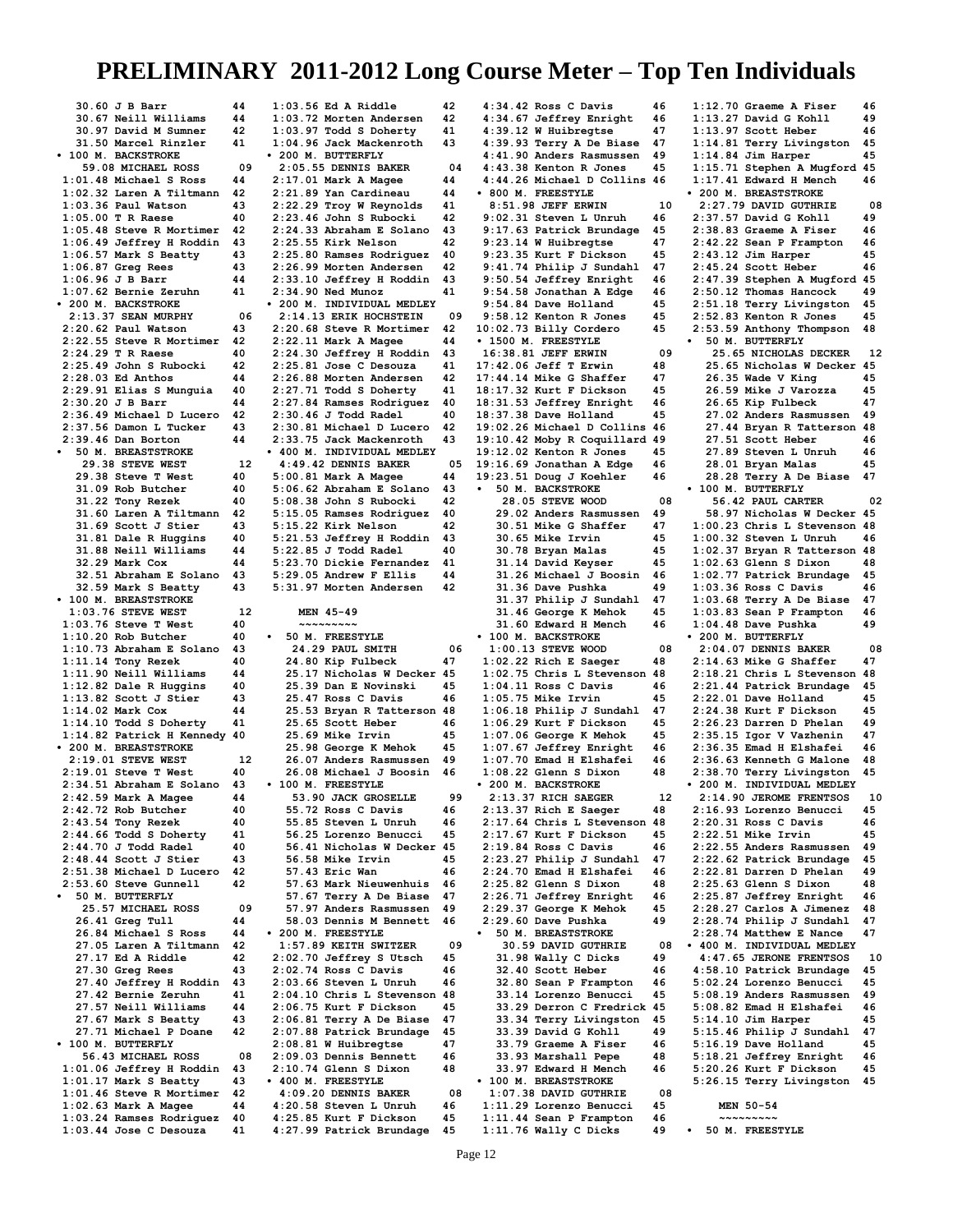# PRELIMINARY 2011-2012 Long Course Meter – Top Ten Individuals

```
  30.60 J B Barr              44
  30.67 Neill Williams        44
  30.97 David M Sumner        42
  31.50 Marcel Rinzler        41
• 100 M. BACKSTROKE
  59.08 MICHAEL ROSS          09
1:01.48 Michael S Ross        44
1:02.32 Laren A Tiltmann      42
1:03.36 Paul Watson           43
1:05.00 T R Raese             40
1:05.48 Steve R Mortimer      42
1:06.49 Jeffrey H Roddin      43
1:06.57 Mark S Beatty         43
1:06.87 Greg Rees             43
1:06.96 J B Barr              44
1:07.62 Bernie Zeruhn         41
• 200 M. BACKSTROKE
2:13.37 SEAN MURPHY           06
2:20.62 Paul Watson           43
2:22.55 Steve R Mortimer      42
2:24.29 T R Raese             40
2:25.49 John S Rubocki        42
2:28.03 Ed Anthos             44
2:29.91 Elias S Munguia       40
2:30.20 J B Barr              44
2:36.49 Michael D Lucero      42
2:37.56 Damon L Tucker        43
2:39.46 Dan Borton            44
• 50 M. BREASTSTROKE
  29.38 STEVE WEST            12
  29.38 Steve T West          40
  31.09 Rob Butcher           40
  31.22 Tony Rezek            40
  31.60 Laren A Tiltmann      42
  31.69 Scott J Stier         43
  31.81 Dale R Huggins        40
  31.88 Neill Williams        44
  32.29 Mark Cox              44
  32.51 Abraham E Solano      43
  32.59 Mark S Beatty         43
• 100 M. BREASTSTROKE
1:03.76 STEVE WEST            12
1:03.76 Steve T West          40
1:10.20 Rob Butcher           40
1:10.73 Abraham E Solano      43
1:11.14 Tony Rezek            40
1:11.90 Neill Williams        44
1:12.82 Dale R Huggins        40
1:13.82 Scott J Stier         43
1:14.02 Mark Cox              44
1:14.10 Todd S Doherty        41
1:14.82 Patrick H Kennedy     40
• 200 M. BREASTSTROKE
2:19.01 STEVE WEST            12
2:19.01 Steve T West          40
2:34.51 Abraham E Solano      43
2:42.59 Mark A Magee          44
2:42.72 Rob Butcher           40
2:43.54 Tony Rezek            40
2:44.66 Todd S Doherty        41
2:44.70 J Todd Radel          40
2:48.44 Scott J Stier         43
2:51.38 Michael D Lucero      42
2:53.60 Steve Gunnell         42
• 50 M. BUTTERFLY
  25.57 MICHAEL ROSS          09
  26.41 Greg Tull             44
  26.84 Michael S Ross        44
  27.05 Laren A Tiltmann      42
  27.17 Ed A Riddle           42
  27.30 Greg Rees             43
  27.40 Jeffrey H Roddin      43
  27.42 Bernie Zeruhn         41
  27.57 Neill Williams        44
  27.67 Mark S Beatty         43
  27.71 Michael P Doane       42
• 100 M. BUTTERFLY
  56.43 MICHAEL ROSS          08
1:01.06 Jeffrey H Roddin      43
1:01.17 Mark S Beatty         43
1:01.46 Steve R Mortimer      42
1:02.63 Mark A Magee          44
1:03.24 Ramses Rodriguez      40
1:03.44 Jose C Desouza        41
1:03.56 Ed A Riddle           42
1:03.72 Morten Andersen       42
1:03.97 Todd S Doherty        41
1:04.96 Jack Mackenroth       43
• 200 M. BUTTERFLY
2:05.55 DENNIS BAKER          04
2:17.01 Mark A Magee          44
2:21.89 Yan Cardineau         44
2:22.29 Troy W Reynolds       41
2:23.46 John S Rubocki        42
2:24.33 Abraham E Solano      43
2:25.55 Kirk Nelson           42
2:25.80 Ramses Rodriguez      40
2:26.99 Morten Andersen       42
2:33.10 Jeffrey H Roddin      43
2:34.90 Ned Munoz             41
• 200 M. INDIVIDUAL MEDLEY
2:14.13 ERIK HOCHSTEIN        09
2:20.68 Steve R Mortimer      42
2:22.11 Mark A Magee          44
2:24.30 Jeffrey H Roddin      43
2:25.81 Jose C Desouza        41
2:26.88 Morten Andersen       42
2:27.71 Todd S Doherty        41
2:27.84 Ramses Rodriguez      40
2:30.46 J Todd Radel          40
2:30.81 Michael D Lucero      42
2:33.75 Jack Mackenroth       43
• 400 M. INDIVIDUAL MEDLEY
4:49.42 DENNIS BAKER          05
5:00.81 Mark A Magee          44
5:06.62 Abraham E Solano      43
5:08.38 John S Rubocki        42
5:15.05 Ramses Rodriguez      40
5:15.22 Kirk Nelson           42
5:21.53 Jeffrey H Roddin      43
5:22.85 J Todd Radel          40
5:23.70 Dickie Fernandez      41
5:29.05 Andrew F Ellis        44
5:31.97 Morten Andersen       42

     MEN 45-49
     ~~~~~~~~~
• 50 M. FREESTYLE
  24.29 PAUL SMITH            06
  24.80 Kip Fulbeck           47
  25.17 Nicholas W Decker     45
  25.39 Dan E Novinski        45
  25.47 Ross C Davis          46
  25.53 Bryan R Tatterson     48
  25.65 Scott Heber           46
  25.69 Mike Irvin            45
  25.98 George K Mehok        45
  26.07 Anders Rasmussen      49
  26.08 Michael J Boosin      46
• 100 M. FREESTYLE
  53.90 JACK GROSELLE         99
  55.72 Ross C Davis          46
  55.85 Steven L Unruh        46
  56.25 Lorenzo Benucci       45
  56.41 Nicholas W Decker     45
  56.58 Mike Irvin            45
  57.43 Eric Wan              46
  57.63 Mark Nieuwenhuis      46
  57.67 Terry A De Biase      47
  57.97 Anders Rasmussen      49
  58.03 Dennis M Bennett      46
• 200 M. FREESTYLE
1:57.89 KEITH SWITZER         09
2:02.70 Jeffrey S Utsch       45
2:02.74 Ross C Davis          46
2:03.66 Steven L Unruh        46
2:04.10 Chris L Stevenson     48
2:06.75 Kurt F Dickson        45
2:06.81 Terry A De Biase      47
2:07.88 Patrick Brundage      45
2:08.81 W Huibregtse          47
2:09.03 Dennis Bennett        46
2:10.74 Glenn S Dixon         48
• 400 M. FREESTYLE
4:09.20 DENNIS BAKER          08
4:20.58 Steven L Unruh        46
4:25.85 Kurt F Dickson        45
4:27.99 Patrick Brundage      45
4:34.42 Ross C Davis          46
4:34.67 Jeffrey Enright       46
4:39.12 W Huibregtse          47
4:39.93 Terry A De Biase      47
4:41.90 Anders Rasmussen      49
4:43.38 Kenton R Jones        45
4:44.26 Michael D Collins     46
• 800 M. FREESTYLE
8:51.98 JEFF ERWIN            10
9:02.31 Steven L Unruh        46
9:17.63 Patrick Brundage      45
9:23.14 W Huibregtse          47
9:23.35 Kurt F Dickson        45
9:41.74 Philip J Sundahl      47
9:50.54 Jeffrey Enright       46
9:54.58 Jonathan A Edge       46
9:54.84 Dave Holland          45
9:58.12 Kenton R Jones        45
10:02.73 Billy Cordero        45
• 1500 M. FREESTYLE
16:38.81 JEFF ERWIN           09
17:42.06 Jeff T Erwin         48
17:44.14 Mike G Shaffer       47
18:17.32 Kurt F Dickson       45
18:31.53 Jeffrey Enright      46
18:37.38 Dave Holland         45
19:02.26 Michael D Collins    46
19:10.42 Moby R Coquillard    49
19:12.02 Kenton R Jones       45
19:16.69 Jonathan A Edge      46
19:23.51 Doug J Koehler       46
• 50 M. BACKSTROKE
  28.05 STEVE WOOD            08
  29.02 Anders Rasmussen      49
  30.51 Mike G Shaffer        47
  30.65 Mike Irvin            45
  30.78 Bryan Malas           45
  31.14 David Keyser          45
  31.26 Michael J Boosin      46
  31.36 Dave Pushka           49
  31.37 Philip J Sundahl      47
  31.46 George K Mehok        45
  31.60 Edward H Mench        46
• 100 M. BACKSTROKE
1:00.13 STEVE WOOD            08
1:02.22 Rich E Saeger         48
1:02.75 Chris L Stevenson     48
1:04.11 Ross C Davis          46
1:05.75 Mike Irvin            45
1:06.18 Philip J Sundahl      47
1:06.29 Kurt F Dickson        45
1:07.06 George K Mehok        45
1:07.67 Jeffrey Enright       46
1:07.70 Emad H Elshafei       46
1:08.22 Glenn S Dixon         48
• 200 M. BACKSTROKE
2:13.37 RICH SAEGER           12
2:13.37 Rich E Saeger         48
2:17.64 Chris L Stevenson     48
2:17.67 Kurt F Dickson        45
2:19.84 Ross C Davis          46
2:23.27 Philip J Sundahl      47
2:24.70 Emad H Elshafei       46
2:25.82 Glenn S Dixon         48
2:26.71 Jeffrey Enright       46
2:29.37 George K Mehok        45
2:29.60 Dave Pushka           49
• 50 M. BREASTSTROKE
  30.59 DAVID GUTHRIE         08
  31.98 Wally C Dicks         49
  32.40 Scott Heber           46
  32.80 Sean P Frampton       46
  33.14 Lorenzo Benucci       45
  33.29 Derron C Fredrick     45
  33.34 Terry Livingston      45
  33.39 David G Kohll         49
  33.79 Graeme A Fiser        46
  33.93 Marshall Pepe         48
  33.97 Edward H Mench        46
• 100 M. BREASTSTROKE
1:07.38 DAVID GUTHRIE         08
1:11.29 Lorenzo Benucci       45
1:11.44 Sean P Frampton       46
1:11.76 Wally C Dicks         49
1:12.70 Graeme A Fiser        46
1:13.27 David G Kohll         49
1:13.97 Scott Heber           46
1:14.81 Terry Livingston      45
1:14.84 Jim Harper            45
1:15.71 Stephen A Mugford     45
1:17.41 Edward H Mench        46
• 200 M. BREASTSTROKE
2:27.79 DAVID GUTHRIE         08
2:37.57 David G Kohll         49
2:38.83 Graeme A Fiser        46
2:42.22 Sean P Frampton       46
2:43.12 Jim Harper            45
2:45.24 Scott Heber           46
2:47.39 Stephen A Mugford     45
2:50.12 Thomas Hancock        49
2:51.18 Terry Livingston      45
2:52.83 Kenton R Jones        45
2:53.59 Anthony Thompson      48
• 50 M. BUTTERFLY
  25.65 NICHOLAS DECKER       12
  25.65 Nicholas W Decker     45
  26.35 Wade V King           45
  26.59 Mike J Varozza        45
  26.65 Kip Fulbeck           47
  27.02 Anders Rasmussen      49
  27.44 Bryan R Tatterson     48
  27.51 Scott Heber           46
  27.89 Steven L Unruh        46
  28.01 Bryan Malas           45
  28.28 Terry A De Biase      47
• 100 M. BUTTERFLY
  56.42 PAUL CARTER           02
  58.97 Nicholas W Decker     45
1:00.23 Chris L Stevenson     48
1:00.32 Steven L Unruh        46
1:02.37 Bryan R Tatterson     48
1:02.63 Glenn S Dixon         48
1:02.77 Patrick Brundage      45
1:03.36 Ross C Davis          46
1:03.68 Terry A De Biase      47
1:03.83 Sean P Frampton       46
1:04.48 Dave Pushka           49
• 200 M. BUTTERFLY
2:04.07 DENNIS BAKER          08
2:14.63 Mike G Shaffer        47
2:18.21 Chris L Stevenson     48
2:21.44 Patrick Brundage      45
2:22.01 Dave Holland          45
2:24.38 Kurt F Dickson        45
2:26.23 Darren D Phelan       49
2:35.15 Igor V Vazhenin       47
2:36.35 Emad H Elshafei       46
2:36.63 Kenneth G Malone      48
2:38.70 Terry Livingston      45
• 200 M. INDIVIDUAL MEDLEY
2:14.90 JEROME FRENTSOS       10
2:16.93 Lorenzo Benucci       45
2:20.31 Ross C Davis          46
2:22.51 Mike Irvin            45
2:22.55 Anders Rasmussen      49
2:22.62 Patrick Brundage      45
2:22.81 Darren D Phelan       49
2:25.63 Glenn S Dixon         48
2:25.87 Jeffrey Enright       46
2:28.27 Carlos A Jimenez      48
2:28.74 Philip J Sundahl      47
2:28.74 Matthew E Nance       47
• 400 M. INDIVIDUAL MEDLEY
4:47.65 JERONE FRENTSOS       10
4:58.10 Patrick Brundage      45
5:02.24 Lorenzo Benucci       45
5:08.19 Anders Rasmussen      49
5:08.82 Emad H Elshafei       46
5:14.10 Jim Harper            45
5:15.46 Philip J Sundahl      47
5:16.19 Dave Holland          45
5:18.21 Jeffrey Enright       46
5:20.26 Kurt F Dickson        45
5:26.15 Terry Livingston      45

     MEN 50-54
     ~~~~~~~~~
• 50 M. FREESTYLE
```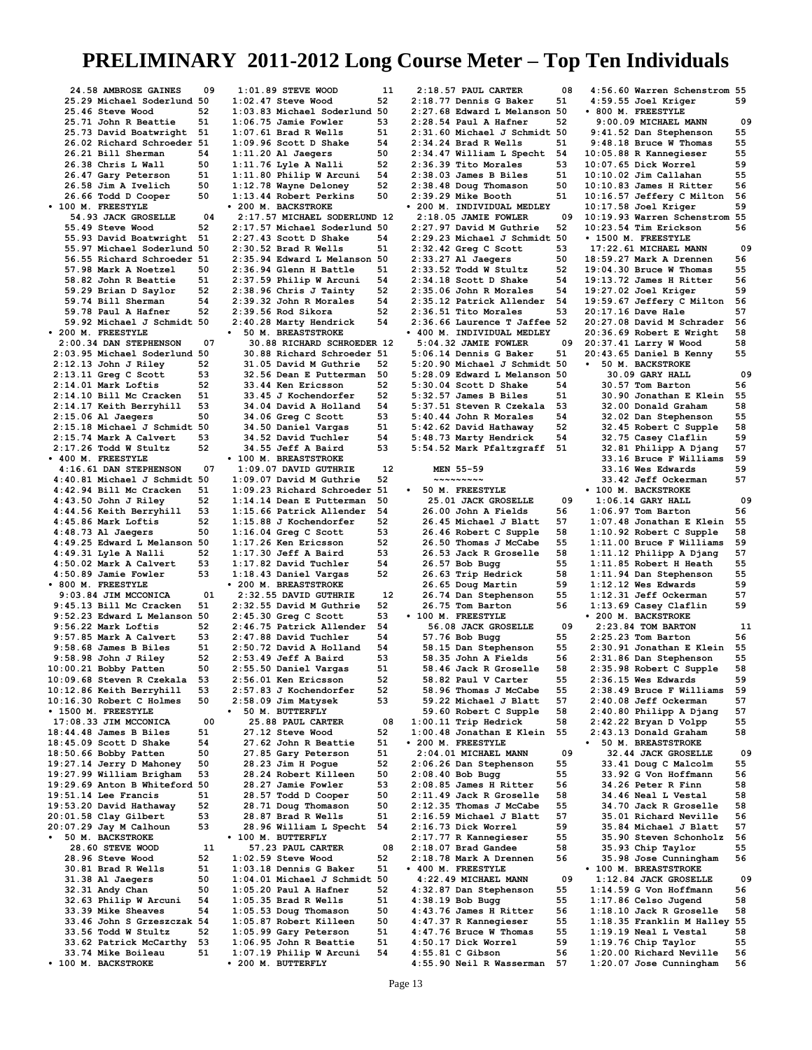# PRELIMINARY 2011-2012 Long Course Meter – Top Ten Individuals

24.58 AMBROSE GAINES 09
25.29 Michael Soderlund 50
25.46 Steve Wood 52
25.71 John R Beattie 51
25.73 David Boatwright 51
26.02 Richard Schroeder 51
26.21 Bill Sherman 54
26.38 Chris L Wall 50
26.47 Gary Peterson 51
26.58 Jim A Ivelich 50
26.66 Todd D Cooper 50

• 100 M. FREESTYLE
54.93 JACK GROSELLE 04
55.49 Steve Wood 52
55.93 David Boatwright 51
55.97 Michael Soderlund 50
56.55 Richard Schroeder 51
57.98 Mark A Noetzel 50
58.82 John R Beattie 51
59.29 Brian D Saylor 52
59.74 Bill Sherman 54
59.78 Paul A Hafner 52
59.92 Michael J Schmidt 50

• 200 M. FREESTYLE
2:00.34 DAN STEPHENSON 07
2:03.95 Michael Soderlund 50
2:12.13 John J Riley 52
2:13.11 Greg C Scott 53
2:14.01 Mark Loftis 52
2:14.10 Bill Mc Cracken 51
2:14.17 Keith Berryhill 53
2:15.06 Al Jaegers 50
2:15.18 Michael J Schmidt 50
2:15.74 Mark A Calvert 53
2:17.26 Todd W Stultz 52

• 400 M. FREESTYLE
4:16.61 DAN STEPHENSON 07
4:40.81 Michael J Schmidt 50
4:42.94 Bill Mc Cracken 51
4:43.50 John J Riley 52
4:44.56 Keith Berryhill 53
4:45.86 Mark Loftis 52
4:48.73 Al Jaegers 50
4:49.25 Edward L Melanson 50
4:49.31 Lyle A Nalli 52
4:50.02 Mark A Calvert 53
4:50.89 Jamie Fowler 53

• 800 M. FREESTYLE
9:03.84 JIM MCCONICA 01
9:45.13 Bill Mc Cracken 51
9:52.23 Edward L Melanson 50
9:56.22 Mark Loftis 52
9:57.85 Mark A Calvert 53
9:58.68 James B Biles 51
9:58.98 John J Riley 52
10:00.21 Bobby Patten 50
10:09.68 Steven R Czekala 53
10:12.86 Keith Berryhill 53
10:16.30 Robert C Holmes 50

• 1500 M. FREESTYLE
17:08.33 JIM MCCONICA 00
18:44.48 James B Biles 51
18:45.09 Scott D Shake 54
18:50.66 Bobby Patten 50
19:27.14 Jerry D Mahoney 50
19:27.99 William Brigham 53
19:29.69 Anton B Whiteford 50
19:51.14 Lee Francis 51
19:53.20 David Hathaway 52
20:01.58 Clay Gilbert 53
20:07.29 Jay M Calhoun 53

• 50 M. BACKSTROKE
28.60 STEVE WOOD 11
28.96 Steve Wood 52
30.81 Brad R Wells 51
31.38 Al Jaegers 50
32.31 Andy Chan 50
32.63 Philip W Arcuni 54
33.39 Mike Sheaves 54
33.46 John S Grzeszczak 54
33.56 Todd W Stultz 52
33.62 Patrick McCarthy 53
33.74 Mike Boileau 51

• 100 M. BACKSTROKE
1:01.89 STEVE WOOD 11
1:02.47 Steve Wood 52
1:03.83 Michael Soderlund 50
1:06.75 Jamie Fowler 53
1:07.61 Brad R Wells 51
1:09.96 Scott D Shake 54
1:11.20 Al Jaegers 50
1:11.76 Lyle A Nalli 52
1:11.80 Philip W Arcuni 54
1:12.78 Wayne Deloney 52
1:13.44 Robert Perkins 50

• 200 M. BACKSTROKE
2:17.57 MICHAEL SODERLUND 12
2:17.57 Michael Soderlund 50
2:27.43 Scott D Shake 54
2:30.52 Brad R Wells 51
2:35.94 Edward L Melanson 50
2:36.94 Glenn H Battle 51
2:37.59 Philip W Arcuni 54
2:38.96 Chris J Tainty 52
2:39.32 John R Morales 54
2:39.56 Rod Sikora 52
2:40.28 Marty Hendrick 54

• 50 M. BREASTSTROKE
30.88 RICHARD SCHROEDER 12
30.88 Richard Schroeder 51
31.05 David M Guthrie 52
32.56 Dean E Putterman 50
33.44 Ken Ericsson 52
33.45 J Kochendorfer 52
34.04 David A Holland 54
34.06 Greg C Scott 53
34.50 Daniel Vargas 51
34.52 David Tuchler 54
34.55 Jeff A Baird 53

• 100 M. BREASTSTROKE
1:09.07 DAVID GUTHRIE 12
1:09.07 David M Guthrie 52
1:09.23 Richard Schroeder 51
1:14.14 Dean E Putterman 50
1:15.66 Patrick Allender 54
1:15.88 J Kochendorfer 52
1:16.04 Greg C Scott 53
1:17.26 Ken Ericsson 52
1:17.30 Jeff A Baird 53
1:17.82 David Tuchler 54
1:18.43 Daniel Vargas 52

• 200 M. BREASTSTROKE
2:32.55 DAVID GUTHRIE 12
2:32.55 David M Guthrie 52
2:45.30 Greg C Scott 53
2:46.75 Patrick Allender 54
2:47.88 David Tuchler 54
2:50.72 David A Holland 54
2:53.49 Jeff A Baird 53
2:55.50 Daniel Vargas 51
2:56.01 Ken Ericsson 52
2:57.83 J Kochendorfer 52
2:58.09 Jim Matysek 53

• 50 M. BUTTERFLY
25.88 PAUL CARTER 08
27.12 Steve Wood 52
27.62 John R Beattie 51
27.85 Gary Peterson 51
28.23 Jim H Pogue 52
28.24 Robert Killeen 50
28.27 Jamie Fowler 53
28.57 Todd D Cooper 50
28.71 Doug Thomason 50
28.87 Brad R Wells 51
28.96 William L Specht 54

• 100 M. BUTTERFLY
57.23 PAUL CARTER 08
1:02.59 Steve Wood 52
1:03.18 Dennis G Baker 51
1:04.01 Michael J Schmidt 50
1:05.20 Paul A Hafner 52
1:05.35 Brad R Wells 51
1:05.53 Doug Thomason 50
1:05.87 Robert Killeen 50
1:05.99 Gary Peterson 51
1:06.95 John R Beattie 51
1:07.19 Philip W Arcuni 54

• 200 M. BUTTERFLY
2:18.57 PAUL CARTER 08
2:18.77 Dennis G Baker 51
2:27.68 Edward L Melanson 50
2:28.54 Paul A Hafner 52
2:31.60 Michael J Schmidt 50
2:34.24 Brad R Wells 51
2:34.47 William L Specht 54
2:36.39 Tito Morales 53
2:38.03 James B Biles 51
2:38.48 Doug Thomason 50
2:39.29 Mike Booth 51

• 200 M. INDIVIDUAL MEDLEY
2:18.05 JAMIE FOWLER 09
2:27.97 David M Guthrie 52
2:29.23 Michael J Schmidt 50
2:32.42 Greg C Scott 53
2:33.27 Al Jaegers 50
2:33.52 Todd W Stultz 52
2:34.18 Scott D Shake 54
2:35.06 John R Morales 54
2:35.12 Patrick Allender 54
2:36.51 Tito Morales 53
2:36.66 Laurence T Jaffee 52

• 400 M. INDIVIDUAL MEDLEY
5:04.32 JAMIE FOWLER 09
5:06.14 Dennis G Baker 51
5:20.90 Michael J Schmidt 50
5:28.09 Edward L Melanson 50
5:30.04 Scott D Shake 54
5:32.57 James B Biles 51
5:37.51 Steven R Czekala 53
5:40.44 John R Morales 54
5:42.62 David Hathaway 52
5:48.73 Marty Hendrick 54
5:54.52 Mark Pfaltzgraff 51

## MEN 55-59

~~~~~~~~~

• 50 M. FREESTYLE
25.01 JACK GROSELLE 09
26.00 John A Fields 56
26.45 Michael J Blatt 57
26.46 Robert C Supple 58
26.50 Thomas J McCabe 55
26.53 Jack R Groselle 58
26.57 Bob Bugg 55
26.63 Trip Hedrick 58
26.65 Doug Martin 59
26.74 Dan Stephenson 55
26.75 Tom Barton 56

• 100 M. FREESTYLE
56.08 JACK GROSELLE 09
57.76 Bob Bugg 55
58.15 Dan Stephenson 55
58.35 John A Fields 56
58.46 Jack R Groselle 58
58.82 Paul V Carter 55
58.96 Thomas J McCabe 55
59.22 Michael J Blatt 57
59.60 Robert C Supple 58
1:00.11 Trip Hedrick 58
1:00.48 Jonathan E Klein 55

• 200 M. FREESTYLE
2:04.01 MICHAEL MANN 09
2:06.26 Dan Stephenson 55
2:08.40 Bob Bugg 55
2:08.85 James H Ritter 56
2:11.49 Jack R Groselle 58
2:12.35 Thomas J McCabe 55
2:16.59 Michael J Blatt 57
2:16.73 Dick Worrel 59
2:17.77 R Kannegieser 55
2:18.07 Brad Gandee 58
2:18.78 Mark A Drennen 56

• 400 M. FREESTYLE
4:22.49 MICHAEL MANN 09
4:32.87 Dan Stephenson 55
4:38.19 Bob Bugg 55
4:43.76 James H Ritter 56
4:47.37 R Kannegieser 55
4:47.76 Bruce W Thomas 55
4:50.17 Dick Worrel 59
4:55.81 C Gibson 56
4:55.90 Neil R Wasserman 57
4:56.60 Warren Schenstrom 55
4:59.55 Joel Kriger 59

• 800 M. FREESTYLE
9:00.09 MICHAEL MANN 09
9:41.52 Dan Stephenson 55
9:48.18 Bruce W Thomas 55
10:05.88 R Kannegieser 55
10:07.65 Dick Worrel 59
10:10.02 Jim Callahan 55
10:10.83 James H Ritter 56
10:16.57 Jeffery C Milton 56
10:17.58 Joel Kriger 59
10:19.93 Warren Schenstrom 55
10:23.54 Tim Erickson 56

• 1500 M. FREESTYLE
17:22.61 MICHAEL MANN 09
18:59.27 Mark A Drennen 56
19:04.30 Bruce W Thomas 55
19:13.72 James H Ritter 56
19:27.02 Joel Kriger 59
19:59.67 Jeffery C Milton 56
20:17.16 Dave Hale 57
20:27.08 David M Schrader 56
20:36.69 Robert E Wright 58
20:37.41 Larry W Wood 58
20:43.65 Daniel B Kenny 55

• 50 M. BACKSTROKE
30.09 GARY HALL 09
30.57 Tom Barton 56
30.90 Jonathan E Klein 55
32.00 Donald Graham 58
32.02 Dan Stephenson 55
32.45 Robert C Supple 58
32.75 Casey Claflin 59
32.81 Philipp A Djang 57
33.16 Bruce F Williams 59
33.16 Wes Edwards 59
33.42 Jeff Ockerman 57

• 100 M. BACKSTROKE
1:06.14 GARY HALL 09
1:06.97 Tom Barton 56
1:07.48 Jonathan E Klein 55
1:10.92 Robert C Supple 58
1:11.00 Bruce F Williams 59
1:11.12 Philipp A Djang 57
1:11.85 Robert H Heath 55
1:11.94 Dan Stephenson 55
1:12.12 Wes Edwards 59
1:12.31 Jeff Ockerman 57
1:13.69 Casey Claflin 59

• 200 M. BACKSTROKE
2:23.84 TOM BARTON 11
2:25.23 Tom Barton 56
2:30.91 Jonathan E Klein 55
2:31.86 Dan Stephenson 55
2:35.98 Robert C Supple 58
2:36.15 Wes Edwards 59
2:38.49 Bruce F Williams 59
2:40.08 Jeff Ockerman 57
2:40.80 Philipp A Djang 57
2:42.22 Bryan D Volpp 55
2:43.13 Donald Graham 58

• 50 M. BREASTSTROKE
32.44 JACK GROSELLE 09
33.41 Doug C Malcolm 55
33.92 G Von Hoffmann 56
34.26 Peter R Finn 58
34.46 Neal L Vestal 58
34.70 Jack R Groselle 58
35.01 Richard Neville 56
35.84 Michael J Blatt 57
35.90 Steven Schonholz 56
35.93 Chip Taylor 55
35.98 Jose Cunningham 56

• 100 M. BREASTSTROKE
1:12.84 JACK GROSELLE 09
1:14.59 G Von Hoffmann 56
1:17.86 Celso Jugend 58
1:18.10 Jack R Groselle 58
1:18.35 Franklin M Halley 55
1:19.19 Neal L Vestal 58
1:19.76 Chip Taylor 55
1:20.00 Richard Neville 56
1:20.07 Jose Cunningham 56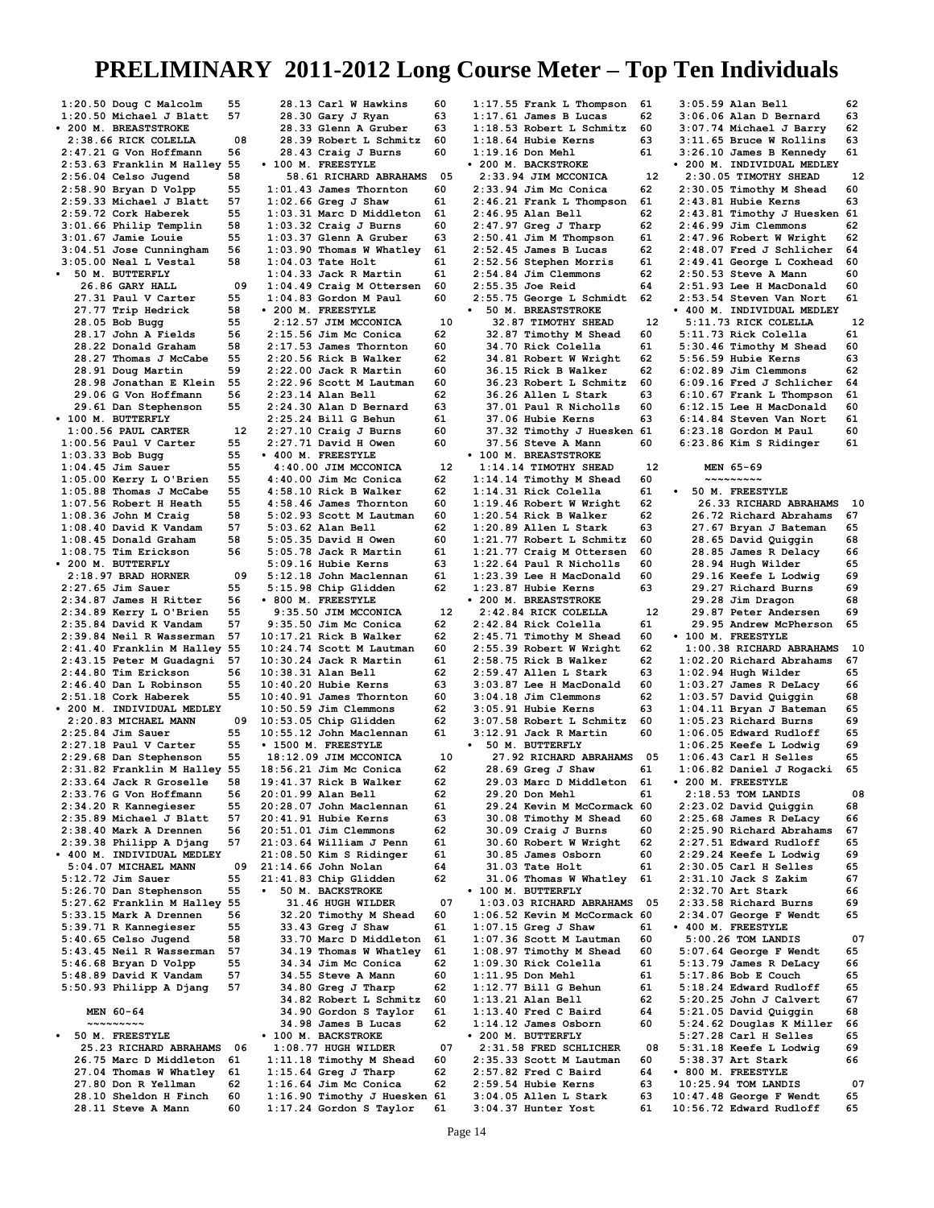# PRELIMINARY 2011-2012 Long Course Meter – Top Ten Individuals

```
 1:20.50 Doug C Malcolm      55
 1:20.50 Michael J Blatt     57
• 200 M. BREASTSTROKE
  2:38.66 RICK COLELLA        08
 2:47.21 G Von Hoffmann      56
 2:53.63 Franklin M Halley   55
 2:56.04 Celso Jugend        58
 2:58.90 Bryan D Volpp       55
 2:59.33 Michael J Blatt     57
 2:59.72 Cork Haberek        55
 3:01.66 Philip Templin      58
 3:01.67 Jamie Louie         55
 3:04.51 Jose Cunningham     56
 3:05.00 Neal L Vestal       58
•  50 M. BUTTERFLY
   26.86 GARY HALL           09
   27.31 Paul V Carter       55
   27.77 Trip Hedrick        58
   28.05 Bob Bugg            55
   28.17 John A Fields       56
   28.22 Donald Graham       58
   28.27 Thomas J McCabe     55
   28.91 Doug Martin         59
   28.98 Jonathan E Klein    55
   29.06 G Von Hoffmann      56
   29.61 Dan Stephenson      55
• 100 M. BUTTERFLY
  1:00.56 PAUL CARTER         12
 1:00.56 Paul V Carter       55
 1:03.33 Bob Bugg            55
 1:04.45 Jim Sauer           55
 1:05.00 Kerry L O'Brien     55
 1:05.88 Thomas J McCabe     55
 1:07.56 Robert H Heath      55
 1:08.36 John M Craig        58
 1:08.40 David K Vandam      57
 1:08.45 Donald Graham       58
 1:08.75 Tim Erickson        56
• 200 M. BUTTERFLY
  2:18.97 BRAD HORNER         09
 2:27.65 Jim Sauer           55
 2:34.87 James H Ritter      56
 2:34.89 Kerry L O'Brien     55
 2:35.84 David K Vandam      57
 2:39.84 Neil R Wasserman    57
 2:41.40 Franklin M Halley   55
 2:43.15 Peter M Guadagni    57
 2:44.80 Tim Erickson        56
 2:46.40 Dan L Robinson      55
 2:51.18 Cork Haberek        55
• 200 M. INDIVIDUAL MEDLEY
  2:20.83 MICHAEL MANN        09
 2:25.84 Jim Sauer           55
 2:27.18 Paul V Carter       55
 2:29.68 Dan Stephenson      55
 2:31.82 Franklin M Halley   55
 2:33.64 Jack R Groselle     58
 2:33.76 G Von Hoffmann      56
 2:34.20 R Kannegieser       55
 2:35.89 Michael J Blatt     57
 2:38.40 Mark A Drennen      56
 2:39.38 Philipp A Djang     57
• 400 M. INDIVIDUAL MEDLEY
  5:04.07 MICHAEL MANN        09
 5:12.72 Jim Sauer           55
 5:26.70 Dan Stephenson      55
 5:27.62 Franklin M Halley   55
 5:33.15 Mark A Drennen      56
 5:39.71 R Kannegieser       55
 5:40.65 Celso Jugend        58
 5:43.45 Neil R Wasserman    57
 5:46.68 Bryan D Volpp       55
 5:48.89 David K Vandam      57
 5:50.93 Philipp A Djang     57

    MEN 60-64
    ~~~~~~~~~
•  50 M. FREESTYLE
   25.23 RICHARD ABRAHAMS    06
   26.75 Marc D Middleton    61
   27.04 Thomas W Whatley    61
   27.80 Don R Yellman       62
   28.10 Sheldon H Finch     60
   28.11 Steve A Mann        60
   28.13 Carl W Hawkins      60
   28.30 Gary J Ryan         63
   28.33 Glenn A Gruber      63
   28.39 Robert L Schmitz    60
   28.43 Craig J Burns       60
• 100 M. FREESTYLE
    58.61 RICHARD ABRAHAMS    05
 1:01.43 James Thornton      60
 1:02.66 Greg J Shaw         61
 1:03.31 Marc D Middleton    61
 1:03.32 Craig J Burns       60
 1:03.37 Glenn A Gruber      63
 1:03.90 Thomas W Whatley    61
 1:04.03 Tate Holt           61
 1:04.33 Jack R Martin       61
 1:04.49 Craig M Ottersen    60
 1:04.83 Gordon M Paul       60
• 200 M. FREESTYLE
  2:12.57 JIM MCCONICA        10
 2:15.56 Jim Mc Conica       62
 2:17.53 James Thornton      60
 2:20.56 Rick B Walker       62
 2:22.00 Jack R Martin       61
 2:22.96 Scott M Lautman     60
 2:23.14 Alan Bell           62
 2:24.30 Alan D Bernard      63
 2:25.24 Bill G Behun        61
 2:27.10 Craig J Burns       60
 2:27.71 David H Owen        60
• 400 M. FREESTYLE
  4:40.00 JIM MCCONICA        12
 4:40.00 Jim Mc Conica       62
 4:58.10 Rick B Walker       62
 4:58.46 James Thornton      60
 5:02.93 Scott M Lautman     60
 5:03.62 Alan Bell           62
 5:05.35 David H Owen        60
 5:05.78 Jack R Martin       61
 5:09.16 Hubie Kerns         63
 5:12.18 John Maclennan      61
 5:15.98 Chip Glidden        62
• 800 M. FREESTYLE
  9:35.50 JIM MCCONICA        12
 9:35.50 Jim Mc Conica       62
10:17.21 Rick B Walker       62
10:24.74 Scott M Lautman     60
10:30.24 Jack R Martin       61
10:38.31 Alan Bell           62
10:40.20 Hubie Kerns         63
10:40.91 James Thornton      60
10:50.59 Jim Clemmons        62
10:53.05 Chip Glidden        62
10:55.12 John Maclennan      61
• 1500 M. FREESTYLE
 18:12.09 JIM MCCONICA        10
18:56.21 Jim Mc Conica       62
19:41.37 Rick B Walker       62
20:01.99 Alan Bell           62
20:28.07 John Maclennan      61
20:41.91 Hubie Kerns         63
20:51.01 Jim Clemmons        62
21:03.64 William J Penn      61
21:08.50 Kim S Ridinger      61
21:14.66 John Nolan          64
21:41.83 Chip Glidden        62
•  50 M. BACKSTROKE
   31.46 HUGH WILDER         07
   32.20 Timothy M Shead     60
   33.43 Greg J Shaw         61
   33.70 Marc D Middleton    61
   34.19 Thomas W Whatley    61
   34.34 Jim Mc Conica       62
   34.55 Steve A Mann        60
   34.80 Greg J Tharp        62
   34.82 Robert L Schmitz    60
   34.90 Gordon S Taylor     61
   34.98 James B Lucas       62
• 100 M. BACKSTROKE
  1:08.77 HUGH WILDER         07
 1:11.18 Timothy M Shead     60
 1:15.64 Greg J Tharp        62
 1:16.64 Jim Mc Conica       62
 1:16.90 Timothy J Huesken   61
 1:17.24 Gordon S Taylor     61
 1:17.55 Frank L Thompson    61
 1:17.61 James B Lucas       62
 1:18.53 Robert L Schmitz    60
 1:18.64 Hubie Kerns         63
 1:19.16 Don Mehl            61
• 200 M. BACKSTROKE
  2:33.94 JIM MCCONICA        12
 2:33.94 Jim Mc Conica       62
 2:46.21 Frank L Thompson    61
 2:46.95 Alan Bell           62
 2:47.97 Greg J Tharp        62
 2:50.41 Jim M Thompson      61
 2:52.45 James B Lucas       62
 2:52.56 Stephen Morris      61
 2:54.84 Jim Clemmons        62
 2:55.35 Joe Reid            64
 2:55.75 George L Schmidt    62
•  50 M. BREASTSTROKE
   32.87 TIMOTHY SHEAD       12
   32.87 Timothy M Shead     60
   34.70 Rick Colella        61
   34.81 Robert W Wright     62
   36.15 Rick B Walker       62
   36.23 Robert L Schmitz    60
   36.26 Allen L Stark       63
   37.01 Paul R Nicholls     60
   37.06 Hubie Kerns         63
   37.32 Timothy J Huesken   61
   37.56 Steve A Mann        60
• 100 M. BREASTSTROKE
  1:14.14 TIMOTHY SHEAD       12
 1:14.14 Timothy M Shead     60
 1:14.31 Rick Colella        61
 1:19.46 Robert W Wright     62
 1:20.54 Rick B Walker       62
 1:20.89 Allen L Stark       63
 1:21.77 Robert L Schmitz    60
 1:21.77 Craig M Ottersen    60
 1:22.64 Paul R Nicholls     60
 1:23.39 Lee H MacDonald     60
 1:23.87 Hubie Kerns         63
• 200 M. BREASTSTROKE
  2:42.84 RICK COLELLA        12
 2:42.84 Rick Colella        61
 2:45.71 Timothy M Shead     60
 2:55.39 Robert W Wright     62
 2:58.75 Rick B Walker       62
 2:59.47 Allen L Stark       63
 3:03.87 Lee H MacDonald     60
 3:04.18 Jim Clemmons        62
 3:05.91 Hubie Kerns         63
 3:07.58 Robert L Schmitz    60
 3:12.91 Jack R Martin       60
•  50 M. BUTTERFLY
   27.92 RICHARD ABRAHAMS    05
   28.69 Greg J Shaw         61
   29.03 Marc D Middleton    61
   29.20 Don Mehl            61
   29.24 Kevin M McCormack   60
   30.08 Timothy M Shead     60
   30.09 Craig J Burns       60
   30.60 Robert W Wright     62
   30.85 James Osborn        60
   31.03 Tate Holt           61
   31.06 Thomas W Whatley    61
• 100 M. BUTTERFLY
  1:03.03 RICHARD ABRAHAMS    05
 1:06.52 Kevin M McCormack   60
 1:07.15 Greg J Shaw         61
 1:07.36 Scott M Lautman     60
 1:08.97 Timothy M Shead     60
 1:09.30 Rick Colella        61
 1:11.95 Don Mehl            61
 1:12.77 Bill G Behun        61
 1:13.21 Alan Bell           62
 1:13.40 Fred C Baird        64
 1:14.12 James Osborn        60
• 200 M. BUTTERFLY
  2:31.58 FRED SCHLICHER      08
 2:35.33 Scott M Lautman     60
 2:57.82 Fred C Baird        64
 2:59.54 Hubie Kerns         63
 3:04.05 Allen L Stark       63
 3:04.37 Hunter Yost         61
 3:05.59 Alan Bell           62
 3:06.06 Alan D Bernard      63
 3:07.74 Michael J Barry     62
 3:11.65 Bruce W Rollins     63
 3:26.10 James B Kennedy     61
• 200 M. INDIVIDUAL MEDLEY
  2:30.05 TIMOTHY SHEAD       12
 2:30.05 Timothy M Shead     60
 2:43.81 Hubie Kerns         63
 2:43.81 Timothy J Huesken   61
 2:46.99 Jim Clemmons        62
 2:47.96 Robert W Wright     62
 2:48.07 Fred J Schlicher    64
 2:49.41 George L Coxhead    60
 2:50.53 Steve A Mann        60
 2:51.93 Lee H MacDonald     60
 2:53.54 Steven Van Nort     61
• 400 M. INDIVIDUAL MEDLEY
  5:11.73 RICK COLELLA        12
 5:11.73 Rick Colella        61
 5:30.46 Timothy M Shead     60
 5:56.59 Hubie Kerns         63
 6:02.89 Jim Clemmons        62
 6:09.16 Fred J Schlicher    64
 6:10.67 Frank L Thompson    61
 6:12.15 Lee H MacDonald     60
 6:14.84 Steven Van Nort     61
 6:23.18 Gordon M Paul       60
 6:23.86 Kim S Ridinger      61

    MEN 65-69
    ~~~~~~~~~
•  50 M. FREESTYLE
   26.33 RICHARD ABRAHAMS    10
   26.72 Richard Abrahams    67
   27.67 Bryan J Bateman     65
   28.65 David Quiggin       68
   28.85 James R Delacy      66
   28.94 Hugh Wilder         65
   29.16 Keefe L Lodwig      69
   29.27 Richard Burns       69
   29.28 Jim Dragon          68
   29.87 Peter Andersen      69
   29.95 Andrew McPherson    65
• 100 M. FREESTYLE
  1:00.38 RICHARD ABRAHAMS    10
 1:02.20 Richard Abrahams    67
 1:02.94 Hugh Wilder         65
 1:03.27 James R DeLacy      66
 1:03.57 David Quiggin       68
 1:04.11 Bryan J Bateman     65
 1:05.23 Richard Burns       69
 1:06.05 Edward Rudloff      65
 1:06.25 Keefe L Lodwig      69
 1:06.43 Carl H Selles       65
 1:06.82 Daniel J Rogacki    65
• 200 M. FREESTYLE
  2:18.53 TOM LANDIS          08
 2:23.02 David Quiggin       68
 2:25.68 James R DeLacy      66
 2:25.90 Richard Abrahams    67
 2:27.51 Edward Rudloff      65
 2:29.24 Keefe L Lodwig      69
 2:30.05 Carl H Selles       65
 2:31.10 Jack S Zakim        67
 2:32.70 Art Stark           66
 2:33.58 Richard Burns       69
 2:34.07 George F Wendt      65
• 400 M. FREESTYLE
  5:00.26 TOM LANDIS          07
 5:07.64 George F Wendt      65
 5:13.79 James R DeLacy      66
 5:17.86 Bob E Couch         65
 5:18.24 Edward Rudloff      65
 5:20.25 John J Calvert      67
 5:21.05 David Quiggin       68
 5:24.62 Douglas K Miller    66
 5:27.28 Carl H Selles       65
 5:31.18 Keefe L Lodwig      69
 5:38.37 Art Stark           66
• 800 M. FREESTYLE
 10:25.94 TOM LANDIS          07
10:47.48 George F Wendt      65
10:56.72 Edward Rudloff      65
```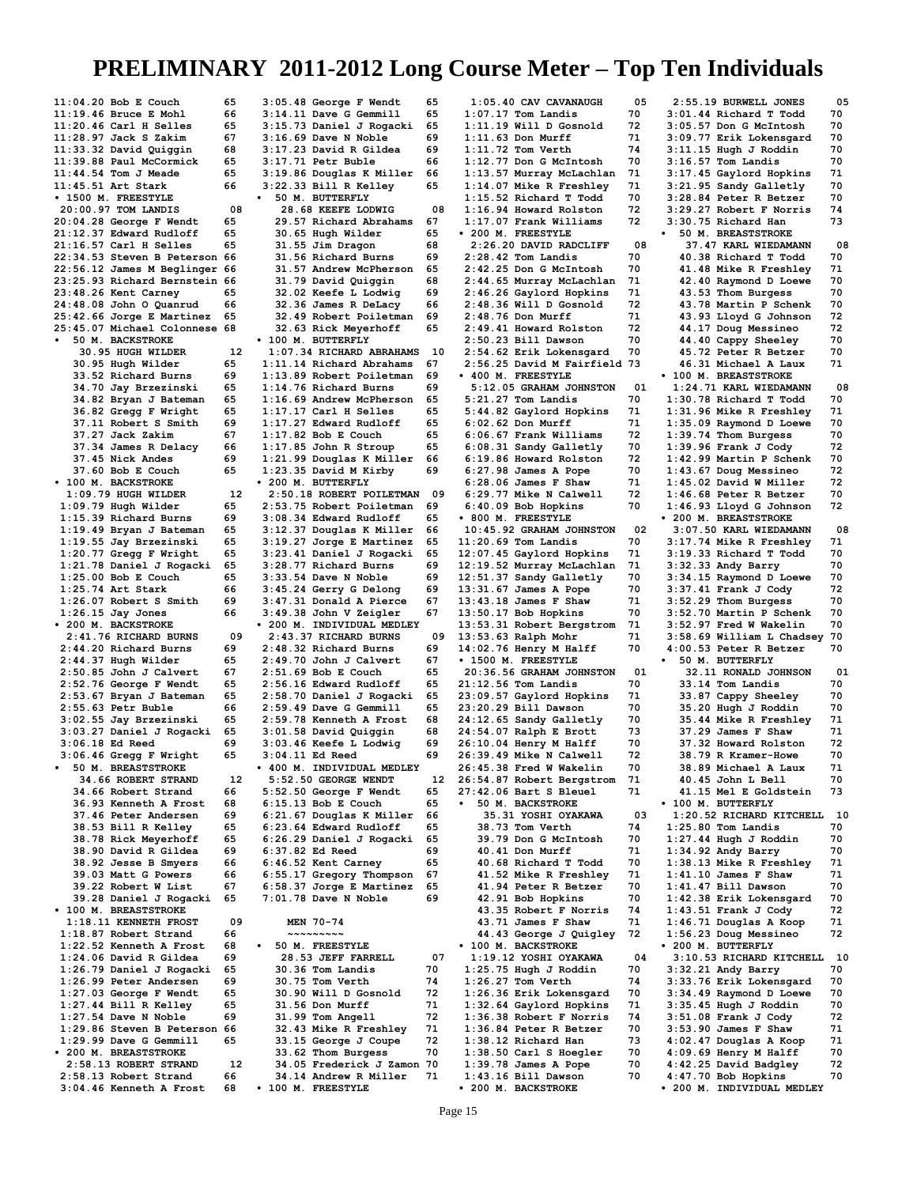# PRELIMINARY 2011-2012 Long Course Meter – Top Ten Individuals

11:04.20 Bob E Couch 65
11:19.46 Bruce E Mohl 66
11:20.46 Carl H Selles 65
11:28.97 Jack S Zakim 67
11:33.32 David Quiggin 68
11:39.88 Paul McCormick 65
11:44.54 Tom J Meade 65
11:45.51 Art Stark 66

• 1500 M. FREESTYLE

20:00.97 TOM LANDIS 08
20:04.28 George F Wendt 65
21:12.37 Edward Rudloff 65
21:16.57 Carl H Selles 65
22:34.53 Steven B Peterson 66
22:56.12 James M Beglinger 66
23:25.93 Richard Bernstein 66
23:48.26 Kent Carney 65
24:48.08 John O Quanrud 66
25:42.66 Jorge E Martinez 65
25:45.07 Michael Colonnese 68

• 50 M. BACKSTROKE

30.95 HUGH WILDER 12
30.95 Hugh Wilder 65
33.52 Richard Burns 69
34.70 Jay Brzezinski 65
34.82 Bryan J Bateman 65
36.82 Gregg F Wright 65
37.11 Robert S Smith 69
37.27 Jack Zakim 67
37.34 James R Delacy 66
37.45 Nick Andes 69
37.60 Bob E Couch 65

• 100 M. BACKSTROKE

1:09.79 HUGH WILDER 12
1:09.79 Hugh Wilder 65
1:15.39 Richard Burns 69
1:19.49 Bryan J Bateman 65
1:19.55 Jay Brzezinski 65
1:20.77 Gregg F Wright 65
1:21.78 Daniel J Rogacki 65
1:25.00 Bob E Couch 65
1:25.74 Art Stark 66
1:26.07 Robert S Smith 69
1:26.15 Jay Jones 66

• 200 M. BACKSTROKE

2:41.76 RICHARD BURNS 09
2:44.20 Richard Burns 69
2:44.37 Hugh Wilder 65
2:50.85 John J Calvert 67
2:52.76 George F Wendt 65
2:53.67 Bryan J Bateman 65
2:55.63 Petr Buble 66
3:02.55 Jay Brzezinski 65
3:03.27 Daniel J Rogacki 65
3:06.18 Ed Reed 69
3:06.46 Gregg F Wright 65

• 50 M. BREASTSTROKE

34.66 ROBERT STRAND 12
34.66 Robert Strand 66
36.93 Kenneth A Frost 68
37.46 Peter Andersen 69
38.53 Bill R Kelley 65
38.78 Rick Meyerhoff 65
38.90 David R Gildea 69
38.92 Jesse B Smyers 66
39.03 Matt G Powers 66
39.22 Robert W List 67
39.28 Daniel J Rogacki 65

• 100 M. BREASTSTROKE

1:18.11 KENNETH FROST 09
1:18.87 Robert Strand 66
1:22.52 Kenneth A Frost 68
1:24.06 David R Gildea 69
1:26.79 Daniel J Rogacki 65
1:26.99 Peter Andersen 69
1:27.03 George F Wendt 65
1:27.44 Bill R Kelley 65
1:27.54 Dave N Noble 69
1:29.86 Steven B Peterson 66
1:29.99 Dave G Gemmill 65

• 200 M. BREASTSTROKE

2:58.13 ROBERT STRAND 12
2:58.13 Robert Strand 66
3:04.46 Kenneth A Frost 68
3:05.48 George F Wendt 65
3:14.11 Dave G Gemmill 65
3:15.73 Daniel J Rogacki 65
3:16.69 Dave N Noble 69
3:17.23 David R Gildea 69
3:17.71 Petr Buble 66
3:19.86 Douglas K Miller 66
3:22.33 Bill R Kelley 65

• 50 M. BUTTERFLY

28.68 KEEFE LODWIG 08
29.57 Richard Abrahams 67
30.65 Hugh Wilder 65
31.55 Jim Dragon 68
31.56 Richard Burns 69
31.57 Andrew McPherson 65
31.79 David Quiggin 68
32.02 Keefe L Lodwig 69
32.36 James R DeLacy 66
32.49 Robert Poiletman 69
32.63 Rick Meyerhoff 65

• 100 M. BUTTERFLY

1:07.34 RICHARD ABRAHAMS 10
1:11.14 Richard Abrahams 67
1:13.89 Robert Poiletman 69
1:14.76 Richard Burns 69
1:16.69 Andrew McPherson 65
1:17.17 Carl H Selles 65
1:17.27 Edward Rudloff 65
1:17.82 Bob E Couch 65
1:17.85 John R Stroup 65
1:21.99 Douglas K Miller 66
1:23.35 David M Kirby 69

• 200 M. BUTTERFLY

2:50.18 ROBERT POILETMAN 09
2:53.75 Robert Poiletman 69
3:08.34 Edward Rudloff 65
3:12.37 Douglas K Miller 66
3:19.27 Jorge E Martinez 65
3:23.41 Daniel J Rogacki 65
3:28.77 Richard Burns 69
3:33.54 Dave N Noble 69
3:45.24 Gerry G Delong 69
3:47.31 Donald A Pierce 67
3:49.38 John V Zeigler 67

• 200 M. INDIVIDUAL MEDLEY

2:43.37 RICHARD BURNS 09
2:48.32 Richard Burns 69
2:49.70 John J Calvert 67
2:51.69 Bob E Couch 65
2:56.16 Edward Rudloff 65
2:58.70 Daniel J Rogacki 65
2:59.49 Dave G Gemmill 65
2:59.78 Kenneth A Frost 68
3:01.58 David Quiggin 68
3:03.46 Keefe L Lodwig 69
3:04.11 Ed Reed 69

• 400 M. INDIVIDUAL MEDLEY

5:52.50 GEORGE WENDT 12
5:52.50 George F Wendt 65
6:15.13 Bob E Couch 65
6:21.67 Douglas K Miller 66
6:23.64 Edward Rudloff 65
6:26.29 Daniel J Rogacki 65
6:37.82 Ed Reed 69
6:46.52 Kent Carney 65
6:55.17 Gregory Thompson 67
6:58.37 Jorge E Martinez 65
7:01.78 Dave N Noble 69

## MEN 70-74

~~~~~~~~~

• 50 M. FREESTYLE

28.53 JEFF FARRELL 07
30.36 Tom Landis 70
30.75 Tom Verth 74
30.90 Will D Gosnold 72
31.56 Don Murff 71
31.99 Tom Angell 72
32.43 Mike R Freshley 71
33.15 George J Coupe 72
33.62 Thom Burgess 70
34.05 Frederick J Zamon 70
34.14 Andrew R Miller 71

• 100 M. FREESTYLE

1:05.40 CAV CAVANAUGH 05
1:07.17 Tom Landis 70
1:11.19 Will D Gosnold 72
1:11.63 Don Murff 71
1:11.72 Tom Verth 74
1:12.77 Don G McIntosh 70
1:13.57 Murray McLachlan 71
1:14.07 Mike R Freshley 71
1:15.52 Richard T Todd 70
1:16.94 Howard Rolston 72
1:17.07 Frank Williams 72

• 200 M. FREESTYLE

2:26.20 DAVID RADCLIFF 08
2:28.42 Tom Landis 70
2:42.25 Don G McIntosh 70
2:44.65 Murray McLachlan 71
2:46.26 Gaylord Hopkins 71
2:48.36 Will D Gosnold 72
2:48.76 Don Murff 71
2:49.41 Howard Rolston 72
2:50.23 Bill Dawson 70
2:54.62 Erik Lokensgard 70
2:56.25 David M Fairfield 73

• 400 M. FREESTYLE

5:12.05 GRAHAM JOHNSTON 01
5:21.27 Tom Landis 70
5:44.82 Gaylord Hopkins 71
6:02.62 Don Murff 71
6:06.67 Frank Williams 72
6:08.31 Sandy Galletly 70
6:19.86 Howard Rolston 72
6:27.98 James A Pope 70
6:28.06 James F Shaw 71
6:29.77 Mike N Calwell 72
6:40.09 Bob Hopkins 70

• 800 M. FREESTYLE

10:45.92 GRAHAM JOHNSTON 02
11:20.69 Tom Landis 70
12:07.45 Gaylord Hopkins 71
12:19.52 Murray McLachlan 71
12:51.37 Sandy Galletly 70
13:31.67 James A Pope 70
13:43.18 James F Shaw 71
13:50.17 Bob Hopkins 70
13:53.31 Robert Bergstrom 71
13:53.63 Ralph Mohr 71
14:02.76 Henry M Halff 70

• 1500 M. FREESTYLE

20:36.56 GRAHAM JOHNSTON 01
21:12.56 Tom Landis 70
23:09.57 Gaylord Hopkins 71
23:20.29 Bill Dawson 70
24:12.65 Sandy Galletly 70
24:54.07 Ralph E Brott 73
26:10.04 Henry M Halff 70
26:39.49 Mike N Calwell 72
26:45.38 Fred W Wakelin 70
26:54.87 Robert Bergstrom 71
27:42.06 Bart S Bleuel 71

• 50 M. BACKSTROKE

35.31 YOSHI OYAKAWA 03
38.73 Tom Verth 74
39.79 Don G McIntosh 70
40.41 Don Murff 71
40.68 Richard T Todd 70
41.52 Mike R Freshley 71
41.94 Peter R Betzer 70
42.91 Bob Hopkins 70
43.35 Robert F Norris 74
43.71 James F Shaw 71
44.43 George J Quigley 72

• 100 M. BACKSTROKE

1:19.12 YOSHI OYAKAWA 04
1:25.75 Hugh J Roddin 70
1:26.27 Tom Verth 74
1:26.36 Erik Lokensgard 70
1:32.64 Gaylord Hopkins 71
1:36.38 Robert F Norris 74
1:36.84 Peter R Betzer 70
1:38.12 Richard Han 73
1:38.50 Carl S Hoegler 70
1:39.78 James A Pope 70
1:43.16 Bill Dawson 70

• 200 M. BACKSTROKE

2:55.19 BURWELL JONES 05
3:01.44 Richard T Todd 70
3:05.57 Don G McIntosh 70
3:09.77 Erik Lokensgard 70
3:11.15 Hugh J Roddin 70
3:16.57 Tom Landis 70
3:17.45 Gaylord Hopkins 71
3:21.95 Sandy Galletly 70
3:28.84 Peter R Betzer 70
3:29.27 Robert F Norris 74
3:30.75 Richard Han 73

• 50 M. BREASTSTROKE

37.47 KARL WIEDAMANN 08
40.38 Richard T Todd 70
41.48 Mike R Freshley 71
42.40 Raymond D Loewe 70
43.53 Thom Burgess 70
43.78 Martin P Schenk 70
43.93 Lloyd G Johnson 72
44.17 Doug Messineo 72
44.40 Cappy Sheeley 70
45.72 Peter R Betzer 70
46.31 Michael A Laux 71

• 100 M. BREASTSTROKE

1:24.71 KARL WIEDAMANN 08
1:30.78 Richard T Todd 70
1:31.96 Mike R Freshley 71
1:35.09 Raymond D Loewe 70
1:39.74 Thom Burgess 70
1:39.96 Frank J Cody 72
1:42.99 Martin P Schenk 70
1:43.67 Doug Messineo 72
1:45.02 David W Miller 72
1:46.68 Peter R Betzer 70
1:46.93 Lloyd G Johnson 72

• 200 M. BREASTSTROKE

3:07.50 KARL WIEDAMANN 08
3:17.74 Mike R Freshley 71
3:19.33 Richard T Todd 70
3:32.33 Andy Barry 70
3:34.15 Raymond D Loewe 70
3:37.41 Frank J Cody 72
3:52.29 Thom Burgess 70
3:52.70 Martin P Schenk 70
3:52.97 Fred W Wakelin 70
3:58.69 William L Chadsey 70
4:00.53 Peter R Betzer 70

• 50 M. BUTTERFLY

32.11 RONALD JOHNSON 01
33.14 Tom Landis 70
33.87 Cappy Sheeley 70
35.20 Hugh J Roddin 70
35.44 Mike R Freshley 71
37.29 James F Shaw 71
37.32 Howard Rolston 72
38.79 R Kramer-Howe 70
38.89 Michael A Laux 71
40.45 John L Bell 70
41.15 Mel E Goldstein 73

• 100 M. BUTTERFLY

1:20.52 RICHARD KITCHELL 10
1:25.80 Tom Landis 70
1:27.44 Hugh J Roddin 70
1:34.92 Andy Barry 70
1:38.13 Mike R Freshley 71
1:41.10 James F Shaw 71
1:41.47 Bill Dawson 70
1:42.38 Erik Lokensgard 70
1:43.51 Frank J Cody 72
1:46.71 Douglas A Koop 71
1:56.23 Doug Messineo 72

• 200 M. BUTTERFLY

3:10.53 RICHARD KITCHELL 10
3:32.21 Andy Barry 70
3:33.76 Erik Lokensgard 70
3:34.49 Raymond D Loewe 70
3:35.45 Hugh J Roddin 70
3:51.08 Frank J Cody 72
3:53.90 James F Shaw 71
4:02.47 Douglas A Koop 71
4:09.69 Henry M Halff 70
4:42.25 David Badgley 72
4:47.70 Bob Hopkins 70

• 200 M. INDIVIDUAL MEDLEY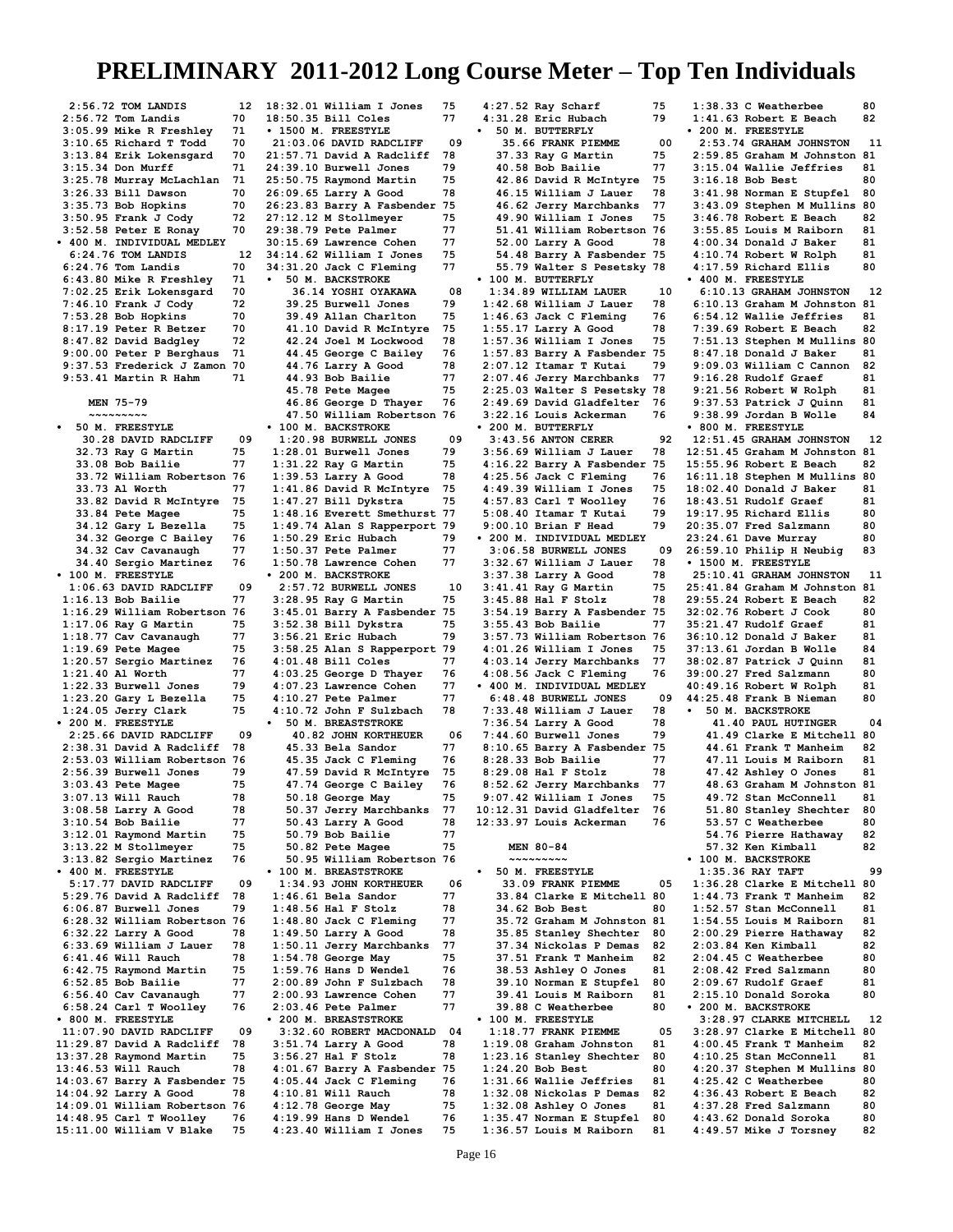# PRELIMINARY 2011-2012 Long Course Meter – Top Ten Individuals

```
 2:56.72 TOM LANDIS          12
 2:56.72 Tom Landis          70
 3:05.99 Mike R Freshley     71
 3:10.65 Richard T Todd      70
 3:13.84 Erik Lokensgard     70
 3:15.34 Don Murff           71
 3:25.78 Murray McLachlan    71
 3:26.33 Bill Dawson         70
 3:35.73 Bob Hopkins         70
 3:50.95 Frank J Cody        72
 3:52.58 Peter E Ronay       70
• 400 M. INDIVIDUAL MEDLEY
 6:24.76 TOM LANDIS          12
 6:24.76 Tom Landis          70
 6:43.80 Mike R Freshley     71
 7:02.25 Erik Lokensgard     70
 7:46.10 Frank J Cody        72
 7:53.28 Bob Hopkins         70
 8:17.19 Peter R Betzer      70
 8:47.82 David Badgley       72
 9:00.00 Peter P Berghaus    71
 9:37.53 Frederick J Zamon   70
 9:53.41 Martin R Hahm       71
```

## MEN 75-79

```
•  50 M. FREESTYLE
   30.28 DAVID RADCLIFF      09
   32.73 Ray G Martin        75
   33.08 Bob Bailie          77
   33.72 William Robertson   76
   33.73 Al Worth            77
   33.82 David R McIntyre    75
   33.84 Pete Magee          75
   34.12 Gary L Bezella      75
   34.32 George C Bailey     76
   34.32 Cav Cavanaugh       77
   34.40 Sergio Martinez     76
• 100 M. FREESTYLE
 1:06.63 DAVID RADCLIFF      09
 1:16.13 Bob Bailie          77
 1:16.29 William Robertson   76
 1:17.06 Ray G Martin        75
 1:18.77 Cav Cavanaugh       77
 1:19.69 Pete Magee          75
 1:20.57 Sergio Martinez     76
 1:21.40 Al Worth            77
 1:22.33 Burwell Jones       79
 1:23.20 Gary L Bezella      75
 1:24.05 Jerry Clark         75
• 200 M. FREESTYLE
 2:25.66 DAVID RADCLIFF      09
 2:38.31 David A Radcliff    78
 2:53.03 William Robertson   76
 2:56.39 Burwell Jones       79
 3:03.43 Pete Magee          75
 3:07.13 Will Rauch          78
 3:08.58 Larry A Good        78
 3:10.54 Bob Bailie          77
 3:12.01 Raymond Martin      75
 3:13.22 M Stollmeyer        75
 3:13.82 Sergio Martinez     76
• 400 M. FREESTYLE
 5:17.77 DAVID RADCLIFF      09
 5:29.76 David A Radcliff    78
 6:06.87 Burwell Jones       79
 6:28.32 William Robertson   76
 6:32.22 Larry A Good        78
 6:33.69 William J Lauer     78
 6:41.46 Will Rauch          78
 6:42.75 Raymond Martin      75
 6:52.85 Bob Bailie          77
 6:56.40 Cav Cavanaugh       77
 6:58.24 Carl T Woolley      76
• 800 M. FREESTYLE
11:07.90 DAVID RADCLIFF      09
11:29.87 David A Radcliff    78
13:37.28 Raymond Martin      75
13:46.53 Will Rauch          78
14:03.67 Barry A Fasbender   75
14:04.92 Larry A Good        78
14:09.01 William Robertson   76
14:48.95 Carl T Woolley      76
15:11.00 William V Blake     75
18:32.01 William I Jones     75
18:50.35 Bill Coles          77
• 1500 M. FREESTYLE
21:03.06 DAVID RADCLIFF      09
21:57.71 David A Radcliff    78
24:39.10 Burwell Jones       79
25:50.75 Raymond Martin      75
26:09.65 Larry A Good        78
26:23.83 Barry A Fasbender   75
27:12.12 M Stollmeyer        75
29:38.79 Pete Palmer         77
30:15.69 Lawrence Cohen      77
34:14.62 William I Jones     75
34:31.20 Jack C Fleming      77
•  50 M. BACKSTROKE
   36.14 YOSHI OYAKAWA       08
   39.25 Burwell Jones       79
   39.49 Allan Charlton      75
   41.10 David R McIntyre    75
   42.24 Joel M Lockwood     78
   44.45 George C Bailey     76
   44.76 Larry A Good        78
   44.93 Bob Bailie          77
   45.78 Pete Magee          75
   46.86 George D Thayer     76
   47.50 William Robertson   76
• 100 M. BACKSTROKE
 1:20.98 BURWELL JONES       09
 1:28.01 Burwell Jones       79
 1:31.22 Ray G Martin        75
 1:39.53 Larry A Good        78
 1:41.86 David R McIntyre    75
 1:47.27 Bill Dykstra        75
 1:48.16 Everett Smethurst   77
 1:49.74 Alan S Rapperport   79
 1:50.29 Eric Hubach         79
 1:50.37 Pete Palmer         77
 1:50.78 Lawrence Cohen      77
• 200 M. BACKSTROKE
 2:57.72 BURWELL JONES       10
 3:28.95 Ray G Martin        75
 3:45.01 Barry A Fasbender   75
 3:52.38 Bill Dykstra        75
 3:56.21 Eric Hubach         79
 3:58.25 Alan S Rapperport   79
 4:01.48 Bill Coles          77
 4:03.25 George D Thayer     76
 4:07.23 Lawrence Cohen      77
 4:10.27 Pete Palmer         77
 4:10.72 John F Sulzbach     78
•  50 M. BREASTSTROKE
   40.82 JOHN KORTHEUER      06
   45.33 Bela Sandor         77
   45.35 Jack C Fleming      76
   47.59 David R McIntyre    75
   47.74 George C Bailey     76
   50.18 George May          75
   50.37 Jerry Marchbanks    77
   50.43 Larry A Good        78
   50.79 Bob Bailie          77
   50.82 Pete Magee          75
   50.95 William Robertson   76
• 100 M. BREASTSTROKE
 1:34.93 JOHN KORTHEUER      06
 1:46.61 Bela Sandor         77
 1:48.56 Hal F Stolz         78
 1:48.80 Jack C Fleming      77
 1:49.50 Larry A Good        78
 1:50.11 Jerry Marchbanks    77
 1:54.78 George May          75
 1:59.76 Hans D Wendel       76
 2:00.89 John F Sulzbach     78
 2:00.93 Lawrence Cohen      77
 2:03.46 Pete Palmer         77
• 200 M. BREASTSTROKE
 3:32.60 ROBERT MACDONALD    04
 3:51.74 Larry A Good        78
 3:56.27 Hal F Stolz         78
 4:01.67 Barry A Fasbender   75
 4:05.44 Jack C Fleming      76
 4:10.81 Will Rauch          78
 4:12.78 George May          75
 4:19.99 Hans D Wendel       76
 4:23.40 William I Jones     75
 4:27.52 Ray Scharf          75
 4:31.28 Eric Hubach         79
•  50 M. BUTTERFLY
   35.66 FRANK PIEMME        00
   37.33 Ray G Martin        75
   40.58 Bob Bailie          77
   42.86 David R McIntyre    75
   46.15 William J Lauer     78
   46.62 Jerry Marchbanks    77
   49.90 William I Jones     75
   51.41 William Robertson   76
   52.00 Larry A Good        78
   54.48 Barry A Fasbender   75
   55.79 Walter S Pesetsky   78
• 100 M. BUTTERFLY
 1:34.89 WILLIAM LAUER       10
 1:42.68 William J Lauer     78
 1:46.63 Jack C Fleming      76
 1:55.17 Larry A Good        78
 1:57.36 William I Jones     75
 1:57.83 Barry A Fasbender   75
 2:07.12 Itamar T Kutai      79
 2:07.46 Jerry Marchbanks    77
 2:25.03 Walter S Pesetsky   78
 2:49.69 David Gladfelter    76
 3:22.16 Louis Ackerman      76
• 200 M. BUTTERFLY
 3:43.56 ANTON CERER         92
 3:56.69 William J Lauer     78
 4:16.22 Barry A Fasbender   75
 4:25.56 Jack C Fleming      76
 4:49.39 William I Jones     75
 4:57.83 Carl T Woolley      76
 5:08.40 Itamar T Kutai      79
 9:00.10 Brian F Head        79
• 200 M. INDIVIDUAL MEDLEY
 3:06.58 BURWELL JONES       09
 3:32.67 William J Lauer     78
 3:37.38 Larry A Good        78
 3:41.41 Ray G Martin        75
 3:45.88 Hal F Stolz         78
 3:54.19 Barry A Fasbender   75
 3:55.43 Bob Bailie          77
 3:57.73 William Robertson   76
 4:01.26 William I Jones     75
 4:03.14 Jerry Marchbanks    77
 4:08.56 Jack C Fleming      76
• 400 M. INDIVIDUAL MEDLEY
 6:48.48 BURWELL JONES       09
 7:33.48 William J Lauer     78
 7:36.54 Larry A Good        78
 7:44.60 Burwell Jones       79
 8:10.65 Barry A Fasbender   75
 8:28.33 Bob Bailie          77
 8:29.08 Hal F Stolz         78
 8:52.62 Jerry Marchbanks    77
 9:07.42 William I Jones     75
10:12.31 David Gladfelter    76
12:33.97 Louis Ackerman      76
```

## MEN 80-84

```
•  50 M. FREESTYLE
   33.09 FRANK PIEMME        05
   33.84 Clarke E Mitchell   80
   34.62 Bob Best            80
   35.72 Graham M Johnston   81
   35.85 Stanley Shechter    80
   37.34 Nickolas P Demas    82
   37.51 Frank T Manheim     82
   38.53 Ashley O Jones      81
   39.10 Norman E Stupfel    80
   39.41 Louis M Raiborn     81
   39.88 C Weatherbee        80
• 100 M. FREESTYLE
 1:18.77 FRANK PIEMME        05
 1:19.08 Graham Johnston     81
 1:23.16 Stanley Shechter    80
 1:24.20 Bob Best            80
 1:31.66 Wallie Jeffries     81
 1:32.08 Nickolas P Demas    82
 1:32.08 Ashley O Jones      81
 1:35.47 Norman E Stupfel    80
 1:36.57 Louis M Raiborn     81
 1:38.33 C Weatherbee        80
 1:41.63 Robert E Beach      82
• 200 M. FREESTYLE
 2:53.74 GRAHAM JOHNSTON     11
 2:59.85 Graham M Johnston   81
 3:15.04 Wallie Jeffries     81
 3:16.18 Bob Best            80
 3:41.98 Norman E Stupfel    80
 3:43.09 Stephen M Mullins   80
 3:46.78 Robert E Beach      82
 3:55.85 Louis M Raiborn     81
 4:00.34 Donald J Baker      81
 4:10.74 Robert W Rolph      81
 4:17.59 Richard Ellis       80
• 400 M. FREESTYLE
 6:10.13 GRAHAM JOHNSTON     12
 6:10.13 Graham M Johnston   81
 6:54.12 Wallie Jeffries     81
 7:39.69 Robert E Beach      82
 7:51.13 Stephen M Mullins   80
 8:47.18 Donald J Baker      81
 9:09.03 William C Cannon    82
 9:16.28 Rudolf Graef        81
 9:21.56 Robert W Rolph      81
 9:37.53 Patrick J Quinn     81
 9:38.99 Jordan B Wolle      84
• 800 M. FREESTYLE
12:51.45 GRAHAM JOHNSTON     12
12:51.45 Graham M Johnston   81
15:55.96 Robert E Beach      82
16:11.18 Stephen M Mullins   80
18:02.40 Donald J Baker      81
18:43.51 Rudolf Graef        81
19:17.95 Richard Ellis       80
20:35.07 Fred Salzmann       80
23:24.61 Dave Murray         80
26:59.10 Philip H Neubig     83
• 1500 M. FREESTYLE
25:10.41 GRAHAM JOHNSTON     11
25:41.84 Graham M Johnston   81
29:55.24 Robert E Beach      82
32:02.76 Robert J Cook       80
35:21.47 Rudolf Graef        81
36:10.12 Donald J Baker      81
37:13.61 Jordan B Wolle      84
38:02.87 Patrick J Quinn     81
39:00.27 Fred Salzmann       80
40:49.16 Robert W Rolph      81
44:25.48 Frank B Nieman      80
•  50 M. BACKSTROKE
   41.40 PAUL HUTINGER       04
   41.49 Clarke E Mitchell   80
   44.61 Frank T Manheim     82
   47.11 Louis M Raiborn     81
   47.42 Ashley O Jones      81
   48.63 Graham M Johnston   81
   49.72 Stan McConnell      81
   51.80 Stanley Shechter    80
   53.57 C Weatherbee        80
   54.76 Pierre Hathaway     82
   57.32 Ken Kimball         82
• 100 M. BACKSTROKE
 1:35.36 RAY TAFT            99
 1:36.28 Clarke E Mitchell   80
 1:44.73 Frank T Manheim     82
 1:52.57 Stan McConnell      81
 1:54.55 Louis M Raiborn     81
 2:00.29 Pierre Hathaway     82
 2:03.84 Ken Kimball         82
 2:04.45 C Weatherbee        80
 2:08.42 Fred Salzmann       80
 2:09.67 Rudolf Graef        81
 2:15.10 Donald Soroka       80
• 200 M. BACKSTROKE
 3:28.97 CLARKE MITCHELL     12
 3:28.97 Clarke E Mitchell   80
 4:00.45 Frank T Manheim     82
 4:10.25 Stan McConnell      81
 4:20.37 Stephen M Mullins   80
 4:25.42 C Weatherbee        80
 4:36.43 Robert E Beach      82
 4:37.28 Fred Salzmann       80
 4:43.62 Donald Soroka       80
 4:49.57 Mike J Torsney      82
```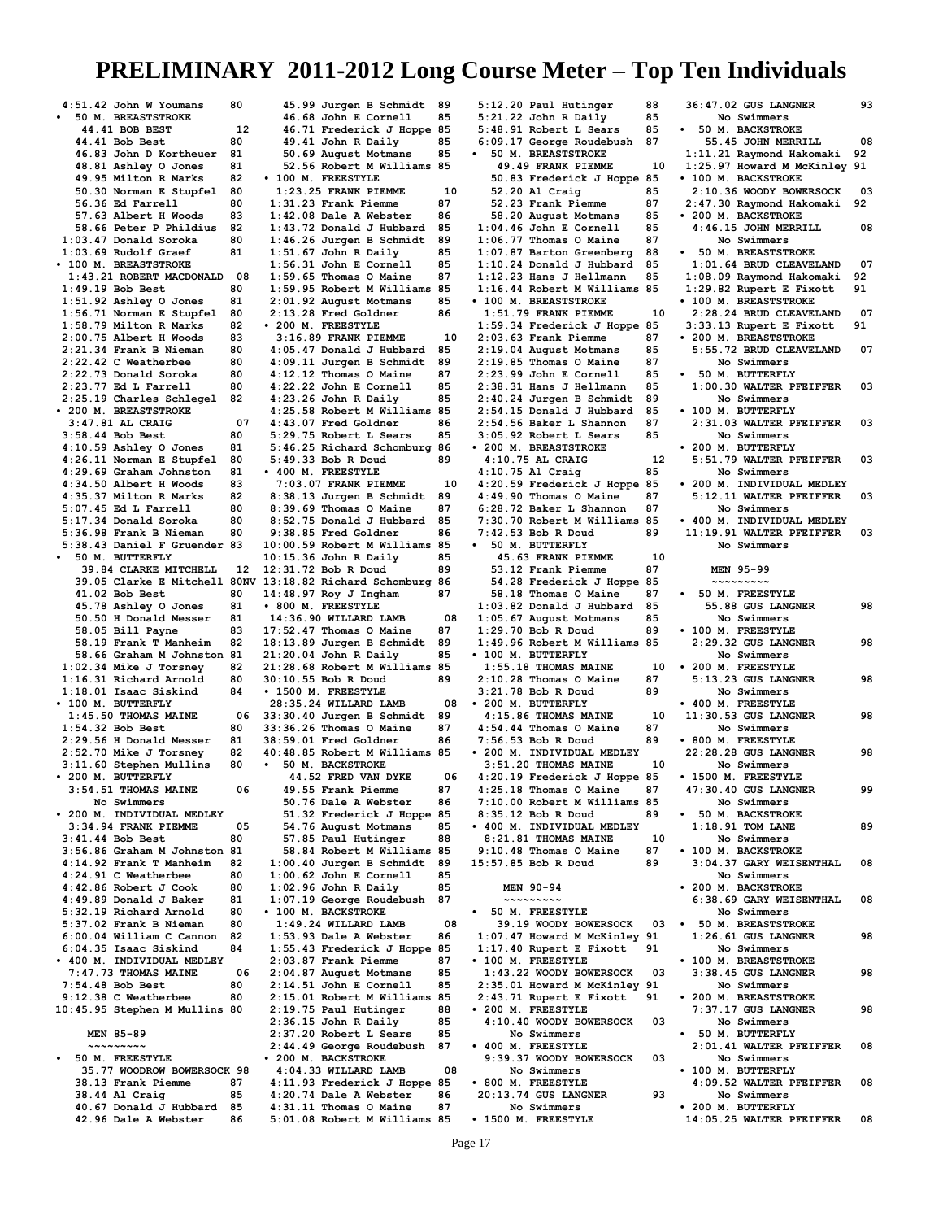# PRELIMINARY 2011-2012 Long Course Meter – Top Ten Individuals

4:51.42 John W Youmans 80

- 50 M. BREASTSTROKE

44.41 BOB BEST 12
44.41 Bob Best 80
46.83 John D Kortheuer 81
48.81 Ashley O Jones 81
49.95 Milton R Marks 82
50.30 Norman E Stupfel 80
56.36 Ed Farrell 80
57.63 Albert H Woods 83
58.66 Peter P Phildius 82
1:03.47 Donald Soroka 80
1:03.69 Rudolf Graef 81

- 100 M. BREASTSTROKE

1:43.21 ROBERT MACDONALD 08
1:49.19 Bob Best 80
1:51.92 Ashley O Jones 81
1:56.71 Norman E Stupfel 80
1:58.79 Milton R Marks 82
2:00.75 Albert H Woods 83
2:21.34 Frank B Nieman 80
2:22.42 C Weatherbee 80
2:22.73 Donald Soroka 80
2:23.77 Ed L Farrell 80
2:25.19 Charles Schlegel 82

- 200 M. BREASTSTROKE

3:47.81 AL CRAIG 07
3:58.44 Bob Best 80
4:10.59 Ashley O Jones 81
4:26.11 Norman E Stupfel 80
4:29.69 Graham Johnston 81
4:34.50 Albert H Woods 83
4:35.37 Milton R Marks 82
5:07.45 Ed L Farrell 80
5:17.34 Donald Soroka 80
5:36.98 Frank B Nieman 80
5:38.43 Daniel F Gruender 83

- 50 M. BUTTERFLY

39.84 CLARKE MITCHELL 12
39.05 Clarke E Mitchell 80NV
41.02 Bob Best 80
45.78 Ashley O Jones 81
50.50 H Donald Messer 81
58.05 Bill Payne 83
58.19 Frank T Manheim 82
58.66 Graham M Johnston 81
1:02.34 Mike J Torsney 82
1:16.31 Richard Arnold 80
1:18.01 Isaac Siskind 84

- 100 M. BUTTERFLY

1:45.50 THOMAS MAINE 06
1:54.32 Bob Best 80
2:29.56 H Donald Messer 81
2:52.70 Mike J Torsney 82
3:11.60 Stephen Mullins 80

- 200 M. BUTTERFLY

3:54.51 THOMAS MAINE 06
No Swimmers

- 200 M. INDIVIDUAL MEDLEY

3:34.94 FRANK PIEMME 05
3:41.44 Bob Best 80
3:56.86 Graham M Johnston 81
4:14.92 Frank T Manheim 82
4:24.91 C Weatherbee 80
4:42.86 Robert J Cook 80
4:49.89 Donald J Baker 81
5:32.19 Richard Arnold 80
5:37.02 Frank B Nieman 80
6:00.04 William C Cannon 82
6:04.35 Isaac Siskind 84

- 400 M. INDIVIDUAL MEDLEY

7:47.73 THOMAS MAINE 06
7:54.48 Bob Best 80
9:12.38 C Weatherbee 80
10:45.95 Stephen M Mullins 80

## MEN 85-89

- 50 M. FREESTYLE

35.77 WOODROW BOWERSOCK 98
38.13 Frank Piemme 87
38.44 Al Craig 85
40.67 Donald J Hubbard 85
42.96 Dale A Webster 86
45.99 Jurgen B Schmidt 89
46.68 John E Cornell 85
46.71 Frederick J Hoppe 85
49.41 John R Daily 85
50.69 August Motmans 85
52.56 Robert M Williams 85

- 100 M. FREESTYLE

1:23.25 FRANK PIEMME 10
1:31.23 Frank Piemme 87
1:42.08 Dale A Webster 86
1:43.72 Donald J Hubbard 85
1:46.26 Jurgen B Schmidt 89
1:51.67 John R Daily 85
1:56.31 John E Cornell 85
1:59.65 Thomas O Maine 87
1:59.95 Robert M Williams 85
2:01.92 August Motmans 85
2:13.28 Fred Goldner 86

- 200 M. FREESTYLE

3:16.89 FRANK PIEMME 10
4:05.47 Donald J Hubbard 85
4:09.11 Jurgen B Schmidt 89
4:12.12 Thomas O Maine 87
4:22.22 John E Cornell 85
4:23.26 John R Daily 85
4:25.58 Robert M Williams 85
4:43.07 Fred Goldner 86
5:29.75 Robert L Sears 85
5:46.25 Richard Schomburg 86
5:49.33 Bob R Doud 89

- 400 M. FREESTYLE

7:03.07 FRANK PIEMME 10
8:38.13 Jurgen B Schmidt 89
8:39.69 Thomas O Maine 87
8:52.75 Donald J Hubbard 85
9:38.85 Fred Goldner 86
10:00.59 Robert M Williams 85
10:15.36 John R Daily 85
12:31.72 Bob R Doud 89
13:18.82 Richard Schomburg 86
14:48.97 Roy J Ingham 87

- 800 M. FREESTYLE

14:36.90 WILLARD LAMB 08
17:52.47 Thomas O Maine 87
18:13.89 Jurgen B Schmidt 89
21:20.04 John R Daily 85
21:28.68 Robert M Williams 85
30:10.55 Bob R Doud 89

- 1500 M. FREESTYLE

28:35.24 WILLARD LAMB 08
33:30.40 Jurgen B Schmidt 89
33:36.26 Thomas O Maine 87
38:59.01 Fred Goldner 86
40:48.85 Robert M Williams 85

- 50 M. BACKSTROKE

44.52 FRED VAN DYKE 06
49.55 Frank Piemme 87
50.76 Dale A Webster 86
51.32 Frederick J Hoppe 85
54.76 August Motmans 85
57.85 Paul Hutinger 88
58.84 Robert M Williams 85
1:00.40 Jurgen B Schmidt 89
1:00.62 John E Cornell 85
1:02.96 John R Daily 85
1:07.19 George Roudebush 87

- 100 M. BACKSTROKE

1:49.24 WILLARD LAMB 08
1:53.93 Dale A Webster 86
1:55.43 Frederick J Hoppe 85
2:03.87 Frank Piemme 87
2:04.87 August Motmans 85
2:14.51 John E Cornell 85
2:15.01 Robert M Williams 85
2:19.75 Paul Hutinger 88
2:36.15 John R Daily 85
2:37.20 Robert L Sears 85
2:44.49 George Roudebush 87

- 200 M. BACKSTROKE

4:04.33 WILLARD LAMB 08
4:11.93 Frederick J Hoppe 85
4:20.74 Dale A Webster 86
4:31.11 Thomas O Maine 87
5:01.08 Robert M Williams 85
5:12.20 Paul Hutinger 88
5:21.22 John R Daily 85
5:48.91 Robert L Sears 85
6:09.17 George Roudebush 87

- 50 M. BREASTSTROKE

49.49 FRANK PIEMME 10
50.83 Frederick J Hoppe 85
52.20 Al Craig 85
52.23 Frank Piemme 87
58.20 August Motmans 85
1:04.46 John E Cornell 85
1:06.77 Thomas O Maine 87
1:07.87 Barton Greenberg 88
1:10.24 Donald J Hubbard 85
1:12.23 Hans J Hellmann 85
1:16.44 Robert M Williams 85

- 100 M. BREASTSTROKE

1:51.79 FRANK PIEMME 10
1:59.34 Frederick J Hoppe 85
2:03.63 Frank Piemme 87
2:19.04 August Motmans 85
2:19.85 Thomas O Maine 87
2:23.99 John E Cornell 85
2:38.31 Hans J Hellmann 85
2:40.24 Jurgen B Schmidt 89
2:54.15 Donald J Hubbard 85
2:54.56 Baker L Shannon 87
3:05.92 Robert L Sears 85

- 200 M. BREASTSTROKE

4:10.75 AL CRAIG 12
4:10.75 Al Craig 85
4:20.59 Frederick J Hoppe 85
4:49.90 Thomas O Maine 87
6:28.72 Baker L Shannon 87
7:30.70 Robert M Williams 85
7:42.53 Bob R Doud 89

- 50 M. BUTTERFLY

45.63 FRANK PIEMME 10
53.12 Frank Piemme 87
54.28 Frederick J Hoppe 85
58.18 Thomas O Maine 87
1:03.82 Donald J Hubbard 85
1:05.67 August Motmans 85
1:29.70 Bob R Doud 89
1:49.96 Robert M Williams 85

- 100 M. BUTTERFLY

1:55.18 THOMAS MAINE 10
2:10.28 Thomas O Maine 87
3:21.78 Bob R Doud 89

- 200 M. BUTTERFLY

4:15.86 THOMAS MAINE 10
4:54.44 Thomas O Maine 87
7:56.53 Bob R Doud 89

- 200 M. INDIVIDUAL MEDLEY

3:51.20 THOMAS MAINE 10
4:20.19 Frederick J Hoppe 85
4:25.18 Thomas O Maine 87
7:10.00 Robert M Williams 85
8:35.12 Bob R Doud 89

- 400 M. INDIVIDUAL MEDLEY

8:21.81 THOMAS MAINE 10
9:10.48 Thomas O Maine 87
15:57.85 Bob R Doud 89

## MEN 90-94

- 50 M. FREESTYLE

39.19 WOODY BOWERSOCK 03
1:07.47 Howard M McKinley 91
1:17.40 Rupert E Fixott 91

- 100 M. FREESTYLE

1:43.22 WOODY BOWERSOCK 03
2:35.01 Howard M McKinley 91
2:43.71 Rupert E Fixott 91

- 200 M. FREESTYLE

4:10.40 WOODY BOWERSOCK 03
No Swimmers

- 400 M. FREESTYLE

9:39.37 WOODY BOWERSOCK 03
No Swimmers

- 800 M. FREESTYLE

20:13.74 GUS LANGNER 93
No Swimmers

- 1500 M. FREESTYLE

36:47.02 GUS LANGNER 93
No Swimmers

- 50 M. BACKSTROKE

55.45 JOHN MERRILL 08
1:11.21 Raymond Hakomaki 92
1:25.97 Howard M McKinley 91

- 100 M. BACKSTROKE

2:10.36 WOODY BOWERSOCK 03
2:47.30 Raymond Hakomaki 92

- 200 M. BACKSTROKE

4:46.15 JOHN MERRILL 08
No Swimmers

- 50 M. BREASTSTROKE

1:01.64 BRUD CLEAVELAND 07
1:08.09 Raymond Hakomaki 92
1:29.82 Rupert E Fixott 91

- 100 M. BREASTSTROKE

2:28.24 BRUD CLEAVELAND 07
3:33.13 Rupert E Fixott 91

- 200 M. BREASTSTROKE

5:55.72 BRUD CLEAVELAND 07
No Swimmers

- 50 M. BUTTERFLY

1:00.30 WALTER PFEIFFER 03
No Swimmers

- 100 M. BUTTERFLY

2:31.03 WALTER PFEIFFER 03
No Swimmers

- 200 M. BUTTERFLY

5:51.79 WALTER PFEIFFER 03
No Swimmers

- 200 M. INDIVIDUAL MEDLEY

5:12.11 WALTER PFEIFFER 03
No Swimmers

- 400 M. INDIVIDUAL MEDLEY

11:19.91 WALTER PFEIFFER 03
No Swimmers

## MEN 95-99

- 50 M. FREESTYLE

55.88 GUS LANGNER 98
No Swimmers

- 100 M. FREESTYLE

2:29.32 GUS LANGNER 98
No Swimmers

- 200 M. FREESTYLE

5:13.23 GUS LANGNER 98
No Swimmers

- 400 M. FREESTYLE

11:30.53 GUS LANGNER 98
No Swimmers

- 800 M. FREESTYLE

22:28.28 GUS LANGNER 98
No Swimmers

- 1500 M. FREESTYLE

47:30.40 GUS LANGNER 99
No Swimmers

- 50 M. BACKSTROKE

1:18.91 TOM LANE 89
No Swimmers

- 100 M. BACKSTROKE

3:04.37 GARY WEISENTHAL 08
No Swimmers

- 200 M. BACKSTROKE

6:38.69 GARY WEISENTHAL 08
No Swimmers

- 50 M. BREASTSTROKE

1:26.61 GUS LANGNER 98
No Swimmers

- 100 M. BREASTSTROKE

3:38.45 GUS LANGNER 98
No Swimmers

- 200 M. BREASTSTROKE

7:37.17 GUS LANGNER 98
No Swimmers

- 50 M. BUTTERFLY

2:01.41 WALTER PFEIFFER 08
No Swimmers

- 100 M. BUTTERFLY

4:09.52 WALTER PFEIFFER 08
No Swimmers

- 200 M. BUTTERFLY

14:05.25 WALTER PFEIFFER 08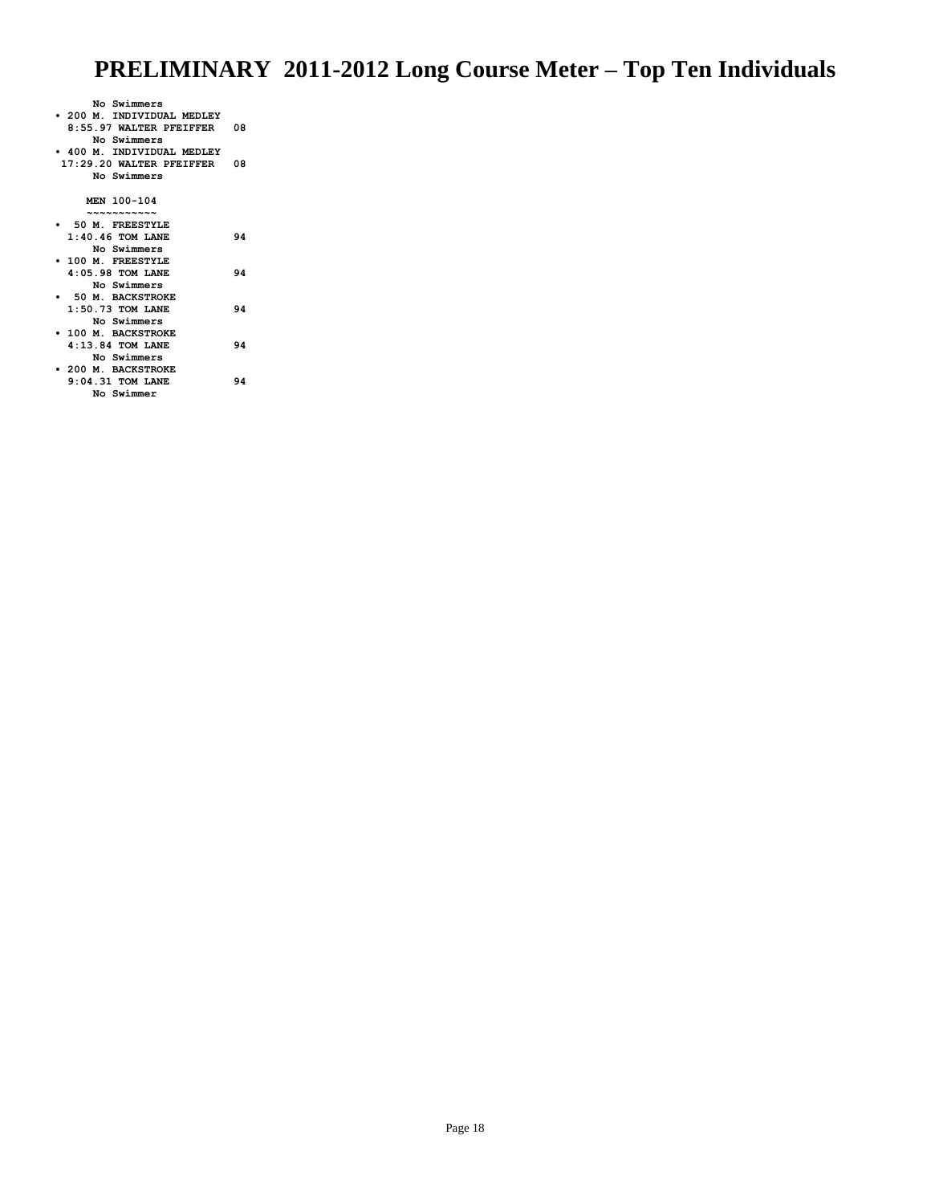# PRELIMINARY 2011-2012 Long Course Meter – Top Ten Individuals

No Swimmers

- 200 M. INDIVIDUAL MEDLEY
  8:55.97 WALTER PFEIFFER 08
  No Swimmers
- 400 M. INDIVIDUAL MEDLEY
  17:29.20 WALTER PFEIFFER 08
  No Swimmers

**MEN 100-104**
~~~~~~~~~~~

- 50 M. FREESTYLE
  1:40.46 TOM LANE 94
  No Swimmers
- 100 M. FREESTYLE
  4:05.98 TOM LANE 94
  No Swimmers
- 50 M. BACKSTROKE
  1:50.73 TOM LANE 94
  No Swimmers
- 100 M. BACKSTROKE
  4:13.84 TOM LANE 94
  No Swimmers
- 200 M. BACKSTROKE
  9:04.31 TOM LANE 94
  No Swimmer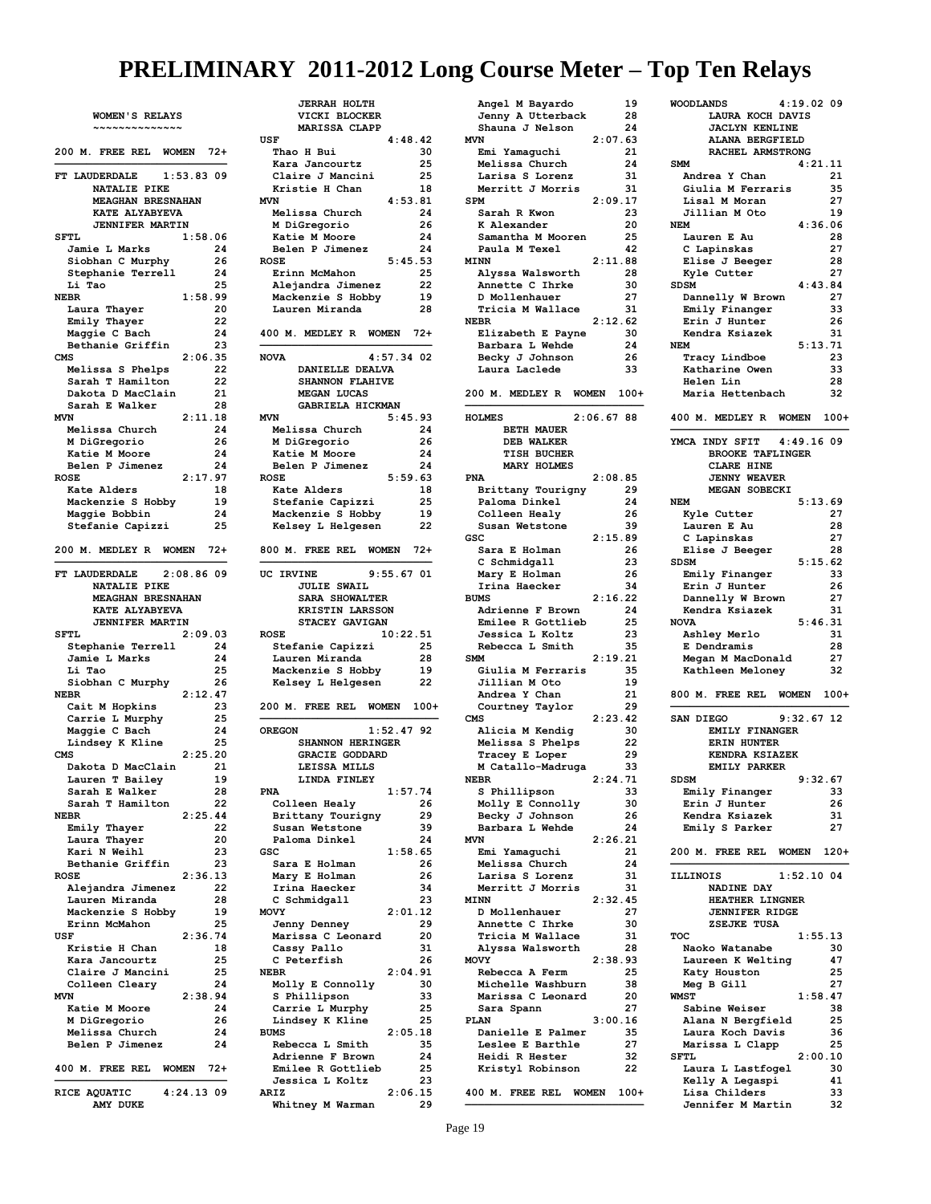# PRELIMINARY 2011-2012 Long Course Meter – Top Ten Relays

## WOMEN'S RELAYS

### 200 M. FREE REL WOMEN 72+

**FT LAUDERDALE 1:53.83 09**
NATALIE PIKE
MEAGHAN BRESNAHAN
KATE ALYABYEVA
JENNIFER MARTIN

**SFTL 1:58.06**
Jamie L Marks 24
Siobhan C Murphy 26
Stephanie Terrell 24
Li Tao 25

**NEBR 1:58.99**
Laura Thayer 20
Emily Thayer 22
Maggie C Bach 24
Bethanie Griffin 23

**CMS 2:06.35**
Melissa S Phelps 22
Sarah T Hamilton 22
Dakota D MacClain 21
Sarah E Walker 28

**MVN 2:11.18**
Melissa Church 24
M DiGregorio 26
Katie M Moore 24
Belen P Jimenez 24

**ROSE 2:17.97**
Kate Alders 18
Mackenzie S Hobby 19
Maggie Bobbin 24
Stefanie Capizzi 25

### 200 M. MEDLEY R WOMEN 72+

**FT LAUDERDALE 2:08.86 09**
NATALIE PIKE
MEAGHAN BRESNAHAN
KATE ALYABYEVA
JENNIFER MARTIN

**SFTL 2:09.03**
Stephanie Terrell 24
Jamie L Marks 24
Li Tao 25
Siobhan C Murphy 26

**NEBR 2:12.47**
Cait M Hopkins 23
Carrie L Murphy 25
Maggie C Bach 24
Lindsey K Kline 25

**CMS 2:25.20**
Dakota D MacClain 21
Lauren T Bailey 19
Sarah E Walker 28
Sarah T Hamilton 22

**NEBR 2:25.44**
Emily Thayer 22
Laura Thayer 20
Kari N Weihl 23
Bethanie Griffin 23

**ROSE 2:36.13**
Alejandra Jimenez 22
Lauren Miranda 28
Mackenzie S Hobby 19
Erinn McMahon 25

**USF 2:36.74**
Kristie H Chan 18
Kara Jancourtz 25
Claire J Mancini 25
Colleen Cleary 24

**MVN 2:38.94**
Katie M Moore 24
M DiGregorio 26
Melissa Church 24
Belen P Jimenez 24

### 400 M. FREE REL WOMEN 72+

**RICE AQUATIC 4:24.13 09**
AMY DUKE
JERRAH HOLTH
VICKI BLOCKER
MARISSA CLAPP

**USF 4:48.42**
Thao H Bui 30
Kara Jancourtz 25
Claire J Mancini 25
Kristie H Chan 18

**MVN 4:53.81**
Melissa Church 24
M DiGregorio 26
Katie M Moore 24
Belen P Jimenez 24

**ROSE 5:45.53**
Erinn McMahon 25
Alejandra Jimenez 22
Mackenzie S Hobby 19
Lauren Miranda 28

### 400 M. MEDLEY R WOMEN 72+

**NOVA 4:57.34 02**
DANIELLE DEALVA
SHANNON FLAHIVE
MEGAN LUCAS
GABRIELA HICKMAN

**MVN 5:45.93**
Melissa Church 24
M DiGregorio 26
Katie M Moore 24
Belen P Jimenez 24

**ROSE 5:59.63**
Kate Alders 18
Stefanie Capizzi 25
Mackenzie S Hobby 19
Kelsey L Helgesen 22

### 800 M. FREE REL WOMEN 72+

**UC IRVINE 9:55.67 01**
JULIE SWAIL
SARA SHOWALTER
KRISTIN LARSSON
STACEY GAVIGAN

**ROSE 10:22.51**
Stefanie Capizzi 25
Lauren Miranda 28
Mackenzie S Hobby 19
Kelsey L Helgesen 22

### 200 M. FREE REL WOMEN 100+

**OREGON 1:52.47 92**
SHANNON HERINGER
GRACIE GODDARD
LEISSA MILLS
LINDA FINLEY

**PNA 1:57.74**
Colleen Healy 26
Brittany Tourigny 29
Susan Wetstone 39
Paloma Dinkel 24

**GSC 1:58.65**
Sara E Holman 26
Mary E Holman 26
Irina Haecker 34
C Schmidgall 23

**MOVY 2:01.12**
Jenny Denney 29
Marissa C Leonard 20
Cassy Pallo 31
C Peterfish 26

**NEBR 2:04.91**
Molly E Connolly 30
S Phillipson 33
Carrie L Murphy 25
Lindsey K Kline 25

**BUMS 2:05.18**
Rebecca L Smith 35
Adrienne F Brown 24
Emilee R Gottlieb 25
Jessica L Koltz 23

**ARIZ 2:06.15**
Whitney M Warman 29
Angel M Bayardo 19
Jenny A Utterback 28
Shauna J Nelson 24

**MVN 2:07.63**
Emi Yamaguchi 21
Melissa Church 24
Larisa S Lorenz 31
Merritt J Morris 31

**SPM 2:09.17**
Sarah R Kwon 23
K Alexander 20
Samantha M Mooren 25
Paula M Texel 42

**MINN 2:11.88**
Alyssa Walsworth 28
Annette C Ihrke 30
D Mollenhauer 27
Tricia M Wallace 31

**NEBR 2:12.62**
Elizabeth E Payne 30
Barbara L Wehde 24
Becky J Johnson 26
Laura Laclede 33

### 200 M. MEDLEY R WOMEN 100+

**HOLMES 2:06.67 88**
BETH MAUER
DEB WALKER
TISH BUCHER
MARY HOLMES

**PNA 2:08.85**
Brittany Tourigny 29
Paloma Dinkel 24
Colleen Healy 26
Susan Wetstone 39

**GSC 2:15.89**
Sara E Holman 26
C Schmidgall 23
Mary E Holman 26
Irina Haecker 34

**BUMS 2:16.22**
Adrienne F Brown 24
Emilee R Gottlieb 25
Jessica L Koltz 23
Rebecca L Smith 35

**SMM 2:19.21**
Giulia M Ferraris 35
Jillian M Oto 19
Andrea Y Chan 21
Courtney Taylor 29

**CMS 2:23.42**
Alicia M Kendig 30
Melissa S Phelps 22
Tracey E Loper 29
M Catallo-Madruga 33

**NEBR 2:24.71**
S Phillipson 33
Molly E Connolly 30
Becky J Johnson 26
Barbara L Wehde 24

**MVN 2:26.21**
Emi Yamaguchi 21
Melissa Church 24
Larisa S Lorenz 31
Merritt J Morris 31

**MINN 2:32.45**
D Mollenhauer 27
Annette C Ihrke 30
Tricia M Wallace 31
Alyssa Walsworth 28

**MOVY 2:38.93**
Rebecca A Ferm 25
Michelle Washburn 38
Marissa C Leonard 20
Sara Spann 27

**PLAN 3:00.16**
Danielle E Palmer 35
Leslee E Barthle 27
Heidi R Hester 32
Kristyl Robinson 22

### 400 M. FREE REL WOMEN 100+

**WOODLANDS 4:19.02 09**
LAURA KOCH DAVIS
JACLYN KENLINE
ALANA BERGFIELD
RACHEL ARMSTRONG

**SMM 4:21.11**
Andrea Y Chan 21
Giulia M Ferraris 35
Lisal M Moran 27
Jillian M Oto 19

**NEM 4:36.06**
Lauren E Au 28
C Lapinskas 27
Elise J Beeger 28
Kyle Cutter 27

**SDSM 4:43.84**
Dannelly W Brown 27
Emily Finanger 33
Erin J Hunter 26
Kendra Ksiazek 31

**NEM 5:13.71**
Tracy Lindboe 23
Katharine Owen 33
Helen Lin 28
Maria Hettenbach 32

### 400 M. MEDLEY R WOMEN 100+

**YMCA INDY SFIT 4:49.16 09**
BROOKE TAFLINGER
CLARE HINE
JENNY WEAVER
MEGAN SOBECKI

**NEM 5:13.69**
Kyle Cutter 27
Lauren E Au 28
C Lapinskas 27
Elise J Beeger 28

**SDSM 5:15.62**
Emily Finanger 33
Erin J Hunter 26
Dannelly W Brown 27
Kendra Ksiazek 31

**NOVA 5:46.31**
Ashley Merlo 31
E Dendramis 28
Megan M MacDonald 27
Kathleen Meloney 32

### 800 M. FREE REL WOMEN 100+

**SAN DIEGO 9:32.67 12**
EMILY FINANGER
ERIN HUNTER
KENDRA KSIAZEK
EMILY PARKER

**SDSM 9:32.67**
Emily Finanger 33
Erin J Hunter 26
Kendra Ksiazek 31
Emily S Parker 27

### 200 M. FREE REL WOMEN 120+

**ILLINOIS 1:52.10 04**
NADINE DAY
HEATHER LINGNER
JENNIFER RIDGE
ZSEJKE TUSA

**TOC 1:55.13**
Naoko Watanabe 30
Laureen K Welting 47
Katy Houston 25
Meg B Gill 27

**WMST 1:58.47**
Sabine Weiser 38
Alana N Bergfield 25
Laura Koch Davis 36
Marissa L Clapp 25

**SFTL 2:00.10**
Laura L Lastfogel 30
Kelly A Legaspi 41
Lisa Childers 33
Jennifer M Martin 32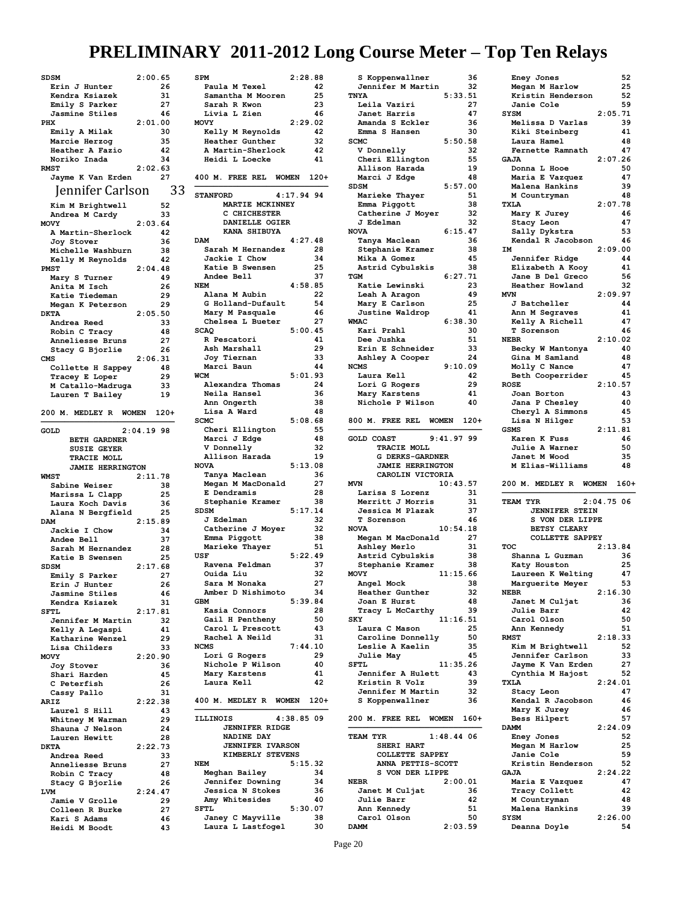# PRELIMINARY 2011-2012 Long Course Meter – Top Ten Relays

```
SDSM                 2:00.65
  Erin J Hunter           26
  Kendra Ksiazek          31
  Emily S Parker          27
  Jasmine Stiles          46
PHX                  2:01.00
  Emily A Milak           30
  Marcie Herzog           35
  Heather A Fazio         42
  Noriko Inada            34
RMST                 2:02.63
  Jayme K Van Erden       27
  Jennifer Carlson        33
  Kim M Brightwell        52
  Andrea M Cardy          33
MOVY                 2:03.64
  A Martin-Sherlock       42
  Joy Stover              36
  Michelle Washburn       38
  Kelly M Reynolds        42
PMST                 2:04.48
  Mary S Turner           49
  Anita M Isch            26
  Katie Tiedeman          29
  Megan K Peterson        29
DKTA                 2:05.50
  Andrea Reed             33
  Robin C Tracy           48
  Anneliesse Bruns        27
  Stacy G Bjorlie         26
CMS                  2:06.31
  Collette H Sappey       48
  Tracey E Loper          29
  M Catallo-Madruga       33
  Lauren T Bailey         19
```

## 200 M. MEDLEY R WOMEN 120+

```
GOLD              2:04.19 98
     BETH GARDNER
     SUSIE GEYER
     TRACIE MOLL
     JAMIE HERRINGTON
WMST                 2:11.78
  Sabine Weiser           38
  Marissa L Clapp         25
  Laura Koch Davis        36
  Alana N Bergfield       25
DAM                  2:15.89
  Jackie I Chow           34
  Andee Bell              37
  Sarah M Hernandez       28
  Katie B Swensen         25
SDSM                 2:17.68
  Emily S Parker          27
  Erin J Hunter           26
  Jasmine Stiles          46
  Kendra Ksiazek          31
SFTL                 2:17.81
  Jennifer M Martin       32
  Kelly A Legaspi         41
  Katharine Wenzel        29
  Lisa Childers           33
MOVY                 2:20.90
  Joy Stover              36
  Shari Harden            45
  C Peterfish             26
  Cassy Pallo             31
ARIZ                 2:22.38
  Laurel S Hill           43
  Whitney M Warman        29
  Shauna J Nelson         24
  Lauren Hewitt           28
DKTA                 2:22.73
  Andrea Reed             33
  Anneliesse Bruns        27
  Robin C Tracy           48
  Stacy G Bjorlie         26
LVM                  2:24.47
  Jamie V Grolle          29
  Colleen R Burke         27
  Kari S Adams            46
  Heidi M Boodt           43
SPM                  2:28.88
  Paula M Texel           42
  Samantha M Mooren       25
  Sarah R Kwon            23
  Livia L Zien            46
MOVY                 2:29.02
  Kelly M Reynolds        42
  Heather Gunther         32
  A Martin-Sherlock       42
  Heidi L Loecke          41
```

## 400 M. FREE REL WOMEN 120+

```
STANFORD          4:17.94 94
     MARTIE MCKINNEY
     C CHICHESTER
     DANIELLE OGIER
     KANA SHIBUYA
DAM                  4:27.48
  Sarah M Hernandez       28
  Jackie I Chow           34
  Katie B Swensen         25
  Andee Bell              37
NEM                  4:58.85
  Alana M Aubin           22
  G Holland-Dufault       54
  Mary M Pasquale         46
  Chelsea L Bueter        27
SCAQ                 5:00.45
  R Pescatori             41
  Ash Marshall            29
  Joy Tiernan             33
  Marci Baun              44
WCM                  5:01.93
  Alexandra Thomas        24
  Neila Hansel            36
  Ann Ongerth             38
  Lisa A Ward             48
SCMC                 5:08.68
  Cheri Ellington         55
  Marci J Edge            48
  V Donnelly              32
  Allison Harada          19
NOVA                 5:13.08
  Tanya Maclean           36
  Megan M MacDonald       27
  E Dendramis             28
  Stephanie Kramer        38
SDSM                 5:17.14
  J Edelman               32
  Catherine J Moyer       32
  Emma Piggott            38
  Marieke Thayer          51
USF                  5:22.49
  Ravena Feldman          37
  Ouida Liu               32
  Sara M Nonaka           27
  Amber D Nishimoto       34
GBM                  5:39.84
  Kasia Connors           28
  Gail H Pentheny         50
  Carol L Prescott        43
  Rachel A Neild          31
NCMS                 7:44.10
  Lori G Rogers           29
  Nichole P Wilson        40
  Mary Karstens           41
  Laura Kell              42
```

## 400 M. MEDLEY R WOMEN 120+

```
ILLINOIS          4:38.85 09
     JENNIFER RIDGE
     NADINE DAY
     JENNIFER IVARSON
     KIMBERLY STEVENS
NEM                  5:15.32
  Meghan Bailey           34
  Jennifer Downing        34
  Jessica N Stokes        36
  Amy Whitesides          40
SFTL                 5:30.07
  Janey C Mayville        38
  Laura L Lastfogel       30
  S Koppenwallner         36
  Jennifer M Martin       32
TNYA                 5:33.51
  Leila Vaziri            27
  Janet Harris            47
  Amanda S Eckler         36
  Emma S Hansen           30
SCMC                 5:50.58
  V Donnelly              32
  Cheri Ellington         55
  Allison Harada          19
  Marci J Edge            48
SDSM                 5:57.00
  Marieke Thayer          51
  Emma Piggott            38
  Catherine J Moyer       32
  J Edelman               32
NOVA                 6:15.47
  Tanya Maclean           36
  Stephanie Kramer        38
  Mika A Gomez            45
  Astrid Cybulskis        38
TGM                  6:27.71
  Katie Lewinski          23
  Leah A Aragon           49
  Mary E Carlson          25
  Justine Waldrop         41
WMAC                 6:38.30
  Kari Prahl              30
  Dee Jushka              51
  Erin E Schneider        33
  Ashley A Cooper         24
NCMS                 9:10.09
  Laura Kell              42
  Lori G Rogers           29
  Mary Karstens           41
  Nichole P Wilson        40
```

## 800 M. FREE REL WOMEN 120+

```
GOLD COAST        9:41.97 99
     TRACIE MOLL
     G DERKS-GARDNER
     JAMIE HERRINGTON
     CAROLIN VICTORIA
MVN                 10:43.57
  Larisa S Lorenz         31
  Merritt J Morris        31
  Jessica M Plazak        37
  T Sorenson              46
NOVA                10:54.18
  Megan M MacDonald       27
  Ashley Merlo            31
  Astrid Cybulskis        38
  Stephanie Kramer        38
MOVY                11:15.66
  Angel Mock              38
  Heather Gunther         32
  Joan E Hurst            48
  Tracy L McCarthy        39
SKY                 11:16.51
  Laura C Mason           25
  Caroline Donnelly       50
  Leslie A Kaelin         35
  Julie May               45
SFTL                11:35.26
  Jennifer A Hulett       43
  Kristin R Volz          39
  Jennifer M Martin       32
  S Koppenwallner         36
```

## 200 M. FREE REL WOMEN 160+

```
TEAM TYR          1:48.44 06
     SHERI HART
     COLLETTE SAPPEY
     ANNA PETTIS-SCOTT
     S VON DER LIPPE
NEBR                 2:00.01
  Janet M Culjat          36
  Julie Barr              42
  Ann Kennedy             51
  Carol Olson             50
DAMM                 2:03.59
  Eney Jones              52
  Megan M Harlow          25
  Kristin Henderson       52
  Janie Cole              59
SYSM                 2:05.71
  Melissa D Varlas        39
  Kiki Steinberg          41
  Laura Hamel             48
  Fernette Ramnath        47
GAJA                 2:07.26
  Donna L Hooe            50
  Maria E Vazquez         47
  Malena Hankins          39
  M Countryman            48
TXLA                 2:07.78
  Mary K Jurey            46
  Stacy Leon              47
  Sally Dykstra           53
  Kendal R Jacobson       46
IM                   2:09.00
  Jennifer Ridge          44
  Elizabeth A Kooy        41
  Jane B Del Greco        56
  Heather Howland         32
MVN                  2:09.97
  J Batcheller            44
  Ann M Segraves          41
  Kelly A Richell         47
  T Sorenson              46
NEBR                 2:10.02
  Becky W Mantonya        40
  Gina M Samland          48
  Molly C Nance           47
  Beth Cooperrider        45
ROSE                 2:10.57
  Joan Borton             43
  Jana P Chesley          40
  Cheryl A Simmons        45
  Lisa N Hilger           53
GSMS                 2:11.81
  Karen K Fuss            46
  Julie A Warner          50
  Janet M Wood            35
  M Elias-Williams        48
```

## 200 M. MEDLEY R WOMEN 160+

```
TEAM TYR          2:04.75 06
     JENNIFER STEIN
     S VON DER LIPPE
     BETSY CLEARY
     COLLETTE SAPPEY
TOC                  2:13.84
  Shanna L Guzman         36
  Katy Houston            25
  Laureen K Welting       47
  Marguerite Meyer        53
NEBR                 2:16.30
  Janet M Culjat          36
  Julie Barr              42
  Carol Olson             50
  Ann Kennedy             51
RMST                 2:18.33
  Kim M Brightwell        52
  Jennifer Carlson        33
  Jayme K Van Erden       27
  Cynthia M Hajost        52
TXLA                 2:24.01
  Stacy Leon              47
  Kendal R Jacobson       46
  Mary K Jurey            46
  Bess Hilpert            57
DAMM                 2:24.09
  Eney Jones              52
  Megan M Harlow          25
  Janie Cole              59
  Kristin Henderson       52
GAJA                 2:24.22
  Maria E Vazquez         47
  Tracy Collett           42
  M Countryman            48
  Malena Hankins          39
SYSM                 2:26.00
  Deanna Doyle            54
```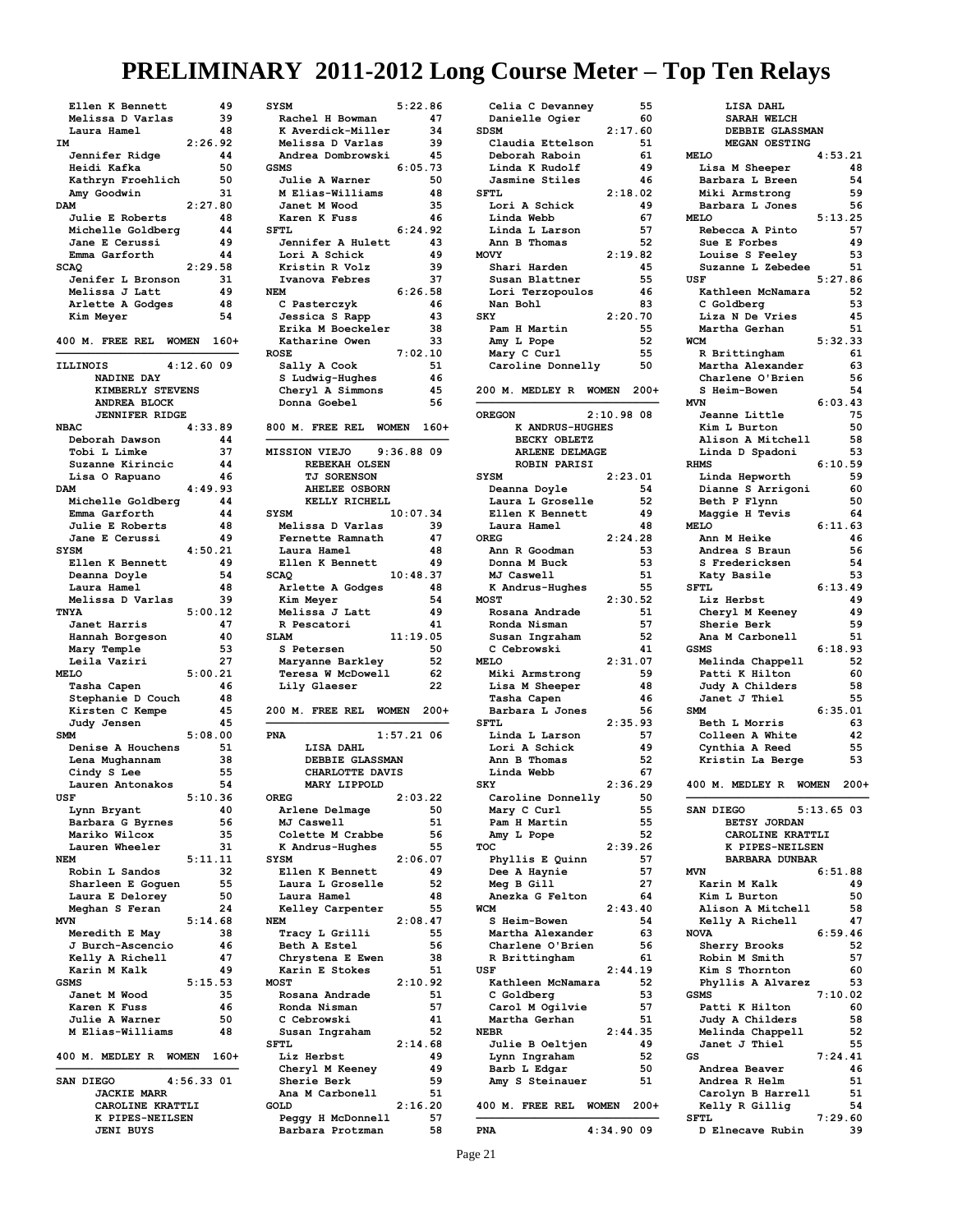# PRELIMINARY 2011-2012 Long Course Meter – Top Ten Relays

```
  Ellen K Bennett          49
  Melissa D Varlas         39
  Laura Hamel              48
IM                    2:26.92
  Jennifer Ridge           44
  Heidi Kafka              50
  Kathryn Froehlich        50
  Amy Goodwin              31
DAM                   2:27.80
  Julie E Roberts          48
  Michelle Goldberg        44
  Jane E Cerussi           49
  Emma Garforth            44
SCAQ                  2:29.58
  Jenifer L Bronson        31
  Melissa J Latt           49
  Arlette A Godges         48
  Kim Meyer                54
```

## 400 M. FREE REL WOMEN 160+

```
ILLINOIS           4:12.60 09
      NADINE DAY
      KIMBERLY STEVENS
      ANDREA BLOCK
      JENNIFER RIDGE
NBAC                  4:33.89
  Deborah Dawson           44
  Tobi L Limke             37
  Suzanne Kirincic         44
  Lisa O Rapuano           46
DAM                   4:49.93
  Michelle Goldberg        44
  Emma Garforth            44
  Julie E Roberts          48
  Jane E Cerussi           49
SYSM                  4:50.21
  Ellen K Bennett          49
  Deanna Doyle             54
  Laura Hamel              48
  Melissa D Varlas         39
TNYA                  5:00.12
  Janet Harris             47
  Hannah Borgeson          40
  Mary Temple              53
  Leila Vaziri             27
MELO                  5:00.21
  Tasha Capen              46
  Stephanie D Couch        48
  Kirsten C Kempe          45
  Judy Jensen              45
SMM                   5:08.00
  Denise A Houchens        51
  Lena Mughannam           38
  Cindy S Lee              55
  Lauren Antonakos         54
USF                   5:10.36
  Lynn Bryant              40
  Barbara G Byrnes         56
  Mariko Wilcox            35
  Lauren Wheeler           31
NEM                   5:11.11
  Robin L Sandos           32
  Sharleen E Goguen        55
  Laura E Delorey          50
  Meghan S Feran           24
MVN                   5:14.68
  Meredith E May           38
  J Burch-Ascencio         46
  Kelly A Richell          47
  Karin M Kalk             49
GSMS                  5:15.53
  Janet M Wood             35
  Karen K Fuss             46
  Julie A Warner           50
  M Elias-Williams         48
```

## 400 M. MEDLEY R WOMEN 160+

```
SAN DIEGO          4:56.33 01
      JACKIE MARR
      CAROLINE KRATTLI
      K PIPES-NEILSEN
      JENI BUYS
SYSM                  5:22.86
  Rachel H Bowman          47
  K Averdick-Miller        34
  Melissa D Varlas         39
  Andrea Dombrowski        45
GSMS                  6:05.73
  Julie A Warner           50
  M Elias-Williams         48
  Janet M Wood             35
  Karen K Fuss             46
SFTL                  6:24.92
  Jennifer A Hulett        43
  Lori A Schick            49
  Kristin R Volz           39
  Ivanova Febres           37
NEM                   6:26.58
  C Pasterczyk             46
  Jessica S Rapp           43
  Erika M Boeckeler        38
  Katharine Owen           33
ROSE                  7:02.10
  Sally A Cook             51
  S Ludwig-Hughes          46
  Cheryl A Simmons         45
  Donna Goebel             56
```

## 800 M. FREE REL WOMEN 160+

```
MISSION VIEJO      9:36.88 09
      REBEKAH OLSEN
      TJ SORENSON
      AHELEE OSBORN
      KELLY RICHELL
SYSM                 10:07.34
  Melissa D Varlas         39
  Fernette Ramnath         47
  Laura Hamel              48
  Ellen K Bennett          49
SCAQ                 10:48.37
  Arlette A Godges         48
  Kim Meyer                54
  Melissa J Latt           49
  R Pescatori              41
SLAM                 11:19.05
  S Petersen               50
  Maryanne Barkley         52
  Teresa W McDowell        62
  Lily Glaeser             22
```

## 200 M. FREE REL WOMEN 200+

```
PNA                1:57.21 06
      LISA DAHL
      DEBBIE GLASSMAN
      CHARLOTTE DAVIS
      MARY LIPPOLD
OREG                  2:03.22
  Arlene Delmage           50
  MJ Caswell               51
  Colette M Crabbe         56
  K Andrus-Hughes          55
SYSM                  2:06.07
  Ellen K Bennett          49
  Laura L Groselle         52
  Laura Hamel              48
  Kelley Carpenter         55
NEM                   2:08.47
  Tracy L Grilli           55
  Beth A Estel             56
  Chrystena E Ewen         38
  Karin E Stokes           51
MOST                  2:10.92
  Rosana Andrade           51
  Ronda Nisman             57
  C Cebrowski              41
  Susan Ingraham           52
SFTL                  2:14.68
  Liz Herbst               49
  Cheryl M Keeney          49
  Sherie Berk              59
  Ana M Carbonell          51
GOLD                  2:16.20
  Peggy H McDonnell        57
  Barbara Protzman         58
  Celia C Devanney         55
  Danielle Ogier           60
SDSM                  2:17.60
  Claudia Ettelson         51
  Deborah Raboin           61
  Linda K Rudolf           49
  Jasmine Stiles           46
SFTL                  2:18.02
  Lori A Schick            49
  Linda Webb               67
  Linda L Larson           57
  Ann B Thomas             52
MOVY                  2:19.82
  Shari Harden             45
  Susan Blattner           55
  Lori Terzopoulos         46
  Nan Bohl                 83
SKY                   2:20.70
  Pam H Martin             55
  Amy L Pope               52
  Mary C Curl              55
  Caroline Donnelly        50
```

## 200 M. MEDLEY R WOMEN 200+

```
OREGON             2:10.98 08
      K ANDRUS-HUGHES
      BECKY OBLETZ
      ARLENE DELMAGE
      ROBIN PARISI
SYSM                  2:23.01
  Deanna Doyle             54
  Laura L Groselle         52
  Ellen K Bennett          49
  Laura Hamel              48
OREG                  2:24.28
  Ann R Goodman            53
  Donna M Buck             53
  MJ Caswell               51
  K Andrus-Hughes          55
MOST                  2:30.52
  Rosana Andrade           51
  Ronda Nisman             57
  Susan Ingraham           52
  C Cebrowski              41
MELO                  2:31.07
  Miki Armstrong           59
  Lisa M Sheeper           48
  Tasha Capen              46
  Barbara L Jones          56
SFTL                  2:35.93
  Linda L Larson           57
  Lori A Schick            49
  Ann B Thomas             52
  Linda Webb               67
SKY                   2:36.29
  Caroline Donnelly        50
  Mary C Curl              55
  Pam H Martin             55
  Amy L Pope               52
TOC                   2:39.26
  Phyllis E Quinn          57
  Dee A Haynie             57
  Meg B Gill               27
  Anezka G Felton          64
WCM                   2:43.40
  S Heim-Bowen             54
  Martha Alexander         63
  Charlene O'Brien         56
  R Brittingham            61
USF                   2:44.19
  Kathleen McNamara        52
  C Goldberg               53
  Carol M Ogilvie          57
  Martha Gerhan            51
NEBR                  2:44.35
  Julie B Oeltjen          49
  Lynn Ingraham            52
  Barb L Edgar             50
  Amy S Steinauer          51
```

## 400 M. FREE REL WOMEN 200+

```
PNA                4:34.90 09
      LISA DAHL
      SARAH WELCH
      DEBBIE GLASSMAN
      MEGAN OESTING
MELO                  4:53.21
  Lisa M Sheeper           48
  Barbara L Breen          54
  Miki Armstrong           59
  Barbara L Jones          56
MELO                  5:13.25
  Rebecca A Pinto          57
  Sue E Forbes             49
  Louise S Feeley          53
  Suzanne L Zebedee        51
USF                   5:27.86
  Kathleen McNamara        52
  C Goldberg               53
  Liza N De Vries          45
  Martha Gerhan            51
WCM                   5:32.33
  R Brittingham            61
  Martha Alexander         63
  Charlene O'Brien         56
  S Heim-Bowen             54
MVN                   6:03.43
  Jeanne Little            75
  Kim L Burton             50
  Alison A Mitchell        58
  Linda D Spadoni          53
RHMS                  6:10.59
  Linda Hepworth           59
  Dianne S Arrigoni        60
  Beth P Flynn             50
  Maggie H Tevis           64
MELO                  6:11.63
  Ann M Heike              46
  Andrea S Braun           56
  S Fredericksen           54
  Katy Basile              53
SFTL                  6:13.49
  Liz Herbst               49
  Cheryl M Keeney          49
  Sherie Berk              59
  Ana M Carbonell          51
GSMS                  6:18.93
  Melinda Chappell         52
  Patti K Hilton           60
  Judy A Childers          58
  Janet J Thiel            55
SMM                   6:35.01
  Beth L Morris            63
  Colleen A White          42
  Cynthia A Reed           55
  Kristin La Berge         53
```

## 400 M. MEDLEY R WOMEN 200+

```
SAN DIEGO          5:13.65 03
      BETSY JORDAN
      CAROLINE KRATTLI
      K PIPES-NEILSEN
      BARBARA DUNBAR
MVN                   6:51.88
  Karin M Kalk             49
  Kim L Burton             50
  Alison A Mitchell        58
  Kelly A Richell          47
NOVA                  6:59.46
  Sherry Brooks            52
  Robin M Smith            57
  Kim S Thornton           60
  Phyllis A Alvarez        53
GSMS                  7:10.02
  Patti K Hilton           60
  Judy A Childers          58
  Melinda Chappell         52
  Janet J Thiel            55
GS                    7:24.41
  Andrea Beaver            46
  Andrea R Helm            51
  Carolyn B Harrell        51
  Kelly R Gillig           54
SFTL                  7:29.60
  D Elnecave Rubin         39
```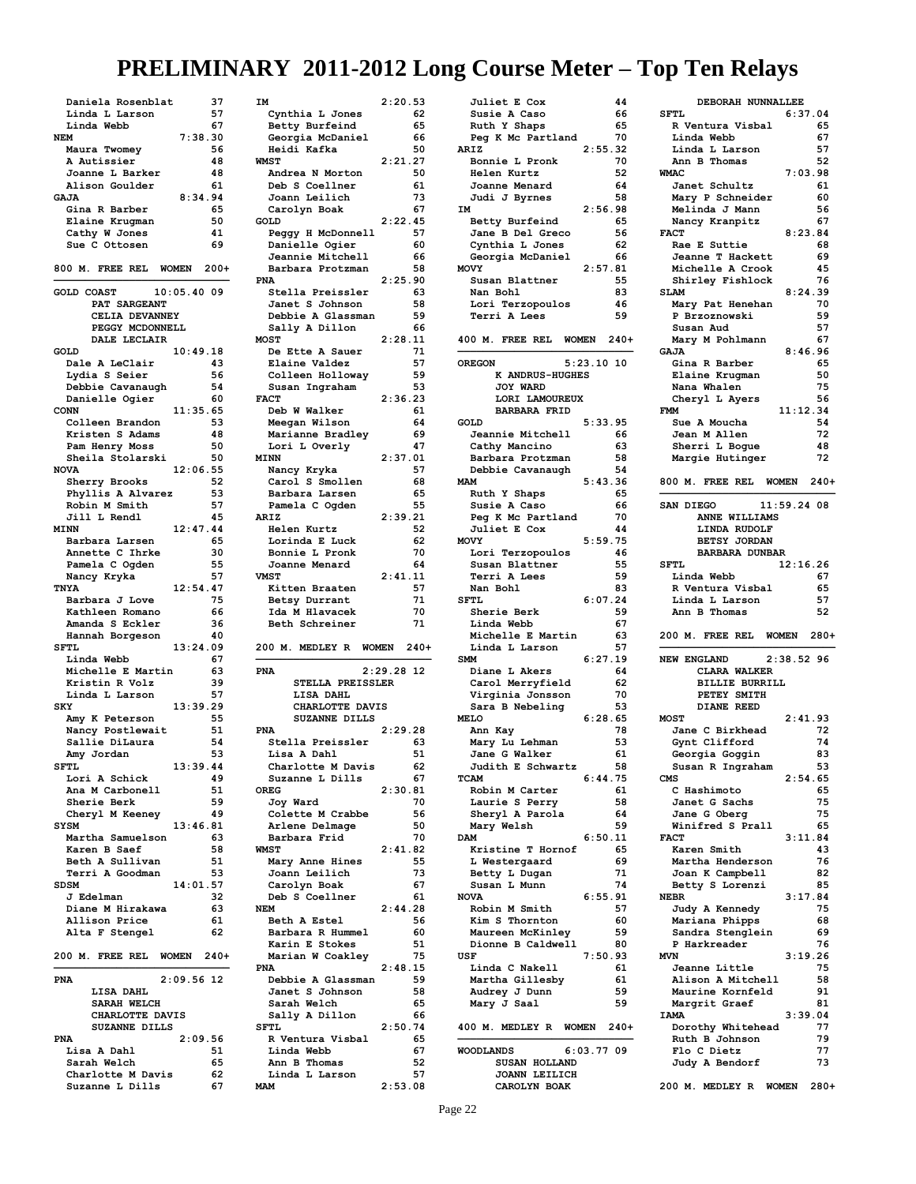# PRELIMINARY 2011-2012 Long Course Meter – Top Ten Relays

```
  Daniela Rosenblat       37
  Linda L Larson          57
  Linda Webb              67
NEM                  7:38.30
  Maura Twomey            56
  A Autissier             48
  Joanne L Barker         48
  Alison Goulder          61
GAJA                 8:34.94
  Gina R Barber           65
  Elaine Krugman          50
  Cathy W Jones           41
  Sue C Ottosen           69
```

## 800 M. FREE REL WOMEN 200+

```
GOLD COAST       10:05.40 09
      PAT SARGEANT
      CELIA DEVANNEY
      PEGGY MCDONNELL
      DALE LECLAIR
GOLD                10:49.18
  Dale A LeClair          43
  Lydia S Seier           56
  Debbie Cavanaugh        54
  Danielle Ogier          60
CONN                11:35.65
  Colleen Brandon         53
  Kristen S Adams         48
  Pam Henry Moss          50
  Sheila Stolarski        50
NOVA                12:06.55
  Sherry Brooks           52
  Phyllis A Alvarez       53
  Robin M Smith           57
  Jill L Rendl            45
MINN                12:47.44
  Barbara Larsen          65
  Annette C Ihrke         30
  Pamela C Ogden          55
  Nancy Kryka             57
TNYA                12:54.47
  Barbara J Love          75
  Kathleen Romano         66
  Amanda S Eckler         36
  Hannah Borgeson         40
SFTL                13:24.09
  Linda Webb              67
  Michelle E Martin       63
  Kristin R Volz          39
  Linda L Larson          57
SKY                 13:39.29
  Amy K Peterson          55
  Nancy Postlewait        51
  Sallie DiLaura          54
  Amy Jordan              53
SFTL                13:39.44
  Lori A Schick           49
  Ana M Carbonell         51
  Sherie Berk             59
  Cheryl M Keeney         49
SYSM                13:46.81
  Martha Samuelson        63
  Karen B Saef            58
  Beth A Sullivan         51
  Terri A Goodman         53
SDSM                14:01.57
  J Edelman               32
  Diane M Hirakawa        63
  Allison Price           61
  Alta F Stengel          62
```

## 200 M. FREE REL WOMEN 240+

```
PNA               2:09.56 12
      LISA DAHL
      SARAH WELCH
      CHARLOTTE DAVIS
      SUZANNE DILLS
PNA                  2:09.56
  Lisa A Dahl             51
  Sarah Welch             65
  Charlotte M Davis       62
  Suzanne L Dills         67
IM                   2:20.53
  Cynthia L Jones         62
  Betty Burfeind          65
  Georgia McDaniel        66
  Heidi Kafka             50
WMST                 2:21.27
  Andrea N Morton         50
  Deb S Coellner          61
  Joann Leilich           73
  Carolyn Boak            67
GOLD                 2:22.45
  Peggy H McDonnell       57
  Danielle Ogier          60
  Jeannie Mitchell        66
  Barbara Protzman        58
PNA                  2:25.90
  Stella Preissler        63
  Janet S Johnson         58
  Debbie A Glassman       59
  Sally A Dillon          66
MOST                 2:28.11
  De Ette A Sauer         71
  Elaine Valdez           57
  Colleen Holloway        59
  Susan Ingraham          53
FACT                 2:36.23
  Deb W Walker            61
  Meegan Wilson           64
  Marianne Bradley        69
  Lori L Overly           47
MINN                 2:37.01
  Nancy Kryka             57
  Carol S Smollen         68
  Barbara Larsen          65
  Pamela C Ogden          55
ARIZ                 2:39.21
  Helen Kurtz             52
  Lorinda E Luck          62
  Bonnie L Pronk          70
  Joanne Menard           64
VMST                 2:41.11
  Kitten Braaten          57
  Betsy Durrant           71
  Ida M Hlavacek          70
  Beth Schreiner          71
```

## 200 M. MEDLEY R WOMEN 240+

```
PNA               2:29.28 12
      STELLA PREISSLER
      LISA DAHL
      CHARLOTTE DAVIS
      SUZANNE DILLS
PNA                  2:29.28
  Stella Preissler        63
  Lisa A Dahl             51
  Charlotte M Davis       62
  Suzanne L Dills         67
OREG                 2:30.81
  Joy Ward                70
  Colette M Crabbe        56
  Arlene Delmage          50
  Barbara Frid            70
WMST                 2:41.82
  Mary Anne Hines         55
  Joann Leilich           73
  Carolyn Boak            67
  Deb S Coellner          61
NEM                  2:44.28
  Beth A Estel            56
  Barbara R Hummel        60
  Karin E Stokes          51
  Marian W Coakley        75
PNA                  2:48.15
  Debbie A Glassman       59
  Janet S Johnson         58
  Sarah Welch             65
  Sally A Dillon          66
SFTL                 2:50.74
  R Ventura Visbal        65
  Linda Webb              67
  Ann B Thomas            52
  Linda L Larson          57
MAM                  2:53.08
  Juliet E Cox            44
  Susie A Caso            66
  Ruth Y Shaps            65
  Peg K Mc Partland       70
ARIZ                 2:55.32
  Bonnie L Pronk          70
  Helen Kurtz             52
  Joanne Menard           64
  Judi J Byrnes           58
IM                   2:56.98
  Betty Burfeind          65
  Jane B Del Greco        56
  Cynthia L Jones         62
  Georgia McDaniel        66
MOVY                 2:57.81
  Susan Blattner          55
  Nan Bohl                83
  Lori Terzopoulos        46
  Terri A Lees            59
```

## 400 M. FREE REL WOMEN 240+

```
OREGON            5:23.10 10
      K ANDRUS-HUGHES
      JOY WARD
      LORI LAMOUREUX
      BARBARA FRID
GOLD                 5:33.95
  Jeannie Mitchell        66
  Cathy Mancino           63
  Barbara Protzman        58
  Debbie Cavanaugh        54
MAM                  5:43.36
  Ruth Y Shaps            65
  Susie A Caso            66
  Peg K Mc Partland       70
  Juliet E Cox            44
MOVY                 5:59.75
  Lori Terzopoulos        46
  Susan Blattner          55
  Terri A Lees            59
  Nan Bohl                83
SFTL                 6:07.24
  Sherie Berk             59
  Linda Webb              67
  Michelle E Martin       63
  Linda L Larson          57
SMM                  6:27.19
  Diane L Akers           64
  Carol Merryfield        62
  Virginia Jonsson        70
  Sara B Nebeling         53
MELO                 6:28.65
  Ann Kay                 78
  Mary Lu Lehman          53
  Jane G Walker           61
  Judith E Schwartz       58
TCAM                 6:44.75
  Robin M Carter          61
  Laurie S Perry          58
  Sheryl A Parola         64
  Mary Welsh              59
DAM                  6:50.11
  Kristine T Hornof       65
  L Westergaard           69
  Betty L Dugan           71
  Susan L Munn            74
NOVA                 6:55.91
  Robin M Smith           57
  Kim S Thornton          60
  Maureen McKinley        59
  Dionne B Caldwell       80
USF                  7:50.93
  Linda C Nakell          61
  Martha Gillesby         61
  Audrey J Dunn           59
  Mary J Saal             59
```

## 400 M. MEDLEY R WOMEN 240+

```
WOODLANDS         6:03.77 09
      SUSAN HOLLAND
      JOANN LEILICH
      CAROLYN BOAK
      DEBORAH NUNNALLEE
SFTL                 6:37.04
  R Ventura Visbal        65
  Linda Webb              67
  Linda L Larson          57
  Ann B Thomas            52
WMAC                 7:03.98
  Janet Schultz           61
  Mary P Schneider        60
  Melinda J Mann          56
  Nancy Kranpitz          67
FACT                 8:23.84
  Rae E Suttie            68
  Jeanne T Hackett        69
  Michelle A Crook        45
  Shirley Fishlock        76
SLAM                 8:24.39
  Mary Pat Henehan        70
  P Brzoznowski           59
  Susan Aud               57
  Mary M Pohlmann         67
GAJA                 8:46.96
  Gina R Barber           65
  Elaine Krugman          50
  Nana Whalen             75
  Cheryl L Ayers          56
FMM                 11:12.34
  Sue A Moucha            54
  Jean M Allen            72
  Sherri L Bogue          48
  Margie Hutinger         72
```

## 800 M. FREE REL WOMEN 240+

```
SAN DIEGO        11:59.24 08
      ANNE WILLIAMS
      LINDA RUDOLF
      BETSY JORDAN
      BARBARA DUNBAR
SFTL                12:16.26
  Linda Webb              67
  R Ventura Visbal        65
  Linda L Larson          57
  Ann B Thomas            52
```

## 200 M. FREE REL WOMEN 280+

```
NEW ENGLAND       2:38.52 96
      CLARA WALKER
      BILLIE BURRILL
      PETEY SMITH
      DIANE REED
MOST                 2:41.93
  Jane C Birkhead         72
  Gynt Clifford           74
  Georgia Goggin          83
  Susan R Ingraham        53
CMS                  2:54.65
  C Hashimoto             65
  Janet G Sachs           75
  Jane G Oberg            75
  Winifred S Prall        65
FACT                 3:11.84
  Karen Smith             43
  Martha Henderson        76
  Joan K Campbell         82
  Betty S Lorenzi         85
NEBR                 3:17.84
  Judy A Kennedy          75
  Mariana Phipps          68
  Sandra Stenglein        69
  P Harkreader            76
MVN                  3:19.26
  Jeanne Little           75
  Alison A Mitchell       58
  Maurine Kornfeld        91
  Margrit Graef           81
IAMA                 3:39.04
  Dorothy Whitehead       77
  Ruth B Johnson          79
  Flo C Dietz             77
  Judy A Bendorf          73
```

## 200 M. MEDLEY R WOMEN 280+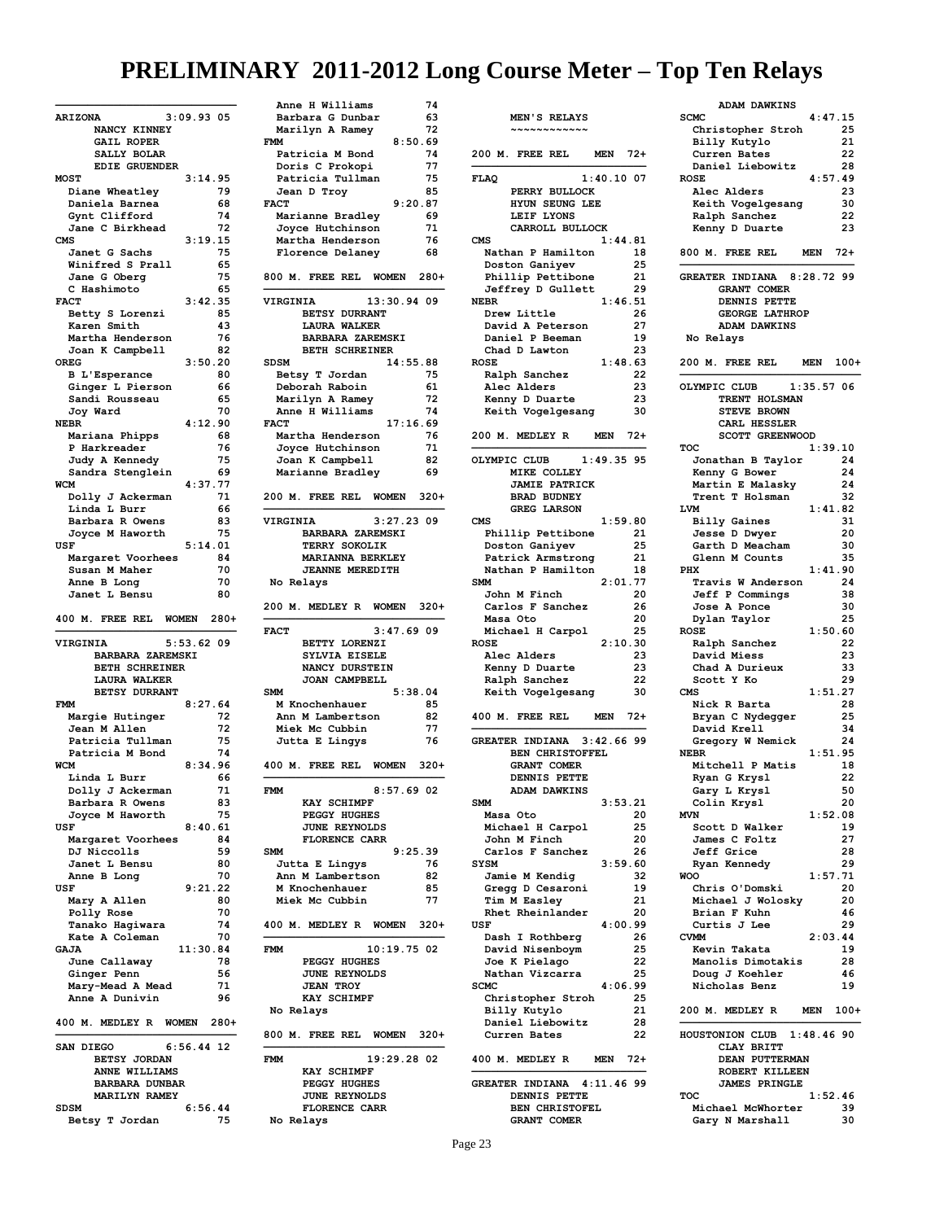# PRELIMINARY 2011-2012 Long Course Meter – Top Ten Relays

**ARIZONA** 3:09.93 05
- NANCY KINNEY
- GAIL ROPER
- SALLY BOLAR
- EDIE GRUENDER

**MOST** 3:14.95
- Diane Wheatley 79
- Daniela Barnea 68
- Gynt Clifford 74
- Jane C Birkhead 72

**CMS** 3:19.15
- Janet G Sachs 75
- Winifred S Prall 65
- Jane G Oberg 75
- C Hashimoto 65

**FACT** 3:42.35
- Betty S Lorenzi 85
- Karen Smith 43
- Martha Henderson 76
- Joan K Campbell 82

**OREG** 3:50.20
- B L'Esperance 80
- Ginger L Pierson 66
- Sandi Rousseau 65
- Joy Ward 70

**NEBR** 4:12.90
- Mariana Phipps 68
- P Harkreader 76
- Judy A Kennedy 75
- Sandra Stenglein 69

**WCM** 4:37.77
- Dolly J Ackerman 71
- Linda L Burr 66
- Barbara R Owens 83
- Joyce M Haworth 75

**USF** 5:14.01
- Margaret Voorhees 84
- Susan M Maher 70
- Anne B Long 70
- Janet L Bensu 80

## 400 M. FREE REL WOMEN 280+

**VIRGINIA** 5:53.62 09
- BARBARA ZAREMSKI
- BETH SCHREINER
- LAURA WALKER
- BETSY DURRANT

**FMM** 8:27.64
- Margie Hutinger 72
- Jean M Allen 72
- Patricia Tullman 75
- Patricia M Bond 74

**WCM** 8:34.96
- Linda L Burr 66
- Dolly J Ackerman 71
- Barbara R Owens 83
- Joyce M Haworth 75

**USF** 8:40.61
- Margaret Voorhees 84
- DJ Niccolls 59
- Janet L Bensu 80
- Anne B Long 70

**USF** 9:21.22
- Mary A Allen 80
- Polly Rose 70
- Tanako Hagiwara 74
- Kate A Coleman 70

**GAJA** 11:30.84
- June Callaway 78
- Ginger Penn 56
- Mary-Mead A Mead 71
- Anne A Dunivin 96

## 400 M. MEDLEY R WOMEN 280+

**SAN DIEGO** 6:56.44 12
- BETSY JORDAN
- ANNE WILLIAMS
- BARBARA DUNBAR
- MARILYN RAMEY

**SDSM** 6:56.44
- Betsy T Jordan 75
- Anne H Williams 74
- Barbara G Dunbar 63
- Marilyn A Ramey 72

**FMM** 8:50.69
- Patricia M Bond 74
- Doris C Prokopi 77
- Patricia Tullman 75
- Jean D Troy 85

**FACT** 9:20.87
- Marianne Bradley 69
- Joyce Hutchinson 71
- Martha Henderson 76
- Florence Delaney 68

## 800 M. FREE REL WOMEN 280+

**VIRGINIA** 13:30.94 09
- BETSY DURRANT
- LAURA WALKER
- BARBARA ZAREMSKI
- BETH SCHREINER

**SDSM** 14:55.88
- Betsy T Jordan 75
- Deborah Raboin 61
- Marilyn A Ramey 72
- Anne H Williams 74

**FACT** 17:16.69
- Martha Henderson 76
- Joyce Hutchinson 71
- Joan K Campbell 82
- Marianne Bradley 69

## 200 M. FREE REL WOMEN 320+

**VIRGINIA** 3:27.23 09
- BARBARA ZAREMSKI
- TERRY SOKOLIK
- MARIANNA BERKLEY
- JEANNE MEREDITH

No Relays

## 200 M. MEDLEY R WOMEN 320+

**FACT** 3:47.69 09
- BETTY LORENZI
- SYLVIA EISELE
- NANCY DURSTEIN
- JOAN CAMPBELL

**SMM** 5:38.04
- M Knochenhauer 85
- Ann M Lambertson 82
- Miek Mc Cubbin 77
- Jutta E Lingys 76

## 400 M. FREE REL WOMEN 320+

**FMM** 8:57.69 02
- KAY SCHIMPF
- PEGGY HUGHES
- JUNE REYNOLDS
- FLORENCE CARR

**SMM** 9:25.39
- Jutta E Lingys 76
- Ann M Lambertson 82
- M Knochenhauer 85
- Miek Mc Cubbin 77

## 400 M. MEDLEY R WOMEN 320+

**FMM** 10:19.75 02
- PEGGY HUGHES
- JUNE REYNOLDS
- JEAN TROY
- KAY SCHIMPF

No Relays

## 800 M. FREE REL WOMEN 320+

**FMM** 19:29.28 02
- KAY SCHIMPF
- PEGGY HUGHES
- JUNE REYNOLDS
- FLORENCE CARR

No Relays

# MEN'S RELAYS

## 200 M. FREE REL MEN 72+

**FLAQ** 1:40.10 07
- PERRY BULLOCK
- HYUN SEUNG LEE
- LEIF LYONS
- CARROLL BULLOCK

**CMS** 1:44.81
- Nathan P Hamilton 18
- Doston Ganiyev 25
- Phillip Pettibone 21
- Jeffrey D Gullett 29

**NEBR** 1:46.51
- Drew Little 26
- David A Peterson 27
- Daniel P Beeman 19
- Chad D Lawton 23

**ROSE** 1:48.63
- Ralph Sanchez 22
- Alec Alders 23
- Kenny D Duarte 23
- Keith Vogelgesang 30

## 200 M. MEDLEY R MEN 72+

**OLYMPIC CLUB** 1:49.35 95
- MIKE COLLEY
- JAMIE PATRICK
- BRAD BUDNEY
- GREG LARSON

**CMS** 1:59.80
- Phillip Pettibone 21
- Doston Ganiyev 25
- Patrick Armstrong 21
- Nathan P Hamilton 18

**SMM** 2:01.77
- John M Finch 20
- Carlos F Sanchez 26
- Masa Oto 20
- Michael H Carpol 25

**ROSE** 2:10.30
- Alec Alders 23
- Kenny D Duarte 23
- Ralph Sanchez 22
- Keith Vogelgesang 30

## 400 M. FREE REL MEN 72+

**GREATER INDIANA** 3:42.66 99
- BEN CHRISTOFFEL
- GRANT COMER
- DENNIS PETTE
- ADAM DAWKINS

**SMM** 3:53.21
- Masa Oto 20
- Michael H Carpol 25
- John M Finch 20
- Carlos F Sanchez 26

**SYSM** 3:59.60
- Jamie M Kendig 32
- Gregg D Cesaroni 19
- Tim M Easley 21
- Rhet Rheinlander 20

**USF** 4:00.99
- Dash I Rothberg 26
- David Nisenboym 25
- Joe K Pielago 22
- Nathan Vizcarra 25

**SCMC** 4:06.99
- Christopher Stroh 25
- Billy Kutylo 21
- Daniel Liebowitz 28
- Curren Bates 22

## 400 M. MEDLEY R MEN 72+

**GREATER INDIANA** 4:11.46 99
- DENNIS PETTE
- BEN CHRISTOFEL
- GRANT COMER
- ADAM DAWKINS

**SCMC** 4:47.15
- Christopher Stroh 25
- Billy Kutylo 21
- Curren Bates 22
- Daniel Liebowitz 28

**ROSE** 4:57.49
- Alec Alders 23
- Keith Vogelgesang 30
- Ralph Sanchez 22
- Kenny D Duarte 23

## 800 M. FREE REL MEN 72+

**GREATER INDIANA** 8:28.72 99
- GRANT COMER
- DENNIS PETTE
- GEORGE LATHROP
- ADAM DAWKINS

No Relays

## 200 M. FREE REL MEN 100+

**OLYMPIC CLUB** 1:35.57 06
- TRENT HOLSMAN
- STEVE BROWN
- CARL HESSLER
- SCOTT GREENWOOD

**TOC** 1:39.10
- Jonathan B Taylor 24
- Kenny G Bower 24
- Martin E Malasky 24
- Trent T Holsman 32

**LVM** 1:41.82
- Billy Gaines 31
- Jesse D Dwyer 20
- Garth D Meacham 30
- Glenn M Counts 35

**PHX** 1:41.90
- Travis W Anderson 24
- Jeff P Commings 38
- Jose A Ponce 30
- Dylan Taylor 25

**ROSE** 1:50.60
- Ralph Sanchez 22
- David Miess 23
- Chad A Durieux 33
- Scott Y Ko 29

**CMS** 1:51.27
- Nick R Barta 28
- Bryan C Nydegger 25
- David Krell 34
- Gregory W Nemick 24

**NEBR** 1:51.95
- Mitchell P Matis 18
- Ryan G Krysl 22
- Gary L Krysl 50
- Colin Krysl 20

**MVN** 1:52.08
- Scott D Walker 19
- James C Foltz 27
- Jeff Grice 28
- Ryan Kennedy 29

**WOO** 1:57.71
- Chris O'Domski 20
- Michael J Wolosky 20
- Brian F Kuhn 46
- Curtis J Lee 29

**CVMM** 2:03.44
- Kevin Takata 19
- Manolis Dimotakis 28
- Doug J Koehler 46
- Nicholas Benz 19

## 200 M. MEDLEY R MEN 100+

**HOUSTONION CLUB** 1:48.46 90
- CLAY BRITT
- DEAN PUTTERMAN
- ROBERT KILLEEN
- JAMES PRINGLE

**TOC** 1:52.46
- Michael McWhorter 39
- Gary N Marshall 30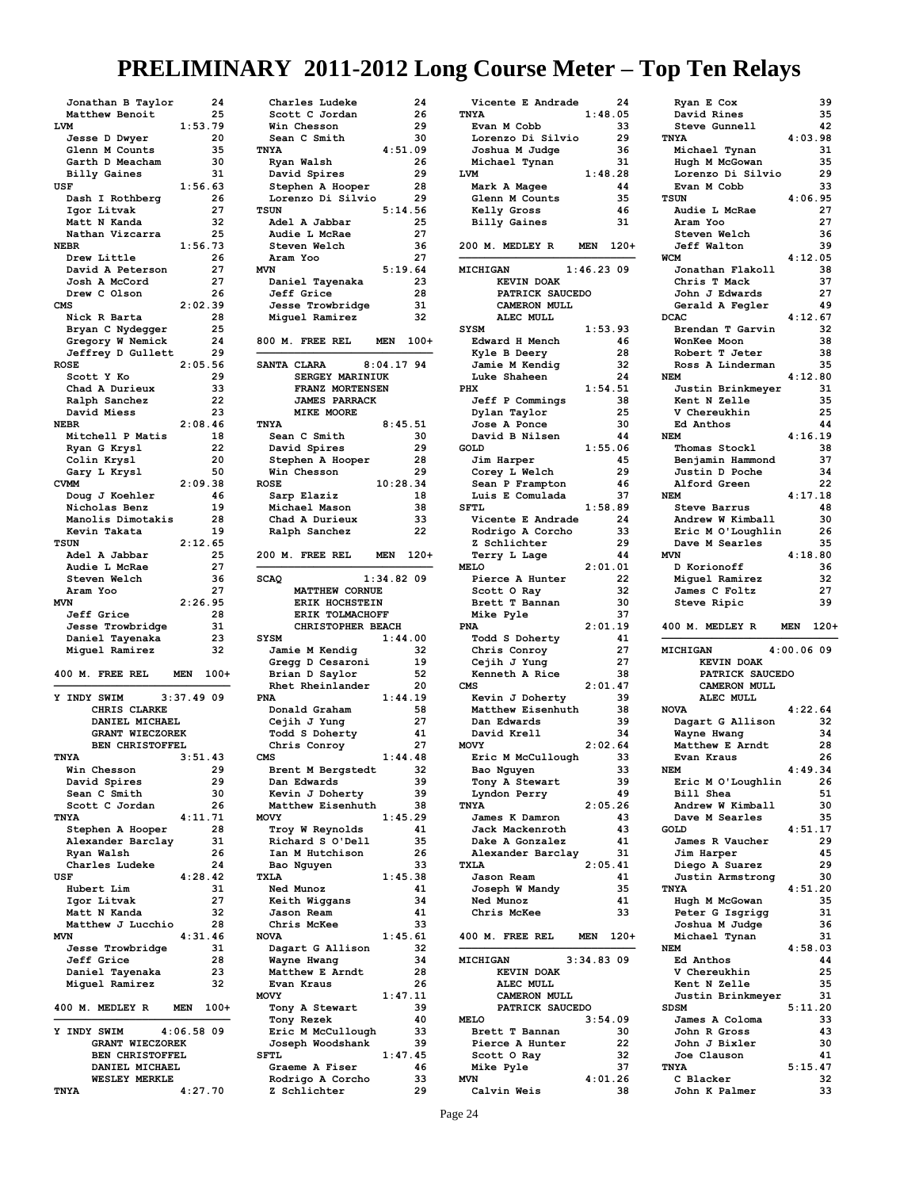# PRELIMINARY 2011-2012 Long Course Meter – Top Ten Relays

```
  Jonathan B Taylor      24
  Matthew Benoit         25
LVM                 1:53.79
  Jesse D Dwyer          20
  Glenn M Counts         35
  Garth D Meacham        30
  Billy Gaines           31
USF                 1:56.63
  Dash I Rothberg        26
  Igor Litvak            27
  Matt N Kanda           32
  Nathan Vizcarra        25
NEBR                1:56.73
  Drew Little            26
  David A Peterson       27
  Josh A McCord          27
  Drew C Olson           26
CMS                 2:02.39
  Nick R Barta           28
  Bryan C Nydegger       25
  Gregory W Nemick       24
  Jeffrey D Gullett      29
ROSE                2:05.56
  Scott Y Ko             29
  Chad A Durieux         33
  Ralph Sanchez          22
  David Miess            23
NEBR                2:08.46
  Mitchell P Matis       18
  Ryan G Krysl           22
  Colin Krysl            20
  Gary L Krysl           50
CVMM                2:09.38
  Doug J Koehler         46
  Nicholas Benz          19
  Manolis Dimotakis      28
  Kevin Takata           19
TSUN                2:12.65
  Adel A Jabbar          25
  Audie L McRae          27
  Steven Welch           36
  Aram Yoo               27
MVN                 2:26.95
  Jeff Grice             28
  Jesse Trowbridge       31
  Daniel Tayenaka        23
  Miguel Ramirez         32
```

## 400 M. FREE REL MEN 100+

```
Y INDY SWIM      3:37.49 09
      CHRIS CLARKE
      DANIEL MICHAEL
      GRANT WIECZOREK
      BEN CHRISTOFFEL
TNYA                3:51.43
  Win Chesson            29
  David Spires           29
  Sean C Smith           30
  Scott C Jordan         26
TNYA                4:11.71
  Stephen A Hooper       28
  Alexander Barclay      31
  Ryan Walsh             26
  Charles Ludeke         24
USF                 4:28.42
  Hubert Lim             31
  Igor Litvak            27
  Matt N Kanda           32
  Matthew J Lucchio      28
MVN                 4:31.46
  Jesse Trowbridge       31
  Jeff Grice             28
  Daniel Tayenaka        23
  Miguel Ramirez         32
```

## 400 M. MEDLEY R MEN 100+

```
Y INDY SWIM      4:06.58 09
      GRANT WIECZOREK
      BEN CHRISTOFFEL
      DANIEL MICHAEL
      WESLEY MERKLE
TNYA                4:27.70
  Charles Ludeke         24
  Scott C Jordan         26
  Win Chesson            29
  Sean C Smith           30
TNYA                4:51.09
  Ryan Walsh             26
  David Spires           29
  Stephen A Hooper       28
  Lorenzo Di Silvio      29
TSUN                5:14.56
  Adel A Jabbar          25
  Audie L McRae          27
  Steven Welch           36
  Aram Yoo               27
MVN                 5:19.64
  Daniel Tayenaka        23
  Jeff Grice             28
  Jesse Trowbridge       31
  Miguel Ramirez         32
```

## 800 M. FREE REL MEN 100+

```
SANTA CLARA      8:04.17 94
      SERGEY MARINIUK
      FRANZ MORTENSEN
      JAMES PARRACK
      MIKE MOORE
TNYA                8:45.51
  Sean C Smith           30
  David Spires           29
  Stephen A Hooper       28
  Win Chesson            29
ROSE               10:28.34
  Sarp Elaziz            18
  Michael Mason          38
  Chad A Durieux         33
  Ralph Sanchez          22
```

## 200 M. FREE REL MEN 120+

```
SCAQ             1:34.82 09
      MATTHEW CORNUE
      ERIK HOCHSTEIN
      ERIK TOLMACHOFF
      CHRISTOPHER BEACH
SYSM                1:44.00
  Jamie M Kendig         32
  Gregg D Cesaroni       19
  Brian D Saylor         52
  Rhet Rheinlander       20
PNA                 1:44.19
  Donald Graham          58
  Cejih J Yung           27
  Todd S Doherty         41
  Chris Conroy           27
CMS                 1:44.48
  Brent M Bergstedt      32
  Dan Edwards            39
  Kevin J Doherty        39
  Matthew Eisenhuth      38
MOVY                1:45.29
  Troy W Reynolds        41
  Richard S O'Dell       35
  Ian M Hutchison        26
  Bao Nguyen             33
TXLA                1:45.38
  Ned Munoz              41
  Keith Wiggans          34
  Jason Ream             41
  Chris McKee            33
NOVA                1:45.61
  Dagart G Allison       32
  Wayne Hwang            34
  Matthew E Arndt        28
  Evan Kraus             26
MOVY                1:47.11
  Tony A Stewart         39
  Tony Rezek             40
  Eric M McCullough      33
  Joseph Woodshank       39
SFTL                1:47.45
  Graeme A Fiser         46
  Rodrigo A Corcho       33
  Z Schlichter           29
  Vicente E Andrade      24
TNYA                1:48.05
  Evan M Cobb            33
  Lorenzo Di Silvio      29
  Joshua M Judge         36
  Michael Tynan          31
LVM                 1:48.28
  Mark A Magee           44
  Glenn M Counts         35
  Kelly Gross            46
  Billy Gaines           31
```

## 200 M. MEDLEY R MEN 120+

```
MICHIGAN         1:46.23 09
      KEVIN DOAK
      PATRICK SAUCEDO
      CAMERON MULL
      ALEC MULL
SYSM                1:53.93
  Edward H Mench         46
  Kyle B Deery           28
  Jamie M Kendig         32
  Luke Shaheen           24
PHX                 1:54.51
  Jeff P Commings        38
  Dylan Taylor           25
  Jose A Ponce           30
  David B Nilsen         44
GOLD                1:55.06
  Jim Harper             45
  Corey L Welch          29
  Sean P Frampton        46
  Luis E Comulada        37
SFTL                1:58.89
  Vicente E Andrade      24
  Rodrigo A Corcho       33
  Z Schlichter           29
  Terry L Lage           44
MELO                2:01.01
  Pierce A Hunter        22
  Scott O Ray            32
  Brett T Bannan         30
  Mike Pyle              37
PNA                 2:01.19
  Todd S Doherty         41
  Chris Conroy           27
  Cejih J Yung           27
  Kenneth A Rice         38
CMS                 2:01.47
  Kevin J Doherty        39
  Matthew Eisenhuth      38
  Dan Edwards            39
  David Krell            34
MOVY                2:02.64
  Eric M McCullough      33
  Bao Nguyen             33
  Tony A Stewart         39
  Lyndon Perry           49
TNYA                2:05.26
  James K Damron         43
  Jack Mackenroth        43
  Dake A Gonzalez        41
  Alexander Barclay      31
TXLA                2:05.41
  Jason Ream             41
  Joseph W Mandy         35
  Ned Munoz              41
  Chris McKee            33
```

## 400 M. FREE REL MEN 120+

```
MICHIGAN         3:34.83 09
      KEVIN DOAK
      ALEC MULL
      CAMERON MULL
      PATRICK SAUCEDO
MELO                3:54.09
  Brett T Bannan         30
  Pierce A Hunter        22
  Scott O Ray            32
  Mike Pyle              37
MVN                 4:01.26
  Calvin Weis            38
  Ryan E Cox             39
  David Rines            35
  Steve Gunnell          42
TNYA                4:03.98
  Michael Tynan          31
  Hugh M McGowan         35
  Lorenzo Di Silvio      29
  Evan M Cobb            33
TSUN                4:06.95
  Audie L McRae          27
  Aram Yoo               27
  Steven Welch           36
  Jeff Walton            39
WCM                 4:12.05
  Jonathan Flakoll       38
  Chris T Mack           37
  John J Edwards         27
  Gerald A Fegler        49
DCAC                4:12.67
  Brendan T Garvin       32
  WonKee Moon            38
  Robert T Jeter         38
  Ross A Linderman       35
NEM                 4:12.80
  Justin Brinkmeyer      31
  Kent N Zelle           35
  V Chereukhin           25
  Ed Anthos              44
NEM                 4:16.19
  Thomas Stockl          38
  Benjamin Hammond       37
  Justin D Poche         34
  Alford Green           22
NEM                 4:17.18
  Steve Barrus           48
  Andrew W Kimball       30
  Eric M O'Loughlin      26
  Dave M Searles         35
MVN                 4:18.80
  D Korionoff            36
  Miguel Ramirez         32
  James C Foltz          27
  Steve Ripic            39
```

## 400 M. MEDLEY R MEN 120+

```
MICHIGAN         4:00.06 09
      KEVIN DOAK
      PATRICK SAUCEDO
      CAMERON MULL
      ALEC MULL
NOVA                4:22.64
  Dagart G Allison       32
  Wayne Hwang            34
  Matthew E Arndt        28
  Evan Kraus             26
NEM                 4:49.34
  Eric M O'Loughlin      26
  Bill Shea              51
  Andrew W Kimball       30
  Dave M Searles         35
GOLD                4:51.17
  James R Vaucher        29
  Jim Harper             45
  Diego A Suarez         29
  Justin Armstrong       30
TNYA                4:51.20
  Hugh M McGowan         35
  Peter G Isgrigg        31
  Joshua M Judge         36
  Michael Tynan          31
NEM                 4:58.03
  Ed Anthos              44
  V Chereukhin           25
  Kent N Zelle           35
  Justin Brinkmeyer      31
SDSM                5:11.20
  James A Coloma         33
  John R Gross           43
  John J Bixler          30
  Joe Clauson            41
TNYA                5:15.47
  C Blacker              32
  John K Palmer          33
```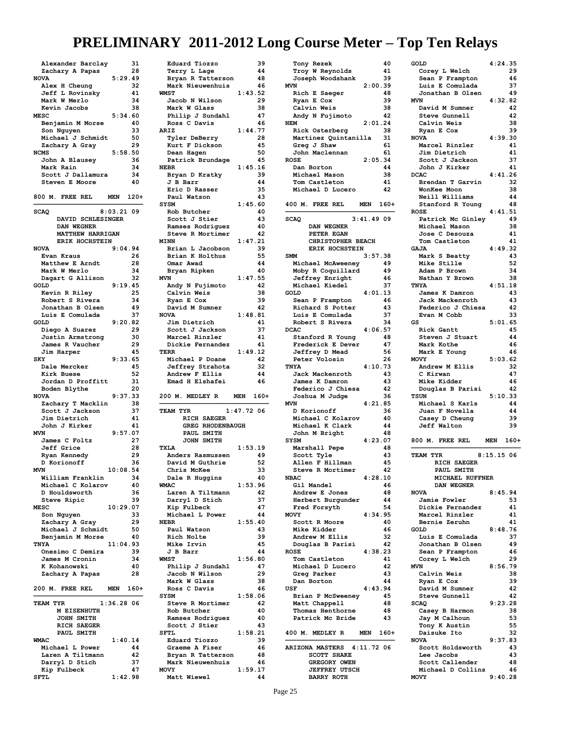# PRELIMINARY 2011-2012 Long Course Meter – Top Ten Relays

```
  Alexander Barclay      31
  Zachary A Papas        28
NOVA                5:29.49
  Alex H Cheung          32
  Jeff L Rovinsky        41
  Mark W Merlo           34
  Kevin Jacobs           38
MESC                5:34.60
  Benjamin M Morse       40
  Son Nguyen             33
  Michael J Schmidt      50
  Zachary A Gray         29
NCMS                5:58.50
  John A Blausey         36
  Mark Rain              34
  Scott J Dallamura      34
  Steven E Moore         40
```

## 800 M. FREE REL MEN 120+

```
SCAQ              8:03.21 09
      DAVID SCHLESINGER
      DAN WEGNER
      MATTHEW HARRIGAN
      ERIK HOCHSTEIN
NOVA                9:04.94
  Evan Kraus             26
  Matthew E Arndt        28
  Mark W Merlo           34
  Dagart G Allison       32
GOLD                9:19.45
  Kevin R Riley          25
  Robert S Rivera        34
  Jonathan B Olsen       49
  Luis E Comulada        37
GOLD                9:20.82
  Diego A Suarez         29
  Justin Armstrong       30
  James R Vaucher        29
  Jim Harper             45
SKY                 9:33.65
  Dale Mercker           45
  Kirk Buese             52
  Jordan D Proffitt      31
  Boden Blythe           20
NOVA                9:37.33
  Zachary T Macklin      38
  Scott J Jackson        37
  Jim Dietrich           41
  John J Kirker          41
MVN                 9:57.07
  James C Foltz          27
  Jeff Grice             28
  Ryan Kennedy           29
  D Korionoff            36
MVN                10:08.54
  William Franklin       34
  Michael C Kolarov      40
  D Houldsworth          36
  Steve Ripic            39
MESC               10:29.07
  Son Nguyen             33
  Zachary A Gray         29
  Michael J Schmidt      50
  Benjamin M Morse       40
TNYA               11:04.93
  Onesimo C Demira       39
  James M Cronin         34
  K Kohanowski           40
  Zachary A Papas        28
```

## 200 M. FREE REL MEN 160+

```
TEAM TYR          1:36.28 06
      M EISENHUTH
      JOHN SMITH
      RICH SAEGER
      PAUL SMITH
WMAC                1:40.14
  Michael L Power        44
  Laren A Tiltmann       42
  Darryl D Stich         37
  Kip Fulbeck            47
SFTL                1:42.98
  Eduard Tiozzo          39
  Terry L Lage           44
  Bryan R Tatterson      48
  Mark Nieuwenhuis       46
WMST                1:43.52
  Jacob N Wilson         29
  Mark W Glass           38
  Philip J Sundahl       47
  Ross C Davis           46
ARIZ                1:44.77
  Tyler DeBerry          28
  Kurt F Dickson         45
  Dean Hagen             50
  Patrick Brundage       45
NEBR                1:45.16
  Bryan D Kratky         39
  J B Barr               44
  Eric D Rasser          35
  Paul Watson            43
SYSM                1:45.60
  Rob Butcher            40
  Scott J Stier          43
  Ramses Rodriguez       40
  Steve R Mortimer       42
MINN                1:47.21
  Brian L Jacobson       39
  Brian K Holthus        55
  Omar Awad              44
  Bryan Ripken           40
MVN                 1:47.55
  Andy N Fujimoto        42
  Calvin Weis            38
  Ryan E Cox             39
  David M Sumner         42
NOVA                1:48.81
  Jim Dietrich           41
  Scott J Jackson        37
  Marcel Rinzler         41
  Dickie Fernandez       41
TERR                1:49.12
  Michael P Doane        42
  Jeffrey Strahota       32
  Andrew F Ellis         44
  Emad H Elshafei        46
```

## 200 M. MEDLEY R MEN 160+

```
TEAM TYR          1:47.72 06
      RICH SAEGER
      GREG RHODENBAUGH
      PAUL SMITH
      JOHN SMITH
TXLA                1:53.19
  Anders Rasmussen       49
  David M Guthrie        52
  Chris McKee            33
  Dale R Huggins         40
WMAC                1:53.96
  Laren A Tiltmann       42
  Darryl D Stich         37
  Kip Fulbeck            47
  Michael L Power        44
NEBR                1:55.40
  Paul Watson            43
  Rich Nolte             39
  Mike Irvin             45
  J B Barr               44
WMST                1:56.80
  Philip J Sundahl       47
  Jacob N Wilson         29
  Mark W Glass           38
  Ross C Davis           46
SYSM                1:58.06
  Steve R Mortimer       42
  Rob Butcher            40
  Ramses Rodriguez       40
  Scott J Stier          43
SFTL                1:58.21
  Eduard Tiozzo          39
  Graeme A Fiser         46
  Bryan R Tatterson      48
  Mark Nieuwenhuis       46
MOVY                1:59.17
  Matt Wiewel            44
  Tony Rezek             40
  Troy W Reynolds        41
  Joseph Woodshank       39
MVN                 2:00.39
  Rich E Saeger          48
  Ryan E Cox             39
  Calvin Weis            38
  Andy N Fujimoto        42
NEM                 2:01.24
  Rick Osterberg         38
  Martinez Quintanilla   31
  Greg J Shaw            61
  John Maclennan         61
ROSE                2:05.34
  Dan Borton             44
  Michael Mason          38
  Tom Castleton          41
  Michael D Lucero       42
```

## 400 M. FREE REL MEN 160+

```
SCAQ              3:41.49 09
      DAN WEGNER
      PETER EGAN
      CHRISTOPHER BEACH
      ERIK HOCHSTEIN
SMM                 3:57.38
  Michael McAweeney      49
  Moby R Coquillard      49
  Jeffrey Enright        46
  Michael Kiedel         37
GOLD                4:01.13
  Sean P Frampton        46
  Richard S Potter       43
  Luis E Comulada        37
  Robert S Rivera        34
DCAC                4:06.57
  Stanford R Young       48
  Frederick E Dever      47
  Jeffrey D Mead         56
  Peter Volosin          26
TNYA                4:10.73
  Jack Mackenroth        43
  James K Damron         43
  Federico J Chiesa      42
  Joshua M Judge         36
MVN                 4:21.85
  D Korionoff            36
  Michael C Kolarov      40
  Michael K Clark        44
  John M Bright          48
SYSM                4:23.07
  Marshall Pepe          48
  Scott Tyle             43
  Allen F Hillman        45
  Steve R Mortimer       42
NBAC                4:28.10
  Gil Mandel             46
  Andrew E Jones         48
  Herbert Burgunder      44
  Fred Forsyth           54
MOVY                4:34.95
  Scott R Moore          40
  Mike Kidder            46
  Andrew M Ellis         32
  Douglas B Parisi       42
ROSE                4:38.23
  Tom Castleton          41
  Michael D Lucero       42
  Greg Parker            43
  Dan Borton             44
USF                 4:43.94
  Brian P McSweeney      45
  Matt Chappell          48
  Thomas Henthorne       48
  Patrick Mc Bride       43
```

## 400 M. MEDLEY R MEN 160+

```
ARIZONA MASTERS   4:11.72 06
      SCOTT SHAKE
      GREGORY OWEN
      JEFFREY UTSCH
      BARRY ROTH
GOLD                4:24.35
  Corey L Welch          29
  Sean P Frampton        46
  Luis E Comulada        37
  Jonathan B Olsen       49
MVN                 4:32.82
  David M Sumner         42
  Steve Gunnell          42
  Calvin Weis            38
  Ryan E Cox             39
NOVA                4:39.30
  Marcel Rinzler         41
  Jim Dietrich           41
  Scott J Jackson        37
  John J Kirker          41
DCAC                4:41.26
  Brendan T Garvin       32
  WonKee Moon            38
  Neill Williams         44
  Stanford R Young       48
ROSE                4:41.51
  Patrick Mc Ginley      49
  Michael Mason          38
  Jose C Desouza         41
  Tom Castleton          41
GAJA                4:49.32
  Mark S Beatty          43
  Mike Stille            52
  Adam P Brown           34
  Nathan Y Brown         38
TNYA                4:51.18
  James K Damron         43
  Jack Mackenroth        43
  Federico J Chiesa      42
  Evan M Cobb            33
GS                  5:01.65
  Rick Gantt             45
  Steven J Stuart        44
  Mark Kothe             46
  Mark E Young           46
MOVY                5:03.62
  Andrew M Ellis         32
  C Kirwan               47
  Mike Kidder            46
  Douglas B Parisi       42
TSUN                5:10.33
  Michael S Karls        44
  Juan F Novella         44
  Casey D Cheung         39
  Jeff Walton            39
```

## 800 M. FREE REL MEN 160+

```
TEAM TYR          8:15.15 06
      RICH SAEGER
      PAUL SMITH
      MICHAEL RUFFNER
      DAN WEGNER
NOVA                8:45.94
  Jamie Fowler           53
  Dickie Fernandez       41
  Marcel Rinzler         41
  Bernie Zeruhn          41
GOLD                8:48.76
  Luis E Comulada        37
  Jonathan B Olsen       49
  Sean P Frampton        46
  Corey L Welch          29
MVN                 8:56.79
  Calvin Weis            38
  Ryan E Cox             39
  David M Sumner         42
  Steve Gunnell          42
SCAQ                9:23.28
  Casey B Harmon         38
  Jay M Calhoun          53
  Tony K Austin          55
  Daisuke Ito            32
NOVA                9:37.83
  Scott Holdsworth       43
  Lee Jacobs             43
  Scott Callender        48
  Michael D Collins      46
MOVY                9:40.28
```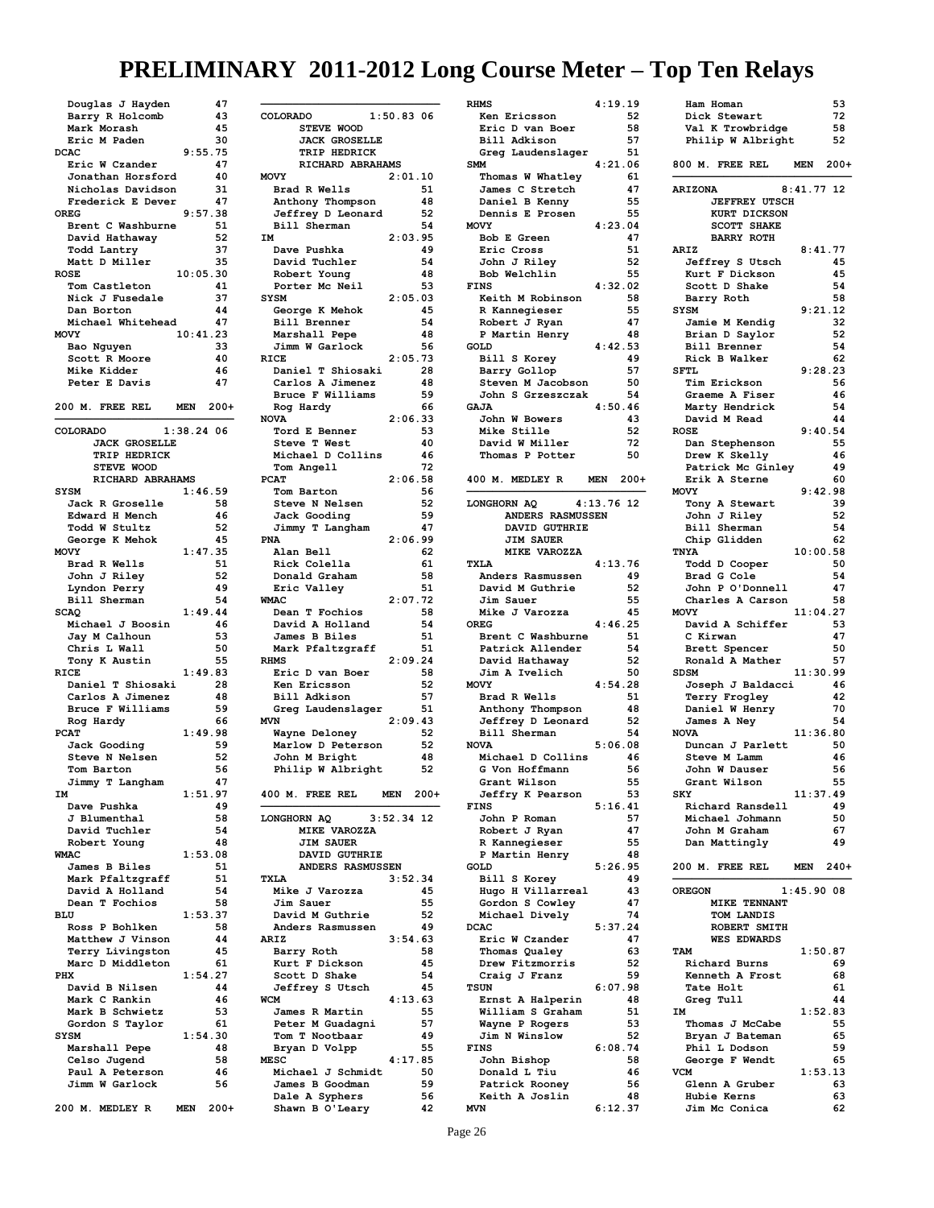# PRELIMINARY 2011-2012 Long Course Meter – Top Ten Relays

```
   Douglas J Hayden        47
   Barry R Holcomb         43
   Mark Morash             45
   Eric M Paden            30
DCAC                  9:55.75
   Eric W Czander          47
   Jonathan Horsford       40
   Nicholas Davidson       31
   Frederick E Dever       47
OREG                  9:57.38
   Brent C Washburne       51
   David Hathaway          52
   Todd Lantry             37
   Matt D Miller           35
ROSE                 10:05.30
   Tom Castleton           41
   Nick J Fusedale         37
   Dan Borton              44
   Michael Whitehead       47
MOVY                 10:41.23
   Bao Nguyen              33
   Scott R Moore           40
   Mike Kidder             46
   Peter E Davis           47
```

## 200 M. FREE REL MEN 200+

```
COLORADO          1:38.24 06
      JACK GROSELLE
      TRIP HEDRICK
      STEVE WOOD
      RICHARD ABRAHAMS
SYSM                  1:46.59
   Jack R Groselle         58
   Edward H Mench          46
   Todd W Stultz           52
   George K Mehok          45
MOVY                  1:47.35
   Brad R Wells            51
   John J Riley            52
   Lyndon Perry            49
   Bill Sherman            54
SCAQ                  1:49.44
   Michael J Boosin        46
   Jay M Calhoun           53
   Chris L Wall            50
   Tony K Austin           55
RICE                  1:49.83
   Daniel T Shiosaki       28
   Carlos A Jimenez        48
   Bruce F Williams        59
   Rog Hardy               66
PCAT                  1:49.98
   Jack Gooding            59
   Steve N Nelsen          52
   Tom Barton              56
   Jimmy T Langham         47
IM                    1:51.97
   Dave Pushka             49
   J Blumenthal            58
   David Tuchler           54
   Robert Young            48
WMAC                  1:53.08
   James B Biles           51
   Mark Pfaltzgraff        51
   David A Holland         54
   Dean T Fochios          58
BLU                   1:53.37
   Ross P Bohlken          58
   Matthew J Vinson        44
   Terry Livingston        45
   Marc D Middleton        61
PHX                   1:54.27
   David B Nilsen          44
   Mark C Rankin           46
   Mark B Schwietz         53
   Gordon S Taylor         61
SYSM                  1:54.30
   Marshall Pepe           48
   Celso Jugend            58
   Paul A Peterson         46
   Jimm W Garlock          56
```

## 200 M. MEDLEY R MEN 200+

```
COLORADO          1:50.83 06
      STEVE WOOD
      JACK GROSELLE
      TRIP HEDRICK
      RICHARD ABRAHAMS
MOVY                  2:01.10
   Brad R Wells            51
   Anthony Thompson        48
   Jeffrey D Leonard       52
   Bill Sherman            54
IM                    2:03.95
   Dave Pushka             49
   David Tuchler           54
   Robert Young            48
   Porter Mc Neil          53
SYSM                  2:05.03
   George K Mehok          45
   Bill Brenner            54
   Marshall Pepe           48
   Jimm W Garlock          56
RICE                  2:05.73
   Daniel T Shiosaki       28
   Carlos A Jimenez        48
   Bruce F Williams        59
   Rog Hardy               66
NOVA                  2:06.33
   Tord E Benner           53
   Steve T West            40
   Michael D Collins       46
   Tom Angell              72
PCAT                  2:06.58
   Tom Barton              56
   Steve N Nelsen          52
   Jack Gooding            59
   Jimmy T Langham         47
PNA                   2:06.99
   Alan Bell               62
   Rick Colella            61
   Donald Graham           58
   Eric Valley             51
WMAC                  2:07.72
   Dean T Fochios          58
   David A Holland         54
   James B Biles           51
   Mark Pfaltzgraff        51
RHMS                  2:09.24
   Eric D van Boer         58
   Ken Ericsson            52
   Bill Adkison            57
   Greg Laudenslager       51
MVN                   2:09.43
   Wayne Deloney           52
   Marlow D Peterson       52
   John M Bright           48
   Philip W Albright       52
```

## 400 M. FREE REL MEN 200+

```
LONGHORN AQ       3:52.34 12
      MIKE VAROZZA
      JIM SAUER
      DAVID GUTHRIE
      ANDERS RASMUSSEN
TXLA                  3:52.34
   Mike J Varozza          45
   Jim Sauer               55
   David M Guthrie         52
   Anders Rasmussen        49
ARIZ                  3:54.63
   Barry Roth              58
   Kurt F Dickson          45
   Scott D Shake           54
   Jeffrey S Utsch         45
WCM                   4:13.63
   James R Martin          55
   Peter M Guadagni        57
   Tom T Nootbaar          49
   Bryan D Volpp           55
MESC                  4:17.85
   Michael J Schmidt       50
   James B Goodman         59
   Dale A Syphers          56
   Shawn B O'Leary         42
RHMS                  4:19.19
   Ken Ericsson            52
   Eric D van Boer         58
   Bill Adkison            57
   Greg Laudenslager       51
SMM                   4:21.06
   Thomas W Whatley        61
   James C Stretch         47
   Daniel B Kenny          55
   Dennis E Prosen         55
MOVY                  4:23.04
   Bob E Green             47
   Eric Cross              51
   John J Riley            52
   Bob Welchlin            55
FINS                  4:32.02
   Keith M Robinson        58
   R Kannegieser           55
   Robert J Ryan           47
   P Martin Henry          48
GOLD                  4:42.53
   Bill S Korey            49
   Barry Gollop            57
   Steven M Jacobson       50
   John S Grzeszczak       54
GAJA                  4:50.46
   John W Bowers           43
   Mike Stille             52
   David W Miller          72
   Thomas P Potter         50
```

## 400 M. MEDLEY R MEN 200+

```
LONGHORN AQ       4:13.76 12
      ANDERS RASMUSSEN
      DAVID GUTHRIE
      JIM SAUER
      MIKE VAROZZA
TXLA                  4:13.76
   Anders Rasmussen        49
   David M Guthrie         52
   Jim Sauer               55
   Mike J Varozza          45
OREG                  4:46.25
   Brent C Washburne       51
   Patrick Allender        54
   David Hathaway          52
   Jim A Ivelich           50
MOVY                  4:54.28
   Brad R Wells            51
   Anthony Thompson        48
   Jeffrey D Leonard       52
   Bill Sherman            54
NOVA                  5:06.08
   Michael D Collins       46
   G Von Hoffmann          56
   Grant Wilson            55
   Jeffry K Pearson        53
FINS                  5:16.41
   John P Roman            57
   Robert J Ryan           47
   R Kannegieser           55
   P Martin Henry          48
GOLD                  5:26.95
   Bill S Korey            49
   Hugo H Villarreal       43
   Gordon S Cowley         47
   Michael Dively          74
DCAC                  5:37.24
   Eric W Czander          47
   Thomas Qualey           63
   Drew Fitzmorris         52
   Craig J Franz           59
TSUN                  6:07.98
   Ernst A Halperin        48
   William S Graham        51
   Wayne P Rogers          53
   Jim N Winslow           52
FINS                  6:08.74
   John Bishop             58
   Donald L Tiu            46
   Patrick Rooney          56
   Keith A Joslin          48
MVN                   6:12.37
   Ham Homan               53
   Dick Stewart            72
   Val K Trowbridge        58
   Philip W Albright       52
```

## 800 M. FREE REL MEN 200+

```
ARIZONA           8:41.77 12
      JEFFREY UTSCH
      KURT DICKSON
      SCOTT SHAKE
      BARRY ROTH
ARIZ                  8:41.77
   Jeffrey S Utsch         45
   Kurt F Dickson          45
   Scott D Shake           54
   Barry Roth              58
SYSM                  9:21.12
   Jamie M Kendig          32
   Brian D Saylor          52
   Bill Brenner            54
   Rick B Walker           62
SFTL                  9:28.23
   Tim Erickson            56
   Graeme A Fiser          46
   Marty Hendrick          54
   David M Read            44
ROSE                  9:40.54
   Dan Stephenson          55
   Drew K Skelly           46
   Patrick Mc Ginley       49
   Erik A Sterne           60
MOVY                  9:42.98
   Tony A Stewart          39
   John J Riley            52
   Bill Sherman            54
   Chip Glidden            62
TNYA                 10:00.58
   Todd D Cooper           50
   Brad G Cole             54
   John P O'Donnell        47
   Charles A Carson        58
MOVY                 11:04.27
   David A Schiffer        53
   C Kirwan                47
   Brett Spencer           50
   Ronald A Mather         57
SDSM                 11:30.99
   Joseph J Baldacci       46
   Terry Frogley           42
   Daniel W Henry          70
   James A Ney             54
NOVA                 11:36.80
   Duncan J Parlett        50
   Steve M Lamm            46
   John W Dauser           56
   Grant Wilson            55
SKY                  11:37.49
   Richard Ransdell        49
   Michael Johmann         50
   John M Graham           67
   Dan Mattingly           49
```

## 200 M. FREE REL MEN 240+

```
OREGON            1:45.90 08
      MIKE TENNANT
      TOM LANDIS
      ROBERT SMITH
      WES EDWARDS
TAM                   1:50.87
   Richard Burns           69
   Kenneth A Frost         68
   Tate Holt               61
   Greg Tull               44
IM                    1:52.83
   Thomas J McCabe         55
   Bryan J Bateman         65
   Phil L Dodson           59
   George F Wendt          65
VCM                   1:53.13
   Glenn A Gruber          63
   Hubie Kerns             63
   Jim Mc Conica           62
```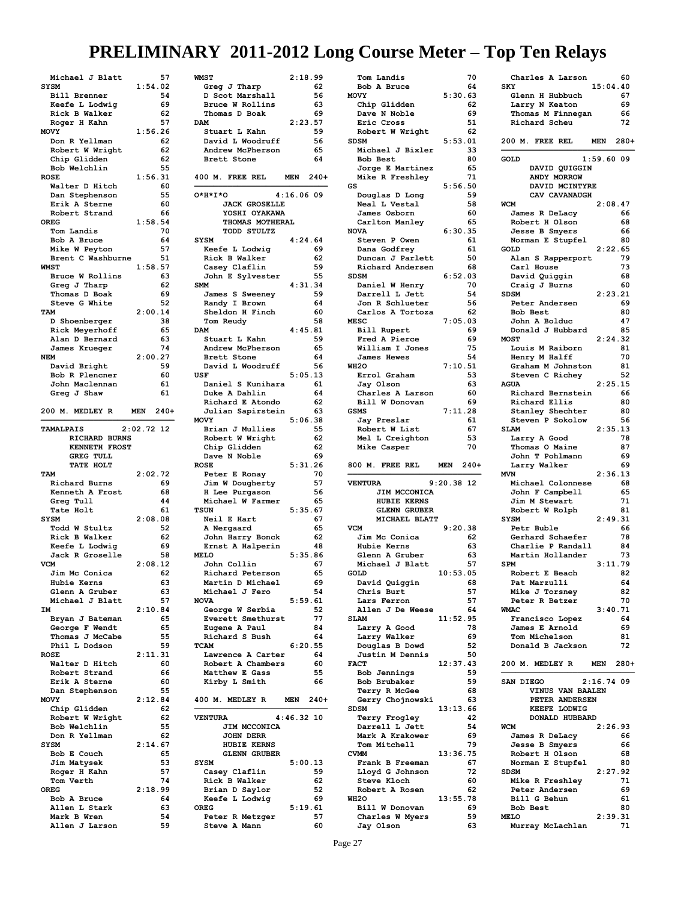# PRELIMINARY 2011-2012 Long Course Meter – Top Ten Relays

```
  Michael J Blatt          57
SYSM                  1:54.02
  Bill Brenner             54
  Keefe L Lodwig           69
  Rick B Walker            62
  Roger H Kahn             57
MOVY                  1:56.26
  Don R Yellman            62
  Robert W Wright          62
  Chip Glidden             62
  Bob Welchlin             55
ROSE                  1:56.31
  Walter D Hitch           60
  Dan Stephenson           55
  Erik A Sterne            60
  Robert Strand            66
OREG                  1:58.54
  Tom Landis               70
  Bob A Bruce              64
  Mike W Peyton            57
  Brent C Washburne        58
WMST                  1:58.57
  Bruce W Rollins          63
  Greg J Tharp             62
  Thomas D Boak            69
  Steve G White            52
TAM                   2:00.14
  D Shoenberger            38
  Rick Meyerhoff           65
  Alan D Bernard           63
  James Krueger            74
NEM                   2:00.27
  David Bright             59
  Bob R Plencner           60
  John Maclennan           61
  Greg J Shaw              61
```

## 200 M. MEDLEY R MEN 240+

```
TAMALPAIS           2:02.72 12
      RICHARD BURNS
      KENNETH FROST
      GREG TULL
      TATE HOLT
TAM                   2:02.72
  Richard Burns            69
  Kenneth A Frost          68
  Greg Tull                44
  Tate Holt                61
SYSM                  2:08.08
  Todd W Stultz            52
  Rick B Walker            62
  Keefe L Lodwig           69
  Jack R Groselle          58
VCM                   2:08.12
  Jim Mc Conica            62
  Hubie Kerns              63
  Glenn A Gruber           63
  Michael J Blatt          57
IM                    2:10.84
  Bryan J Bateman          65
  George F Wendt           65
  Thomas J McCabe          55
  Phil L Dodson            59
ROSE                  2:11.31
  Walter D Hitch           60
  Robert Strand            66
  Erik A Sterne            60
  Dan Stephenson           55
MOVY                  2:12.84
  Chip Glidden             62
  Robert W Wright          62
  Bob Welchlin             55
  Don R Yellman            62
SYSM                  2:14.67
  Bob E Couch              65
  Jim Matysek              53
  Roger H Kahn             57
  Tom Verth                74
OREG                  2:18.99
  Bob A Bruce              64
  Allen L Stark            63
  Mark B Wren              54
  Allen J Larson           59
WMST                  2:18.99
  Greg J Tharp             62
  D Scot Marshall          56
  Bruce W Rollins          63
  Thomas D Boak            69
DAM                   2:23.57
  Stuart L Kahn            59
  David L Woodruff         56
  Andrew McPherson         65
  Brett Stone              64
```

## 400 M. FREE REL MEN 240+

```
O*H*I*O             4:16.06 09
      JACK GROSELLE
      YOSHI OYAKAWA
      THOMAS MOTHERAL
      TODD STULTZ
SYSM                  4:24.64
  Keefe L Lodwig           69
  Rick B Walker            62
  Casey Claflin            59
  John E Sylvester         55
SMM                   4:31.34
  James S Sweeney          59
  Randy I Brown            64
  Sheldon H Finch          60
  Tom Reudy                58
DAM                   4:45.81
  Stuart L Kahn            59
  Andrew McPherson         65
  Brett Stone              64
  David L Woodruff         56
USF                   5:05.13
  Daniel S Kunihara        61
  Duke A Dahlin            64
  Richard E Atondo         62
  Julian Sapirstein        63
MOVY                  5:06.38
  Brian J Mullies          55
  Robert W Wright          62
  Chip Glidden             62
  Dave N Noble             69
ROSE                  5:31.26
  Peter E Ronay            70
  Jim W Dougherty          57
  H Lee Purgason           56
  Michael W Farmer         65
TSUN                  5:35.67
  Neil E Hart              67
  A Nergaard               65
  John Harry Bonck         62
  Ernst A Halperin         48
MELO                  5:35.86
  John Collin              67
  Richard Peterson         65
  Martin D Michael         69
  Michael J Fero           54
NOVA                  5:59.61
  George W Serbia          52
  Everett Smethurst        77
  Eugene A Paul            84
  Richard S Bush           64
TCAM                  6:20.55
  Lawrence A Carter        64
  Robert A Chambers        60
  Matthew E Gass           55
  Kirby L Smith            66
```

## 400 M. MEDLEY R MEN 240+

```
VENTURA             4:46.32 10
      JIM MCCONICA
      JOHN DERR
      HUBIE KERNS
      GLENN GRUBER
SYSM                  5:00.13
  Casey Claflin            59
  Rick B Walker            62
  Brian D Saylor           52
  Keefe L Lodwig           69
OREG                  5:19.61
  Peter R Metzger          57
  Steve A Mann             60
  Tom Landis               70
  Bob A Bruce              64
MOVY                  5:30.63
  Chip Glidden             62
  Dave N Noble             69
  Eric Cross               51
  Robert W Wright          62
SDSM                  5:53.01
  Michael J Bixler         33
  Bob Best                 80
  Jorge E Martinez         65
  Mike R Freshley          71
GS                    5:56.50
  Douglas D Long           59
  Neal L Vestal            58
  James Osborn             60
  Carlton Manley           65
NOVA                  6:30.35
  Steven P Owen            61
  Dana Godfrey             61
  Duncan J Parlett         50
  Richard Andersen         68
SDSM                  6:52.03
  Daniel W Henry           70
  Darrell L Jett           54
  Jon R Schlueter          56
  Carlos A Tortoza         62
MESC                  7:05.03
  Bill Rupert              69
  Fred A Pierce            69
  William I Jones          75
  James Hewes              54
WH2O                  7:10.51
  Errol Graham             53
  Jay Olson                63
  Charles A Larson         60
  Bill W Donovan           69
GSMS                  7:11.28
  Jay Preslar              61
  Robert W List            67
  Mel L Creighton          53
  Mike Casper              70
```

## 800 M. FREE REL MEN 240+

```
VENTURA             9:20.38 12
      JIM MCCONICA
      HUBIE KERNS
      GLENN GRUBER
      MICHAEL BLATT
VCM                   9:20.38
  Jim Mc Conica            62
  Hubie Kerns              63
  Glenn A Gruber           63
  Michael J Blatt          57
GOLD                 10:53.05
  David Quiggin            68
  Chris Burt               57
  Lars Ferron              57
  Allen J De Weese         64
SLAM                 11:52.95
  Larry A Good             78
  Larry Walker             69
  Douglas B Dowd           52
  Justin M Dennis          50
FACT                 12:37.43
  Bob Jennings             59
  Bob Brubaker             59
  Terry R McGee            68
  Gerry Chojnowski         63
SDSM                 13:13.66
  Terry Frogley            42
  Darrell L Jett           54
  Mark A Krakower          69
  Tom Mitchell             79
CVMM                 13:36.75
  Frank B Freeman          67
  Lloyd G Johnson          72
  Steve Kloch              60
  Robert A Rosen           62
WH2O                 13:55.78
  Bill W Donovan           69
  Charles W Myers          59
  Jay Olson                63
  Charles A Larson         60
SKY                  15:04.40
  Glenn H Hubbuch          67
  Larry N Keaton           69
  Thomas M Finnegan        66
  Richard Scheu            72
```

## 200 M. FREE REL MEN 280+

```
GOLD                1:59.60 09
      DAVID QUIGGIN
      ANDY MORROW
      DAVID MCINTYRE
      CAV CAVANAUGH
WCM                   2:08.47
  James R DeLacy           66
  Robert H Olson           68
  Jesse B Smyers           66
  Norman E Stupfel         80
GOLD                  2:22.65
  Alan S Rapperport        79
  Carl House               73
  David Quiggin            68
  Craig J Burns            60
SDSM                  2:23.21
  Peter Andersen           69
  Bob Best                 80
  John A Bolduc            47
  Donald J Hubbard         85
MOST                  2:24.32
  Louis M Raiborn          81
  Henry M Halff            70
  Graham M Johnston        81
  Steven C Richey          52
AGUA                  2:25.15
  Richard Bernstein        66
  Richard Ellis            80
  Stanley Shechter         80
  Steven P Sokolow         56
SLAM                  2:35.13
  Larry A Good             78
  Thomas O Maine           87
  John T Pohlmann          69
  Larry Walker             69
MVN                   2:36.13
  Michael Colonnese        68
  John F Campbell          65
  Jim M Stewart            71
  Robert W Rolph           81
SYSM                  2:49.31
  Petr Buble               66
  Gerhard Schaefer         78
  Charlie P Randall        84
  Martin Hollander         73
SPM                   3:11.79
  Robert E Beach           82
  Pat Marzulli             64
  Mike J Torsney           82
  Peter R Betzer           70
WMAC                  3:40.71
  Francisco Lopez          64
  James E Arnold           69
  Tom Michelson            81
  Donald B Jackson         72
```

## 200 M. MEDLEY R MEN 280+

```
SAN DIEGO           2:16.74 09
      VINUS VAN BAALEN
      PETER ANDERSEN
      KEEFE LODWIG
      DONALD HUBBARD
WCM                   2:26.93
  James R DeLacy           66
  Jesse B Smyers           66
  Robert H Olson           68
  Norman E Stupfel         80
SDSM                  2:27.92
  Mike R Freshley          71
  Peter Andersen           69
  Bill G Behun             61
  Bob Best                 80
MELO                  2:39.31
  Murray McLachlan         71
```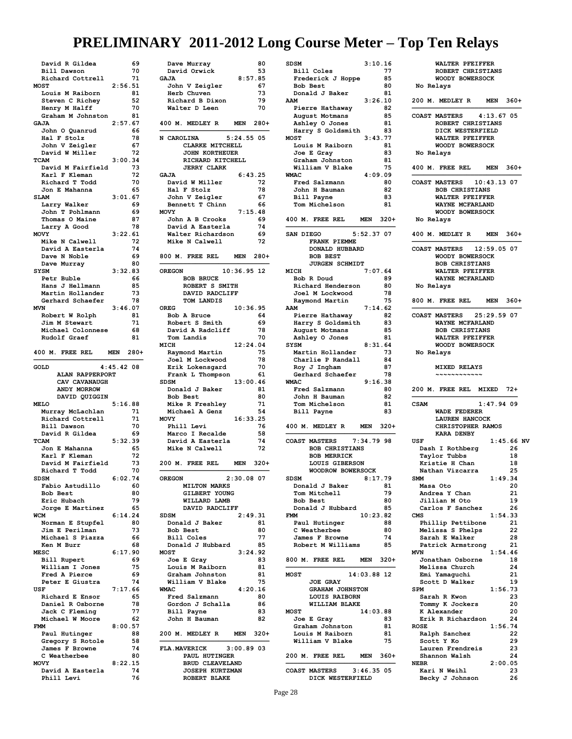# PRELIMINARY 2011-2012 Long Course Meter – Top Ten Relays

```
  David R Gildea          69
  Bill Dawson             70
  Richard Cottrell        71
MOST                 2:56.51
  Louis M Raiborn         81
  Steven C Richey         52
  Henry M Halff           70
  Graham M Johnston       81
GAJA                 2:57.67
  John O Quanrud          66
  Hal F Stolz             78
  John V Zeigler          67
  David W Miller          72
TCAM                 3:00.34
  David M Fairfield       73
  Karl F Kleman           72
  Richard T Todd          70
  Jon E Mahanna           65
SLAM                 3:01.67
  Larry Walker            69
  John T Pohlmann         69
  Thomas O Maine          87
  Larry A Good            78
MOVY                 3:22.61
  Mike N Calwell          72
  David A Easterla        74
  Dave N Noble            69
  Dave Murray             80
SYSM                 3:32.83
  Petr Buble              66
  Hans J Hellmann         85
  Martin Hollander        73
  Gerhard Schaefer        78
MVN                  3:46.07
  Robert W Rolph          81
  Jim M Stewart           71
  Michael Colonnese       68
  Rudolf Graef            81
```

**400 M. FREE REL MEN 280+**

```
GOLD              4:45.42 08
     ALAN RAPPERPORT
     CAV CAVANAUGH
     ANDY MORROW
     DAVID QUIGGIN
MELO                 5:16.88
  Murray McLachlan        71
  Richard Cottrell        71
  Bill Dawson             70
  David R Gildea          69
TCAM                 5:32.39
  Jon E Mahanna           65
  Karl F Kleman           72
  David M Fairfield       73
  Richard T Todd          70
SDSM                 6:02.74
  Fabio Astudillo         60
  Bob Best                80
  Eric Hubach             79
  Jorge E Martinez        65
WCM                  6:14.24
  Norman E Stupfel        80
  Jim E Perilman          73
  Michael S Piazza        66
  Ken M Burr              68
MESC                 6:17.90
  Bill Rupert             69
  William I Jones         75
  Fred A Pierce           69
  Peter E Giustra         74
USF                  7:17.66
  Richard E Ensor         65
  Daniel R Osborne        78
  Jack C Fleming          77
  Michael W Moore         62
FMM                  8:00.57
  Paul Hutinger           88
  Gregory S Rotole        58
  James F Browne          74
  C Weatherbee            80
MOVY                 8:22.15
  David A Easterla        74
  Phill Levi              76
  Dave Murray             80
  David Orwick            53
GAJA                 8:57.85
  John V Zeigler          67
  Herb Chuven             73
  Richard B Dixon         79
  Walter D Leen           70
```

**400 M. MEDLEY R MEN 280+**

```
N CAROLINA        5:24.55 05
     CLARKE MITCHELL
     JOHN KORTHEUER
     RICHARD KITCHELL
     JERRY CLARK
GAJA                 6:43.25
  David W Miller          72
  Hal F Stolz             78
  John V Zeigler          67
  Bennett T Chinn         66
MOVY                 7:15.48
  John A B Crooks         69
  David A Easterla        74
  Walter Richardson       69
  Mike N Calwell          72
```

**800 M. FREE REL MEN 280+**

```
OREGON           10:36.95 12
     BOB BRUCE
     ROBERT S SMITH
     DAVID RADCLIFF
     TOM LANDIS
OREG                10:36.95
  Bob A Bruce             64
  Robert S Smith          69
  David A Radcliff        78
  Tom Landis              70
MICH                12:24.04
  Raymond Martin          75
  Joel M Lockwood         78
  Erik Lokensgard         70
  Frank L Thompson        61
SDSM                13:00.46
  Donald J Baker          81
  Bob Best                80
  Mike R Freshley         71
  Michael A Genz          54
MOVY                16:33.25
  Phil Levi               76
  Marco I Recalde         58
  David A Easterla        74
  Mike N Calwell          72
```

**200 M. FREE REL MEN 320+**

```
OREGON            2:30.08 07
     MILTON MARKS
     GILBERT YOUNG
     WILLARD LAMB
     DAVID RADCLIFF
SDSM                 2:49.31
  Donald J Baker          81
  Bob Best                80
  Bill Coles              77
  Donald J Hubbard        85
MOST                 3:24.92
  Joe E Gray              83
  Louis M Raiborn         81
  Graham Johnston         81
  William V Blake         75
WMAC                 4:20.16
  Fred Salzmann           80
  Gordon J Schalla        86
  Bill Payne              83
  John H Bauman           82
```

**200 M. MEDLEY R MEN 320+**

```
FLA.MAVERICK      3:00.89 03
     PAUL HUTINGER
     BRUD CLEVELAND
     JOSEPH KURTZMAN
     ROBERT BLAKE
SDSM                 3:10.16
  Bill Coles              77
  Frederick J Hoppe       85
  Bob Best                80
  Donald J Baker          81
AAM                  3:26.10
  Pierre Hathaway         82
  August Motmans          85
  Ashley O Jones          81
  Harry S Goldsmith       83
MOST                 3:43.77
  Louis M Raiborn         81
  Joe E Gray              83
  Graham Johnston         81
  William V Blake         75
WMAC                 4:09.09
  Fred Salzmann           80
  John H Bauman           82
  Bill Payne              83
  Tom Michelson           81
```

**400 M. FREE REL MEN 320+**

```
SAN DIEGO         5:52.37 07
     FRANK PIEMME
     DONALD HUBBARD
     BOB BEST
     JURGEN SCHMIDT
MICH                 7:07.64
  Bob R Doud              89
  Richard Henderson       80
  Joel M Lockwood         78
  Raymond Martin          75
AAM                  7:14.62
  Pierre Hathaway         82
  Harry S Goldsmith       83
  August Motmans          85
  Ashley O Jones          81
SYSM                 8:31.64
  Martin Hollander        73
  Charlie P Randall       84
  Roy J Ingham            87
  Gerhard Schaefer        78
WMAC                 9:16.38
  Fred Salzmann           80
  John H Bauman           82
  Tom Michelson           81
  Bill Payne              83
```

**400 M. MEDLEY R MEN 320+**

```
COAST MASTERS     7:34.79 98
     BOB CHRISTIANS
     BOB MERRICK
     LOUIS GIBERSON
     WOODROW BOWERSOCK
SDSM                 8:17.79
  Donald J Baker          81
  Tom Mitchell            79
  Bob Best                80
  Donald J Hubbard        85
FMM                 10:23.82
  Paul Hutinger           88
  C Weatherbee            80
  James F Browne          74
  Robert M Williams       85
```

**800 M. FREE REL MEN 320+**

```
MOST             14:03.88 12
     JOE GRAY
     GRAHAM JOHNSTON
     LOUIS RAIBORN
     WILLIAM BLAKE
MOST                14:03.88
  Joe E Gray              83
  Graham Johnston         81
  Louis M Raiborn         81
  William V Blake         75
```

**200 M. FREE REL MEN 360+**

```
COAST MASTERS     3:46.35 05
     DICK WESTERFIELD
     WALTER PFEIFFER
     ROBERT CHRISTIANS
     WOODY BOWERSOCK
 No Relays
```

**200 M. MEDLEY R MEN 360+**

```
COAST MASTERS     4:13.67 05
     ROBERT CHRISTIANS
     DICK WESTERFIELD
     WALTER PFEIFFER
     WOODY BOWERSOCK
 No Relays
```

**400 M. FREE REL MEN 360+**

```
COAST MASTERS    10:43.13 07
     BOB CHRISTIANS
     WALTER PFEIFFER
     WAYNE MCFARLAND
     WOODY BOWERSOCK
 No Relays
```

**400 M. MEDLEY R MEN 360+**

```
COAST MASTERS    12:59.05 07
     WOODY BOWERSOCK
     BOB CHRISTIANS
     WALTER PFEIFFER
     WAYNE MCFARLAND
 No Relays
```

**800 M. FREE REL MEN 360+**

```
COAST MASTERS    25:29.59 07
     WAYNE MCFARLAND
     BOB CHRISTIANS
     WALTER PFEIFFER
     WOODY BOWERSOCK
 No Relays
```

**MIXED RELAYS**

**200 M. FREE REL MIXED 72+**

```
CSAM              1:47.94 09
     WADE FEDERER
     LAUREN HANCOCK
     CHRISTOPHER RAMOS
     KARA DENBY
USF               1:45.66 NV
  Dash I Rothberg         26
  Taylor Tubbs            18
  Kristie H Chan          18
  Nathan Vizcarra         25
SMM                  1:49.34
  Masa Oto                20
  Andrea Y Chan           21
  Jillian M Oto           19
  Carlos F Sanchez        26
CMS                  1:54.33
  Phillip Pettibone       21
  Melissa S Phelps        22
  Sarah E Walker          28
  Patrick Armstrong       21
MVN                  1:54.46
  Jonathan Osborne        18
  Melissa Church          24
  Emi Yamaguchi           21
  Scott D Walker          19
SPM                  1:56.73
  Sarah R Kwon            23
  Tommy K Jockers         20
  K Alexander             20
  Erik R Richardson       24
ROSE                 1:56.74
  Ralph Sanchez           22
  Scott Y Ko              29
  Lauren Frendreis        23
  Shannon Walsh           24
NEBR                 2:00.05
  Kari N Weihl            23
  Becky J Johnson         26
```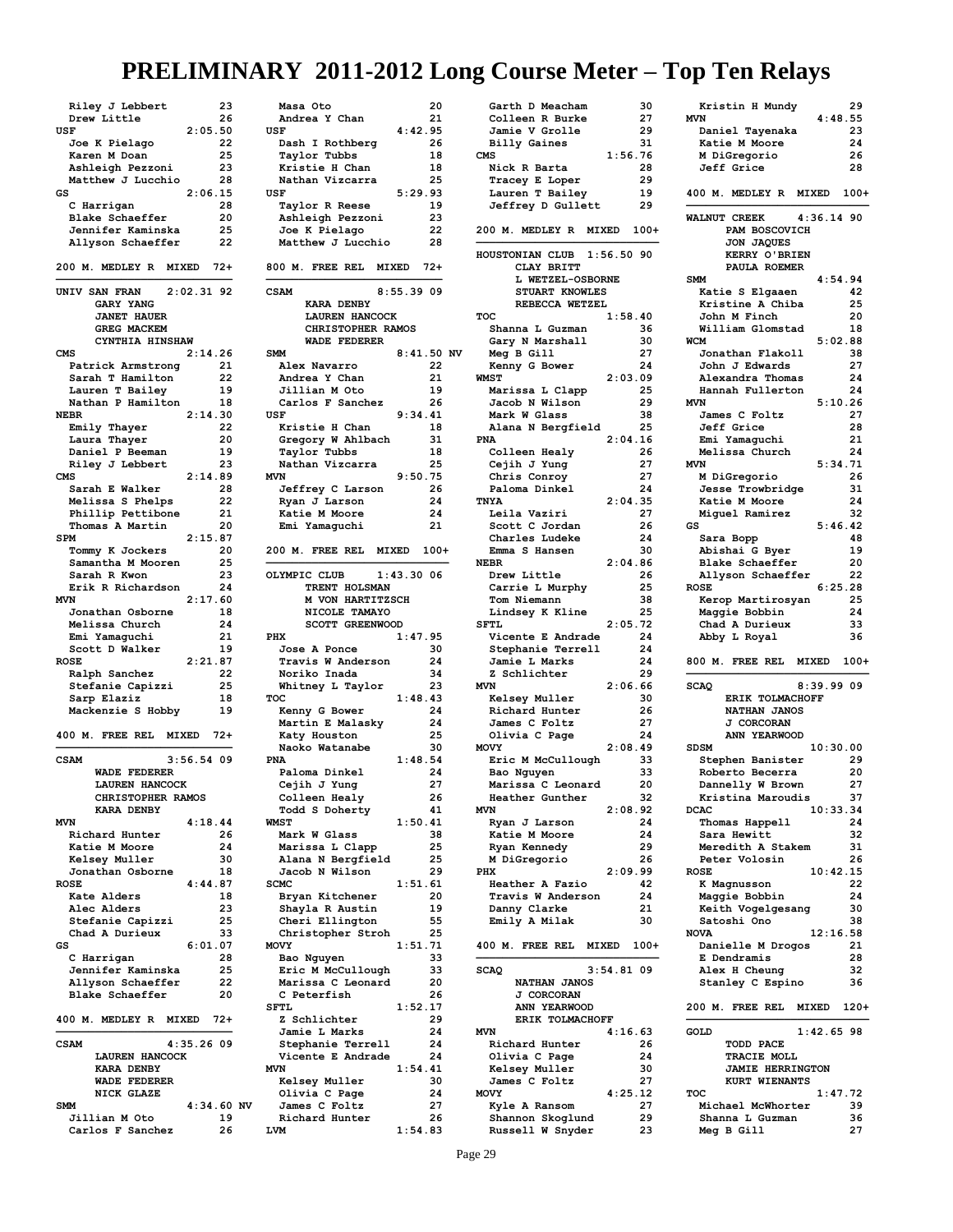# PRELIMINARY 2011-2012 Long Course Meter – Top Ten Relays

Riley J Lebbert 23
Drew Little 26

**USF 2:05.50**
Joe K Pielago 22
Karen M Doan 25
Ashleigh Pezzoni 23
Matthew J Lucchio 28

**GS 2:06.15**
C Harrigan 28
Blake Schaeffer 20
Jennifer Kaminska 25
Allyson Schaeffer 22

## 200 M. MEDLEY R MIXED 72+

**UNIV SAN FRAN 2:02.31 92**
GARY YANG
JANET HAUER
GREG MACKEM
CYNTHIA HINSHAW

**CMS 2:14.26**
Patrick Armstrong 21
Sarah T Hamilton 22
Lauren T Bailey 19
Nathan P Hamilton 18

**NEBR 2:14.30**
Emily Thayer 22
Laura Thayer 20
Daniel P Beeman 19
Riley J Lebbert 23

**CMS 2:14.89**
Sarah E Walker 28
Melissa S Phelps 22
Phillip Pettibone 21
Thomas A Martin 20

**SPM 2:15.87**
Tommy K Jockers 20
Samantha M Mooren 25
Sarah R Kwon 23
Erik R Richardson 24

**MVN 2:17.60**
Jonathan Osborne 18
Melissa Church 24
Emi Yamaguchi 21
Scott D Walker 19

**ROSE 2:21.87**
Ralph Sanchez 22
Stefanie Capizzi 25
Sarp Elaziz 18
Mackenzie S Hobby 19

## 400 M. FREE REL MIXED 72+

**CSAM 3:56.54 09**
WADE FEDERER
LAUREN HANCOCK
CHRISTOPHER RAMOS
KARA DENBY

**MVN 4:18.44**
Richard Hunter 26
Katie M Moore 24
Kelsey Muller 30
Jonathan Osborne 18

**ROSE 4:44.87**
Kate Alders 18
Alec Alders 23
Stefanie Capizzi 25
Chad A Durieux 33

**GS 6:01.07**
C Harrigan 28
Jennifer Kaminska 25
Allyson Schaeffer 22
Blake Schaeffer 20

## 400 M. MEDLEY R MIXED 72+

**CSAM 4:35.26 09**
LAUREN HANCOCK
KARA DENBY
WADE FEDERER
NICK GLAZE

**SMM 4:34.60 NV**
Jillian M Oto 19
Carlos F Sanchez 26
Masa Oto 20
Andrea Y Chan 21

**USF 4:42.95**
Dash I Rothberg 26
Taylor Tubbs 18
Kristie H Chan 18
Nathan Vizcarra 25

**USF 5:29.93**
Taylor R Reese 19
Ashleigh Pezzoni 23
Joe K Pielago 22
Matthew J Lucchio 28

## 800 M. FREE REL MIXED 72+

**CSAM 8:55.39 09**
KARA DENBY
LAUREN HANCOCK
CHRISTOPHER RAMOS
WADE FEDERER

**SMM 8:41.50 NV**
Alex Navarro 22
Andrea Y Chan 21
Jillian M Oto 19
Carlos F Sanchez 26

**USF 9:34.41**
Kristie H Chan 18
Gregory W Ahlbach 31
Taylor Tubbs 18
Nathan Vizcarra 25

**MVN 9:50.75**
Jeffrey C Larson 26
Ryan J Larson 24
Katie M Moore 24
Emi Yamaguchi 21

## 200 M. FREE REL MIXED 100+

**OLYMPIC CLUB 1:43.30 06**
TRENT HOLSMAN
M VON HARTITZSCH
NICOLE TAMAYO
SCOTT GREENWOOD

**PHX 1:47.95**
Jose A Ponce 30
Travis W Anderson 24
Noriko Inada 34
Whitney L Taylor 23

**TOC 1:48.43**
Kenny G Bower 24
Martin E Malasky 24
Katy Houston 25
Naoko Watanabe 30

**PNA 1:48.54**
Paloma Dinkel 24
Cejih J Yung 27
Colleen Healy 26
Todd S Doherty 41

**WMST 1:50.41**
Mark W Glass 38
Marissa L Clapp 25
Alana N Bergfield 25
Jacob N Wilson 29

**SCMC 1:51.61**
Bryan Kitchener 20
Shayla R Austin 19
Cheri Ellington 55
Christopher Stroh 25

**MOVY 1:51.71**
Bao Nguyen 33
Eric M McCullough 33
Marissa C Leonard 20
C Peterfish 26

**SFTL 1:52.17**
Z Schlichter 29
Jamie L Marks 24
Stephanie Terrell 24
Vicente E Andrade 24

**MVN 1:54.41**
Kelsey Muller 30
Olivia C Page 24
James C Foltz 27
Richard Hunter 26

**LVM 1:54.83**
Garth D Meacham 30
Colleen R Burke 27
Jamie V Grolle 29
Billy Gaines 31

**CMS 1:56.76**
Nick R Barta 28
Tracey E Loper 29
Lauren T Bailey 19
Jeffrey D Gullett 29

## 200 M. MEDLEY R MIXED 100+

**HOUSTONIAN CLUB 1:56.50 90**
CLAY BRITT
L WETZEL-OSBORNE
STUART KNOWLES
REBECCA WETZEL

**TOC 1:58.40**
Shanna L Guzman 36
Gary N Marshall 30
Meg B Gill 27
Kenny G Bower 24

**WMST 2:03.09**
Marissa L Clapp 25
Jacob N Wilson 29
Mark W Glass 38
Alana N Bergfield 25

**PNA 2:04.16**
Colleen Healy 26
Cejih J Yung 27
Chris Conroy 27
Paloma Dinkel 24

**TNYA 2:04.35**
Leila Vaziri 27
Scott C Jordan 26
Charles Ludeke 24
Emma S Hansen 30

**NEBR 2:04.86**
Drew Little 26
Carrie L Murphy 25
Tom Niemann 38
Lindsey K Kline 25

**SFTL 2:05.72**
Vicente E Andrade 24
Stephanie Terrell 24
Jamie L Marks 24
Z Schlichter 29

**MVN 2:06.66**
Kelsey Muller 30
Richard Hunter 26
James C Foltz 27
Olivia C Page 24

**MOVY 2:08.49**
Eric M McCullough 33
Bao Nguyen 33
Marissa C Leonard 20
Heather Gunther 32

**MVN 2:08.92**
Ryan J Larson 24
Katie M Moore 24
Ryan Kennedy 29
M DiGregorio 26

**PHX 2:09.99**
Heather A Fazio 42
Travis W Anderson 24
Danny Clarke 21
Emily A Milak 30

## 400 M. FREE REL MIXED 100+

**SCAQ 3:54.81 09**
NATHAN JANOS
J CORCORAN
ANN YEARWOOD
ERIK TOLMACHOFF

**MVN 4:16.63**
Richard Hunter 26
Olivia C Page 24
Kelsey Muller 30
James C Foltz 27

**MOVY 4:25.12**
Kyle A Ransom 27
Shannon Skoglund 29
Russell W Snyder 23
Kristin H Mundy 29

**MVN 4:48.55**
Daniel Tayenaka 23
Katie M Moore 24
M DiGregorio 26
Jeff Grice 28

## 400 M. MEDLEY R MIXED 100+

**WALNUT CREEK 4:36.14 90**
PAM BOSCOVICH
JON JAQUES
KERRY O'BRIEN
PAULA ROEMER

**SMM 4:54.94**
Katie S Elgaaen 42
Kristine A Chiba 25
John M Finch 20
William Glomstad 18

**WCM 5:02.88**
Jonathan Flakoll 38
John J Edwards 27
Alexandra Thomas 24
Hannah Fullerton 24

**MVN 5:10.26**
James C Foltz 27
Jeff Grice 28
Emi Yamaguchi 21
Melissa Church 24

**MVN 5:34.71**
M DiGregorio 26
Jesse Trowbridge 31
Katie M Moore 24
Miguel Ramirez 32

**GS 5:46.42**
Sara Bopp 48
Abishai G Byer 19
Blake Schaeffer 20
Allyson Schaeffer 22

**ROSE 6:25.28**
Kerop Martirosyan 25
Maggie Bobbin 24
Chad A Durieux 33
Abby L Royal 36

## 800 M. FREE REL MIXED 100+

**SCAQ 8:39.99 09**
ERIK TOLMACHOFF
NATHAN JANOS
J CORCORAN
ANN YEARWOOD

**SDSM 10:30.00**
Stephen Banister 29
Roberto Becerra 20
Dannelly W Brown 27
Kristina Maroudis 37

**DCAC 10:33.34**
Thomas Happell 24
Sara Hewitt 32
Meredith A Stakem 31
Peter Volosin 26

**ROSE 10:42.15**
K Magnusson 22
Maggie Bobbin 24
Keith Vogelgesang 30
Satoshi Ono 38

**NOVA 12:16.58**
Danielle M Drogos 21
E Dendramis 28
Alex H Cheung 32
Stanley C Espino 36

## 200 M. FREE REL MIXED 120+

**GOLD 1:42.65 98**
TODD PACE
TRACIE MOLL
JAMIE HERRINGTON
KURT WIENANTS

**TOC 1:47.72**
Michael McWhorter 39
Shanna L Guzman 36
Meg B Gill 27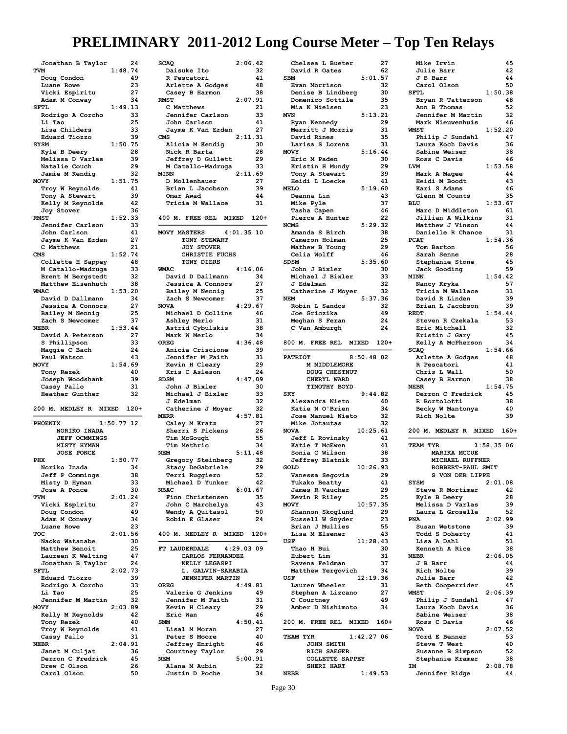# PRELIMINARY 2011-2012 Long Course Meter – Top Ten Relays

```
  Jonathan B Taylor       24
TVM                  1:48.74
  Doug Condon             49
  Luane Rowe              23
  Vicki Espiritu          27
  Adam M Conway           34
SFTL                 1:49.13
  Rodrigo A Corcho        33
  Li Tao                  25
  Lisa Childers           33
  Eduard Tiozzo           39
SYSM                 1:50.75
  Kyle B Deery            28
  Melissa D Varlas        39
  Natalie Couch           29
  Jamie M Kendig          32
MOVY                 1:51.75
  Troy W Reynolds         41
  Tony A Stewart          39
  Kelly M Reynolds        42
  Joy Stover              36
RMST                 1:52.33
  Jennifer Carlson        33
  John Carlson            41
  Jayme K Van Erden       27
  C Matthews              21
CMS                  1:52.74
  Collette H Sappey       48
  M Catallo-Madruga       33
  Brent M Bergstedt       32
  Matthew Eisenhuth       38
WMAC                 1:53.20
  David D Dallmann        34
  Jessica A Connors       27
  Bailey M Nennig         25
  Zach S Newcomer         37
NEBR                 1:53.44
  David A Peterson        27
  S Phillipson            33
  Maggie C Bach           24
  Paul Watson             43
MOVY                 1:54.69
  Tony Rezek              40
  Joseph Woodshank        39
  Cassy Pallo             31
  Heather Gunther         32
```

## 200 M. MEDLEY R MIXED 120+

```
PHOENIX            1:50.77 12
       NORIKO INADA
       JEFF OCMMINGS
       MISTY HYMAN
       JOSE PONCE
PHX                  1:50.77
  Noriko Inada            34
  Jeff P Commings         38
  Misty D Hyman           33
  Jose A Ponce            30
TVM                  2:01.24
  Vicki Espiritu          27
  Doug Condon             49
  Adam M Conway           34
  Luane Rowe              23
TOC                  2:01.56
  Naoko Watanabe          30
  Matthew Benoit          25
  Laureen K Welting       47
  Jonathan B Taylor       24
SFTL                 2:02.73
  Eduard Tiozzo           39
  Rodrigo A Corcho        33
  Li Tao                  25
  Jennifer M Martin       32
MOVY                 2:03.89
  Kelly M Reynolds        42
  Tony Rezek              40
  Troy W Reynolds         41
  Cassy Pallo             31
NEBR                 2:04.91
  Janet M Culjat          36
  Derron C Fredrick       45
  Drew C Olson            26
  Carol Olson             50
SCAQ                 2:06.42
  Daisuke Ito             32
  R Pescatori             41
  Arlette A Godges        48
  Casey B Harmon          38
RMST                 2:07.91
  C Matthews              21
  Jennifer Carlson        33
  John Carlson            41
  Jayme K Van Erden       27
CMS                  2:11.31
  Alicia M Kendig         30
  Nick R Barta            28
  Jeffrey D Gullett       29
  M Catallo-Madruga       33
MINN                 2:11.69
  D Mollenhauer           27
  Brian L Jacobson        39
  Omar Awad               44
  Tricia M Wallace        31
```

## 400 M. FREE REL MIXED 120+

```
MOVY MASTERS     4:01.35 10
       TONY STEWART
       JOY STOVER
       CHRISTIE FUCHS
       TONY DIERS
WMAC                 4:16.06
  David D Dallmann        34
  Jessica A Connors       27
  Bailey M Nennig         25
  Zach S Newcomer         37
NOVA                 4:29.67
  Michael D Collins       46
  Ashley Merlo            31
  Astrid Cybulskis        38
  Mark W Merlo            34
OREG                 4:36.48
  Anicia Criscione        39
  Jennifer M Faith        31
  Kevin H Cleary          29
  Kris C Asleson          24
SDSM                 4:47.09
  John J Bixler           30
  Michael J Bixler        33
  J Edelman               32
  Catherine J Moyer       32
MERR                 4:57.81
  Caley M Kratz           27
  Sherri S Pickens        26
  Tim McGough             55
  Tim Methric             34
NEM                  5:11.48
  Gregory Steinberg       32
  Stacy DeGabriele        29
  Terri Ruggiero          52
  Michael D Yunker        42
NBAC                 6:01.67
  Finn Christensen        35
  John C Marchelya        43
  Wendy A Quitasol        50
  Robin E Glaser          24
```

## 400 M. MEDLEY R MIXED 120+

```
FT LAUDERDALE    4:29.03 09
       CARLOS FERNANDEZ
       KELLY LEGASPI
       L. GALVIN-SARABIA
       JENNIFER MARTIN
OREG                 4:49.81
  Valerie G Jenkins       49
  Jennifer M Faith        31
  Kevin H Cleary          29
  Eric Wan                46
SMM                  4:50.41
  Lisal M Moran           27
  Peter S Moore           40
  Jeffrey Enright         46
  Courtney Taylor         29
NEM                  5:00.91
  Alana M Aubin           22
  Justin D Poche          34
  Chelsea L Bueter        27
  David R Oates           62
SBM                  5:01.57
  Evan Morrison           32
  Denise B Lindberg       30
  Domenico Sottile        35
  Mia K Nielsen           23
MVN                  5:13.21
  Ryan Kennedy            29
  Merritt J Morris        31
  David Rines             35
  Larisa S Lorenz         31
MOVY                 5:16.44
  Eric M Paden            30
  Kristin H Mundy         29
  Tony A Stewart          39
  Heidi L Loecke          41
MELO                 5:19.60
  Deanna Lin              43
  Mike Pyle               37
  Tasha Capen             46
  Pierce A Hunter         22
NCMS                 5:29.32
  Amanda S Birch          38
  Cameron Holman          25
  Mathew B Young          29
  Celia Wolff             46
SDSM                 5:35.60
  John J Bixler           30
  Michael J Bixler        33
  J Edelman               32
  Catherine J Moyer       32
NEM                  5:37.36
  Robin L Sandos          32
  Joe Griczika            49
  Meghan S Feran          24
  C Van Amburgh           24
```

## 800 M. FREE REL MIXED 120+

```
PATRIOT          8:50.48 02
       M MIDDLEMORE
       DOUG CHESTNUT
       CHERYL WARD
       TIMOTHY BOYD
SKY                  9:44.82
  Alexandra Nieto         40
  Katie N O'Brien         34
  Jose Manuel Nieto       32
  Mike Jotautas           32
NOVA                10:25.61
  Jeff L Rovinsky         41
  Katie T McEwen          41
  Sonia C Wilson          38
  Jeffrey Blatnik         33
GOLD                10:26.93
  Vanessa Segovia         29
  Yukako Beatty           41
  James R Vaucher         29
  Kevin R Riley           25
MOVY                10:57.35
  Shannon Skoglund        29
  Russell W Snyder        23
  Brian J Mullies         55
  Lisa M Elsener          43
USF                 11:28.43
  Thao H Bui              30
  Hubert Lim              31
  Ravena Feldman          37
  Matthew Yergovich       34
USF                 12:19.36
  Lauren Wheeler          31
  Stephen A Lizcano       27
  C Courtney              49
  Amber D Nishimoto       34
```

## 200 M. FREE REL MIXED 160+

```
TEAM TYR         1:42.27 06
       JOHN SMITH
       RICH SAEGER
       COLLETTE SAPPEY
       SHERI HART
NEBR                 1:49.53
  Mike Irvin              45
  Julie Barr              42
  J B Barr                44
  Carol Olson             50
SFTL                 1:50.38
  Bryan R Tatterson       48
  Ann B Thomas            52
  Jennifer M Martin       32
  Mark Nieuwenhuis        46
WMST                 1:52.20
  Philip J Sundahl        47
  Laura Koch Davis        36
  Sabine Weiser           38
  Ross C Davis            46
LVM                  1:53.58
  Mark A Magee            44
  Heidi M Boodt           43
  Kari S Adams            46
  Glenn M Counts          35
BLU                  1:53.67
  Marc D Middleton        61
  Jillian A Wilkins       31
  Matthew J Vinson        44
  Danielle R Chance       31
PCAT                 1:54.36
  Tom Barton              56
  Sarah Senne             28
  Stephanie Stone         45
  Jack Gooding            59
MINN                 1:54.42
  Nancy Kryka             57
  Tricia M Wallace        31
  David R Linden          39
  Brian L Jacobson        39
REDT                 1:54.44
  Steven R Czekala        53
  Eric Mitchell           32
  Kristin J Gary          45
  Kelly A McPherson       34
SCAQ                 1:54.66
  Arlette A Godges        48
  R Pescatori             41
  Chris L Wall            50
  Casey B Harmon          38
NEBR                 1:54.75
  Derron C Fredrick       45
  R Bortolotti            38
  Becky W Mantonya        40
  Rich Nolte              39
```

## 200 M. MEDLEY R MIXED 160+

```
TEAM TYR         1:58.35 06
       MARIKA MCCUE
       MICHAEL RUFFNER
       ROBBERT-PAUL SMIT
       S VON DER LIPPE
SYSM                 2:01.08
  Steve R Mortimer        42
  Kyle B Deery            28
  Melissa D Varlas        39
  Laura L Groselle        52
PNA                  2:02.99
  Susan Wetstone          39
  Todd S Doherty          41
  Lisa A Dahl             51
  Kenneth A Rice          38
NEBR                 2:06.05
  J B Barr                44
  Rich Nolte              39
  Julie Barr              42
  Beth Cooperrider        45
WMST                 2:06.39
  Philip J Sundahl        47
  Laura Koch Davis        36
  Sabine Weiser           38
  Ross C Davis            46
NOVA                 2:07.52
  Tord E Benner           53
  Steve T West            40
  Susanne B Simpson       52
  Stephanie Kramer        38
IM                   2:08.78
  Jennifer Ridge          44
```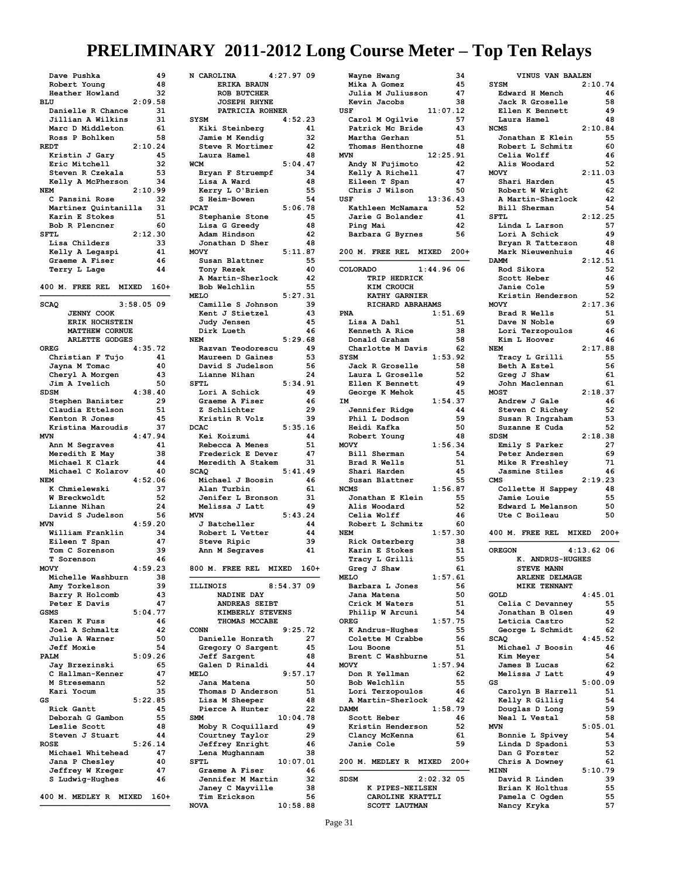# PRELIMINARY 2011-2012 Long Course Meter – Top Ten Relays

Dave Pushka 49
Robert Young 48
Heather Howland 32

**BLU** 2:09.58
Danielle R Chance 31
Jillian A Wilkins 31
Marc D Middleton 61
Ross P Bohlken 58

**REDT** 2:10.24
Kristin J Gary 45
Eric Mitchell 32
Steven R Czekala 53
Kelly A McPherson 34

**NEM** 2:10.99
C Pansini Rose 32
Martinez Quintanilla 31
Karin E Stokes 51
Bob R Plencner 60

**SFTL** 2:12.30
Lisa Childers 33
Kelly A Legaspi 41
Graeme A Fiser 46
Terry L Lage 44

## 400 M. FREE REL MIXED 160+

**SCAQ** 3:58.05 09
JENNY COOK
ERIK HOCHSTEIN
MATTHEW CORNUE
ARLETTE GODGES

**OREG** 4:35.72
Christian F Tujo 41
Jayna M Tomac 40
Cheryl A Morgen 43
Jim A Ivelich 50

**SDSM** 4:38.40
Stephen Banister 29
Claudia Ettelson 51
Kenton R Jones 45
Kristina Maroudis 37

**MVN** 4:47.94
Ann M Segraves 41
Meredith E May 38
Michael K Clark 44
Michael C Kolarov 40

**NEM** 4:52.06
K Chmielewski 37
W Breckwoldt 52
Lianne Nihan 24
David S Judelson 56

**MVN** 4:59.20
William Franklin 34
Eileen T Span 47
Tom C Sorenson 39
T Sorenson 46

**MOVY** 4:59.23
Michelle Washburn 38
Amy Torkelson 39
Barry R Holcomb 43
Peter E Davis 47

**GSMS** 5:04.77
Karen K Fuss 46
Joel A Schmaltz 42
Julie A Warner 50
Jeff Moxie 54

**PALM** 5:09.26
Jay Brzezinski 65
C Hallman-Kenner 47
M Stresemann 52
Kari Yocum 35

**GS** 5:22.85
Rick Gantt 45
Deborah G Gambon 55
Leslie Scott 48
Steven J Stuart 44

**ROSE** 5:26.14
Michael Whitehead 47
Jana P Chesley 40
Jeffrey W Kreger 47
S Ludwig-Hughes 46

## 400 M. MEDLEY R MIXED 160+

**N CAROLINA** 4:27.97 09
ERIKA BRAUN
ROB BUTCHER
JOSEPH RHYNE
PATRICIA ROHNER

**SYSM** 4:52.23
Kiki Steinberg 41
Jamie M Kendig 32
Steve R Mortimer 42
Laura Hamel 48

**WCM** 5:04.47
Bryan F Struempf 34
Lisa A Ward 48
Kerry L O'Brien 55
S Heim-Bowen 54

**PCAT** 5:06.78
Stephanie Stone 45
Lisa G Greedy 48
Adam Hindson 42
Jonathan D Sher 48

**MOVY** 5:11.87
Susan Blattner 55
Tony Rezek 40
A Martin-Sherlock 42
Bob Welchlin 55

**MELO** 5:27.31
Camille S Johnson 39
Kent J Stietzel 43
Judy Jensen 45
Dirk Lueth 46

**NEM** 5:29.68
Razvan Teodorescu 49
Maureen D Gaines 53
David S Judelson 56
Lianne Nihan 24

**SFTL** 5:34.91
Lori A Schick 49
Graeme A Fiser 46
Z Schlichter 29
Kristin R Volz 39

**DCAC** 5:35.16
Kei Koizumi 44
Rebecca A Menes 51
Frederick E Dever 47
Meredith A Stakem 31

**SCAQ** 5:41.49
Michael J Boosin 46
Alan Turbin 61
Jenifer L Bronson 31
Melissa J Latt 49

**MVN** 5:43.24
J Batcheller 44
Robert L Vetter 44
Steve Ripic 39
Ann M Segraves 41

## 800 M. FREE REL MIXED 160+

**ILLINOIS** 8:54.37 09
NADINE DAY
ANDREAS SEIBT
KIMBERLY STEVENS
THOMAS MCCABE

**CONN** 9:25.72
Danielle Honrath 27
Gregory O Sargent 45
Jeff Sargent 48
Galen D Rinaldi 44

**MELO** 9:57.17
Jana Matena 50
Thomas D Anderson 51
Lisa M Sheeper 48
Pierce A Hunter 22

**SMM** 10:04.78
Moby R Coquillard 49
Courtney Taylor 29
Jeffrey Enright 46
Lena Mughannam 38

**SFTL** 10:07.01
Graeme A Fiser 46
Jennifer M Martin 32
Janey C Mayville 38
Tim Erickson 56

**NOVA** 10:58.88
Wayne Hwang 34
Mika A Gomez 45
Julia M Juliusson 47
Kevin Jacobs 38

**USF** 11:07.12
Carol M Ogilvie 57
Patrick Mc Bride 43
Martha Gerhan 51
Thomas Henthorne 48

**MVN** 12:25.91
Andy N Fujimoto 42
Kelly A Richell 47
Eileen T Span 47
Chris J Wilson 50

**USF** 13:36.43
Kathleen McNamara 52
Jarie G Bolander 41
Ping Mai 42
Barbara G Byrnes 56

## 200 M. FREE REL MIXED 200+

**COLORADO** 1:44.96 06
TRIP HEDRICK
KIM CROUCH
KATHY GARNIER
RICHARD ABRAHAMS

**PNA** 1:51.69
Lisa A Dahl 51
Kenneth A Rice 38
Donald Graham 58
Charlotte M Davis 62

**SYSM** 1:53.92
Jack R Groselle 58
Laura L Groselle 52
Ellen K Bennett 49
George K Mehok 45

**IM** 1:54.37
Jennifer Ridge 44
Phil L Dodson 59
Heidi Kafka 50
Robert Young 48

**MOVY** 1:56.34
Bill Sherman 54
Brad R Wells 51
Shari Harden 45
Susan Blattner 55

**NCMS** 1:56.87
Jonathan E Klein 55
Alis Woodard 52
Celia Wolff 46
Robert L Schmitz 60

**NEM** 1:57.30
Rick Osterberg 38
Karin E Stokes 51
Tracy L Grilli 55
Greg J Shaw 61

**MELO** 1:57.61
Barbara L Jones 56
Jana Matena 50
Crick M Waters 51
Philip W Arcuni 54

**OREG** 1:57.75
K Andrus-Hughes 55
Colette M Crabbe 56
Lou Boone 51
Brent C Washburne 51

**MOVY** 1:57.94
Don R Yellman 62
Bob Welchlin 55
Lori Terzopoulos 46
A Martin-Sherlock 42

**DAMM** 1:58.79
Scott Heber 46
Kristin Henderson 52
Clancy McKenna 61
Janie Cole 59

## 200 M. MEDLEY R MIXED 200+

**SDSM** 2:02.32 05
K PIPES-NEILSEN
CAROLINE KRATTLI
SCOTT LAUTMAN
VINUS VAN BAALEN

**SYSM** 2:10.74
Edward H Mench 46
Jack R Groselle 58
Ellen K Bennett 49
Laura Hamel 48

**NCMS** 2:10.84
Jonathan E Klein 55
Robert L Schmitz 60
Celia Wolff 46
Alis Woodard 52

**MOVY** 2:11.03
Shari Harden 45
Robert W Wright 62
A Martin-Sherlock 42
Bill Sherman 54

**SFTL** 2:12.25
Linda L Larson 57
Lori A Schick 49
Bryan R Tatterson 48
Mark Nieuwenhuis 46

**DAMM** 2:12.51
Rod Sikora 52
Scott Heber 46
Janie Cole 59
Kristin Henderson 52

**MOVY** 2:17.36
Brad R Wells 51
Dave N Noble 69
Lori Terzopoulos 46
Kim L Hoover 46

**NEM** 2:17.88
Tracy L Grilli 55
Beth A Estel 56
Greg J Shaw 61
John Maclennan 61

**MOST** 2:18.37
Andrew J Gale 46
Steven C Richey 52
Susan R Ingraham 53
Suzanne E Cuda 52

**SDSM** 2:18.38
Emily S Parker 27
Peter Andersen 69
Mike R Freshley 71
Jasmine Stiles 46

**CMS** 2:19.23
Collette H Sappey 48
Jamie Louie 55
Edward L Melanson 50
Ute C Boileau 50

## 400 M. FREE REL MIXED 200+

**OREGON** 4:13.62 06
K. ANDRUS-HUGHES
STEVE MANN
ARLENE DELMAGE
MIKE TENNANT

**GOLD** 4:45.01
Celia C Devanney 55
Jonathan B Olsen 49
Leticia Castro 52
George L Schmidt 62

**SCAQ** 4:45.52
Michael J Boosin 46
Kim Meyer 54
James B Lucas 62
Melissa J Latt 49

**GS** 5:00.09
Carolyn B Harrell 51
Kelly R Gillig 54
Douglas D Long 59
Neal L Vestal 58

**MVN** 5:05.01
Bonnie L Spivey 54
Linda D Spadoni 53
Dan G Forster 52
Chris A Downey 61

**MINN** 5:10.79
David R Linden 39
Brian K Holthus 55
Pamela C Ogden 55
Nancy Kryka 57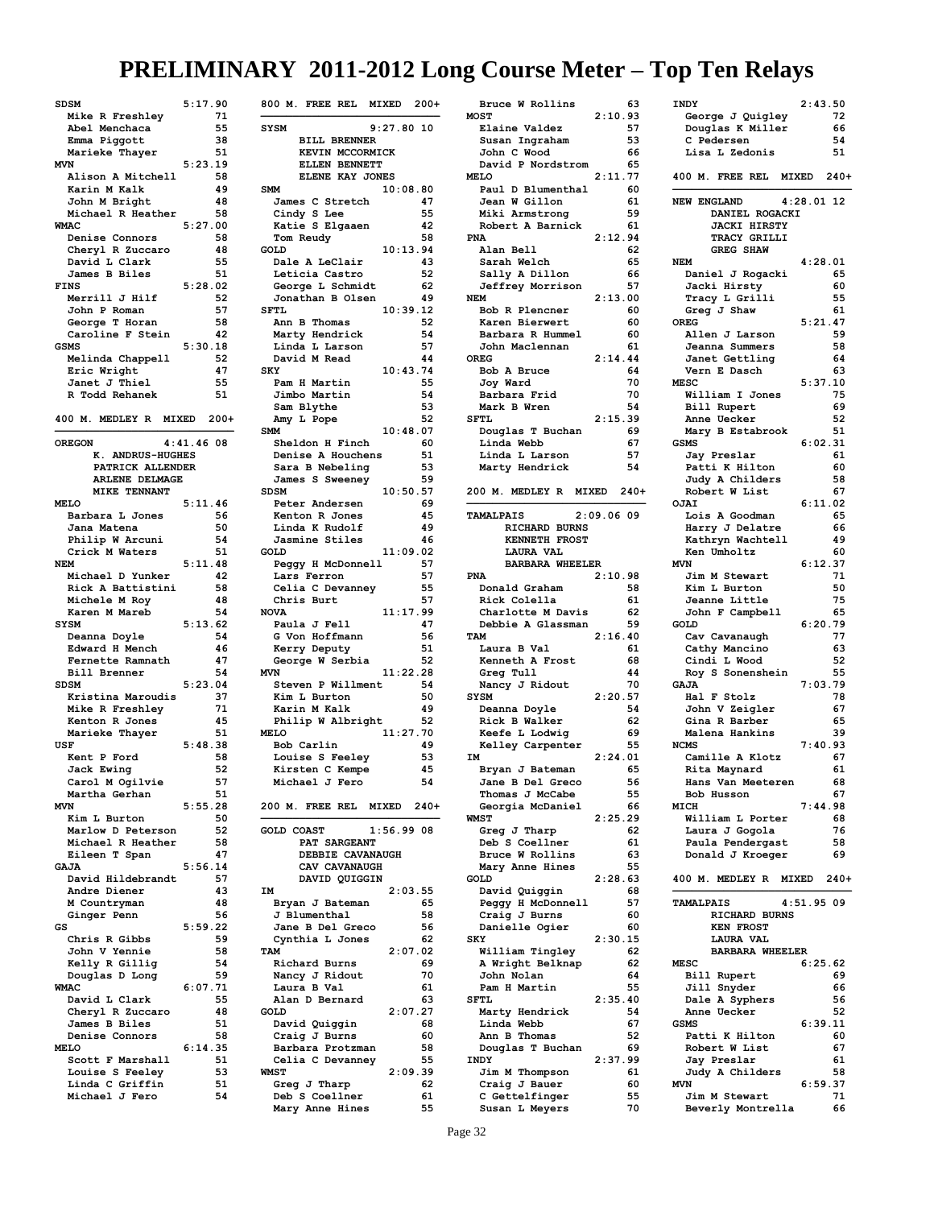# PRELIMINARY 2011-2012 Long Course Meter – Top Ten Relays

```
SDSM                5:17.90
  Mike R Freshley        71
  Abel Menchaca          55
  Emma Piggott           38
  Marieke Thayer         51
MVN                 5:23.19
  Alison A Mitchell      58
  Karin M Kalk           49
  John M Bright          48
  Michael R Heather      58
WMAC                5:27.00
  Denise Connors         58
  Cheryl R Zuccaro       48
  David L Clark          55
  James B Biles          51
FINS                5:28.02
  Merrill J Hilf         52
  John P Roman           57
  George T Horan         58
  Caroline F Stein       42
GSMS                5:30.18
  Melinda Chappell       52
  Eric Wright            47
  Janet J Thiel          55
  R Todd Rehanek         51
```

## 400 M. MEDLEY R MIXED 200+

```
OREGON           4:41.46 08
      K. ANDRUS-HUGHES
      PATRICK ALLENDER
      ARLENE DELMAGE
      MIKE TENNANT
MELO                5:11.46
  Barbara L Jones        56
  Jana Matena            50
  Philip W Arcuni        54
  Crick M Waters         51
NEM                 5:11.48
  Michael D Yunker       42
  Rick A Battistini      58
  Michele M Roy          48
  Karen M Mareb          54
SYSM                5:13.62
  Deanna Doyle           54
  Edward H Mench         46
  Fernette Ramnath       47
  Bill Brenner           54
SDSM                5:23.04
  Kristina Maroudis      37
  Mike R Freshley        71
  Kenton R Jones         45
  Marieke Thayer         51
USF                 5:48.38
  Kent P Ford            58
  Jack Ewing             52
  Carol M Ogilvie        57
  Martha Gerhan          51
MVN                 5:55.28
  Kim L Burton           50
  Marlow D Peterson      52
  Michael R Heather      58
  Eileen T Span          47
GAJA                5:56.14
  David Hildebrandt      57
  Andre Diener           43
  M Countryman           48
  Ginger Penn            56
GS                  5:59.22
  Chris R Gibbs          59
  John V Yennie          58
  Kelly R Gillig         54
  Douglas D Long         59
WMAC                6:07.71
  David L Clark          55
  Cheryl R Zuccaro       48
  James B Biles          51
  Denise Connors         58
MELO                6:14.35
  Scott F Marshall       51
  Louise S Feeley        53
  Linda C Griffin        51
  Michael J Fero         54
```

## 800 M. FREE REL MIXED 200+

```
SYSM              9:27.80 10
      BILL BRENNER
      KEVIN MCCORMICK
      ELLEN BENNETT
      ELENE KAY JONES
SMM                10:08.80
  James C Stretch        47
  Cindy S Lee            55
  Katie S Elgaaen        42
  Tom Reudy              58
GOLD               10:13.94
  Dale A LeClair         43
  Leticia Castro         52
  George L Schmidt       62
  Jonathan B Olsen       49
SFTL               10:39.12
  Ann B Thomas           52
  Marty Hendrick         54
  Linda L Larson         57
  David M Read           44
SKY                10:43.74
  Pam H Martin           55
  Jimbo Martin           54
  Sam Blythe             53
  Amy L Pope             52
SMM                10:48.07
  Sheldon H Finch        60
  Denise A Houchens      51
  Sara B Nebeling        53
  James S Sweeney        59
SDSM               10:50.57
  Peter Andersen         69
  Kenton R Jones         45
  Linda K Rudolf         49
  Jasmine Stiles         46
GOLD               11:09.02
  Peggy H McDonnell      57
  Lars Ferron            57
  Celia C Devanney       55
  Chris Burt             57
NOVA               11:17.99
  Paula J Fell           47
  G Von Hoffmann         56
  Kerry Deputy           51
  George W Serbia        52
MVN                11:22.28
  Steven P Willment      54
  Kim L Burton           50
  Karin M Kalk           49
  Philip W Albright      52
MELO               11:27.70
  Bob Carlin             49
  Louise S Feeley        53
  Kirsten C Kempe        45
  Michael J Fero         54
```

## 200 M. FREE REL MIXED 240+

```
GOLD COAST       1:56.99 08
      PAT SARGEANT
      DEBBIE CAVANAUGH
      CAV CAVANAUGH
      DAVID QUIGGIN
IM                  2:03.55
  Bryan J Bateman        65
  J Blumenthal           58
  Jane B Del Greco       56
  Cynthia L Jones        62
TAM                 2:07.02
  Richard Burns          69
  Nancy J Ridout         70
  Laura B Val            61
  Alan D Bernard         63
GOLD                2:07.27
  David Quiggin          68
  Craig J Burns          60
  Barbara Protzman       58
  Celia C Devanney       55
WMST                2:09.39
  Greg J Tharp           62
  Deb S Coellner         61
  Mary Anne Hines        55
  Bruce W Rollins        63
MOST                2:10.93
  Elaine Valdez          57
  Susan Ingraham         53
  John C Wood            66
  David P Nordstrom      65
MELO                2:11.77
  Paul D Blumenthal      60
  Jean W Gillon          61
  Miki Armstrong         59
  Robert A Barnick       61
PNA                 2:12.94
  Alan Bell              62
  Sarah Welch            65
  Sally A Dillon         66
  Jeffrey Morrison       57
NEM                 2:13.00
  Bob R Plencner         60
  Karen Bierwert         60
  Barbara R Hummel       60
  John Maclennan         61
OREG                2:14.44
  Bob A Bruce            64
  Joy Ward               70
  Barbara Frid           70
  Mark B Wren            54
SFTL                2:15.39
  Douglas T Buchan       69
  Linda Webb             67
  Linda L Larson         57
  Marty Hendrick         54
```

## 200 M. MEDLEY R MIXED 240+

```
TAMALPAIS        2:09.06 09
      RICHARD BURNS
      KENNETH FROST
      LAURA VAL
      BARBARA WHEELER
PNA                 2:10.98
  Donald Graham          58
  Rick Colella           61
  Charlotte M Davis      62
  Debbie A Glassman      59
TAM                 2:16.40
  Laura B Val            61
  Kenneth A Frost        68
  Greg Tull              44
  Nancy J Ridout         70
SYSM                2:20.57
  Deanna Doyle           54
  Rick B Walker          62
  Keefe L Lodwig         69
  Kelley Carpenter       55
IM                  2:24.01
  Bryan J Bateman        65
  Jane B Del Greco       56
  Thomas J McCabe        55
  Georgia McDaniel       66
WMST                2:25.29
  Greg J Tharp           62
  Deb S Coellner         61
  Bruce W Rollins        63
  Mary Anne Hines        55
GOLD                2:28.63
  David Quiggin          68
  Peggy H McDonnell      57
  Craig J Burns          60
  Danielle Ogier         60
SKY                 2:30.15
  William Tingley        62
  A Wright Belknap       62
  John Nolan             64
  Pam H Martin           55
SFTL                2:35.40
  Marty Hendrick         54
  Linda Webb             67
  Ann B Thomas           52
  Douglas T Buchan       69
INDY                2:37.99
  Jim M Thompson         61
  Craig J Bauer          60
  C Gettelfinger         55
  Susan L Meyers         70
INDY                2:43.50
  George J Quigley       72
  Douglas K Miller       66
  C Pedersen             54
  Lisa L Zedonis         51
```

## 400 M. FREE REL MIXED 240+

```
NEW ENGLAND      4:28.01 12
      DANIEL ROGACKI
      JACKI HIRSTY
      TRACY GRILLI
      GREG SHAW
NEM                 4:28.01
  Daniel J Rogacki       65
  Jacki Hirsty           60
  Tracy L Grilli         55
  Greg J Shaw            61
OREG                5:21.47
  Allen J Larson         59
  Jeanna Summers         58
  Janet Gettling         64
  Vern E Dasch           63
MESC                5:37.10
  William I Jones        75
  Bill Rupert            69
  Anne Uecker            52
  Mary B Estabrook       51
GSMS                6:02.31
  Jay Preslar            61
  Patti K Hilton         60
  Judy A Childers        58
  Robert W List          67
OJAI                6:11.02
  Lois A Goodman         65
  Harry J Delatre        66
  Kathryn Wachtell       49
  Ken Umholtz            60
MVN                 6:12.37
  Jim M Stewart          71
  Kim L Burton           50
  Jeanne Little          75
  John F Campbell        65
GOLD                6:20.79
  Cav Cavanaugh          77
  Cathy Mancino          63
  Cindi L Wood           52
  Roy S Sonenshein       55
GAJA                7:03.79
  Hal F Stolz            78
  John V Zeigler         67
  Gina R Barber          65
  Malena Hankins         39
NCMS                7:40.93
  Camille A Klotz        67
  Rita Maynard           61
  Hans Van Meeteren      68
  Bob Husson             67
MICH                7:44.98
  William L Porter       68
  Laura J Gogola         76
  Paula Pendergast       58
  Donald J Kroeger       69
```

## 400 M. MEDLEY R MIXED 240+

```
TAMALPAIS        4:51.95 09
      RICHARD BURNS
      KEN FROST
      LAURA VAL
      BARBARA WHEELER
MESC                6:25.62
  Bill Rupert            69
  Jill Snyder            66
  Dale A Syphers         56
  Anne Uecker            52
GSMS                6:39.11
  Patti K Hilton         60
  Robert W List          67
  Jay Preslar            61
  Judy A Childers        58
MVN                 6:59.37
  Jim M Stewart          71
  Beverly Montrella      66
```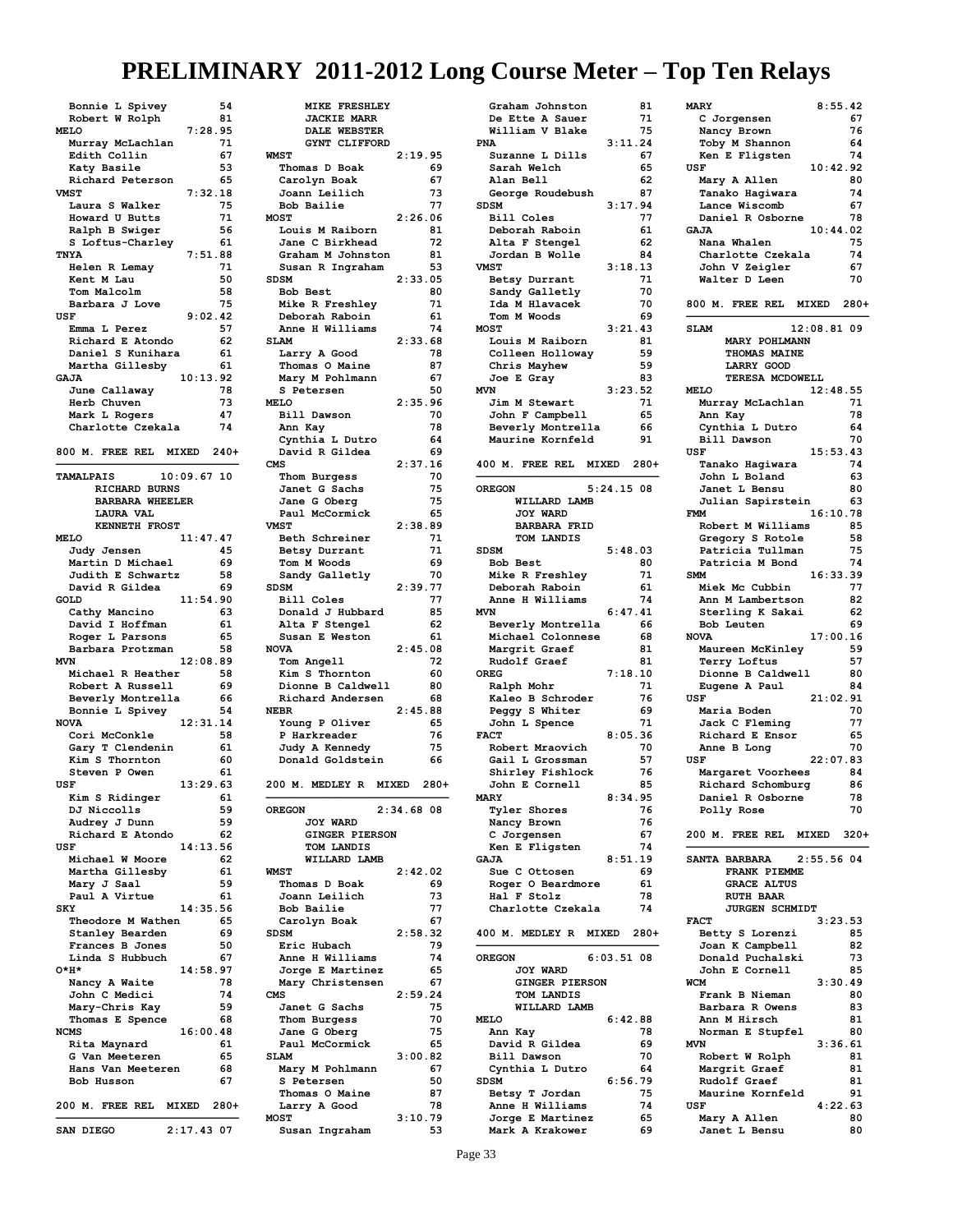# PRELIMINARY 2011-2012 Long Course Meter – Top Ten Relays

```
  Bonnie L Spivey         54
  Robert W Rolph          81
MELO                 7:28.95
  Murray McLachlan        71
  Edith Collin            67
  Katy Basile             53
  Richard Peterson        65
VMST                 7:32.18
  Laura S Walker          75
  Howard U Butts          71
  Ralph B Swiger          56
  S Loftus-Charley        61
TNYA                 7:51.88
  Helen R Lemay           71
  Kent M Lau              50
  Tom Malcolm             58
  Barbara J Love          75
USF                  9:02.42
  Emma L Perez            57
  Richard E Atondo        62
  Daniel S Kunihara       61
  Martha Gillesby         61
GAJA                10:13.92
  June Callaway           78
  Herb Chuven             73
  Mark L Rogers           47
  Charlotte Czekala       74
```

## 800 M. FREE REL MIXED 240+

```
TAMALPAIS         10:09.67 10
      RICHARD BURNS
      BARBARA WHEELER
      LAURA VAL
      KENNETH FROST
MELO                11:47.47
  Judy Jensen             45
  Martin D Michael        69
  Judith E Schwartz       58
  David R Gildea          69
GOLD                11:54.90
  Cathy Mancino           63
  David I Hoffman         61
  Roger L Parsons         65
  Barbara Protzman        58
MVN                 12:08.89
  Michael R Heather       58
  Robert A Russell        69
  Beverly Montrella       66
  Bonnie L Spivey         54
NOVA                12:31.14
  Cori McConkle           58
  Gary T Clendenin        61
  Kim S Thornton          60
  Steven P Owen           61
USF                 13:29.63
  Kim S Ridinger          61
  DJ Niccolls             59
  Audrey J Dunn           59
  Richard E Atondo        62
USF                 14:13.56
  Michael W Moore         62
  Martha Gillesby         61
  Mary J Saal             59
  Paul A Virtue           61
SKY                 14:35.56
  Theodore M Wathen       65
  Stanley Bearden         69
  Frances B Jones         50
  Linda S Hubbuch         67
O*H*                14:58.97
  Nancy A Waite           78
  John C Medici           74
  Mary-Chris Kay          59
  Thomas E Spence         68
NCMS                16:00.48
  Rita Maynard            61
  G Van Meeteren          65
  Hans Van Meeteren       68
  Bob Husson              67
```

## 200 M. FREE REL MIXED 280+

```
SAN DIEGO          2:17.43 07
      MIKE FRESHLEY
      JACKIE MARR
      DALE WEBSTER
      GYNT CLIFFORD
WMST                 2:19.95
  Thomas D Boak           69
  Carolyn Boak            67
  Joann Leilich           73
  Bob Bailie              77
MOST                 2:26.06
  Louis M Raiborn         81
  Jane C Birkhead         72
  Graham M Johnston       81
  Susan R Ingraham        53
SDSM                 2:33.05
  Bob Best                80
  Mike R Freshley         71
  Deborah Raboin          61
  Anne H Williams         74
SLAM                 2:33.68
  Larry A Good            78
  Thomas O Maine          87
  Mary M Pohlmann         67
  S Petersen              50
MELO                 2:35.96
  Bill Dawson             70
  Ann Kay                 78
  Cynthia L Dutro         64
  David R Gildea          69
CMS                  2:37.16
  Thom Burgess            70
  Janet G Sachs           75
  Jane G Oberg            75
  Paul McCormick          65
VMST                 2:38.89
  Beth Schreiner          71
  Betsy Durrant           71
  Tom M Woods             69
  Sandy Galletly          70
SDSM                 2:39.77
  Bill Coles              77
  Donald J Hubbard        85
  Alta F Stengel          62
  Susan E Weston          61
NOVA                 2:45.08
  Tom Angell              72
  Kim S Thornton          60
  Dionne B Caldwell       80
  Richard Andersen        68
NEBR                 2:45.88
  Young P Oliver          65
  P Harkreader            76
  Judy A Kennedy          75
  Donald Goldstein        66
```

## 200 M. MEDLEY R MIXED 280+

```
OREGON             2:34.68 08
      JOY WARD
      GINGER PIERSON
      TOM LANDIS
      WILLARD LAMB
WMST                 2:42.02
  Thomas D Boak           69
  Joann Leilich           73
  Bob Bailie              77
  Carolyn Boak            67
SDSM                 2:58.32
  Eric Hubach             79
  Anne H Williams         74
  Jorge E Martinez        65
  Mary Christensen        67
CMS                  2:59.24
  Janet G Sachs           75
  Thom Burgess            70
  Jane G Oberg            75
  Paul McCormick          65
SLAM                 3:00.82
  Mary M Pohlmann         67
  S Petersen              50
  Thomas O Maine          87
  Larry A Good            78
MOST                 3:10.79
  Susan Ingraham          53
  Graham Johnston         81
  De Ette A Sauer         71
  William V Blake         75
PNA                  3:11.24
  Suzanne L Dills         67
  Sarah Welch             65
  Alan Bell               62
  George Roudebush        87
SDSM                 3:17.94
  Bill Coles              77
  Deborah Raboin          61
  Alta F Stengel          62
  Jordan B Wolle          84
VMST                 3:18.13
  Betsy Durrant           71
  Sandy Galletly          70
  Ida M Hlavacek          70
  Tom M Woods             69
MOST                 3:21.43
  Louis M Raiborn         81
  Colleen Holloway        59
  Chris Mayhew            59
  Joe E Gray              83
MVN                  3:23.52
  Jim M Stewart           71
  John F Campbell         65
  Beverly Montrella       66
  Maurine Kornfeld        91
```

## 400 M. FREE REL MIXED 280+

```
OREGON             5:24.15 08
      WILLARD LAMB
      JOY WARD
      BARBARA FRID
      TOM LANDIS
SDSM                 5:48.03
  Bob Best                80
  Mike R Freshley         71
  Deborah Raboin          61
  Anne H Williams         74
MVN                  6:47.41
  Beverly Montrella       66
  Michael Colonnese       68
  Margrit Graef           81
  Rudolf Graef            81
OREG                 7:18.10
  Ralph Mohr              71
  Kaleo B Schroder        76
  Peggy S Whiter          69
  John L Spence           71
FACT                 8:05.36
  Robert Mraovich         70
  Gail L Grossman         57
  Shirley Fishlock        76
  John E Cornell          85
MARY                 8:34.95
  Tyler Shores            76
  Nancy Brown             76
  C Jorgensen             67
  Ken E Fligsten          74
GAJA                 8:51.19
  Sue C Ottosen           69
  Roger O Beardmore       61
  Hal F Stolz             78
  Charlotte Czekala       74
```

## 400 M. MEDLEY R MIXED 280+

```
OREGON             6:03.51 08
      JOY WARD
      GINGER PIERSON
      TOM LANDIS
      WILLARD LAMB
MELO                 6:42.88
  Ann Kay                 78
  David R Gildea          69
  Bill Dawson             70
  Cynthia L Dutro         64
SDSM                 6:56.79
  Betsy T Jordan          75
  Anne H Williams         74
  Jorge E Martinez        65
  Mark A Krakower         69
MARY                 8:55.42
  C Jorgensen             67
  Nancy Brown             76
  Toby M Shannon          64
  Ken E Fligsten          74
USF                 10:42.92
  Mary A Allen            80
  Tanako Hagiwara         74
  Lance Wiscomb           67
  Daniel R Osborne        78
GAJA                10:44.02
  Nana Whalen             75
  Charlotte Czekala       74
  John V Zeigler          67
  Walter D Leen           70
```

## 800 M. FREE REL MIXED 280+

```
SLAM              12:08.81 09
      MARY POHLMANN
      THOMAS MAINE
      LARRY GOOD
      TERESA MCDOWELL
MELO                12:48.55
  Murray McLachlan        71
  Ann Kay                 78
  Cynthia L Dutro         64
  Bill Dawson             70
USF                 15:53.43
  Tanako Hagiwara         74
  John L Boland           63
  Janet L Bensu           80
  Julian Sapirstein       63
FMM                 16:10.78
  Robert M Williams       85
  Gregory S Rotole        58
  Patricia Tullman        75
  Patricia M Bond         74
SMM                 16:33.39
  Miek Mc Cubbin          77
  Ann M Lambertson        82
  Sterling K Sakai        62
  Bob Leuten              69
NOVA                17:00.16
  Maureen McKinley        59
  Terry Loftus            57
  Dionne B Caldwell       80
  Eugene A Paul           84
USF                 21:02.91
  Maria Boden             70
  Jack C Fleming          77
  Richard E Ensor         65
  Anne B Long             70
USF                 22:07.83
  Margaret Voorhees       84
  Richard Schomburg       86
  Daniel R Osborne        78
  Polly Rose              70
```

## 200 M. FREE REL MIXED 320+

```
SANTA BARBARA      2:55.56 04
      FRANK PIEMME
      GRACE ALTUS
      RUTH BAAR
      JURGEN SCHMIDT
FACT                 3:23.53
  Betty S Lorenzi         85
  Joan K Campbell         82
  Donald Puchalski        73
  John E Cornell          85
WCM                  3:30.49
  Frank B Nieman          80
  Barbara R Owens         83
  Ann M Hirsch            81
  Norman E Stupfel        80
MVN                  3:36.61
  Robert W Rolph          81
  Margrit Graef           81
  Rudolf Graef            81
  Maurine Kornfeld        91
USF                  4:22.63
  Mary A Allen            80
  Janet L Bensu           80
```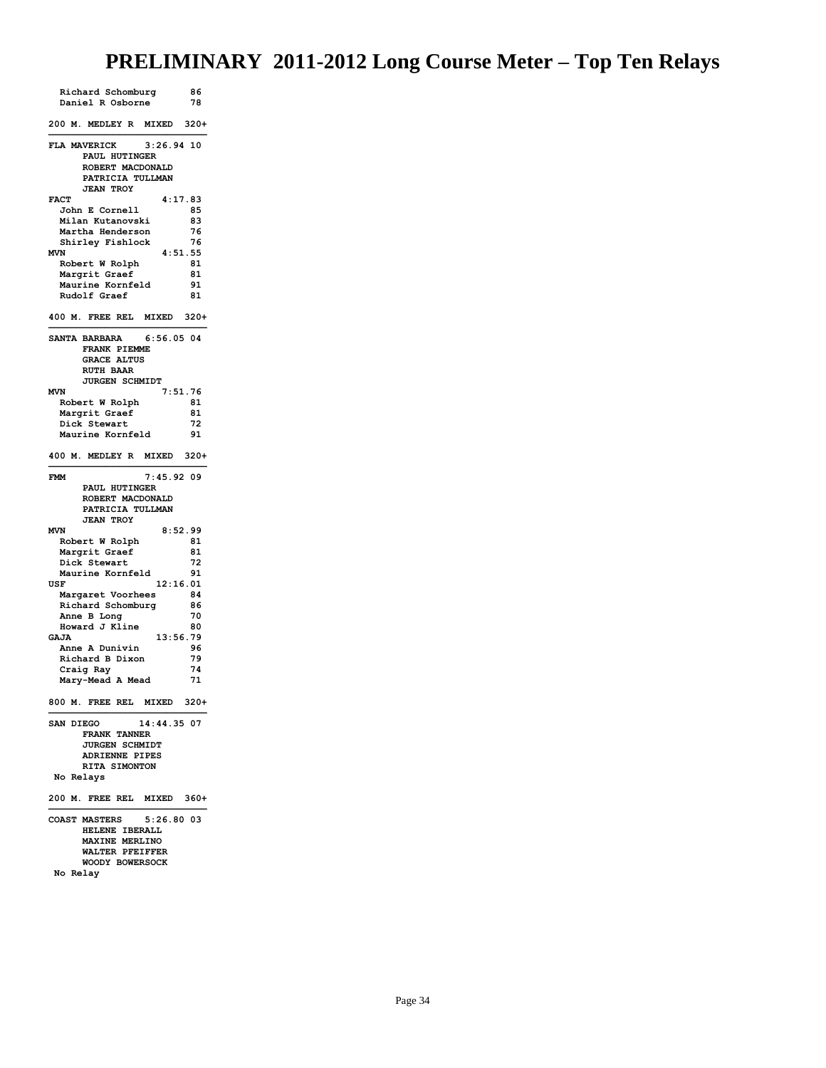# PRELIMINARY 2011-2012 Long Course Meter – Top Ten Relays

```
  Richard Schomburg      86
  Daniel R Osborne       78

200 M. MEDLEY R  MIXED  320+
-----------------------------
FLA MAVERICK    3:26.94 10
      PAUL HUTINGER
      ROBERT MACDONALD
      PATRICIA TULLMAN
      JEAN TROY
FACT               4:17.83
  John E Cornell         85
  Milan Kutanovski       83
  Martha Henderson       76
  Shirley Fishlock       76
MVN                4:51.55
  Robert W Rolph         81
  Margrit Graef          81
  Maurine Kornfeld       91
  Rudolf Graef           81

400 M. FREE REL  MIXED  320+
-----------------------------
SANTA BARBARA   6:56.05 04
      FRANK PIEMME
      GRACE ALTUS
      RUTH BAAR
      JURGEN SCHMIDT
MVN                7:51.76
  Robert W Rolph         81
  Margrit Graef          81
  Dick Stewart           72
  Maurine Kornfeld       91

400 M. MEDLEY R  MIXED  320+
-----------------------------
FMM             7:45.92 09
      PAUL HUTINGER
      ROBERT MACDONALD
      PATRICIA TULLMAN
      JEAN TROY
MVN                8:52.99
  Robert W Rolph         81
  Margrit Graef          81
  Dick Stewart           72
  Maurine Kornfeld       91
USF               12:16.01
  Margaret Voorhees      84
  Richard Schomburg      86
  Anne B Long            70
  Howard J Kline         80
GAJA              13:56.79
  Anne A Dunivin         96
  Richard B Dixon        79
  Craig Ray              74
  Mary-Mead A Mead       71

800 M. FREE REL  MIXED  320+
-----------------------------
SAN DIEGO      14:44.35 07
      FRANK TANNER
      JURGEN SCHMIDT
      ADRIENNE PIPES
      RITA SIMONTON
 No Relays

200 M. FREE REL  MIXED  360+
-----------------------------
COAST MASTERS   5:26.80 03
      HELENE IBERALL
      MAXINE MERLINO
      WALTER PFEIFFER
      WOODY BOWERSOCK
 No Relay
```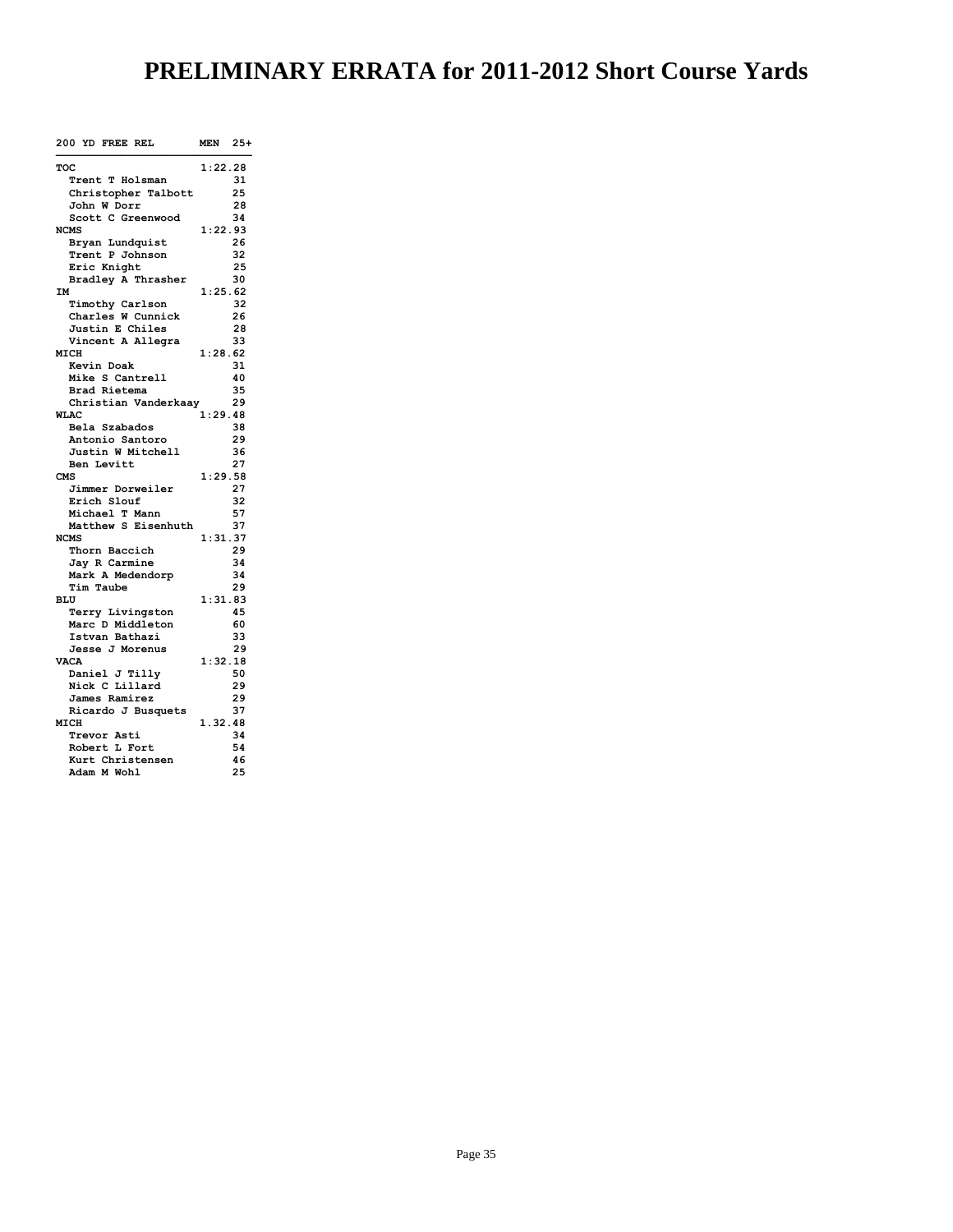# PRELIMINARY ERRATA for 2011-2012 Short Course Yards

| 200 YD FREE REL | MEN 25+ |
|---|---|
| **TOC** | **1:22.28** |
| Trent T Holsman | 31 |
| Christopher Talbott | 25 |
| John W Dorr | 28 |
| Scott C Greenwood | 34 |
| **NCMS** | **1:22.93** |
| Bryan Lundquist | 26 |
| Trent P Johnson | 32 |
| Eric Knight | 25 |
| Bradley A Thrasher | 30 |
| **IM** | **1:25.62** |
| Timothy Carlson | 32 |
| Charles W Cunnick | 26 |
| Justin E Chiles | 28 |
| Vincent A Allegra | 33 |
| **MICH** | **1:28.62** |
| Kevin Doak | 31 |
| Mike S Cantrell | 40 |
| Brad Rietema | 35 |
| Christian Vanderkaay | 29 |
| **WLAC** | **1:29.48** |
| Bela Szabados | 38 |
| Antonio Santoro | 29 |
| Justin W Mitchell | 36 |
| Ben Levitt | 27 |
| **CMS** | **1:29.58** |
| Jimmer Dorweiler | 27 |
| Erich Slouf | 32 |
| Michael T Mann | 57 |
| Matthew S Eisenhuth | 37 |
| **NCMS** | **1:31.37** |
| Thorn Baccich | 29 |
| Jay R Carmine | 34 |
| Mark A Medendorp | 34 |
| Tim Taube | 29 |
| **BLU** | **1:31.83** |
| Terry Livingston | 45 |
| Marc D Middleton | 60 |
| Istvan Bathazi | 33 |
| Jesse J Morenus | 29 |
| **VACA** | **1:32.18** |
| Daniel J Tilly | 50 |
| Nick C Lillard | 29 |
| James Ramirez | 29 |
| Ricardo J Busquets | 37 |
| **MICH** | **1.32.48** |
| Trevor Asti | 34 |
| Robert L Fort | 54 |
| Kurt Christensen | 46 |
| Adam M Wohl | 25 |